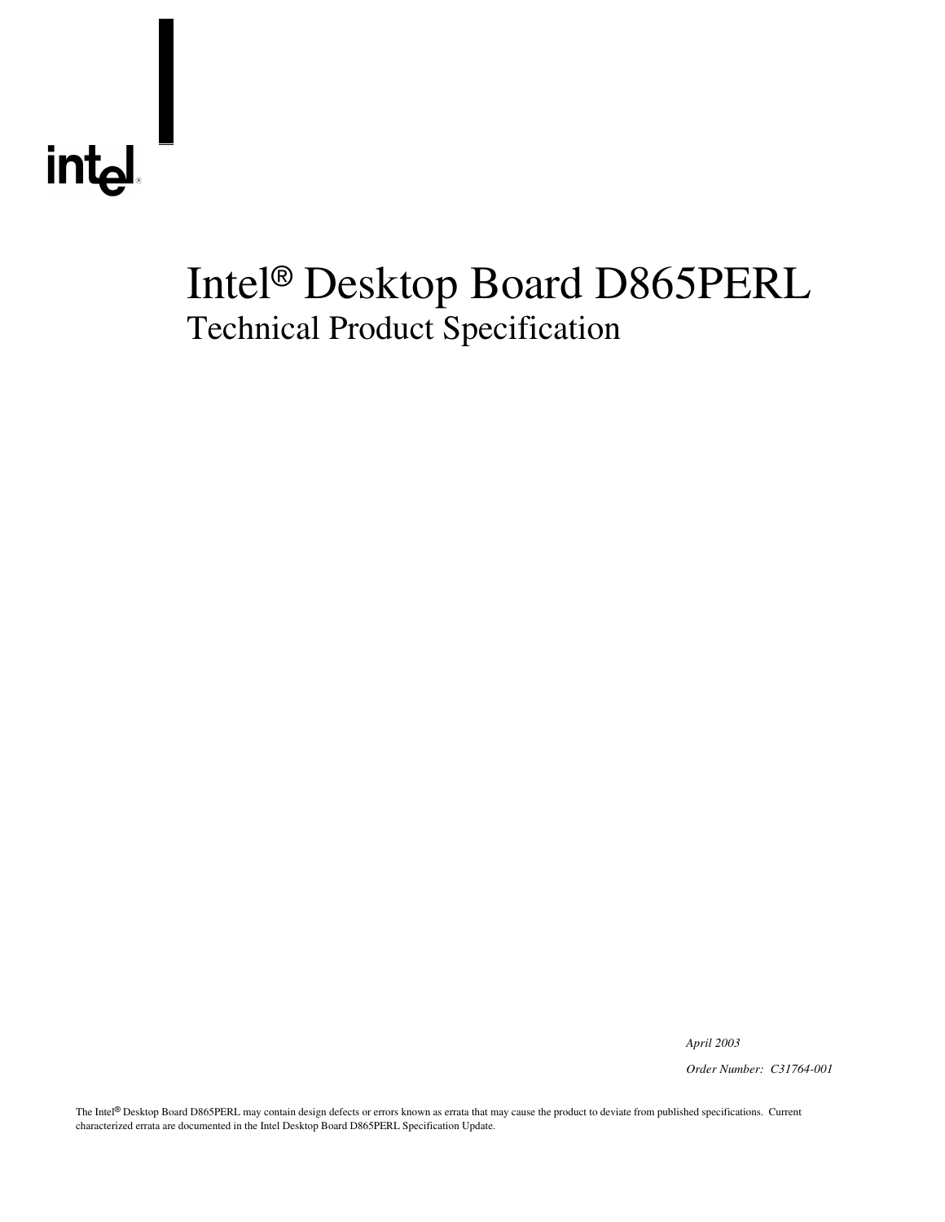# Intel® Desktop Board D865PERL

## Technical Product Specification

*April 2003*

*Order Number: C31764-001*

The Intel® Desktop Board D865PERL may contain design defects or errors known as errata that may cause the product to deviate from published specifications. Current characterized errata are documented in the Intel Desktop Board D865PERL Specification Update.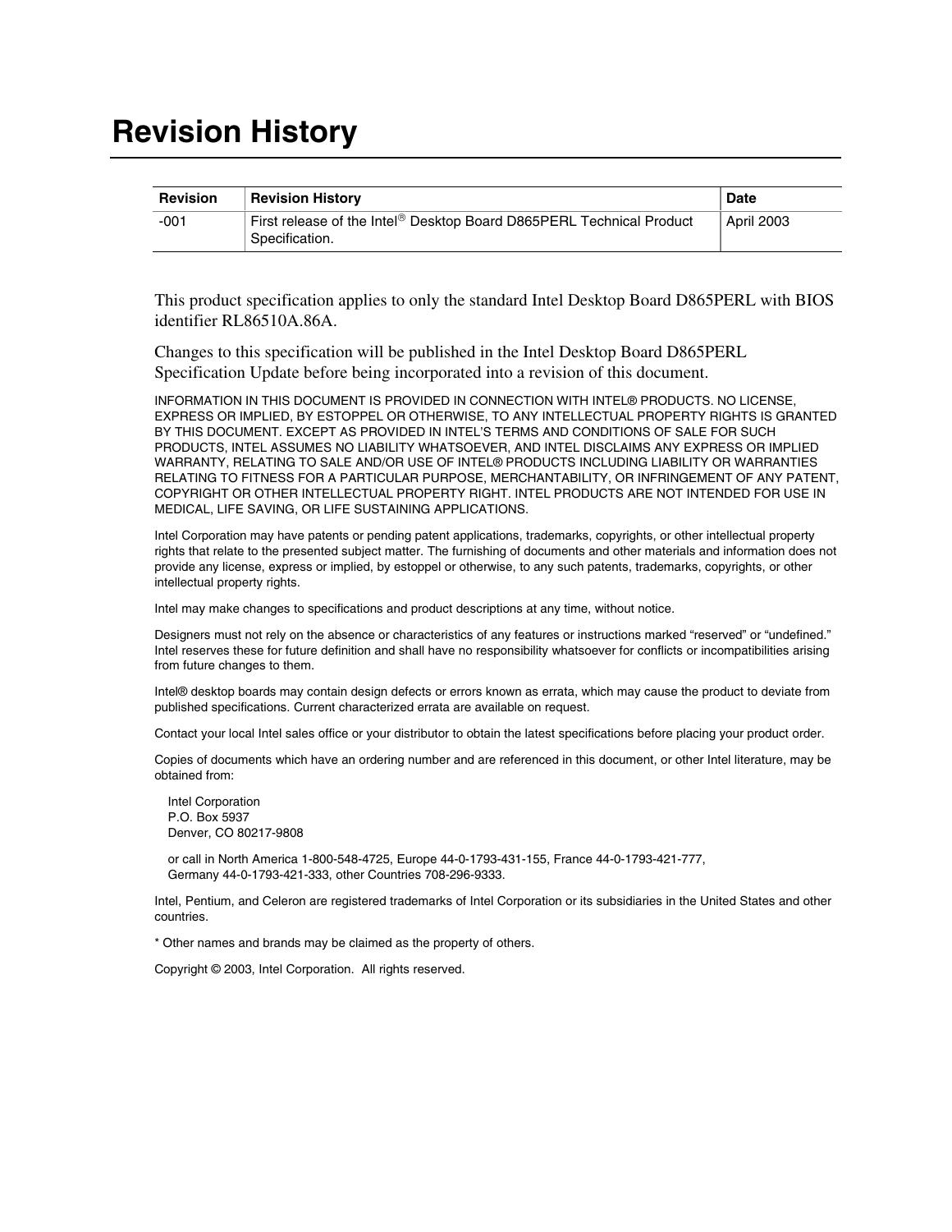# Revision History

| Revision | Revision History | Date |
|---|---|---|
| -001 | First release of the Intel® Desktop Board D865PERL Technical Product Specification. | April 2003 |

This product specification applies to only the standard Intel Desktop Board D865PERL with BIOS identifier RL86510A.86A.

Changes to this specification will be published in the Intel Desktop Board D865PERL Specification Update before being incorporated into a revision of this document.

INFORMATION IN THIS DOCUMENT IS PROVIDED IN CONNECTION WITH INTEL® PRODUCTS. NO LICENSE, EXPRESS OR IMPLIED, BY ESTOPPEL OR OTHERWISE, TO ANY INTELLECTUAL PROPERTY RIGHTS IS GRANTED BY THIS DOCUMENT. EXCEPT AS PROVIDED IN INTEL'S TERMS AND CONDITIONS OF SALE FOR SUCH PRODUCTS, INTEL ASSUMES NO LIABILITY WHATSOEVER, AND INTEL DISCLAIMS ANY EXPRESS OR IMPLIED WARRANTY, RELATING TO SALE AND/OR USE OF INTEL® PRODUCTS INCLUDING LIABILITY OR WARRANTIES RELATING TO FITNESS FOR A PARTICULAR PURPOSE, MERCHANTABILITY, OR INFRINGEMENT OF ANY PATENT, COPYRIGHT OR OTHER INTELLECTUAL PROPERTY RIGHT. INTEL PRODUCTS ARE NOT INTENDED FOR USE IN MEDICAL, LIFE SAVING, OR LIFE SUSTAINING APPLICATIONS.

Intel Corporation may have patents or pending patent applications, trademarks, copyrights, or other intellectual property rights that relate to the presented subject matter. The furnishing of documents and other materials and information does not provide any license, express or implied, by estoppel or otherwise, to any such patents, trademarks, copyrights, or other intellectual property rights.

Intel may make changes to specifications and product descriptions at any time, without notice.

Designers must not rely on the absence or characteristics of any features or instructions marked "reserved" or "undefined." Intel reserves these for future definition and shall have no responsibility whatsoever for conflicts or incompatibilities arising from future changes to them.

Intel® desktop boards may contain design defects or errors known as errata, which may cause the product to deviate from published specifications. Current characterized errata are available on request.

Contact your local Intel sales office or your distributor to obtain the latest specifications before placing your product order.

Copies of documents which have an ordering number and are referenced in this document, or other Intel literature, may be obtained from:

Intel Corporation  
P.O. Box 5937  
Denver, CO 80217-9808

or call in North America 1-800-548-4725, Europe 44-0-1793-431-155, France 44-0-1793-421-777, Germany 44-0-1793-421-333, other Countries 708-296-9333.

Intel, Pentium, and Celeron are registered trademarks of Intel Corporation or its subsidiaries in the United States and other countries.

* Other names and brands may be claimed as the property of others.

Copyright © 2003, Intel Corporation. All rights reserved.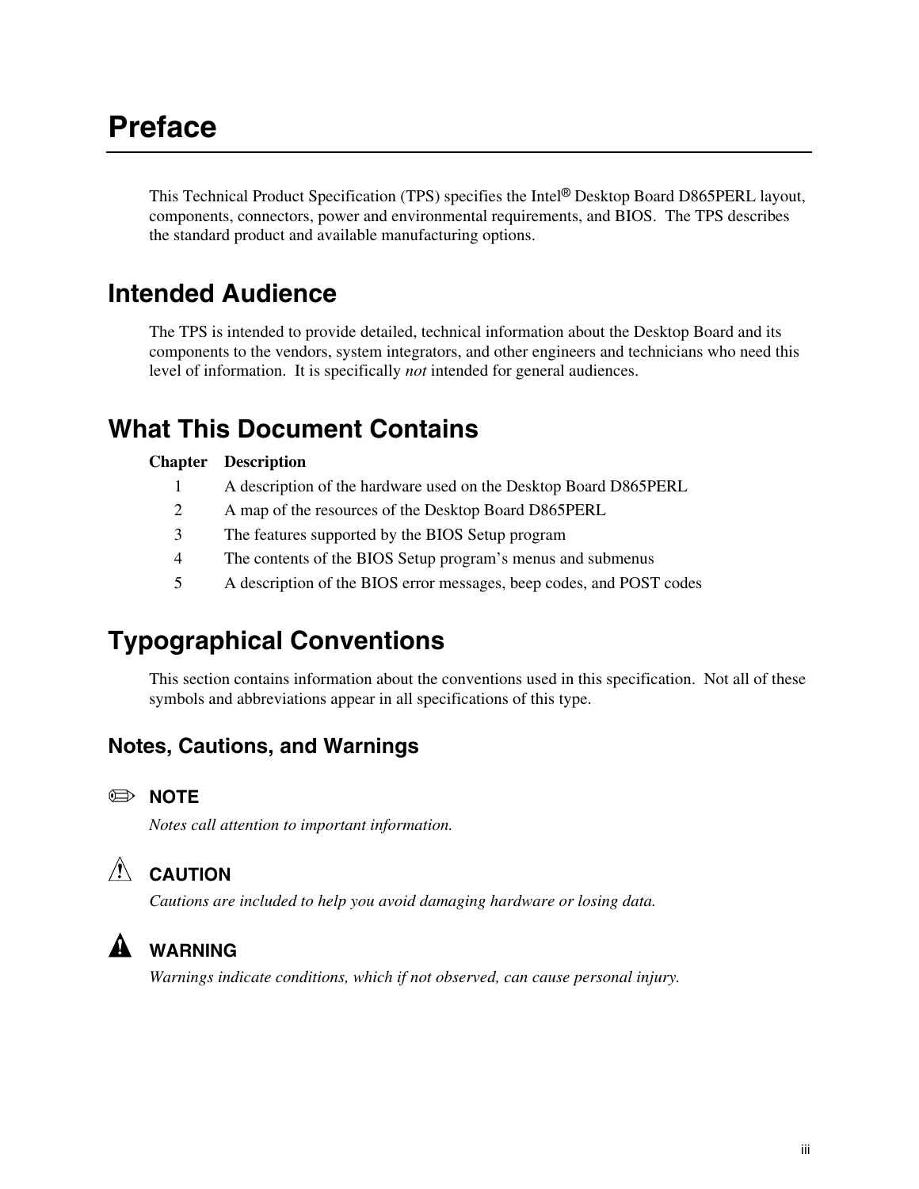# Preface

This Technical Product Specification (TPS) specifies the Intel® Desktop Board D865PERL layout, components, connectors, power and environmental requirements, and BIOS. The TPS describes the standard product and available manufacturing options.

## Intended Audience

The TPS is intended to provide detailed, technical information about the Desktop Board and its components to the vendors, system integrators, and other engineers and technicians who need this level of information. It is specifically *not* intended for general audiences.

## What This Document Contains

| Chapter | Description |
|---|---|
| 1 | A description of the hardware used on the Desktop Board D865PERL |
| 2 | A map of the resources of the Desktop Board D865PERL |
| 3 | The features supported by the BIOS Setup program |
| 4 | The contents of the BIOS Setup program's menus and submenus |
| 5 | A description of the BIOS error messages, beep codes, and POST codes |

## Typographical Conventions

This section contains information about the conventions used in this specification. Not all of these symbols and abbreviations appear in all specifications of this type.

### Notes, Cautions, and Warnings

✏ **NOTE**

*Notes call attention to important information.*

⚠ **CAUTION**

*Cautions are included to help you avoid damaging hardware or losing data.*

⚠ **WARNING**

*Warnings indicate conditions, which if not observed, can cause personal injury.*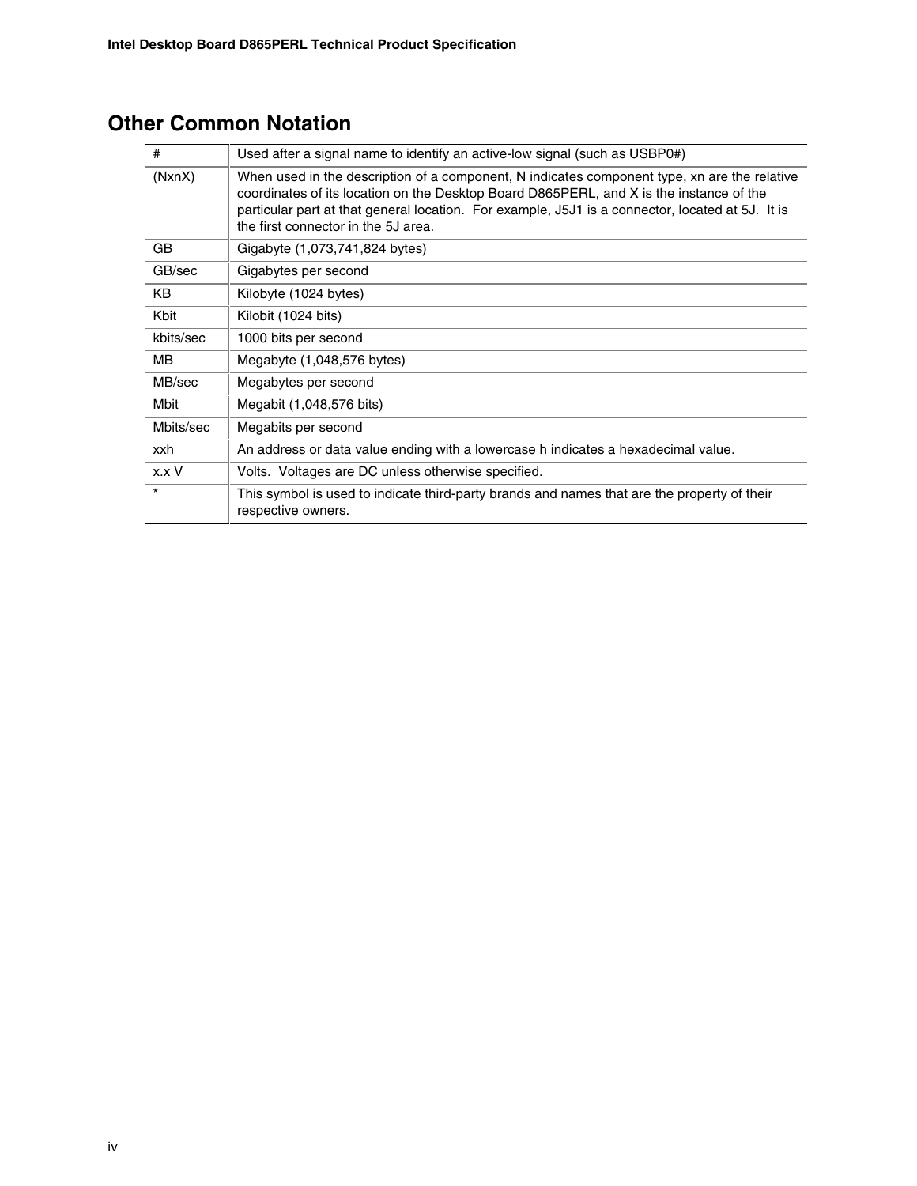## Other Common Notation

| | |
|---|---|
| # | Used after a signal name to identify an active-low signal (such as USBP0#) |
| (NxnX) | When used in the description of a component, N indicates component type, xn are the relative coordinates of its location on the Desktop Board D865PERL, and X is the instance of the particular part at that general location. For example, J5J1 is a connector, located at 5J. It is the first connector in the 5J area. |
| GB | Gigabyte (1,073,741,824 bytes) |
| GB/sec | Gigabytes per second |
| KB | Kilobyte (1024 bytes) |
| Kbit | Kilobit (1024 bits) |
| kbits/sec | 1000 bits per second |
| MB | Megabyte (1,048,576 bytes) |
| MB/sec | Megabytes per second |
| Mbit | Megabit (1,048,576 bits) |
| Mbits/sec | Megabits per second |
| xxh | An address or data value ending with a lowercase h indicates a hexadecimal value. |
| x.x V | Volts. Voltages are DC unless otherwise specified. |
| * | This symbol is used to indicate third-party brands and names that are the property of their respective owners. |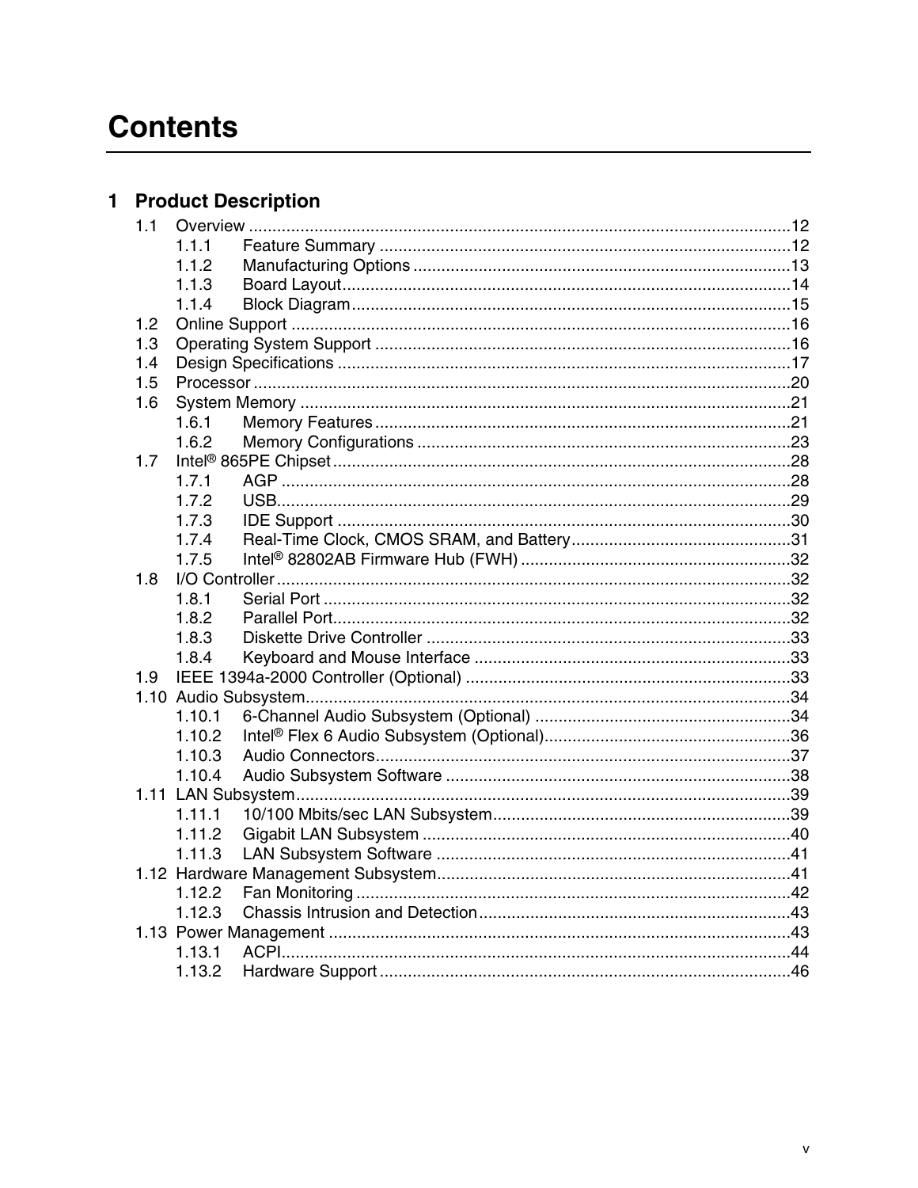# Contents

## 1 Product Description

1.1 Overview ....................................................................................................................12
  1.1.1 Feature Summary .......................................................................................12
  1.1.2 Manufacturing Options ................................................................................13
  1.1.3 Board Layout...............................................................................................14
  1.1.4 Block Diagram.............................................................................................15
1.2 Online Support ..........................................................................................................16
1.3 Operating System Support ........................................................................................16
1.4 Design Specifications ................................................................................................17
1.5 Processor ..................................................................................................................20
1.6 System Memory ........................................................................................................21
  1.6.1 Memory Features ........................................................................................21
  1.6.2 Memory Configurations ...............................................................................23
1.7 Intel® 865PE Chipset .................................................................................................28
  1.7.1 AGP ............................................................................................................28
  1.7.2 USB.............................................................................................................29
  1.7.3 IDE Support ................................................................................................30
  1.7.4 Real-Time Clock, CMOS SRAM, and Battery...............................................31
  1.7.5 Intel® 82802AB Firmware Hub (FWH) ..........................................................32
1.8 I/O Controller .............................................................................................................32
  1.8.1 Serial Port ...................................................................................................32
  1.8.2 Parallel Port.................................................................................................32
  1.8.3 Diskette Drive Controller .............................................................................33
  1.8.4 Keyboard and Mouse Interface ...................................................................33
1.9 IEEE 1394a-2000 Controller (Optional) .....................................................................33
1.10 Audio Subsystem.......................................................................................................34
  1.10.1 6-Channel Audio Subsystem (Optional) .......................................................34
  1.10.2 Intel® Flex 6 Audio Subsystem (Optional).....................................................36
  1.10.3 Audio Connectors........................................................................................37
  1.10.4 Audio Subsystem Software .........................................................................38
1.11 LAN Subsystem.........................................................................................................39
  1.11.1 10/100 Mbits/sec LAN Subsystem................................................................39
  1.11.2 Gigabit LAN Subsystem ..............................................................................40
  1.11.3 LAN Subsystem Software ...........................................................................41
1.12 Hardware Management Subsystem...........................................................................41
  1.12.2 Fan Monitoring ............................................................................................42
  1.12.3 Chassis Intrusion and Detection..................................................................43
1.13 Power Management ..................................................................................................43
  1.13.1 ACPI............................................................................................................44
  1.13.2 Hardware Support .......................................................................................46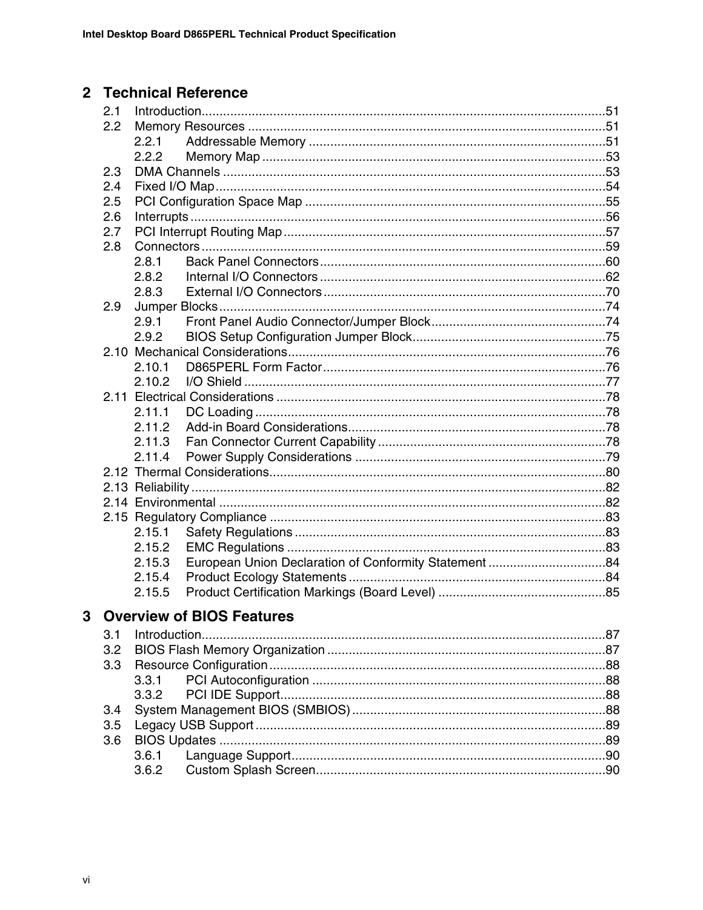## 2 Technical Reference

2.1 Introduction ........ 51
2.2 Memory Resources ........ 51
  2.2.1 Addressable Memory ........ 51
  2.2.2 Memory Map ........ 53
2.3 DMA Channels ........ 53
2.4 Fixed I/O Map ........ 54
2.5 PCI Configuration Space Map ........ 55
2.6 Interrupts ........ 56
2.7 PCI Interrupt Routing Map ........ 57
2.8 Connectors ........ 59
  2.8.1 Back Panel Connectors ........ 60
  2.8.2 Internal I/O Connectors ........ 62
  2.8.3 External I/O Connectors ........ 70
2.9 Jumper Blocks ........ 74
  2.9.1 Front Panel Audio Connector/Jumper Block ........ 74
  2.9.2 BIOS Setup Configuration Jumper Block ........ 75
2.10 Mechanical Considerations ........ 76
  2.10.1 D865PERL Form Factor ........ 76
  2.10.2 I/O Shield ........ 77
2.11 Electrical Considerations ........ 78
  2.11.1 DC Loading ........ 78
  2.11.2 Add-in Board Considerations ........ 78
  2.11.3 Fan Connector Current Capability ........ 78
  2.11.4 Power Supply Considerations ........ 79
2.12 Thermal Considerations ........ 80
2.13 Reliability ........ 82
2.14 Environmental ........ 82
2.15 Regulatory Compliance ........ 83
  2.15.1 Safety Regulations ........ 83
  2.15.2 EMC Regulations ........ 83
  2.15.3 European Union Declaration of Conformity Statement ........ 84
  2.15.4 Product Ecology Statements ........ 84
  2.15.5 Product Certification Markings (Board Level) ........ 85

## 3 Overview of BIOS Features

3.1 Introduction ........ 87
3.2 BIOS Flash Memory Organization ........ 87
3.3 Resource Configuration ........ 88
  3.3.1 PCI Autoconfiguration ........ 88
  3.3.2 PCI IDE Support ........ 88
3.4 System Management BIOS (SMBIOS) ........ 88
3.5 Legacy USB Support ........ 89
3.6 BIOS Updates ........ 89
  3.6.1 Language Support ........ 90
  3.6.2 Custom Splash Screen ........ 90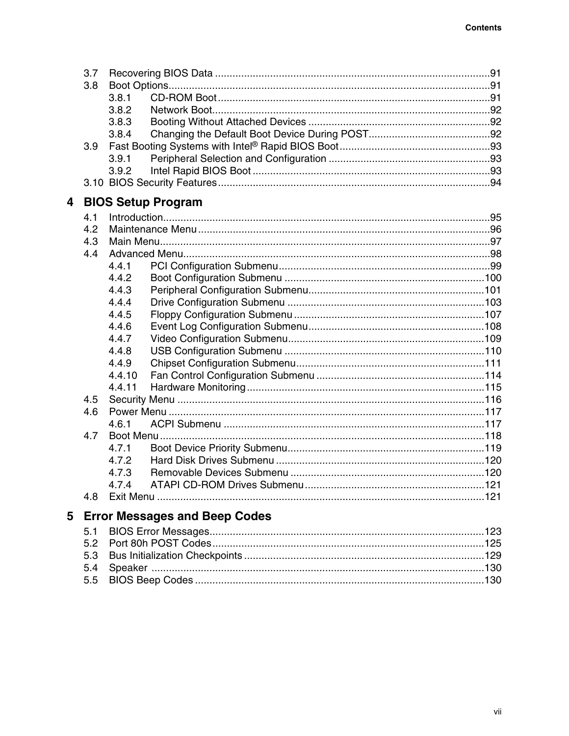3.7 Recovering BIOS Data ....................................................................................................91
3.8 Boot Options......................................................................................................................91
    3.8.1 CD-ROM Boot....................................................................................................91
    3.8.2 Network Boot......................................................................................................92
    3.8.3 Booting Without Attached Devices ....................................................................92
    3.8.4 Changing the Default Boot Device During POST..............................................92
3.9 Fast Booting Systems with Intel® Rapid BIOS Boot........................................................93
    3.9.1 Peripheral Selection and Configuration .............................................................93
    3.9.2 Intel Rapid BIOS Boot ........................................................................................93
3.10 BIOS Security Features....................................................................................................94

## 4 BIOS Setup Program

4.1 Introduction.......................................................................................................................95
4.2 Maintenance Menu ...........................................................................................................96
4.3 Main Menu........................................................................................................................97
4.4 Advanced Menu................................................................................................................98
    4.4.1 PCI Configuration Submenu...............................................................................99
    4.4.2 Boot Configuration Submenu ...........................................................................100
    4.4.3 Peripheral Configuration Submenu...................................................................101
    4.4.4 Drive Configuration Submenu ..........................................................................103
    4.4.5 Floppy Configuration Submenu ........................................................................107
    4.4.6 Event Log Configuration Submenu...................................................................108
    4.4.7 Video Configuration Submenu..........................................................................109
    4.4.8 USB Configuration Submenu ...........................................................................110
    4.4.9 Chipset Configuration Submenu.......................................................................111
    4.4.10 Fan Control Configuration Submenu ................................................................114
    4.4.11 Hardware Monitoring ........................................................................................115
4.5 Security Menu ................................................................................................................116
4.6 Power Menu ...................................................................................................................117
    4.6.1 ACPI Submenu ................................................................................................117
4.7 Boot Menu ......................................................................................................................118
    4.7.1 Boot Device Priority Submenu..........................................................................119
    4.7.2 Hard Disk Drives Submenu ..............................................................................120
    4.7.3 Removable Devices Submenu .........................................................................120
    4.7.4 ATAPI CD-ROM Drives Submenu....................................................................121
4.8 Exit Menu .......................................................................................................................121

## 5 Error Messages and Beep Codes

5.1 BIOS Error Messages.....................................................................................................123
5.2 Port 80h POST Codes....................................................................................................125
5.3 Bus Initialization Checkpoints .........................................................................................129
5.4 Speaker .........................................................................................................................130
5.5 BIOS Beep Codes ..........................................................................................................130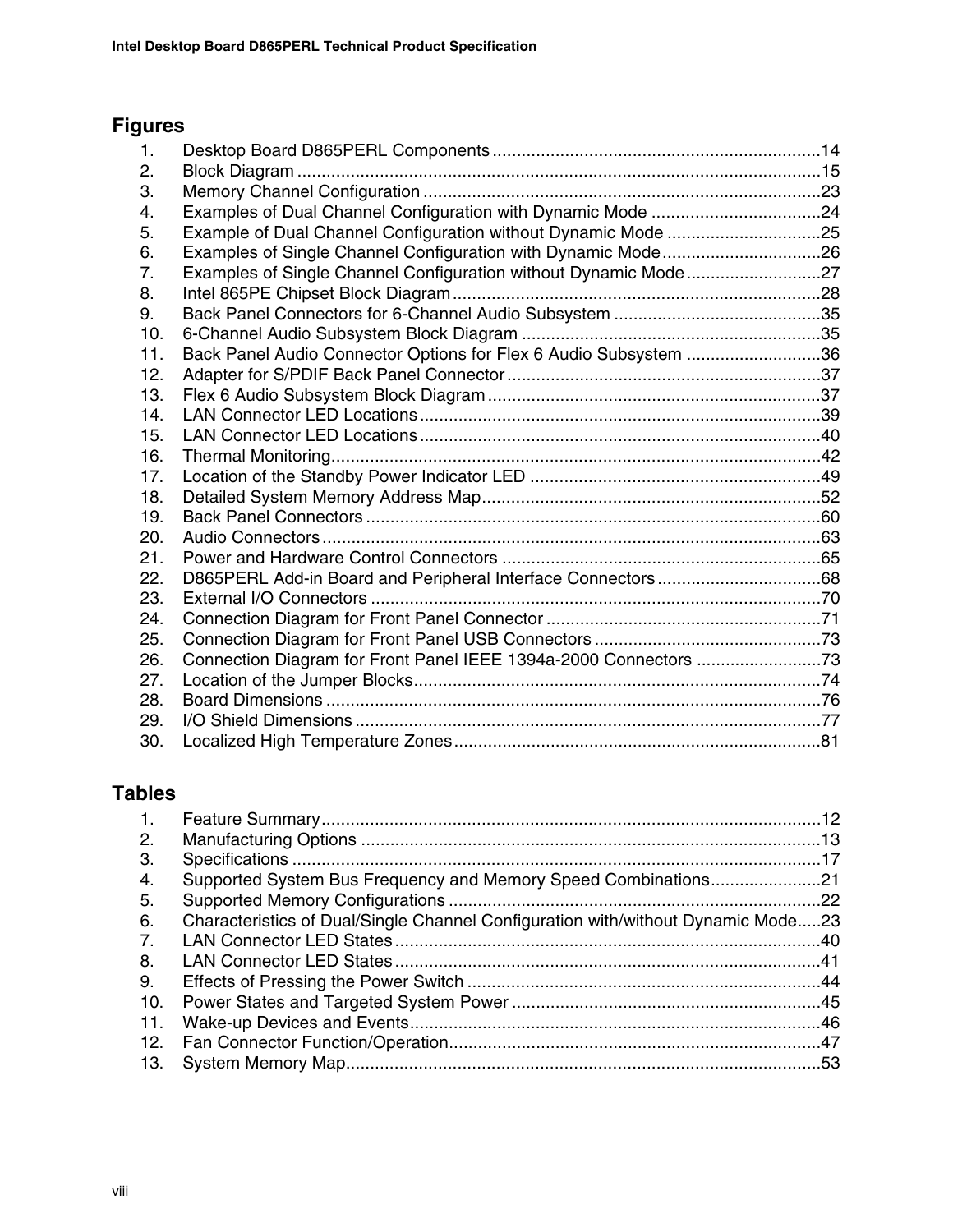## Figures

1. Desktop Board D865PERL Components ......................................................................14
2. Block Diagram ........................................................................................................15
3. Memory Channel Configuration ...............................................................................23
4. Examples of Dual Channel Configuration with Dynamic Mode ..................................24
5. Example of Dual Channel Configuration without Dynamic Mode ...............................25
6. Examples of Single Channel Configuration with Dynamic Mode................................26
7. Examples of Single Channel Configuration without Dynamic Mode...........................27
8. Intel 865PE Chipset Block Diagram.........................................................................28
9. Back Panel Connectors for 6-Channel Audio Subsystem ..........................................35
10. 6-Channel Audio Subsystem Block Diagram ............................................................35
11. Back Panel Audio Connector Options for Flex 6 Audio Subsystem ...........................36
12. Adapter for S/PDIF Back Panel Connector...............................................................37
13. Flex 6 Audio Subsystem Block Diagram...................................................................37
14. LAN Connector LED Locations................................................................................39
15. LAN Connector LED Locations................................................................................40
16. Thermal Monitoring..................................................................................................42
17. Location of the Standby Power Indicator LED ..........................................................49
18. Detailed System Memory Address Map....................................................................52
19. Back Panel Connectors ...........................................................................................60
20. Audio Connectors....................................................................................................63
21. Power and Hardware Control Connectors ................................................................65
22. D865PERL Add-in Board and Peripheral Interface Connectors.................................68
23. External I/O Connectors ..........................................................................................70
24. Connection Diagram for Front Panel Connector .......................................................71
25. Connection Diagram for Front Panel USB Connectors..............................................73
26. Connection Diagram for Front Panel IEEE 1394a-2000 Connectors .........................73
27. Location of the Jumper Blocks.................................................................................74
28. Board Dimensions ...................................................................................................76
29. I/O Shield Dimensions .............................................................................................77
30. Localized High Temperature Zones..........................................................................81

## Tables

1. Feature Summary....................................................................................................12
2. Manufacturing Options ............................................................................................13
3. Specifications ..........................................................................................................17
4. Supported System Bus Frequency and Memory Speed Combinations.......................21
5. Supported Memory Configurations ...........................................................................22
6. Characteristics of Dual/Single Channel Configuration with/without Dynamic Mode.....23
7. LAN Connector LED States......................................................................................40
8. LAN Connector LED States......................................................................................41
9. Effects of Pressing the Power Switch .......................................................................44
10. Power States and Targeted System Power ..............................................................45
11. Wake-up Devices and Events...................................................................................46
12. Fan Connector Function/Operation...........................................................................47
13. System Memory Map................................................................................................53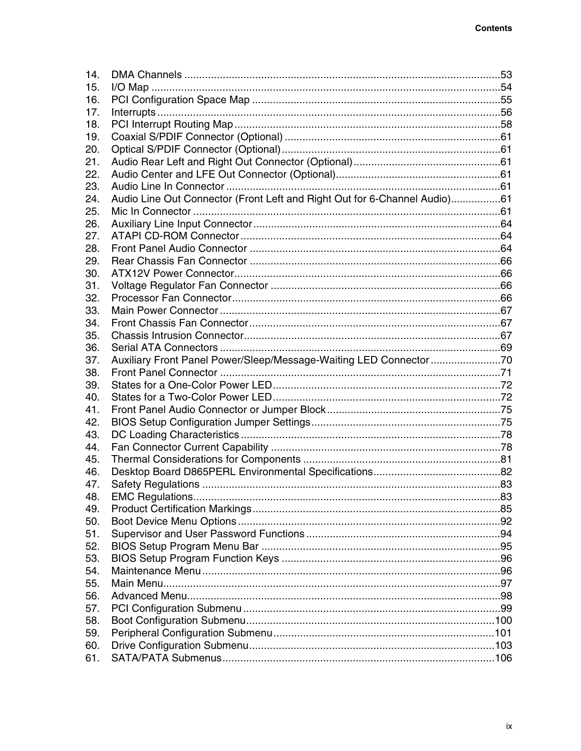14. DMA Channels ....................................................................................................53
15. I/O Map ..............................................................................................................54
16. PCI Configuration Space Map ...........................................................................55
17. Interrupts ............................................................................................................56
18. PCI Interrupt Routing Map..................................................................................58
19. Coaxial S/PDIF Connector (Optional) ................................................................61
20. Optical S/PDIF Connector (Optional)..................................................................61
21. Audio Rear Left and Right Out Connector (Optional).........................................61
22. Audio Center and LFE Out Connector (Optional)...............................................61
23. Audio Line In Connector .....................................................................................61
24. Audio Line Out Connector (Front Left and Right Out for 6-Channel Audio)........61
25. Mic In Connector ................................................................................................61
26. Auxiliary Line Input Connector............................................................................64
27. ATAPI CD-ROM Connector................................................................................64
28. Front Panel Audio Connector .............................................................................64
29. Rear Chassis Fan Connector .............................................................................66
30. ATX12V Power Connector..................................................................................66
31. Voltage Regulator Fan Connector ......................................................................66
32. Processor Fan Connector...................................................................................66
33. Main Power Connector .......................................................................................67
34. Front Chassis Fan Connector.............................................................................67
35. Chassis Intrusion Connector...............................................................................67
36. Serial ATA Connectors .......................................................................................69
37. Auxiliary Front Panel Power/Sleep/Message-Waiting LED Connector ................70
38. Front Panel Connector .......................................................................................71
39. States for a One-Color Power LED.....................................................................72
40. States for a Two-Color Power LED.....................................................................72
41. Front Panel Audio Connector or Jumper Block...................................................75
42. BIOS Setup Configuration Jumper Settings........................................................75
43. DC Loading Characteristics................................................................................78
44. Fan Connector Current Capability ......................................................................78
45. Thermal Considerations for Components ...........................................................81
46. Desktop Board D865PERL Environmental Specifications...................................82
47. Safety Regulations .............................................................................................83
48. EMC Regulations................................................................................................83
49. Product Certification Markings............................................................................85
50. Boot Device Menu Options .................................................................................92
51. Supervisor and User Password Functions .........................................................94
52. BIOS Setup Program Menu Bar .........................................................................95
53. BIOS Setup Program Function Keys ..................................................................96
54. Maintenance Menu .............................................................................................96
55. Main Menu..........................................................................................................97
56. Advanced Menu..................................................................................................98
57. PCI Configuration Submenu ...............................................................................99
58. Boot Configuration Submenu............................................................................100
59. Peripheral Configuration Submenu...................................................................101
60. Drive Configuration Submenu...........................................................................103
61. SATA/PATA Submenus....................................................................................106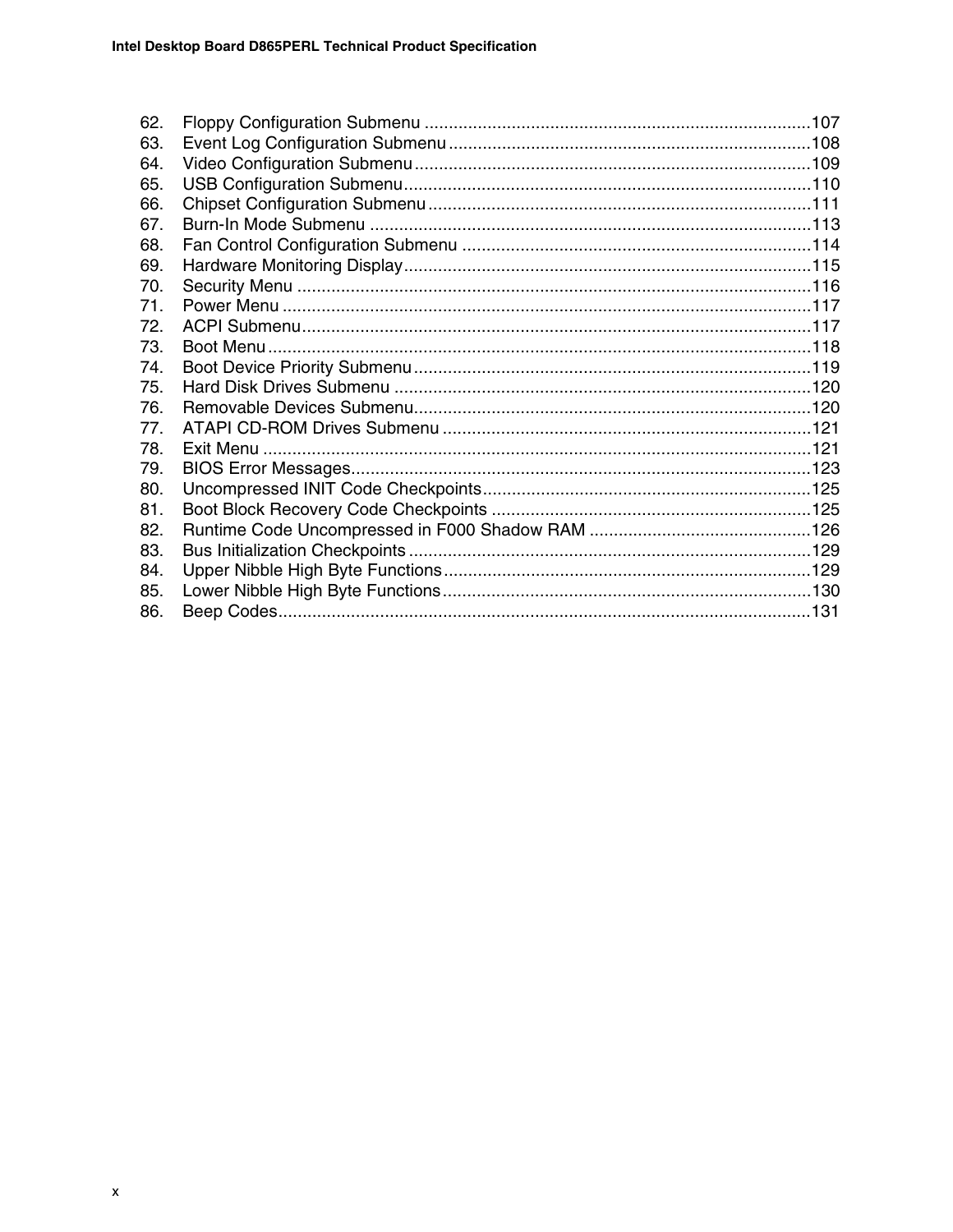62. Floppy Configuration Submenu ............................................................................107
63. Event Log Configuration Submenu ........................................................................108
64. Video Configuration Submenu ..............................................................................109
65. USB Configuration Submenu.................................................................................110
66. Chipset Configuration Submenu ............................................................................111
67. Burn-In Mode Submenu ........................................................................................113
68. Fan Control Configuration Submenu .....................................................................114
69. Hardware Monitoring Display.................................................................................115
70. Security Menu .......................................................................................................116
71. Power Menu ..........................................................................................................117
72. ACPI Submenu.......................................................................................................117
73. Boot Menu.............................................................................................................118
74. Boot Device Priority Submenu...............................................................................119
75. Hard Disk Drives Submenu ...................................................................................120
76. Removable Devices Submenu...............................................................................120
77. ATAPI CD-ROM Drives Submenu .........................................................................121
78. Exit Menu ..............................................................................................................121
79. BIOS Error Messages............................................................................................123
80. Uncompressed INIT Code Checkpoints.................................................................125
81. Boot Block Recovery Code Checkpoints ...............................................................125
82. Runtime Code Uncompressed in F000 Shadow RAM ...........................................126
83. Bus Initialization Checkpoints ................................................................................129
84. Upper Nibble High Byte Functions.........................................................................129
85. Lower Nibble High Byte Functions.........................................................................130
86. Beep Codes...........................................................................................................131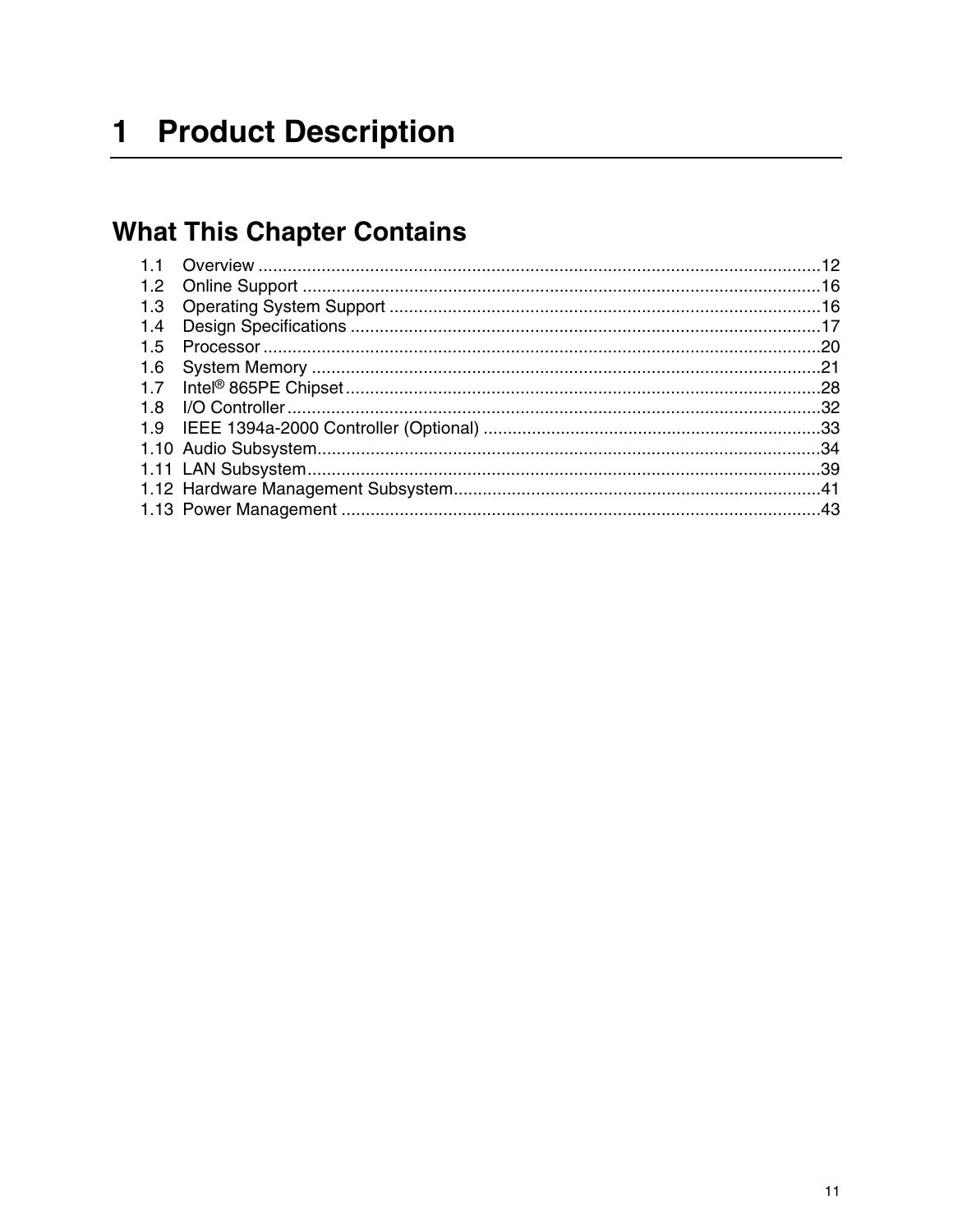# 1 Product Description

## What This Chapter Contains

1.1 Overview ....................................................................................................................12
1.2 Online Support ............................................................................................................16
1.3 Operating System Support ...........................................................................................16
1.4 Design Specifications ..................................................................................................17
1.5 Processor ....................................................................................................................20
1.6 System Memory ..........................................................................................................21
1.7 Intel® 865PE Chipset ...................................................................................................28
1.8 I/O Controller ..............................................................................................................32
1.9 IEEE 1394a-2000 Controller (Optional) .......................................................................33
1.10 Audio Subsystem........................................................................................................34
1.11 LAN Subsystem..........................................................................................................39
1.12 Hardware Management Subsystem............................................................................41
1.13 Power Management ...................................................................................................43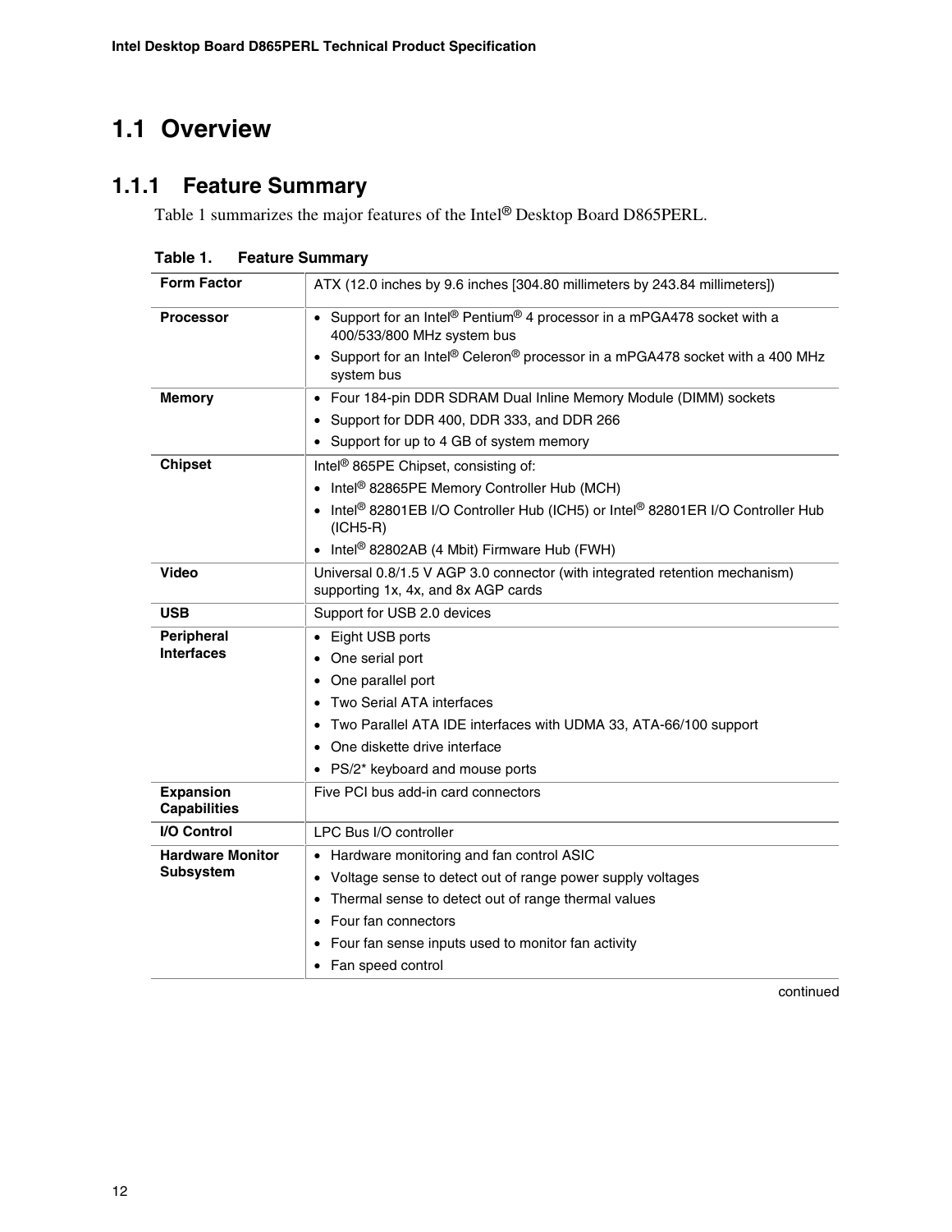## 1.1 Overview

### 1.1.1 Feature Summary

Table 1 summarizes the major features of the Intel® Desktop Board D865PERL.

**Table 1. Feature Summary**

| | |
|---|---|
| **Form Factor** | ATX (12.0 inches by 9.6 inches [304.80 millimeters by 243.84 millimeters]) |
| **Processor** | • Support for an Intel® Pentium® 4 processor in a mPGA478 socket with a 400/533/800 MHz system bus<br>• Support for an Intel® Celeron® processor in a mPGA478 socket with a 400 MHz system bus |
| **Memory** | • Four 184-pin DDR SDRAM Dual Inline Memory Module (DIMM) sockets<br>• Support for DDR 400, DDR 333, and DDR 266<br>• Support for up to 4 GB of system memory |
| **Chipset** | Intel® 865PE Chipset, consisting of:<br>• Intel® 82865PE Memory Controller Hub (MCH)<br>• Intel® 82801EB I/O Controller Hub (ICH5) or Intel® 82801ER I/O Controller Hub (ICH5-R)<br>• Intel® 82802AB (4 Mbit) Firmware Hub (FWH) |
| **Video** | Universal 0.8/1.5 V AGP 3.0 connector (with integrated retention mechanism) supporting 1x, 4x, and 8x AGP cards |
| **USB** | Support for USB 2.0 devices |
| **Peripheral Interfaces** | • Eight USB ports<br>• One serial port<br>• One parallel port<br>• Two Serial ATA interfaces<br>• Two Parallel ATA IDE interfaces with UDMA 33, ATA-66/100 support<br>• One diskette drive interface<br>• PS/2* keyboard and mouse ports |
| **Expansion Capabilities** | Five PCI bus add-in card connectors |
| **I/O Control** | LPC Bus I/O controller |
| **Hardware Monitor Subsystem** | • Hardware monitoring and fan control ASIC<br>• Voltage sense to detect out of range power supply voltages<br>• Thermal sense to detect out of range thermal values<br>• Four fan connectors<br>• Four fan sense inputs used to monitor fan activity<br>• Fan speed control |

continued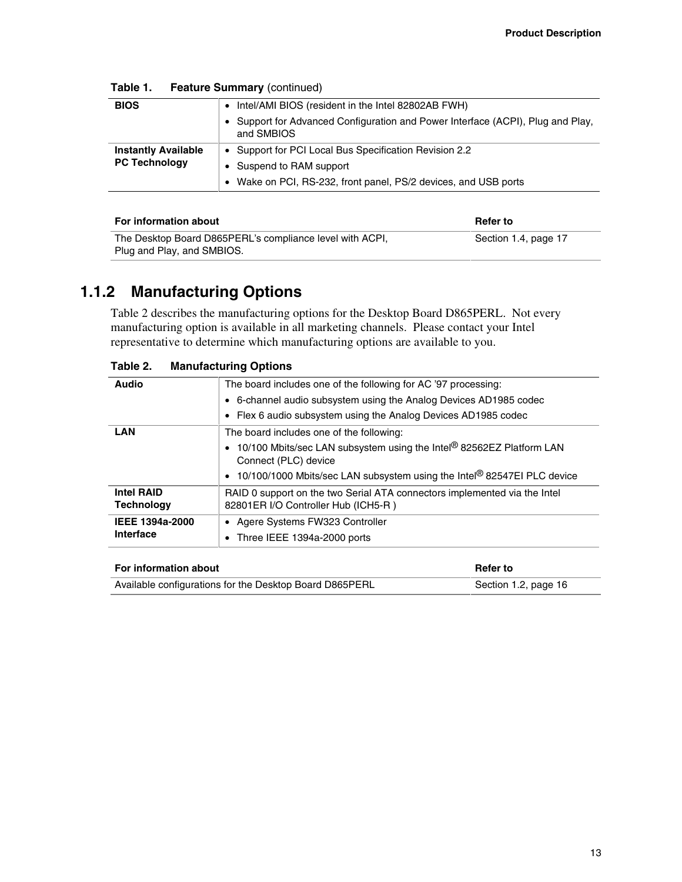**Table 1. Feature Summary** (continued)

| | |
|---|---|
| **BIOS** | • Intel/AMI BIOS (resident in the Intel 82802AB FWH)<br>• Support for Advanced Configuration and Power Interface (ACPI), Plug and Play, and SMBIOS |
| **Instantly Available PC Technology** | • Support for PCI Local Bus Specification Revision 2.2<br>• Suspend to RAM support<br>• Wake on PCI, RS-232, front panel, PS/2 devices, and USB ports |

| For information about | Refer to |
|---|---|
| The Desktop Board D865PERL's compliance level with ACPI, Plug and Play, and SMBIOS. | Section 1.4, page 17 |

### 1.1.2 Manufacturing Options

Table 2 describes the manufacturing options for the Desktop Board D865PERL. Not every manufacturing option is available in all marketing channels. Please contact your Intel representative to determine which manufacturing options are available to you.

**Table 2. Manufacturing Options**

| | |
|---|---|
| **Audio** | The board includes one of the following for AC '97 processing:<br>• 6-channel audio subsystem using the Analog Devices AD1985 codec<br>• Flex 6 audio subsystem using the Analog Devices AD1985 codec |
| **LAN** | The board includes one of the following:<br>• 10/100 Mbits/sec LAN subsystem using the Intel® 82562EZ Platform LAN Connect (PLC) device<br>• 10/100/1000 Mbits/sec LAN subsystem using the Intel® 82547EI PLC device |
| **Intel RAID Technology** | RAID 0 support on the two Serial ATA connectors implemented via the Intel 82801ER I/O Controller Hub (ICH5-R ) |
| **IEEE 1394a-2000 Interface** | • Agere Systems FW323 Controller<br>• Three IEEE 1394a-2000 ports |

| For information about | Refer to |
|---|---|
| Available configurations for the Desktop Board D865PERL | Section 1.2, page 16 |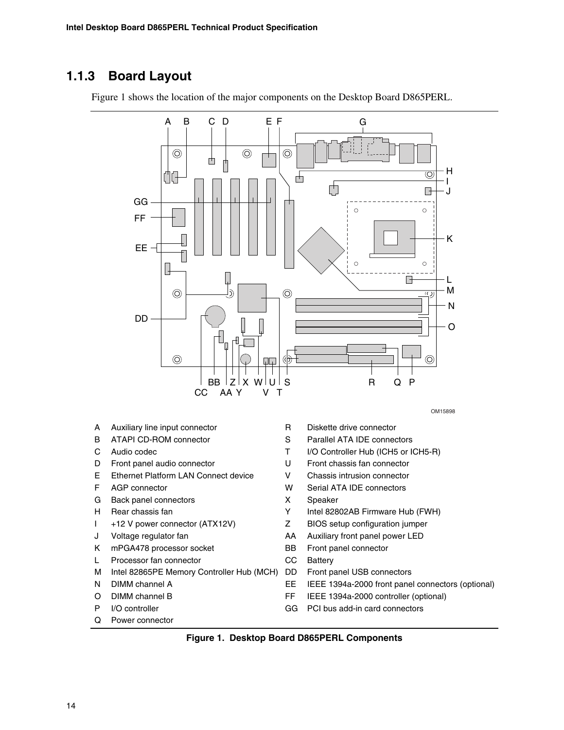### 1.1.3 Board Layout

Figure 1 shows the location of the major components on the Desktop Board D865PERL.

OM15898

| | | | |
|---|---|---|---|
| A | Auxiliary line input connector | R | Diskette drive connector |
| B | ATAPI CD-ROM connector | S | Parallel ATA IDE connectors |
| C | Audio codec | T | I/O Controller Hub (ICH5 or ICH5-R) |
| D | Front panel audio connector | U | Front chassis fan connector |
| E | Ethernet Platform LAN Connect device | V | Chassis intrusion connector |
| F | AGP connector | W | Serial ATA IDE connectors |
| G | Back panel connectors | X | Speaker |
| H | Rear chassis fan | Y | Intel 82802AB Firmware Hub (FWH) |
| I | +12 V power connector (ATX12V) | Z | BIOS setup configuration jumper |
| J | Voltage regulator fan | AA | Auxiliary front panel power LED |
| K | mPGA478 processor socket | BB | Front panel connector |
| L | Processor fan connector | CC | Battery |
| M | Intel 82865PE Memory Controller Hub (MCH) | DD | Front panel USB connectors |
| N | DIMM channel A | EE | IEEE 1394a-2000 front panel connectors (optional) |
| O | DIMM channel B | FF | IEEE 1394a-2000 controller (optional) |
| P | I/O controller | GG | PCI bus add-in card connectors |
| Q | Power connector | | |

**Figure 1. Desktop Board D865PERL Components**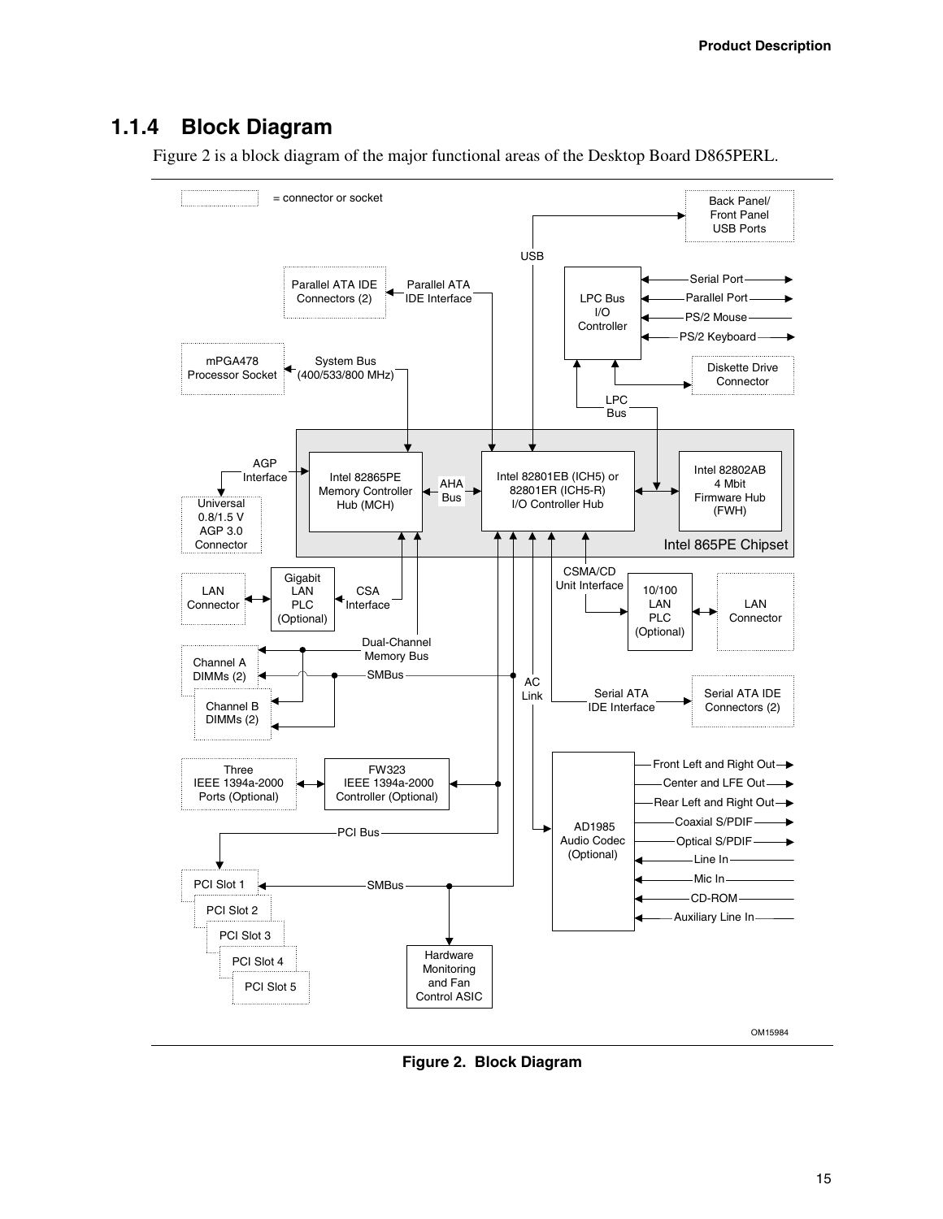## 1.1.4 Block Diagram

Figure 2 is a block diagram of the major functional areas of the Desktop Board D865PERL.

**Figure 2. Block Diagram**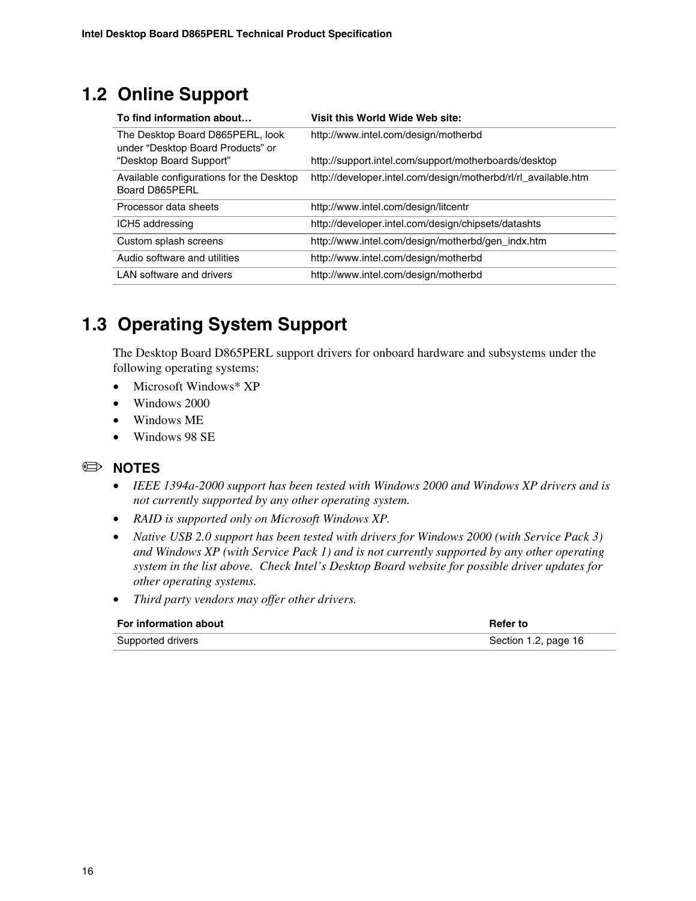## 1.2 Online Support

| To find information about… | Visit this World Wide Web site: |
|---|---|
| The Desktop Board D865PERL, look under “Desktop Board Products” or “Desktop Board Support” | http://www.intel.com/design/motherbd<br><br>http://support.intel.com/support/motherboards/desktop |
| Available configurations for the Desktop Board D865PERL | http://developer.intel.com/design/motherbd/rl/rl_available.htm |
| Processor data sheets | http://www.intel.com/design/litcentr |
| ICH5 addressing | http://developer.intel.com/design/chipsets/datashts |
| Custom splash screens | http://www.intel.com/design/motherbd/gen_indx.htm |
| Audio software and utilities | http://www.intel.com/design/motherbd |
| LAN software and drivers | http://www.intel.com/design/motherbd |

## 1.3 Operating System Support

The Desktop Board D865PERL support drivers for onboard hardware and subsystems under the following operating systems:

- Microsoft Windows* XP
- Windows 2000
- Windows ME
- Windows 98 SE

✏ **NOTES**

- *IEEE 1394a-2000 support has been tested with Windows 2000 and Windows XP drivers and is not currently supported by any other operating system.*
- *RAID is supported only on Microsoft Windows XP.*
- *Native USB 2.0 support has been tested with drivers for Windows 2000 (with Service Pack 3) and Windows XP (with Service Pack 1) and is not currently supported by any other operating system in the list above. Check Intel’s Desktop Board website for possible driver updates for other operating systems.*
- *Third party vendors may offer other drivers.*

| For information about | Refer to |
|---|---|
| Supported drivers | Section 1.2, page 16 |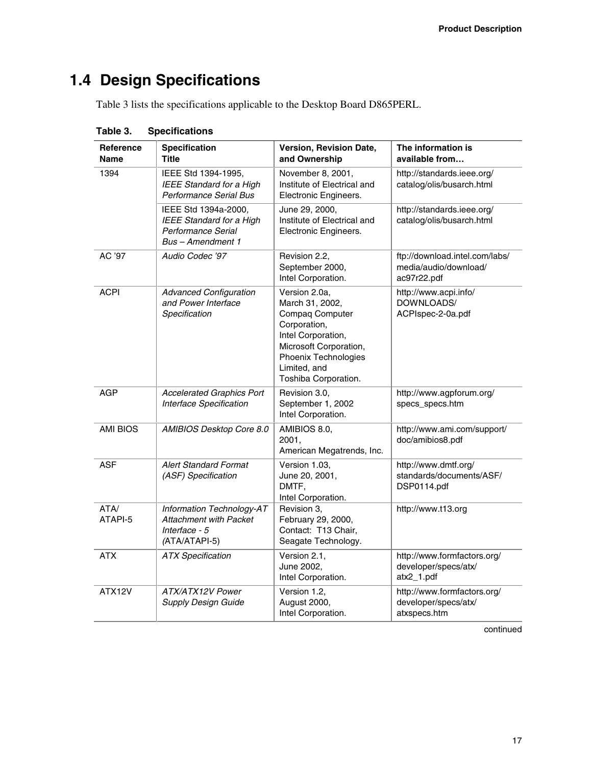## 1.4 Design Specifications

Table 3 lists the specifications applicable to the Desktop Board D865PERL.

**Table 3. Specifications**

| Reference Name | Specification Title | Version, Revision Date, and Ownership | The information is available from… |
|---|---|---|---|
| 1394 | IEEE Std 1394-1995, *IEEE Standard for a High Performance Serial Bus* | November 8, 2001, Institute of Electrical and Electronic Engineers. | http://standards.ieee.org/catalog/olis/busarch.html |
| | IEEE Std 1394a-2000, *IEEE Standard for a High Performance Serial Bus – Amendment 1* | June 29, 2000, Institute of Electrical and Electronic Engineers. | http://standards.ieee.org/catalog/olis/busarch.html |
| AC '97 | *Audio Codec '97* | Revision 2.2, September 2000, Intel Corporation. | ftp://download.intel.com/labs/media/audio/download/ac97r22.pdf |
| ACPI | *Advanced Configuration and Power Interface Specification* | Version 2.0a, March 31, 2002, Compaq Computer Corporation, Intel Corporation, Microsoft Corporation, Phoenix Technologies Limited, and Toshiba Corporation. | http://www.acpi.info/DOWNLOADS/ACPIspec-2-0a.pdf |
| AGP | *Accelerated Graphics Port Interface Specification* | Revision 3.0, September 1, 2002 Intel Corporation. | http://www.agpforum.org/specs_specs.htm |
| AMI BIOS | *AMIBIOS Desktop Core 8.0* | AMIBIOS 8.0, 2001, American Megatrends, Inc. | http://www.ami.com/support/doc/amibios8.pdf |
| ASF | *Alert Standard Format (ASF) Specification* | Version 1.03, June 20, 2001, DMTF, Intel Corporation. | http://www.dmtf.org/standards/documents/ASF/DSP0114.pdf |
| ATA/ ATAPI-5 | *Information Technology-AT Attachment with Packet Interface - 5* (ATA/ATAPI-5) | Revision 3, February 29, 2000, Contact: T13 Chair, Seagate Technology. | http://www.t13.org |
| ATX | *ATX Specification* | Version 2.1, June 2002, Intel Corporation. | http://www.formfactors.org/developer/specs/atx/atx2_1.pdf |
| ATX12V | *ATX/ATX12V Power Supply Design Guide* | Version 1.2, August 2000, Intel Corporation. | http://www.formfactors.org/developer/specs/atx/atxspecs.htm |

continued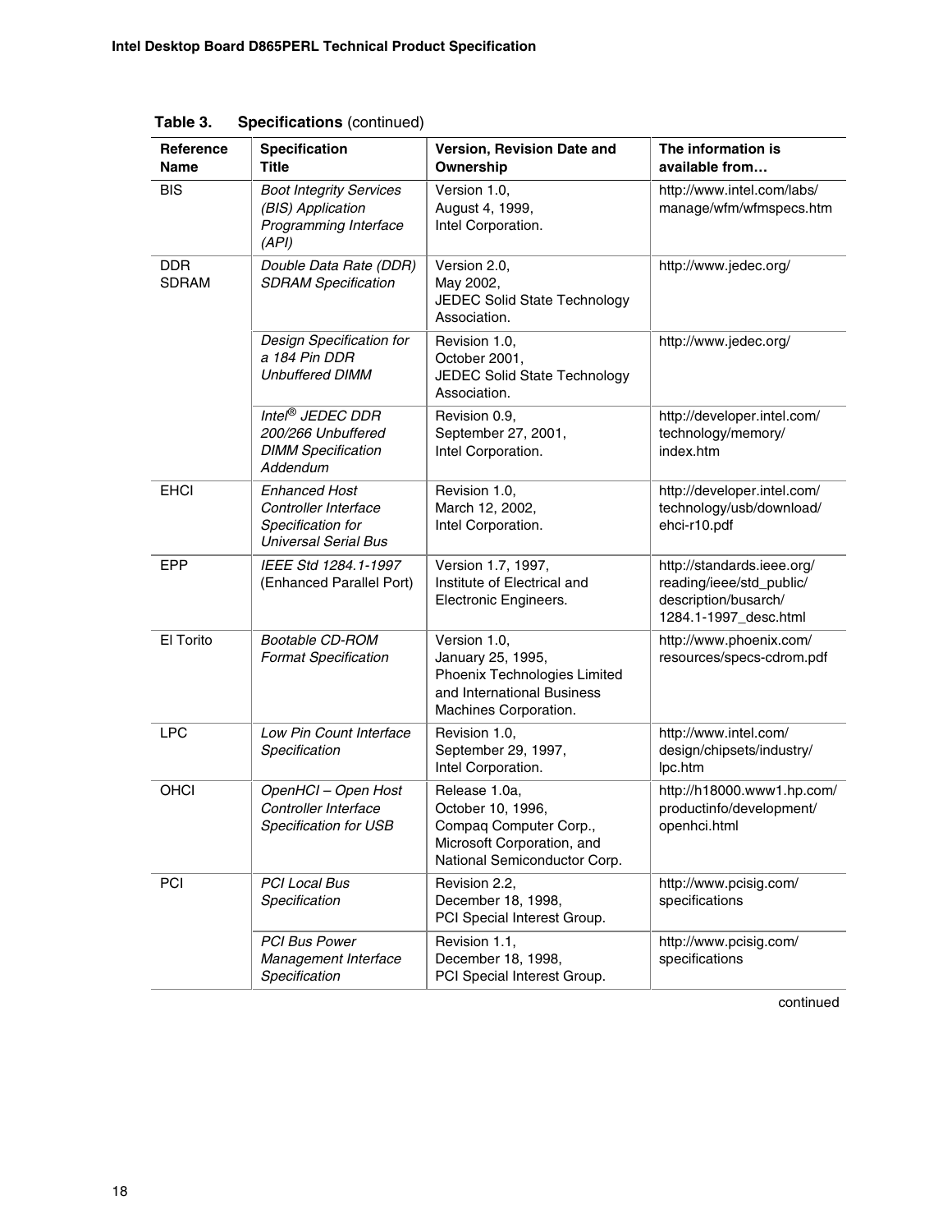**Table 3. Specifications** (continued)

| Reference Name | Specification Title | Version, Revision Date and Ownership | The information is available from… |
|---|---|---|---|
| BIS | *Boot Integrity Services (BIS) Application Programming Interface (API)* | Version 1.0, August 4, 1999, Intel Corporation. | http://www.intel.com/labs/manage/wfm/wfmspecs.htm |
| DDR SDRAM | *Double Data Rate (DDR) SDRAM Specification* | Version 2.0, May 2002, JEDEC Solid State Technology Association. | http://www.jedec.org/ |
| | *Design Specification for a 184 Pin DDR Unbuffered DIMM* | Revision 1.0, October 2001, JEDEC Solid State Technology Association. | http://www.jedec.org/ |
| | *Intel® JEDEC DDR 200/266 Unbuffered DIMM Specification Addendum* | Revision 0.9, September 27, 2001, Intel Corporation. | http://developer.intel.com/technology/memory/index.htm |
| EHCI | *Enhanced Host Controller Interface Specification for Universal Serial Bus* | Revision 1.0, March 12, 2002, Intel Corporation. | http://developer.intel.com/technology/usb/download/ehci-r10.pdf |
| EPP | *IEEE Std 1284.1-1997* (Enhanced Parallel Port) | Version 1.7, 1997, Institute of Electrical and Electronic Engineers. | http://standards.ieee.org/reading/ieee/std_public/description/busarch/1284.1-1997_desc.html |
| El Torito | *Bootable CD-ROM Format Specification* | Version 1.0, January 25, 1995, Phoenix Technologies Limited and International Business Machines Corporation. | http://www.phoenix.com/resources/specs-cdrom.pdf |
| LPC | *Low Pin Count Interface Specification* | Revision 1.0, September 29, 1997, Intel Corporation. | http://www.intel.com/design/chipsets/industry/lpc.htm |
| OHCI | *OpenHCI – Open Host Controller Interface Specification for USB* | Release 1.0a, October 10, 1996, Compaq Computer Corp., Microsoft Corporation, and National Semiconductor Corp. | http://h18000.www1.hp.com/productinfo/development/openhci.html |
| PCI | *PCI Local Bus Specification* | Revision 2.2, December 18, 1998, PCI Special Interest Group. | http://www.pcisig.com/specifications |
| | *PCI Bus Power Management Interface Specification* | Revision 1.1, December 18, 1998, PCI Special Interest Group. | http://www.pcisig.com/specifications |

continued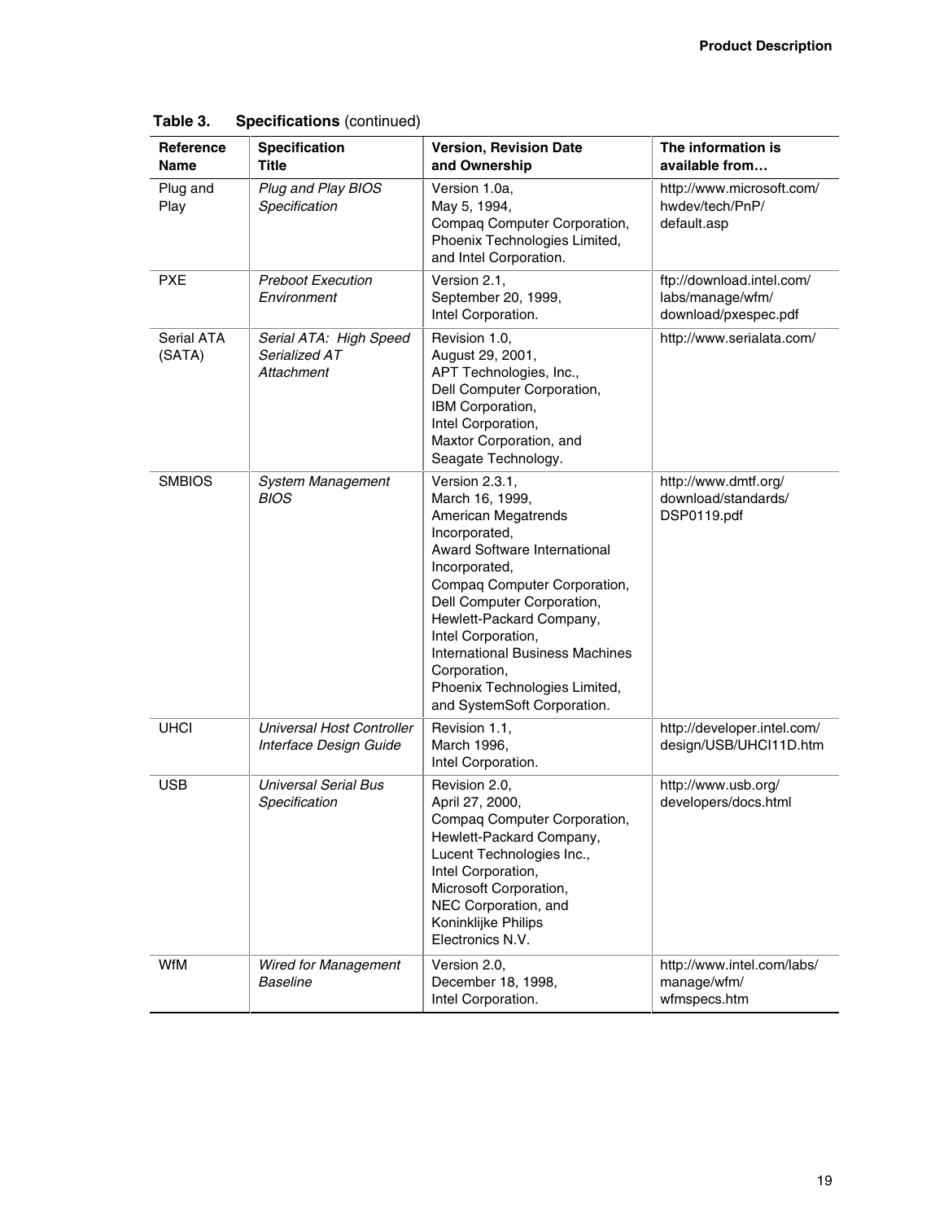**Table 3. Specifications** (continued)

| Reference Name | Specification Title | Version, Revision Date and Ownership | The information is available from… |
|---|---|---|---|
| Plug and Play | *Plug and Play BIOS Specification* | Version 1.0a, May 5, 1994, Compaq Computer Corporation, Phoenix Technologies Limited, and Intel Corporation. | http://www.microsoft.com/hwdev/tech/PnP/default.asp |
| PXE | *Preboot Execution Environment* | Version 2.1, September 20, 1999, Intel Corporation. | ftp://download.intel.com/labs/manage/wfm/download/pxespec.pdf |
| Serial ATA (SATA) | *Serial ATA: High Speed Serialized AT Attachment* | Revision 1.0, August 29, 2001, APT Technologies, Inc., Dell Computer Corporation, IBM Corporation, Intel Corporation, Maxtor Corporation, and Seagate Technology. | http://www.serialata.com/ |
| SMBIOS | *System Management BIOS* | Version 2.3.1, March 16, 1999, American Megatrends Incorporated, Award Software International Incorporated, Compaq Computer Corporation, Dell Computer Corporation, Hewlett-Packard Company, Intel Corporation, International Business Machines Corporation, Phoenix Technologies Limited, and SystemSoft Corporation. | http://www.dmtf.org/download/standards/DSP0119.pdf |
| UHCI | *Universal Host Controller Interface Design Guide* | Revision 1.1, March 1996, Intel Corporation. | http://developer.intel.com/design/USB/UHCI11D.htm |
| USB | *Universal Serial Bus Specification* | Revision 2.0, April 27, 2000, Compaq Computer Corporation, Hewlett-Packard Company, Lucent Technologies Inc., Intel Corporation, Microsoft Corporation, NEC Corporation, and Koninklijke Philips Electronics N.V. | http://www.usb.org/developers/docs.html |
| WfM | *Wired for Management Baseline* | Version 2.0, December 18, 1998, Intel Corporation. | http://www.intel.com/labs/manage/wfm/wfmspecs.htm |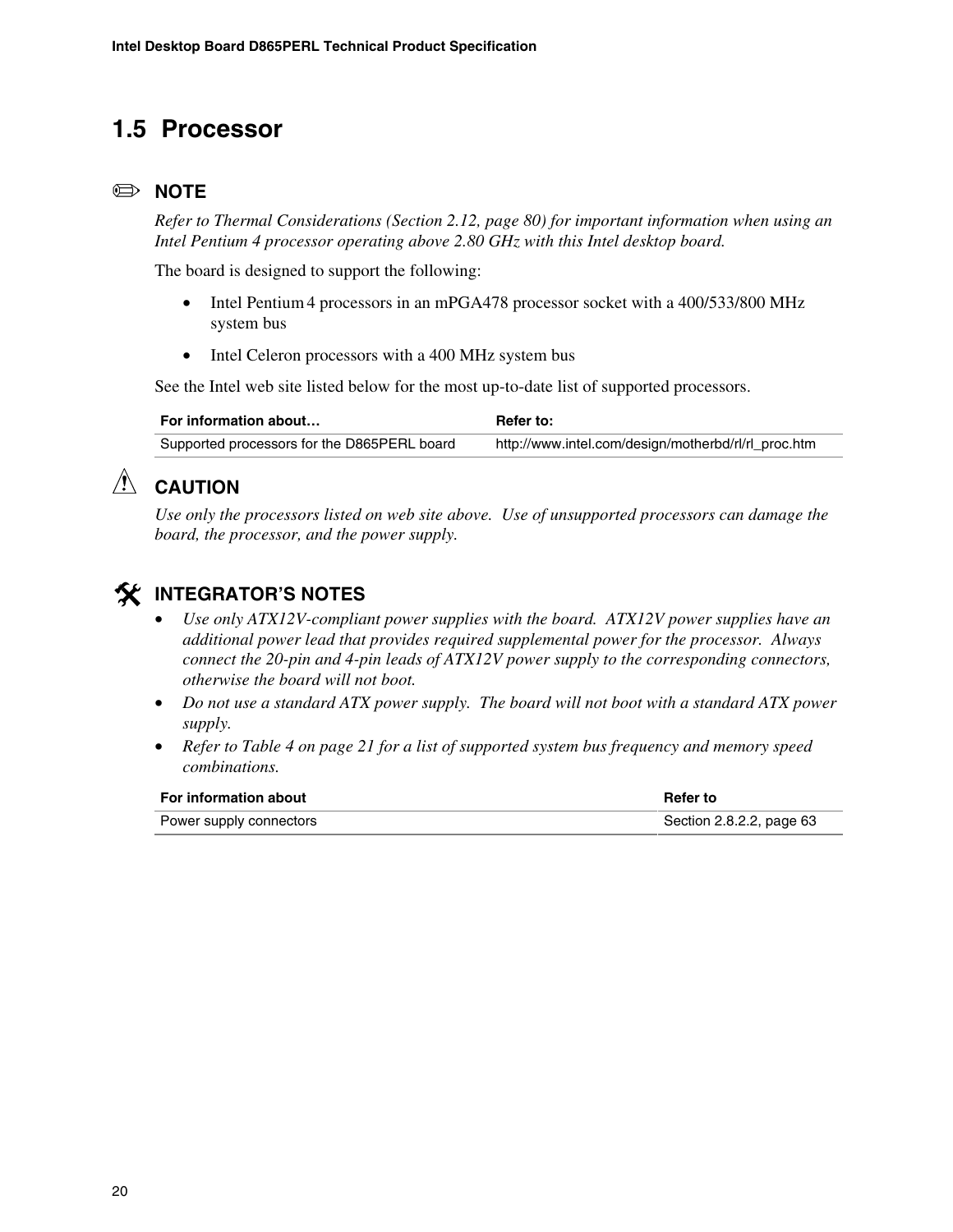## 1.5 Processor

✏ **NOTE**

*Refer to Thermal Considerations (Section 2.12, page 80) for important information when using an Intel Pentium 4 processor operating above 2.80 GHz with this Intel desktop board.*

The board is designed to support the following:

- Intel Pentium 4 processors in an mPGA478 processor socket with a 400/533/800 MHz system bus
- Intel Celeron processors with a 400 MHz system bus

See the Intel web site listed below for the most up-to-date list of supported processors.

| For information about… | Refer to: |
|---|---|
| Supported processors for the D865PERL board | http://www.intel.com/design/motherbd/rl/rl_proc.htm |

⚠ **CAUTION**

*Use only the processors listed on web site above. Use of unsupported processors can damage the board, the processor, and the power supply.*

**INTEGRATOR'S NOTES**

- *Use only ATX12V-compliant power supplies with the board. ATX12V power supplies have an additional power lead that provides required supplemental power for the processor. Always connect the 20-pin and 4-pin leads of ATX12V power supply to the corresponding connectors, otherwise the board will not boot.*
- *Do not use a standard ATX power supply. The board will not boot with a standard ATX power supply.*
- *Refer to Table 4 on page 21 for a list of supported system bus frequency and memory speed combinations.*

| For information about | Refer to |
|---|---|
| Power supply connectors | Section 2.8.2.2, page 63 |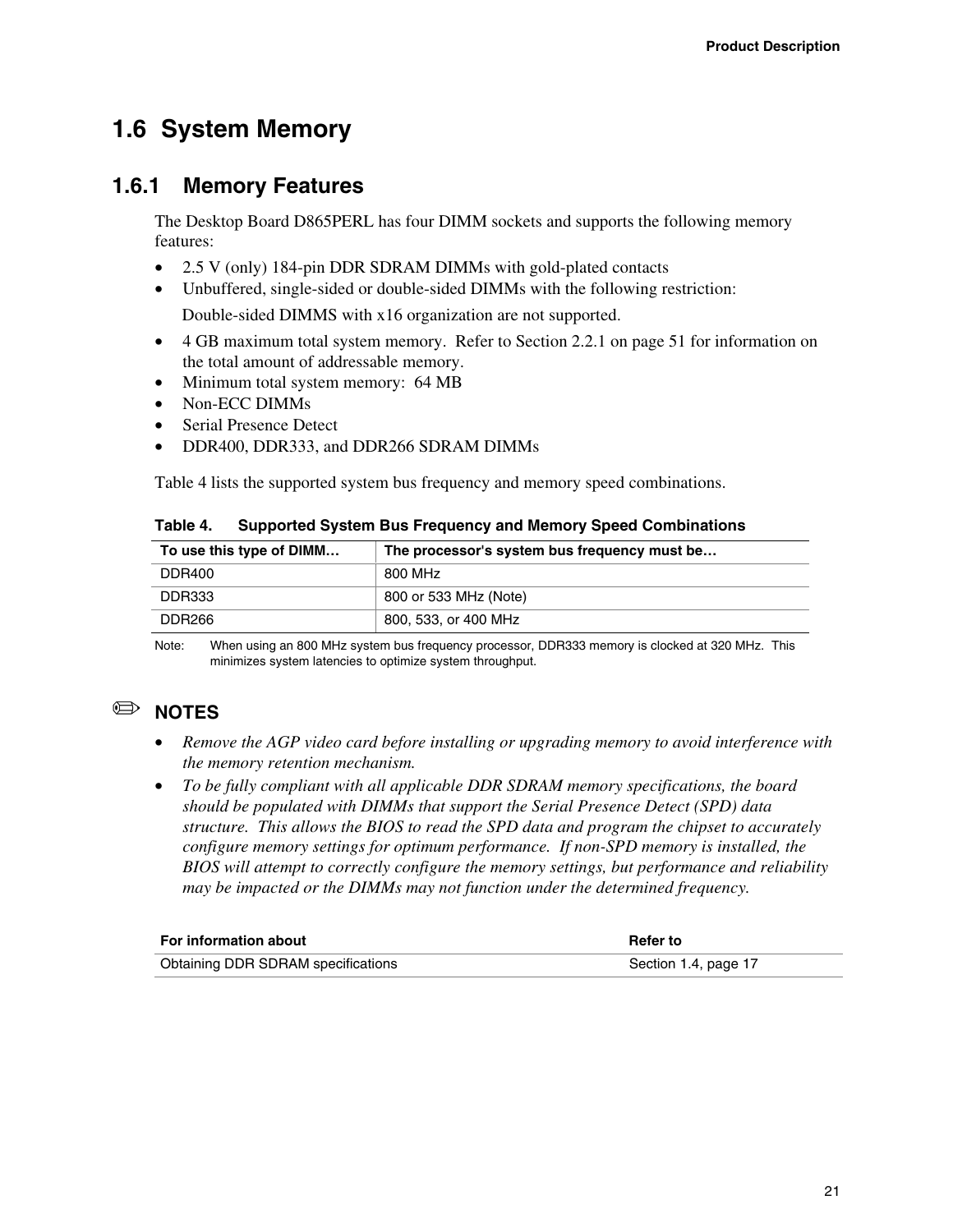## 1.6 System Memory

### 1.6.1 Memory Features

The Desktop Board D865PERL has four DIMM sockets and supports the following memory features:

- 2.5 V (only) 184-pin DDR SDRAM DIMMs with gold-plated contacts
- Unbuffered, single-sided or double-sided DIMMs with the following restriction:

  Double-sided DIMMS with x16 organization are not supported.
- 4 GB maximum total system memory. Refer to Section 2.2.1 on page 51 for information on the total amount of addressable memory.
- Minimum total system memory: 64 MB
- Non-ECC DIMMs
- Serial Presence Detect
- DDR400, DDR333, and DDR266 SDRAM DIMMs

Table 4 lists the supported system bus frequency and memory speed combinations.

**Table 4. Supported System Bus Frequency and Memory Speed Combinations**

| To use this type of DIMM… | The processor's system bus frequency must be… |
|---|---|
| DDR400 | 800 MHz |
| DDR333 | 800 or 533 MHz (Note) |
| DDR266 | 800, 533, or 400 MHz |

Note: When using an 800 MHz system bus frequency processor, DDR333 memory is clocked at 320 MHz. This minimizes system latencies to optimize system throughput.

**NOTES**

- *Remove the AGP video card before installing or upgrading memory to avoid interference with the memory retention mechanism.*
- *To be fully compliant with all applicable DDR SDRAM memory specifications, the board should be populated with DIMMs that support the Serial Presence Detect (SPD) data structure. This allows the BIOS to read the SPD data and program the chipset to accurately configure memory settings for optimum performance. If non-SPD memory is installed, the BIOS will attempt to correctly configure the memory settings, but performance and reliability may be impacted or the DIMMs may not function under the determined frequency.*

| For information about | Refer to |
|---|---|
| Obtaining DDR SDRAM specifications | Section 1.4, page 17 |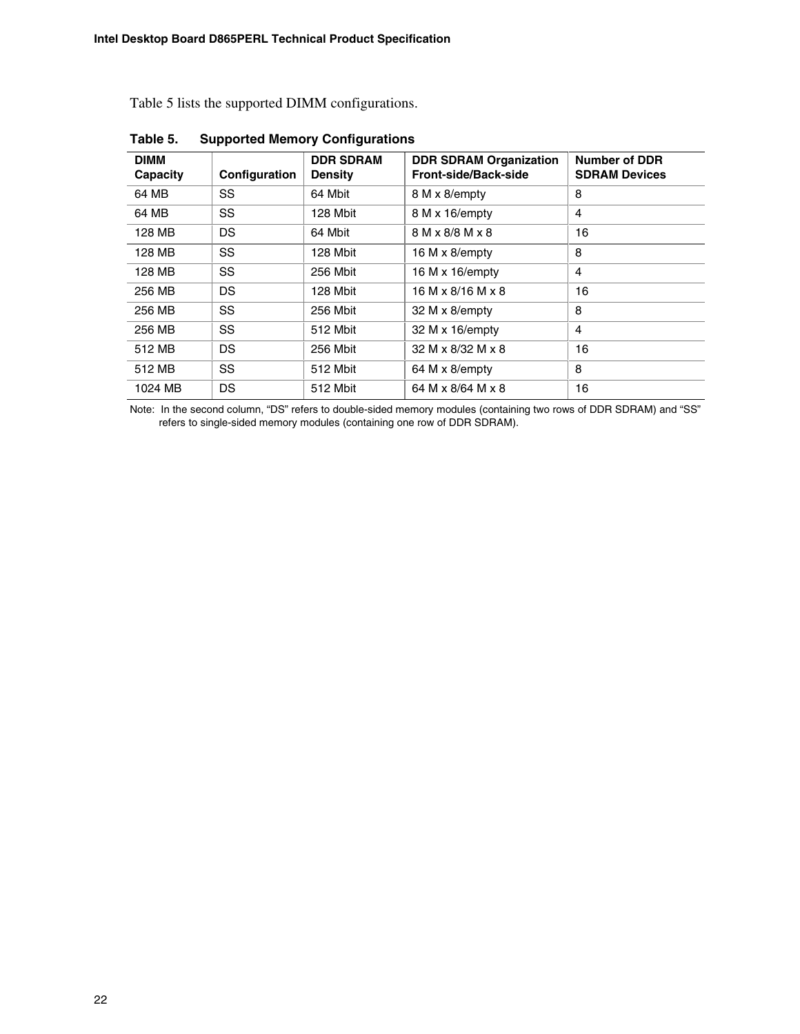Table 5 lists the supported DIMM configurations.

**Table 5. Supported Memory Configurations**

| DIMM Capacity | Configuration | DDR SDRAM Density | DDR SDRAM Organization Front-side/Back-side | Number of DDR SDRAM Devices |
|---|---|---|---|---|
| 64 MB | SS | 64 Mbit | 8 M x 8/empty | 8 |
| 64 MB | SS | 128 Mbit | 8 M x 16/empty | 4 |
| 128 MB | DS | 64 Mbit | 8 M x 8/8 M x 8 | 16 |
| 128 MB | SS | 128 Mbit | 16 M x 8/empty | 8 |
| 128 MB | SS | 256 Mbit | 16 M x 16/empty | 4 |
| 256 MB | DS | 128 Mbit | 16 M x 8/16 M x 8 | 16 |
| 256 MB | SS | 256 Mbit | 32 M x 8/empty | 8 |
| 256 MB | SS | 512 Mbit | 32 M x 16/empty | 4 |
| 512 MB | DS | 256 Mbit | 32 M x 8/32 M x 8 | 16 |
| 512 MB | SS | 512 Mbit | 64 M x 8/empty | 8 |
| 1024 MB | DS | 512 Mbit | 64 M x 8/64 M x 8 | 16 |

Note: In the second column, "DS" refers to double-sided memory modules (containing two rows of DDR SDRAM) and "SS" refers to single-sided memory modules (containing one row of DDR SDRAM).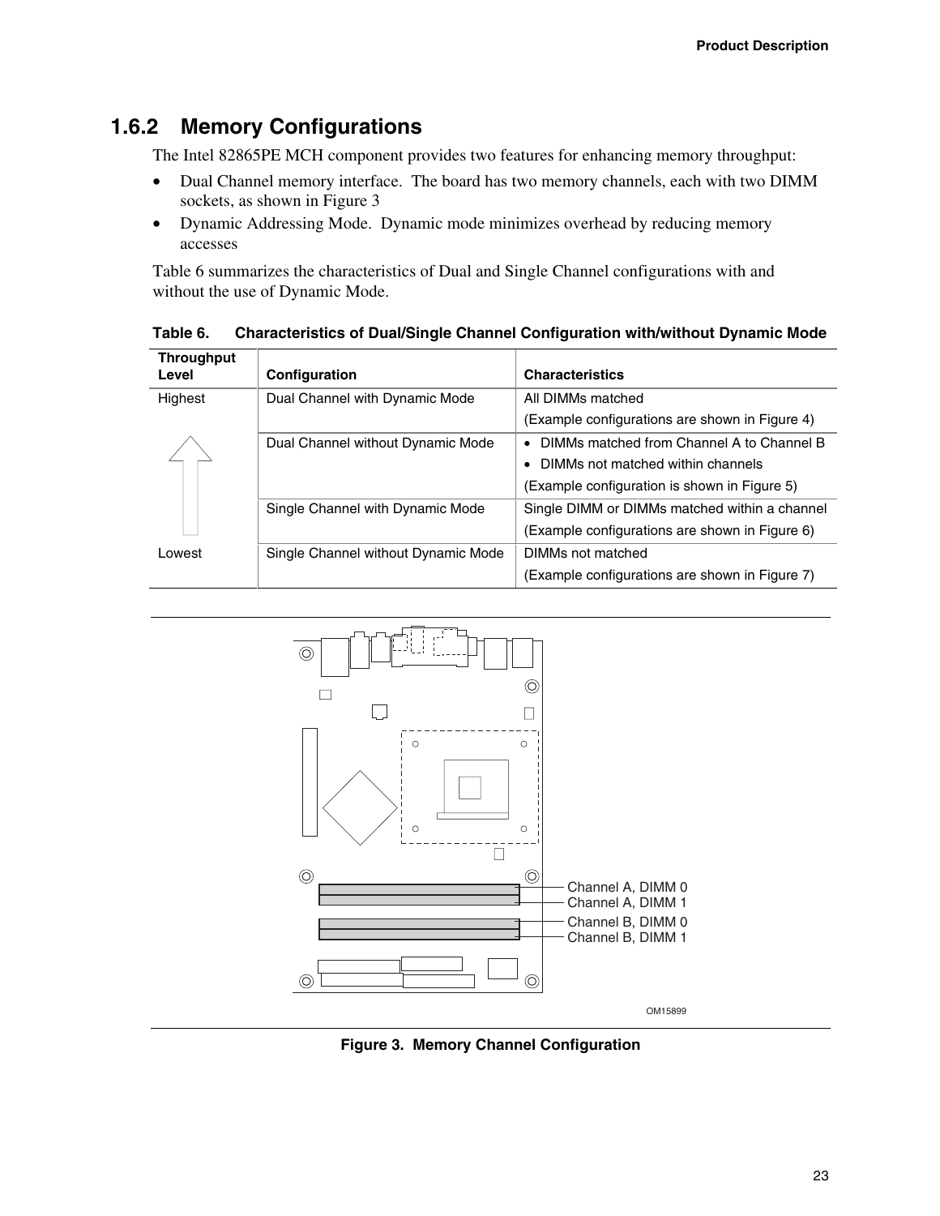### 1.6.2 Memory Configurations

The Intel 82865PE MCH component provides two features for enhancing memory throughput:

- Dual Channel memory interface. The board has two memory channels, each with two DIMM sockets, as shown in Figure 3
- Dynamic Addressing Mode. Dynamic mode minimizes overhead by reducing memory accesses

Table 6 summarizes the characteristics of Dual and Single Channel configurations with and without the use of Dynamic Mode.

**Table 6. Characteristics of Dual/Single Channel Configuration with/without Dynamic Mode**

| Throughput Level | Configuration | Characteristics |
|---|---|---|
| Highest | Dual Channel with Dynamic Mode | All DIMMs matched<br>(Example configurations are shown in Figure 4) |
| | Dual Channel without Dynamic Mode | • DIMMs matched from Channel A to Channel B<br>• DIMMs not matched within channels<br>(Example configuration is shown in Figure 5) |
| | Single Channel with Dynamic Mode | Single DIMM or DIMMs matched within a channel<br>(Example configurations are shown in Figure 6) |
| Lowest | Single Channel without Dynamic Mode | DIMMs not matched<br>(Example configurations are shown in Figure 7) |

Channel A, DIMM 0
Channel A, DIMM 1
Channel B, DIMM 0
Channel B, DIMM 1

OM15899

**Figure 3. Memory Channel Configuration**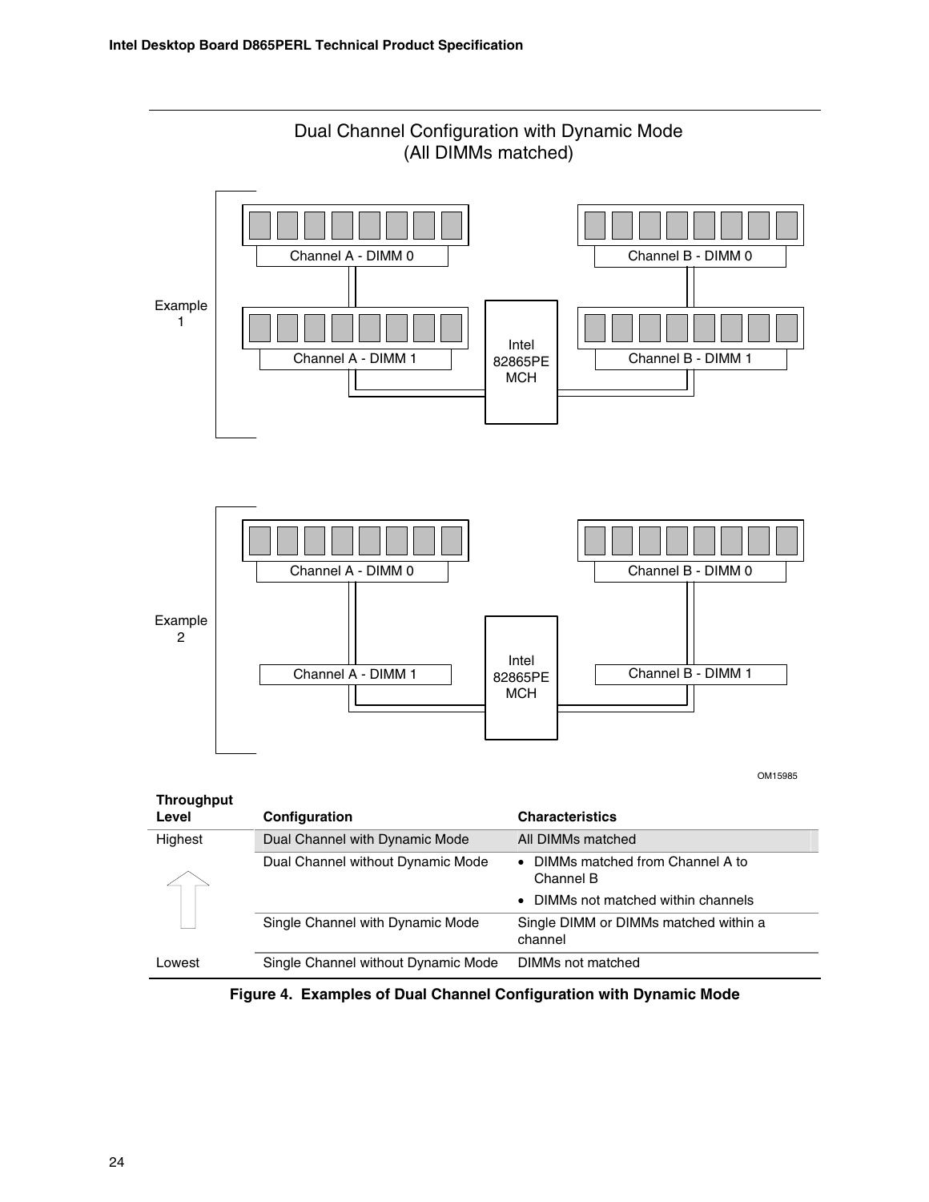Dual Channel Configuration with Dynamic Mode
(All DIMMs matched)

Example 1

Channel A - DIMM 0 | Channel B - DIMM 0
Channel A - DIMM 1 | Channel B - DIMM 1
Intel 82865PE MCH

Example 2

Channel A - DIMM 0 | Channel B - DIMM 0
Channel A - DIMM 1 | Channel B - DIMM 1
Intel 82865PE MCH

OM15985

| Throughput Level | Configuration | Characteristics |
|---|---|---|
| Highest | Dual Channel with Dynamic Mode | All DIMMs matched |
| | Dual Channel without Dynamic Mode | • DIMMs matched from Channel A to Channel B<br>• DIMMs not matched within channels |
| | Single Channel with Dynamic Mode | Single DIMM or DIMMs matched within a channel |
| Lowest | Single Channel without Dynamic Mode | DIMMs not matched |

**Figure 4. Examples of Dual Channel Configuration with Dynamic Mode**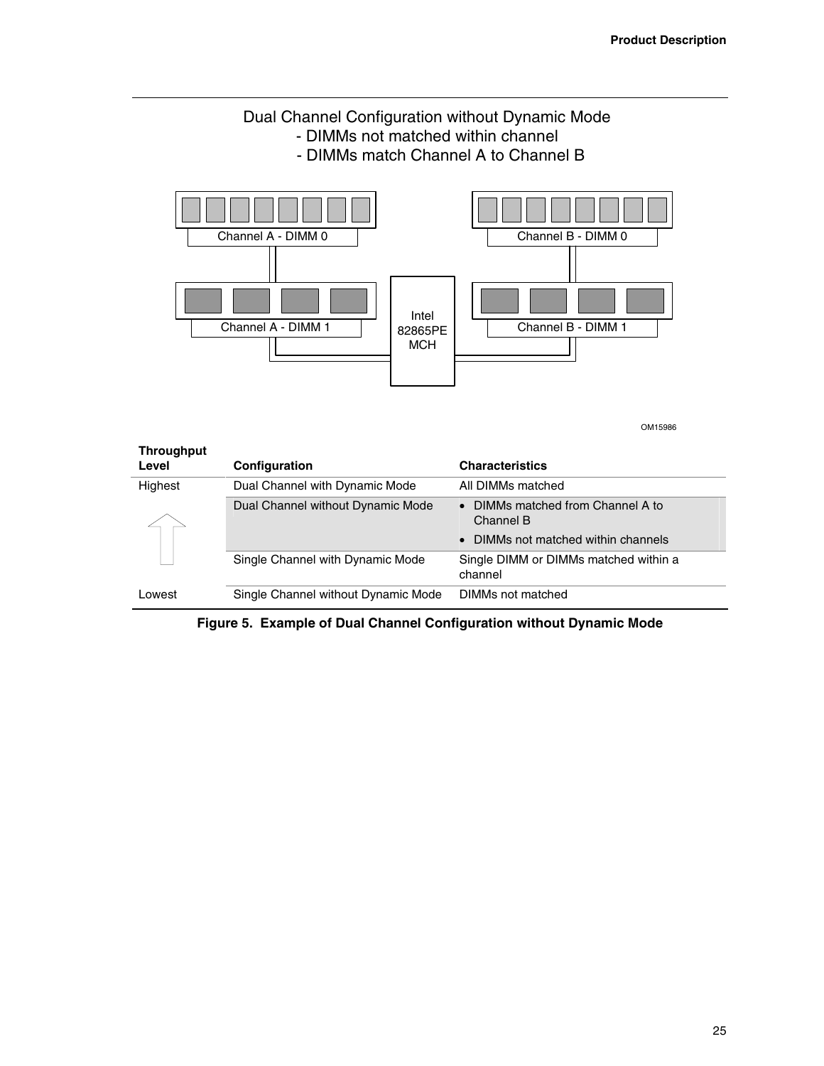Dual Channel Configuration without Dynamic Mode
- DIMMs not matched within channel
- DIMMs match Channel A to Channel B

Channel A - DIMM 0

Channel B - DIMM 0

Channel A - DIMM 1

Intel 82865PE MCH

Channel B - DIMM 1

OM15986

| Throughput Level | Configuration | Characteristics |
|---|---|---|
| Highest | Dual Channel with Dynamic Mode | All DIMMs matched |
| | Dual Channel without Dynamic Mode | • DIMMs matched from Channel A to Channel B<br>• DIMMs not matched within channels |
| | Single Channel with Dynamic Mode | Single DIMM or DIMMs matched within a channel |
| Lowest | Single Channel without Dynamic Mode | DIMMs not matched |

**Figure 5. Example of Dual Channel Configuration without Dynamic Mode**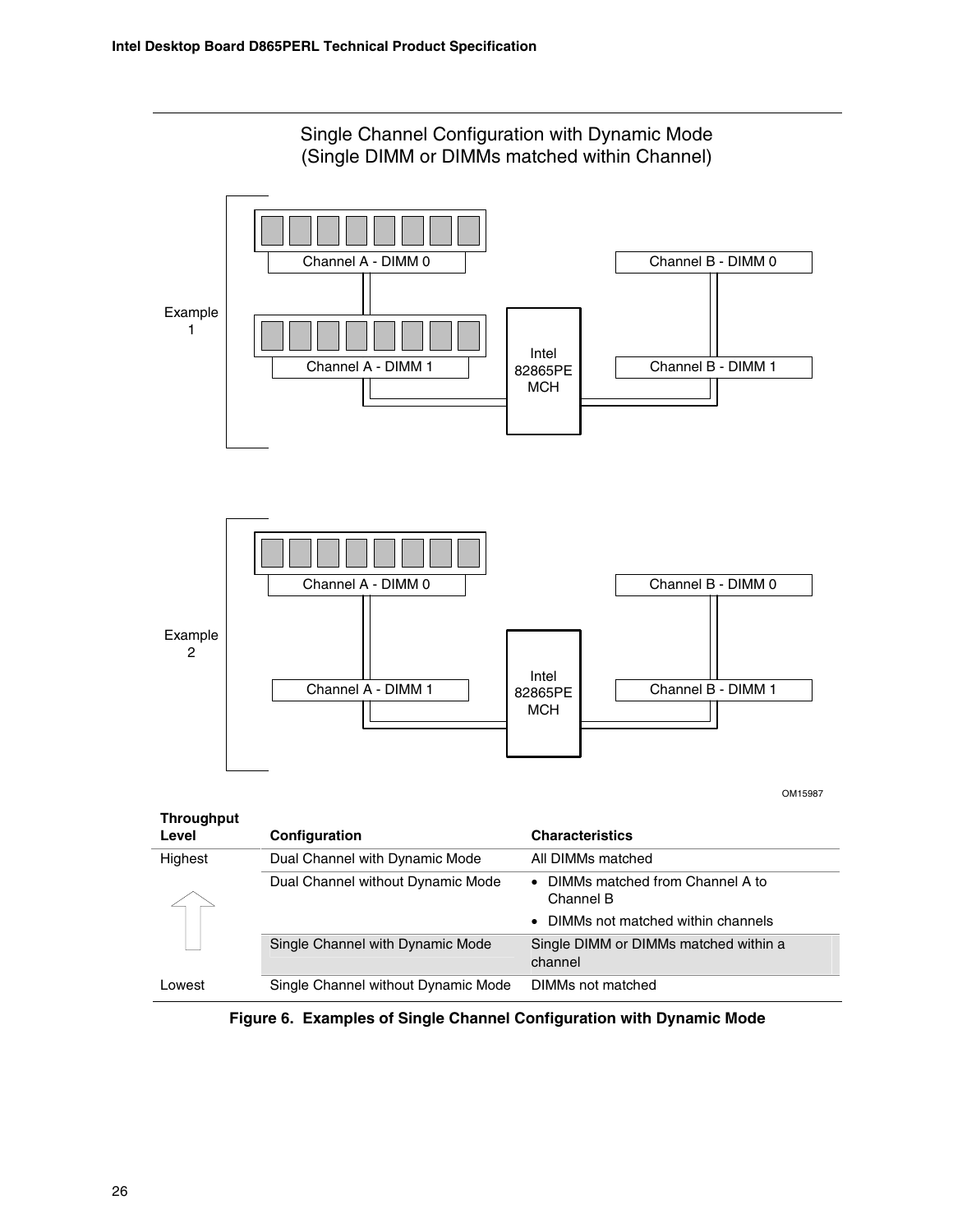Single Channel Configuration with Dynamic Mode
(Single DIMM or DIMMs matched within Channel)

Example 1

Channel A - DIMM 0

Channel A - DIMM 1

Intel 82865PE MCH

Channel B - DIMM 0

Channel B - DIMM 1

Example 2

Channel A - DIMM 0

Channel A - DIMM 1

Intel 82865PE MCH

Channel B - DIMM 0

Channel B - DIMM 1

OM15987

| Throughput Level | Configuration | Characteristics |
|---|---|---|
| Highest | Dual Channel with Dynamic Mode | All DIMMs matched |
| | Dual Channel without Dynamic Mode | • DIMMs matched from Channel A to Channel B<br>• DIMMs not matched within channels |
| | Single Channel with Dynamic Mode | Single DIMM or DIMMs matched within a channel |
| Lowest | Single Channel without Dynamic Mode | DIMMs not matched |

**Figure 6. Examples of Single Channel Configuration with Dynamic Mode**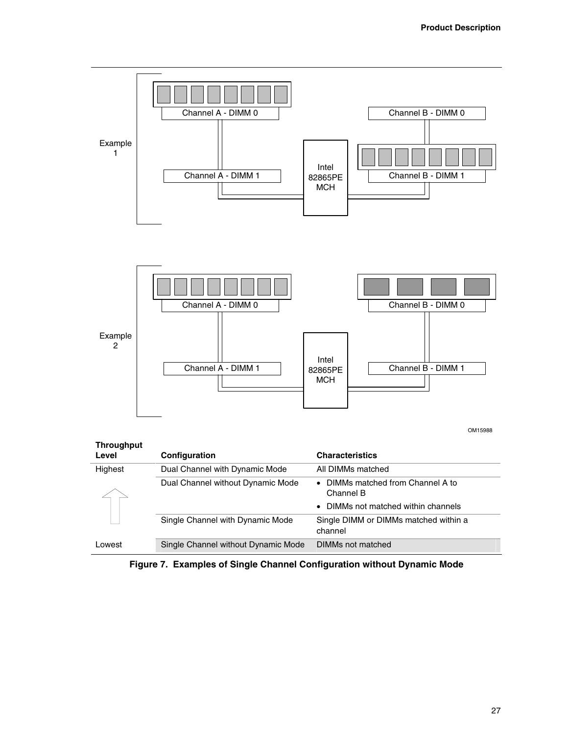Example 1

Channel A - DIMM 0

Channel A - DIMM 1

Intel 82865PE MCH

Channel B - DIMM 0

Channel B - DIMM 1

Example 2

Channel A - DIMM 0

Channel A - DIMM 1

Intel 82865PE MCH

Channel B - DIMM 0

Channel B - DIMM 1

OM15988

| Throughput Level | Configuration | Characteristics |
|---|---|---|
| Highest | Dual Channel with Dynamic Mode | All DIMMs matched |
| | Dual Channel without Dynamic Mode | • DIMMs matched from Channel A to Channel B<br>• DIMMs not matched within channels |
| | Single Channel with Dynamic Mode | Single DIMM or DIMMs matched within a channel |
| Lowest | Single Channel without Dynamic Mode | DIMMs not matched |

**Figure 7. Examples of Single Channel Configuration without Dynamic Mode**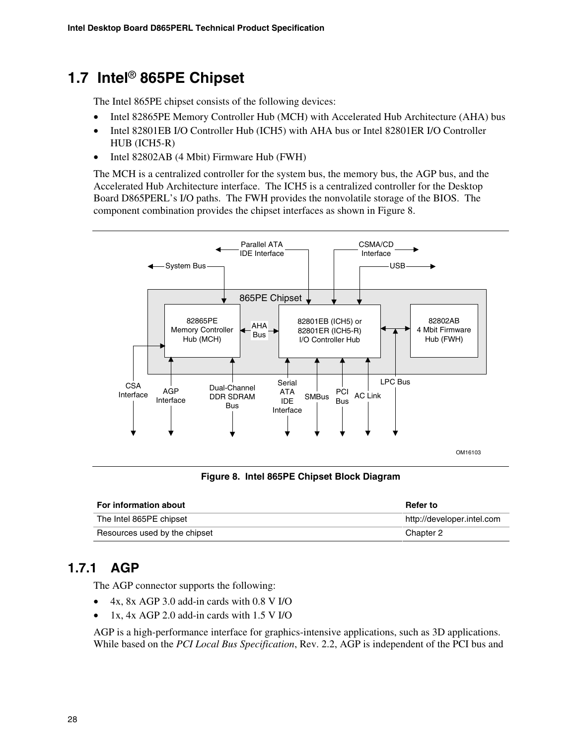## 1.7 Intel® 865PE Chipset

The Intel 865PE chipset consists of the following devices:

- Intel 82865PE Memory Controller Hub (MCH) with Accelerated Hub Architecture (AHA) bus
- Intel 82801EB I/O Controller Hub (ICH5) with AHA bus or Intel 82801ER I/O Controller HUB (ICH5-R)
- Intel 82802AB (4 Mbit) Firmware Hub (FWH)

The MCH is a centralized controller for the system bus, the memory bus, the AGP bus, and the Accelerated Hub Architecture interface. The ICH5 is a centralized controller for the Desktop Board D865PERL's I/O paths. The FWH provides the nonvolatile storage of the BIOS. The component combination provides the chipset interfaces as shown in Figure 8.

**Figure 8. Intel 865PE Chipset Block Diagram**

| For information about | Refer to |
|---|---|
| The Intel 865PE chipset | http://developer.intel.com |
| Resources used by the chipset | Chapter 2 |

### 1.7.1 AGP

The AGP connector supports the following:

- 4x, 8x AGP 3.0 add-in cards with 0.8 V I/O
- 1x, 4x AGP 2.0 add-in cards with 1.5 V I/O

AGP is a high-performance interface for graphics-intensive applications, such as 3D applications. While based on the *PCI Local Bus Specification*, Rev. 2.2, AGP is independent of the PCI bus and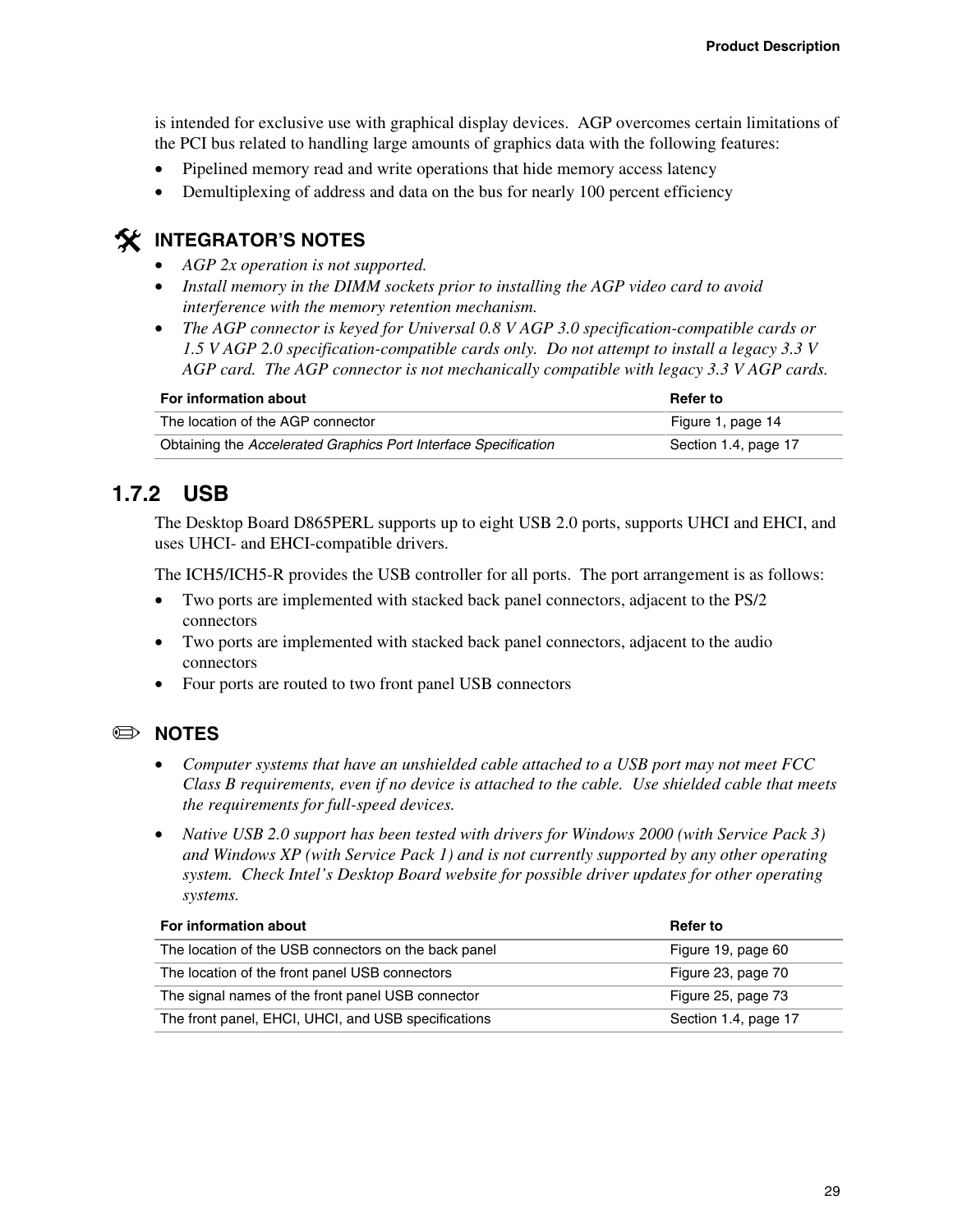is intended for exclusive use with graphical display devices. AGP overcomes certain limitations of the PCI bus related to handling large amounts of graphics data with the following features:

- Pipelined memory read and write operations that hide memory access latency
- Demultiplexing of address and data on the bus for nearly 100 percent efficiency

### INTEGRATOR'S NOTES

- *AGP 2x operation is not supported.*
- *Install memory in the DIMM sockets prior to installing the AGP video card to avoid interference with the memory retention mechanism.*
- *The AGP connector is keyed for Universal 0.8 V AGP 3.0 specification-compatible cards or 1.5 V AGP 2.0 specification-compatible cards only. Do not attempt to install a legacy 3.3 V AGP card. The AGP connector is not mechanically compatible with legacy 3.3 V AGP cards.*

| For information about | Refer to |
|---|---|
| The location of the AGP connector | Figure 1, page 14 |
| Obtaining the *Accelerated Graphics Port Interface Specification* | Section 1.4, page 17 |

## 1.7.2 USB

The Desktop Board D865PERL supports up to eight USB 2.0 ports, supports UHCI and EHCI, and uses UHCI- and EHCI-compatible drivers.

The ICH5/ICH5-R provides the USB controller for all ports. The port arrangement is as follows:

- Two ports are implemented with stacked back panel connectors, adjacent to the PS/2 connectors
- Two ports are implemented with stacked back panel connectors, adjacent to the audio connectors
- Four ports are routed to two front panel USB connectors

### NOTES

- *Computer systems that have an unshielded cable attached to a USB port may not meet FCC Class B requirements, even if no device is attached to the cable. Use shielded cable that meets the requirements for full-speed devices.*
- *Native USB 2.0 support has been tested with drivers for Windows 2000 (with Service Pack 3) and Windows XP (with Service Pack 1) and is not currently supported by any other operating system. Check Intel's Desktop Board website for possible driver updates for other operating systems.*

| For information about | Refer to |
|---|---|
| The location of the USB connectors on the back panel | Figure 19, page 60 |
| The location of the front panel USB connectors | Figure 23, page 70 |
| The signal names of the front panel USB connector | Figure 25, page 73 |
| The front panel, EHCI, UHCI, and USB specifications | Section 1.4, page 17 |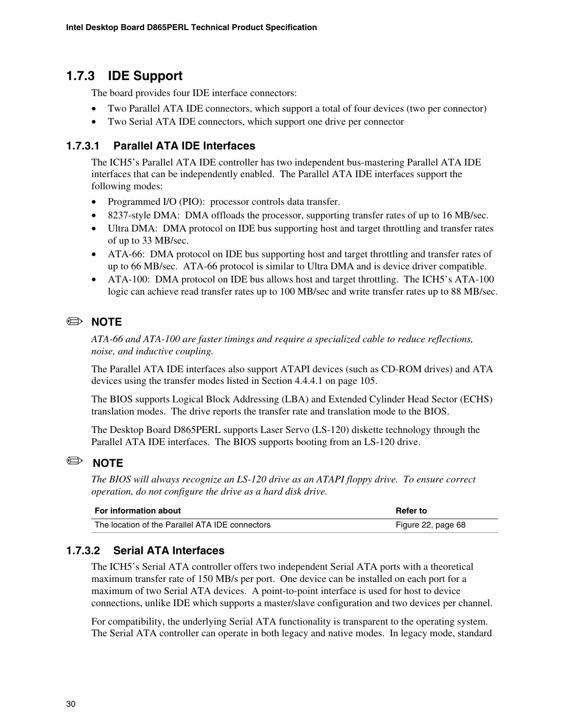### 1.7.3 IDE Support

The board provides four IDE interface connectors:

- Two Parallel ATA IDE connectors, which support a total of four devices (two per connector)
- Two Serial ATA IDE connectors, which support one drive per connector

#### 1.7.3.1 Parallel ATA IDE Interfaces

The ICH5's Parallel ATA IDE controller has two independent bus-mastering Parallel ATA IDE interfaces that can be independently enabled. The Parallel ATA IDE interfaces support the following modes:

- Programmed I/O (PIO): processor controls data transfer.
- 8237-style DMA: DMA offloads the processor, supporting transfer rates of up to 16 MB/sec.
- Ultra DMA: DMA protocol on IDE bus supporting host and target throttling and transfer rates of up to 33 MB/sec.
- ATA-66: DMA protocol on IDE bus supporting host and target throttling and transfer rates of up to 66 MB/sec. ATA-66 protocol is similar to Ultra DMA and is device driver compatible.
- ATA-100: DMA protocol on IDE bus allows host and target throttling. The ICH5's ATA-100 logic can achieve read transfer rates up to 100 MB/sec and write transfer rates up to 88 MB/sec.

✏ **NOTE**

*ATA-66 and ATA-100 are faster timings and require a specialized cable to reduce reflections, noise, and inductive coupling.*

The Parallel ATA IDE interfaces also support ATAPI devices (such as CD-ROM drives) and ATA devices using the transfer modes listed in Section 4.4.4.1 on page 105.

The BIOS supports Logical Block Addressing (LBA) and Extended Cylinder Head Sector (ECHS) translation modes. The drive reports the transfer rate and translation mode to the BIOS.

The Desktop Board D865PERL supports Laser Servo (LS-120) diskette technology through the Parallel ATA IDE interfaces. The BIOS supports booting from an LS-120 drive.

✏ **NOTE**

*The BIOS will always recognize an LS-120 drive as an ATAPI floppy drive. To ensure correct operation, do not configure the drive as a hard disk drive.*

| For information about | Refer to |
|---|---|
| The location of the Parallel ATA IDE connectors | Figure 22, page 68 |

#### 1.7.3.2 Serial ATA Interfaces

The ICH5's Serial ATA controller offers two independent Serial ATA ports with a theoretical maximum transfer rate of 150 MB/s per port. One device can be installed on each port for a maximum of two Serial ATA devices. A point-to-point interface is used for host to device connections, unlike IDE which supports a master/slave configuration and two devices per channel.

For compatibility, the underlying Serial ATA functionality is transparent to the operating system. The Serial ATA controller can operate in both legacy and native modes. In legacy mode, standard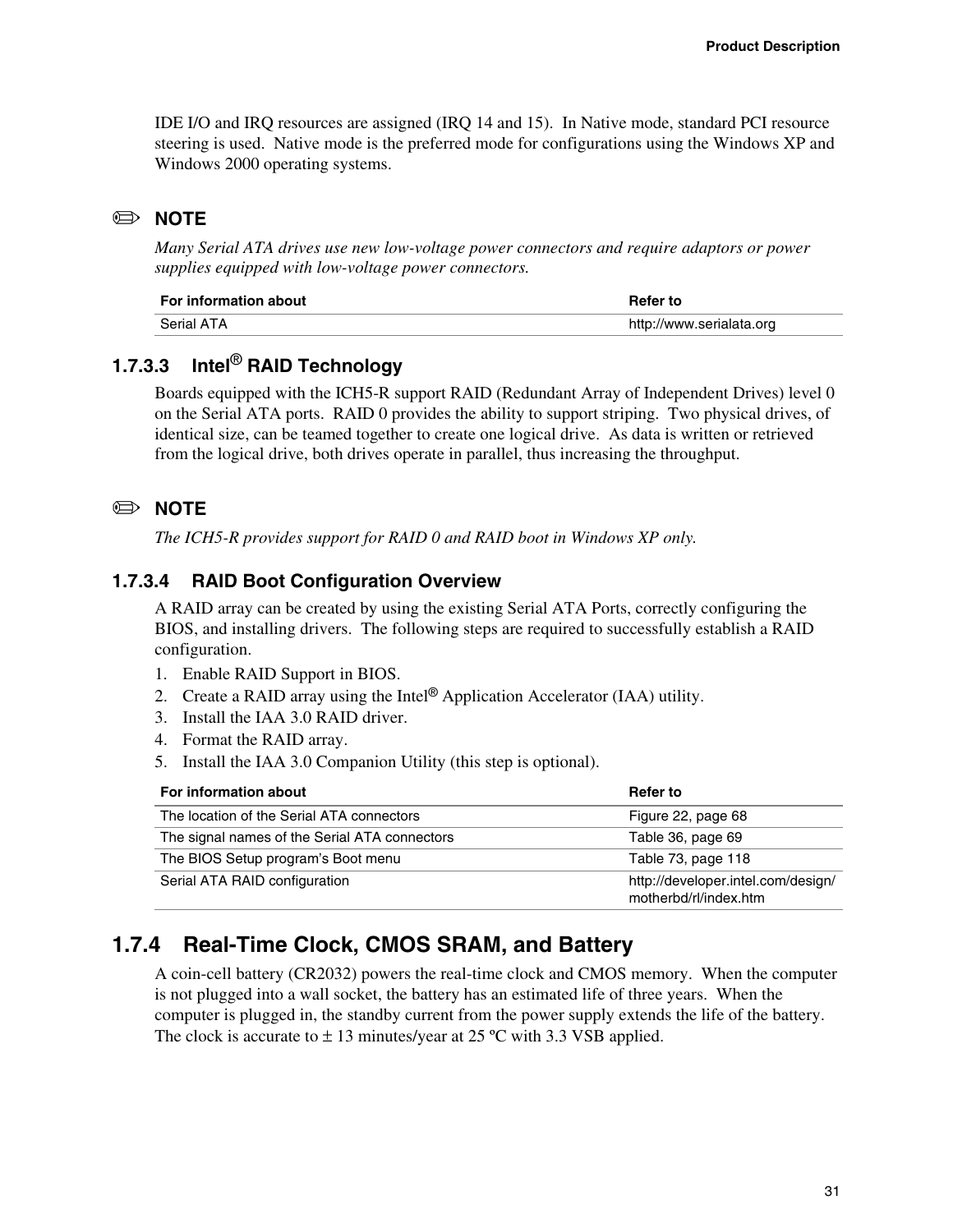IDE I/O and IRQ resources are assigned (IRQ 14 and 15). In Native mode, standard PCI resource steering is used. Native mode is the preferred mode for configurations using the Windows XP and Windows 2000 operating systems.

✏ **NOTE**

*Many Serial ATA drives use new low-voltage power connectors and require adaptors or power supplies equipped with low-voltage power connectors.*

| For information about | Refer to |
|---|---|
| Serial ATA | http://www.serialata.org |

### 1.7.3.3 Intel® RAID Technology

Boards equipped with the ICH5-R support RAID (Redundant Array of Independent Drives) level 0 on the Serial ATA ports. RAID 0 provides the ability to support striping. Two physical drives, of identical size, can be teamed together to create one logical drive. As data is written or retrieved from the logical drive, both drives operate in parallel, thus increasing the throughput.

✏ **NOTE**

*The ICH5-R provides support for RAID 0 and RAID boot in Windows XP only.*

### 1.7.3.4 RAID Boot Configuration Overview

A RAID array can be created by using the existing Serial ATA Ports, correctly configuring the BIOS, and installing drivers. The following steps are required to successfully establish a RAID configuration.

1. Enable RAID Support in BIOS.
2. Create a RAID array using the Intel® Application Accelerator (IAA) utility.
3. Install the IAA 3.0 RAID driver.
4. Format the RAID array.
5. Install the IAA 3.0 Companion Utility (this step is optional).

| For information about | Refer to |
|---|---|
| The location of the Serial ATA connectors | Figure 22, page 68 |
| The signal names of the Serial ATA connectors | Table 36, page 69 |
| The BIOS Setup program's Boot menu | Table 73, page 118 |
| Serial ATA RAID configuration | http://developer.intel.com/design/motherbd/rl/index.htm |

## 1.7.4 Real-Time Clock, CMOS SRAM, and Battery

A coin-cell battery (CR2032) powers the real-time clock and CMOS memory. When the computer is not plugged into a wall socket, the battery has an estimated life of three years. When the computer is plugged in, the standby current from the power supply extends the life of the battery. The clock is accurate to ± 13 minutes/year at 25 ºC with 3.3 VSB applied.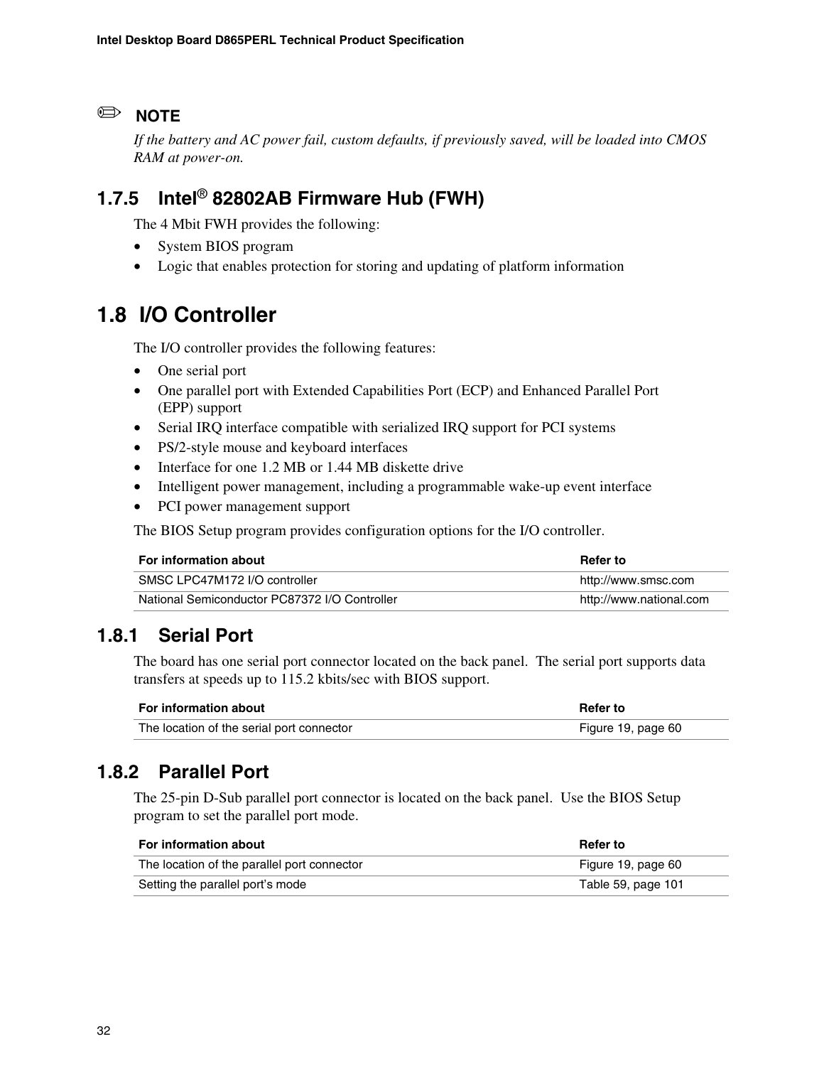✏ **NOTE**

*If the battery and AC power fail, custom defaults, if previously saved, will be loaded into CMOS RAM at power-on.*

### 1.7.5 Intel® 82802AB Firmware Hub (FWH)

The 4 Mbit FWH provides the following:

- System BIOS program
- Logic that enables protection for storing and updating of platform information

## 1.8 I/O Controller

The I/O controller provides the following features:

- One serial port
- One parallel port with Extended Capabilities Port (ECP) and Enhanced Parallel Port (EPP) support
- Serial IRQ interface compatible with serialized IRQ support for PCI systems
- PS/2-style mouse and keyboard interfaces
- Interface for one 1.2 MB or 1.44 MB diskette drive
- Intelligent power management, including a programmable wake-up event interface
- PCI power management support

The BIOS Setup program provides configuration options for the I/O controller.

| For information about | Refer to |
|---|---|
| SMSC LPC47M172 I/O controller | http://www.smsc.com |
| National Semiconductor PC87372 I/O Controller | http://www.national.com |

### 1.8.1 Serial Port

The board has one serial port connector located on the back panel. The serial port supports data transfers at speeds up to 115.2 kbits/sec with BIOS support.

| For information about | Refer to |
|---|---|
| The location of the serial port connector | Figure 19, page 60 |

### 1.8.2 Parallel Port

The 25-pin D-Sub parallel port connector is located on the back panel. Use the BIOS Setup program to set the parallel port mode.

| For information about | Refer to |
|---|---|
| The location of the parallel port connector | Figure 19, page 60 |
| Setting the parallel port's mode | Table 59, page 101 |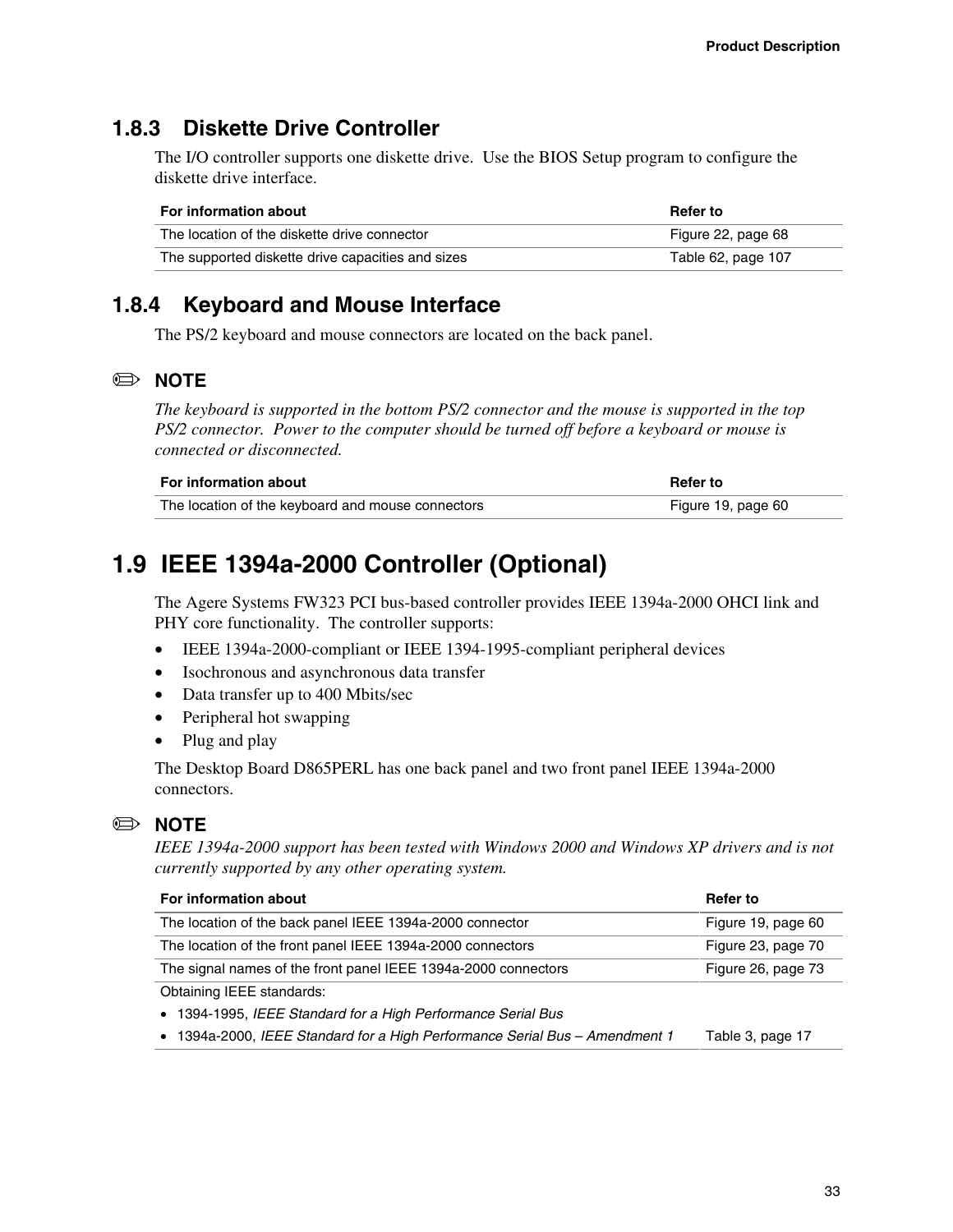### 1.8.3 Diskette Drive Controller

The I/O controller supports one diskette drive. Use the BIOS Setup program to configure the diskette drive interface.

| For information about | Refer to |
|---|---|
| The location of the diskette drive connector | Figure 22, page 68 |
| The supported diskette drive capacities and sizes | Table 62, page 107 |

### 1.8.4 Keyboard and Mouse Interface

The PS/2 keyboard and mouse connectors are located on the back panel.

✏ **NOTE**

*The keyboard is supported in the bottom PS/2 connector and the mouse is supported in the top PS/2 connector. Power to the computer should be turned off before a keyboard or mouse is connected or disconnected.*

| For information about | Refer to |
|---|---|
| The location of the keyboard and mouse connectors | Figure 19, page 60 |

## 1.9 IEEE 1394a-2000 Controller (Optional)

The Agere Systems FW323 PCI bus-based controller provides IEEE 1394a-2000 OHCI link and PHY core functionality. The controller supports:

- IEEE 1394a-2000-compliant or IEEE 1394-1995-compliant peripheral devices
- Isochronous and asynchronous data transfer
- Data transfer up to 400 Mbits/sec
- Peripheral hot swapping
- Plug and play

The Desktop Board D865PERL has one back panel and two front panel IEEE 1394a-2000 connectors.

✏ **NOTE**

*IEEE 1394a-2000 support has been tested with Windows 2000 and Windows XP drivers and is not currently supported by any other operating system.*

| For information about | Refer to |
|---|---|
| The location of the back panel IEEE 1394a-2000 connector | Figure 19, page 60 |
| The location of the front panel IEEE 1394a-2000 connectors | Figure 23, page 70 |
| The signal names of the front panel IEEE 1394a-2000 connectors | Figure 26, page 73 |
| Obtaining IEEE standards:<br>• 1394-1995, *IEEE Standard for a High Performance Serial Bus*<br>• 1394a-2000, *IEEE Standard for a High Performance Serial Bus – Amendment 1* | Table 3, page 17 |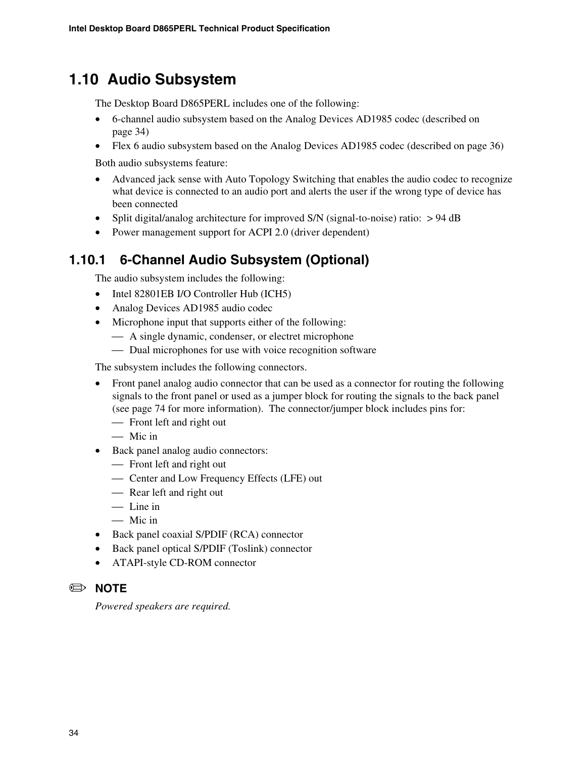## 1.10 Audio Subsystem

The Desktop Board D865PERL includes one of the following:

- 6-channel audio subsystem based on the Analog Devices AD1985 codec (described on page 34)
- Flex 6 audio subsystem based on the Analog Devices AD1985 codec (described on page 36)

Both audio subsystems feature:

- Advanced jack sense with Auto Topology Switching that enables the audio codec to recognize what device is connected to an audio port and alerts the user if the wrong type of device has been connected
- Split digital/analog architecture for improved S/N (signal-to-noise) ratio: > 94 dB
- Power management support for ACPI 2.0 (driver dependent)

### 1.10.1 6-Channel Audio Subsystem (Optional)

The audio subsystem includes the following:

- Intel 82801EB I/O Controller Hub (ICH5)
- Analog Devices AD1985 audio codec
- Microphone input that supports either of the following:
  - A single dynamic, condenser, or electret microphone
  - Dual microphones for use with voice recognition software

The subsystem includes the following connectors.

- Front panel analog audio connector that can be used as a connector for routing the following signals to the front panel or used as a jumper block for routing the signals to the back panel (see page 74 for more information). The connector/jumper block includes pins for:
  - Front left and right out
  - Mic in
- Back panel analog audio connectors:
  - Front left and right out
  - Center and Low Frequency Effects (LFE) out
  - Rear left and right out
  - Line in
  - Mic in
- Back panel coaxial S/PDIF (RCA) connector
- Back panel optical S/PDIF (Toslink) connector
- ATAPI-style CD-ROM connector

✏ **NOTE**

*Powered speakers are required.*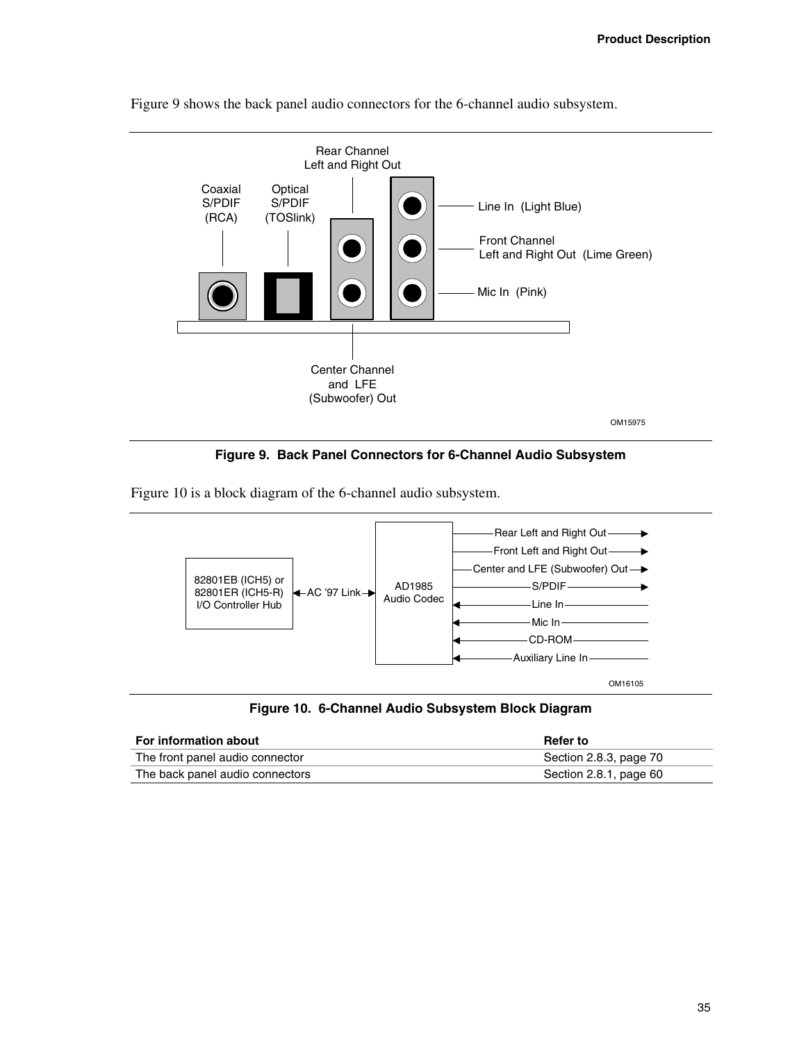Figure 9 shows the back panel audio connectors for the 6-channel audio subsystem.

Coaxial S/PDIF (RCA)

Optical S/PDIF (TOSlink)

Rear Channel Left and Right Out

Line In (Light Blue)

Front Channel Left and Right Out (Lime Green)

Mic In (Pink)

Center Channel and LFE (Subwoofer) Out

OM15975

**Figure 9. Back Panel Connectors for 6-Channel Audio Subsystem**

Figure 10 is a block diagram of the 6-channel audio subsystem.

82801EB (ICH5) or 82801ER (ICH5-R) I/O Controller Hub

AC '97 Link

AD1985 Audio Codec

Rear Left and Right Out

Front Left and Right Out

Center and LFE (Subwoofer) Out

S/PDIF

Line In

Mic In

CD-ROM

Auxiliary Line In

OM16105

**Figure 10. 6-Channel Audio Subsystem Block Diagram**

| For information about | Refer to |
|---|---|
| The front panel audio connector | Section 2.8.3, page 70 |
| The back panel audio connectors | Section 2.8.1, page 60 |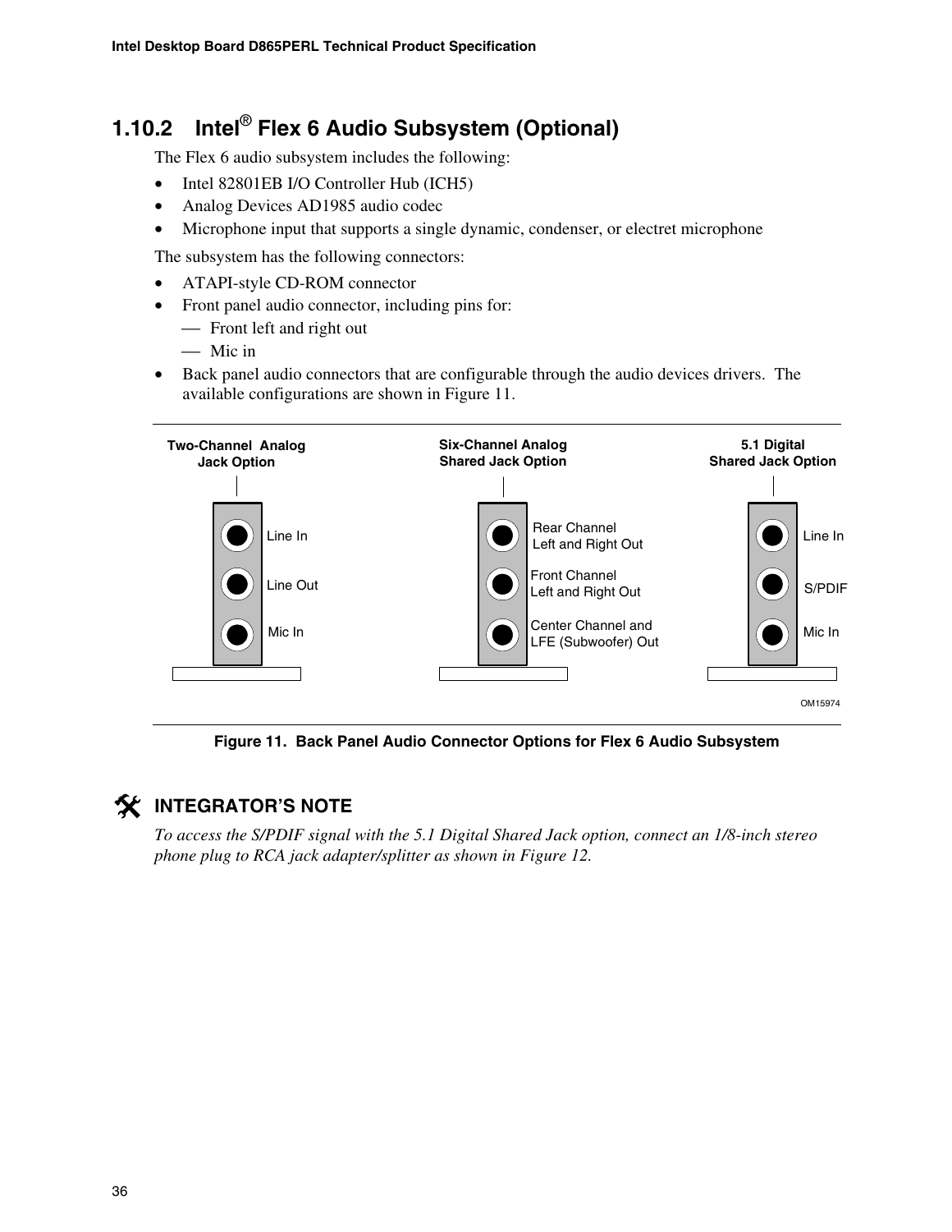### 1.10.2 Intel® Flex 6 Audio Subsystem (Optional)

The Flex 6 audio subsystem includes the following:

- Intel 82801EB I/O Controller Hub (ICH5)
- Analog Devices AD1985 audio codec
- Microphone input that supports a single dynamic, condenser, or electret microphone

The subsystem has the following connectors:

- ATAPI-style CD-ROM connector
- Front panel audio connector, including pins for:
  - Front left and right out
  - Mic in
- Back panel audio connectors that are configurable through the audio devices drivers. The available configurations are shown in Figure 11.

| Two-Channel Analog Jack Option | Six-Channel Analog Shared Jack Option | 5.1 Digital Shared Jack Option |
|---|---|---|
| Line In | Rear Channel Left and Right Out | Line In |
| Line Out | Front Channel Left and Right Out | S/PDIF |
| Mic In | Center Channel and LFE (Subwoofer) Out | Mic In |

OM15974

**Figure 11. Back Panel Audio Connector Options for Flex 6 Audio Subsystem**

#### INTEGRATOR'S NOTE

*To access the S/PDIF signal with the 5.1 Digital Shared Jack option, connect an 1/8-inch stereo phone plug to RCA jack adapter/splitter as shown in Figure 12.*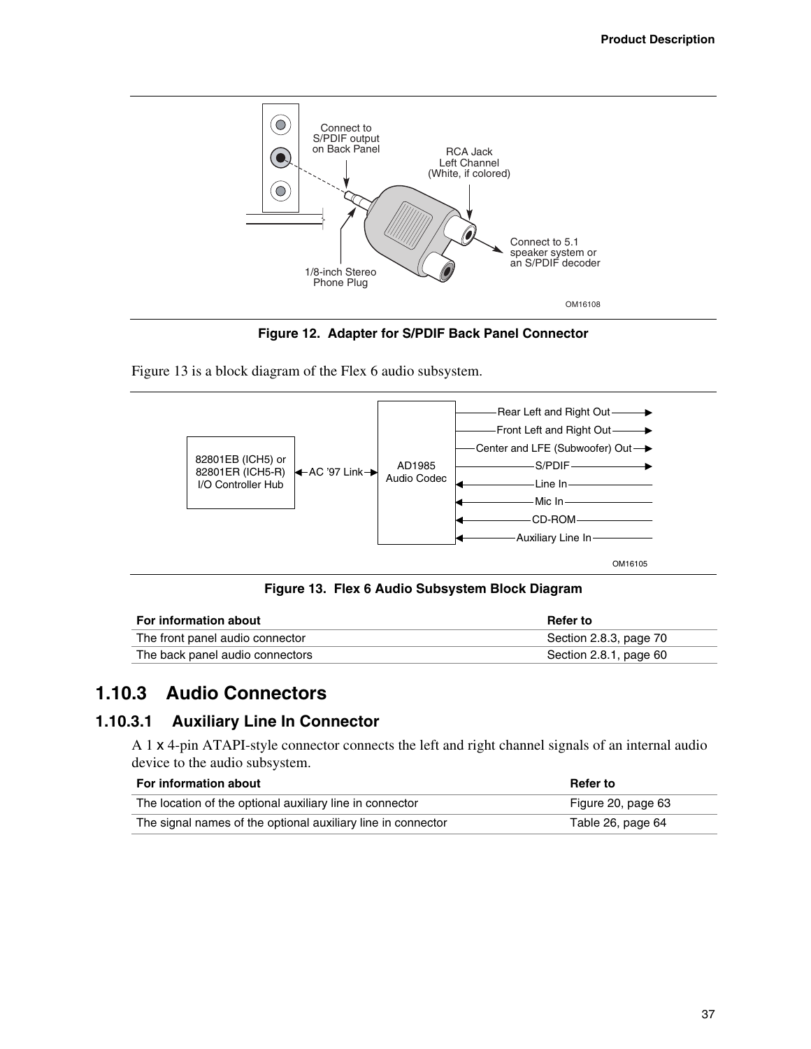**Figure 12. Adapter for S/PDIF Back Panel Connector**

Figure 13 is a block diagram of the Flex 6 audio subsystem.

**Figure 13. Flex 6 Audio Subsystem Block Diagram**

| For information about | Refer to |
|---|---|
| The front panel audio connector | Section 2.8.3, page 70 |
| The back panel audio connectors | Section 2.8.1, page 60 |

## 1.10.3 Audio Connectors

### 1.10.3.1 Auxiliary Line In Connector

A 1 x 4-pin ATAPI-style connector connects the left and right channel signals of an internal audio device to the audio subsystem.

| For information about | Refer to |
|---|---|
| The location of the optional auxiliary line in connector | Figure 20, page 63 |
| The signal names of the optional auxiliary line in connector | Table 26, page 64 |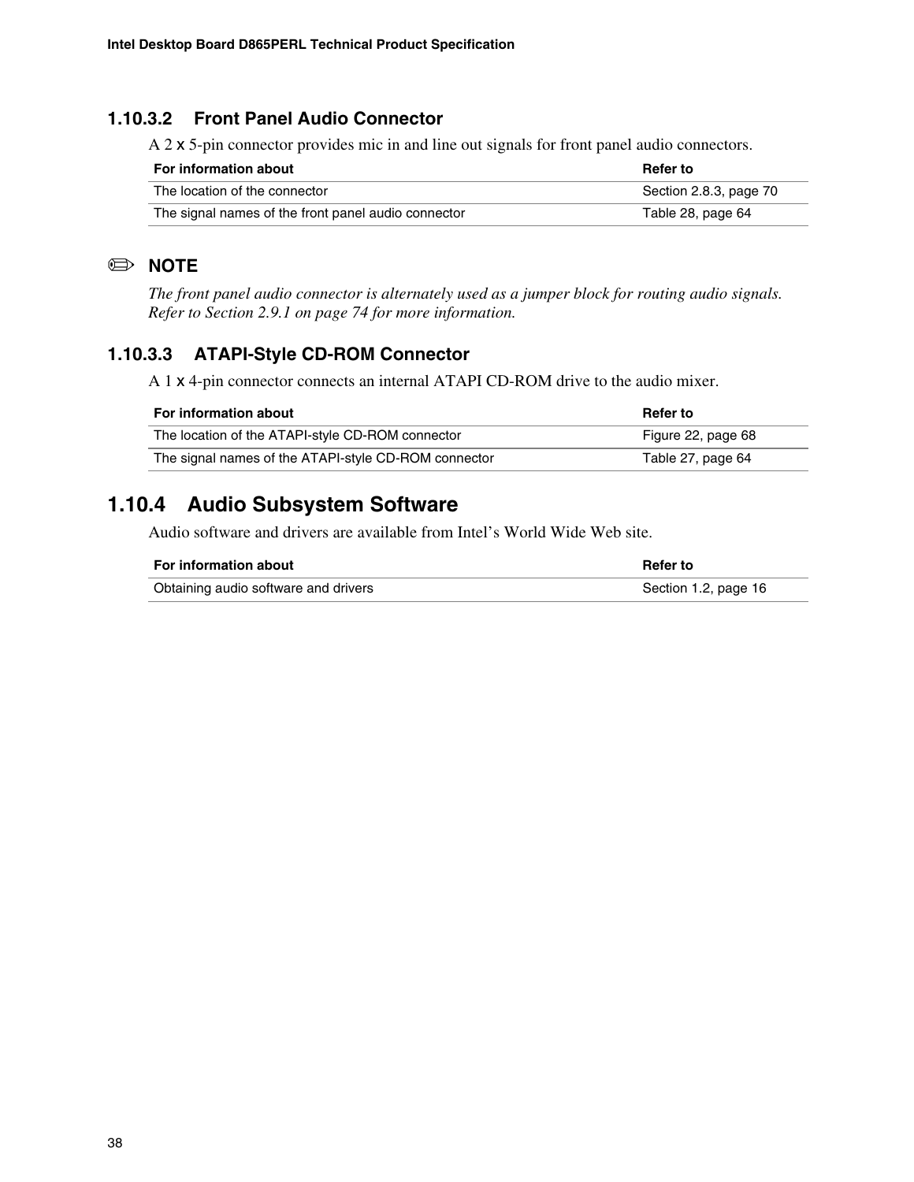### 1.10.3.2 Front Panel Audio Connector

A 2 x 5-pin connector provides mic in and line out signals for front panel audio connectors.

| For information about | Refer to |
| --- | --- |
| The location of the connector | Section 2.8.3, page 70 |
| The signal names of the front panel audio connector | Table 28, page 64 |

✏ **NOTE**

*The front panel audio connector is alternately used as a jumper block for routing audio signals. Refer to Section 2.9.1 on page 74 for more information.*

### 1.10.3.3 ATAPI-Style CD-ROM Connector

A 1 x 4-pin connector connects an internal ATAPI CD-ROM drive to the audio mixer.

| For information about | Refer to |
| --- | --- |
| The location of the ATAPI-style CD-ROM connector | Figure 22, page 68 |
| The signal names of the ATAPI-style CD-ROM connector | Table 27, page 64 |

## 1.10.4 Audio Subsystem Software

Audio software and drivers are available from Intel's World Wide Web site.

| For information about | Refer to |
| --- | --- |
| Obtaining audio software and drivers | Section 1.2, page 16 |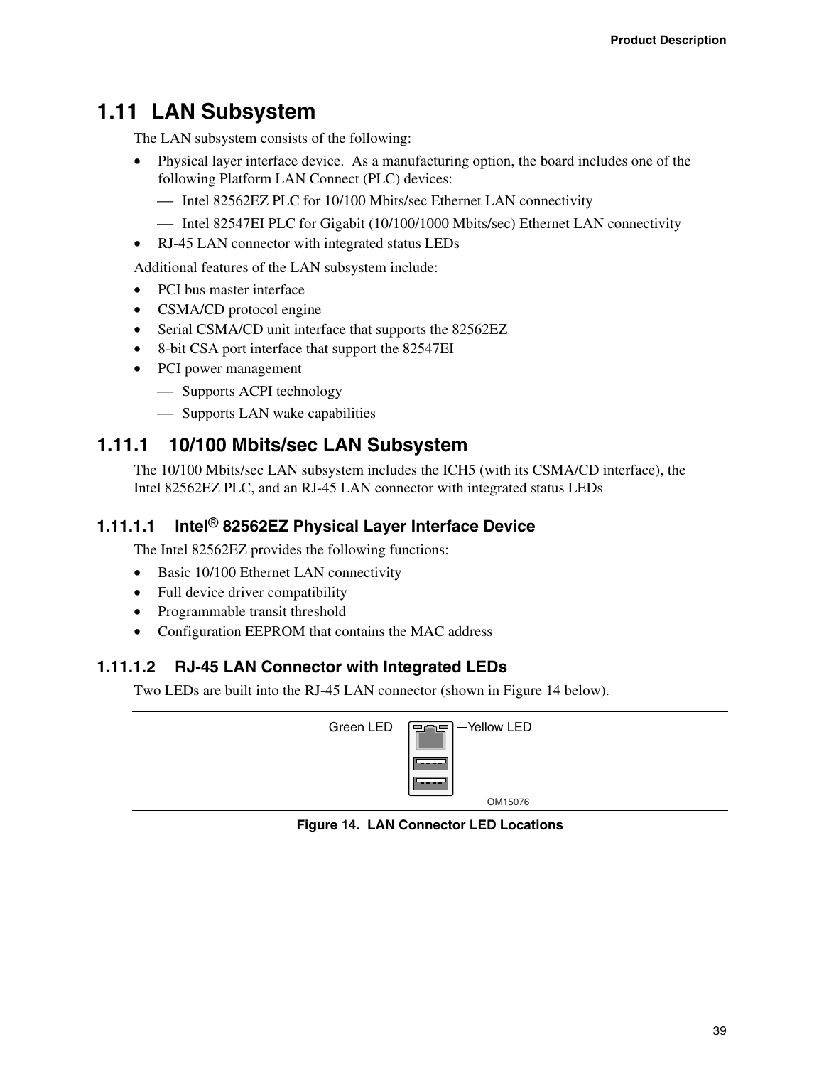## 1.11 LAN Subsystem

The LAN subsystem consists of the following:

- Physical layer interface device. As a manufacturing option, the board includes one of the following Platform LAN Connect (PLC) devices:
  - Intel 82562EZ PLC for 10/100 Mbits/sec Ethernet LAN connectivity
  - Intel 82547EI PLC for Gigabit (10/100/1000 Mbits/sec) Ethernet LAN connectivity
- RJ-45 LAN connector with integrated status LEDs

Additional features of the LAN subsystem include:

- PCI bus master interface
- CSMA/CD protocol engine
- Serial CSMA/CD unit interface that supports the 82562EZ
- 8-bit CSA port interface that support the 82547EI
- PCI power management
  - Supports ACPI technology
  - Supports LAN wake capabilities

### 1.11.1 10/100 Mbits/sec LAN Subsystem

The 10/100 Mbits/sec LAN subsystem includes the ICH5 (with its CSMA/CD interface), the Intel 82562EZ PLC, and an RJ-45 LAN connector with integrated status LEDs

#### 1.11.1.1 Intel® 82562EZ Physical Layer Interface Device

The Intel 82562EZ provides the following functions:

- Basic 10/100 Ethernet LAN connectivity
- Full device driver compatibility
- Programmable transit threshold
- Configuration EEPROM that contains the MAC address

#### 1.11.1.2 RJ-45 LAN Connector with Integrated LEDs

Two LEDs are built into the RJ-45 LAN connector (shown in Figure 14 below).

Green LED — Yellow LED

OM15076

**Figure 14. LAN Connector LED Locations**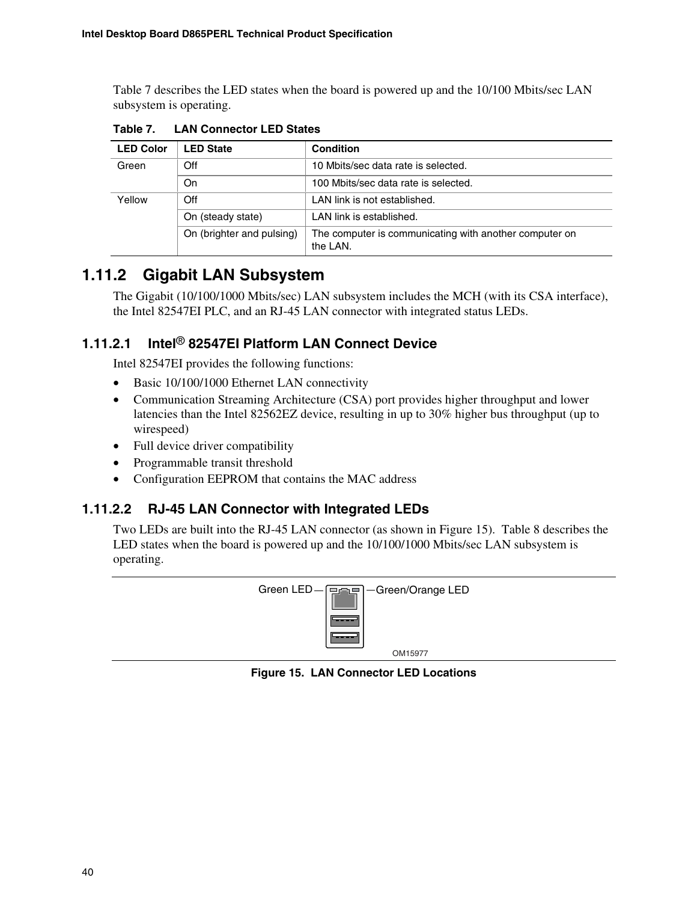Table 7 describes the LED states when the board is powered up and the 10/100 Mbits/sec LAN subsystem is operating.

**Table 7. LAN Connector LED States**

| LED Color | LED State | Condition |
|---|---|---|
| Green | Off | 10 Mbits/sec data rate is selected. |
| | On | 100 Mbits/sec data rate is selected. |
| Yellow | Off | LAN link is not established. |
| | On (steady state) | LAN link is established. |
| | On (brighter and pulsing) | The computer is communicating with another computer on the LAN. |

## 1.11.2 Gigabit LAN Subsystem

The Gigabit (10/100/1000 Mbits/sec) LAN subsystem includes the MCH (with its CSA interface), the Intel 82547EI PLC, and an RJ-45 LAN connector with integrated status LEDs.

### 1.11.2.1 Intel® 82547EI Platform LAN Connect Device

Intel 82547EI provides the following functions:

- Basic 10/100/1000 Ethernet LAN connectivity
- Communication Streaming Architecture (CSA) port provides higher throughput and lower latencies than the Intel 82562EZ device, resulting in up to 30% higher bus throughput (up to wirespeed)
- Full device driver compatibility
- Programmable transit threshold
- Configuration EEPROM that contains the MAC address

### 1.11.2.2 RJ-45 LAN Connector with Integrated LEDs

Two LEDs are built into the RJ-45 LAN connector (as shown in Figure 15). Table 8 describes the LED states when the board is powered up and the 10/100/1000 Mbits/sec LAN subsystem is operating.

Green LED — Green/Orange LED

OM15977

**Figure 15. LAN Connector LED Locations**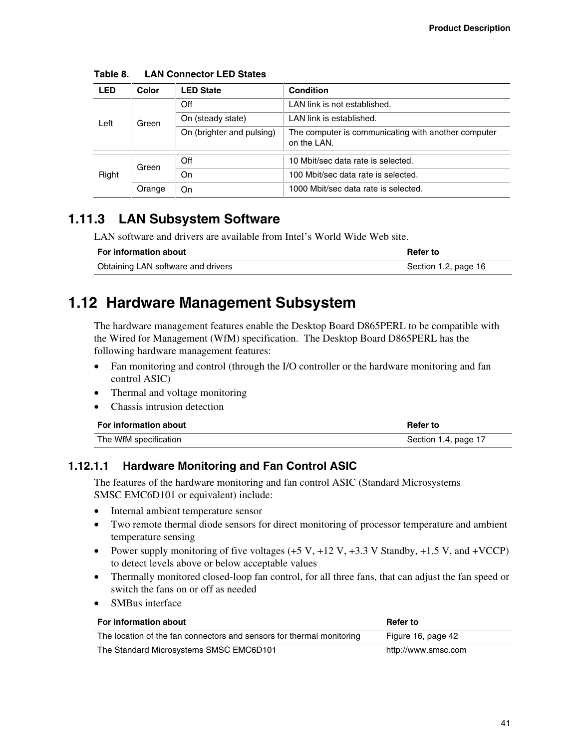**Table 8. LAN Connector LED States**

| LED | Color | LED State | Condition |
|---|---|---|---|
| Left | Green | Off | LAN link is not established. |
| | | On (steady state) | LAN link is established. |
| | | On (brighter and pulsing) | The computer is communicating with another computer on the LAN. |
| Right | Green | Off | 10 Mbit/sec data rate is selected. |
| | | On | 100 Mbit/sec data rate is selected. |
| | Orange | On | 1000 Mbit/sec data rate is selected. |

### 1.11.3 LAN Subsystem Software

LAN software and drivers are available from Intel's World Wide Web site.

| For information about | Refer to |
|---|---|
| Obtaining LAN software and drivers | Section 1.2, page 16 |

## 1.12 Hardware Management Subsystem

The hardware management features enable the Desktop Board D865PERL to be compatible with the Wired for Management (WfM) specification. The Desktop Board D865PERL has the following hardware management features:

- Fan monitoring and control (through the I/O controller or the hardware monitoring and fan control ASIC)
- Thermal and voltage monitoring
- Chassis intrusion detection

| For information about | Refer to |
|---|---|
| The WfM specification | Section 1.4, page 17 |

#### 1.12.1.1 Hardware Monitoring and Fan Control ASIC

The features of the hardware monitoring and fan control ASIC (Standard Microsystems SMSC EMC6D101 or equivalent) include:

- Internal ambient temperature sensor
- Two remote thermal diode sensors for direct monitoring of processor temperature and ambient temperature sensing
- Power supply monitoring of five voltages (+5 V, +12 V, +3.3 V Standby, +1.5 V, and +VCCP) to detect levels above or below acceptable values
- Thermally monitored closed-loop fan control, for all three fans, that can adjust the fan speed or switch the fans on or off as needed
- SMBus interface

| For information about | Refer to |
|---|---|
| The location of the fan connectors and sensors for thermal monitoring | Figure 16, page 42 |
| The Standard Microsystems SMSC EMC6D101 | http://www.smsc.com |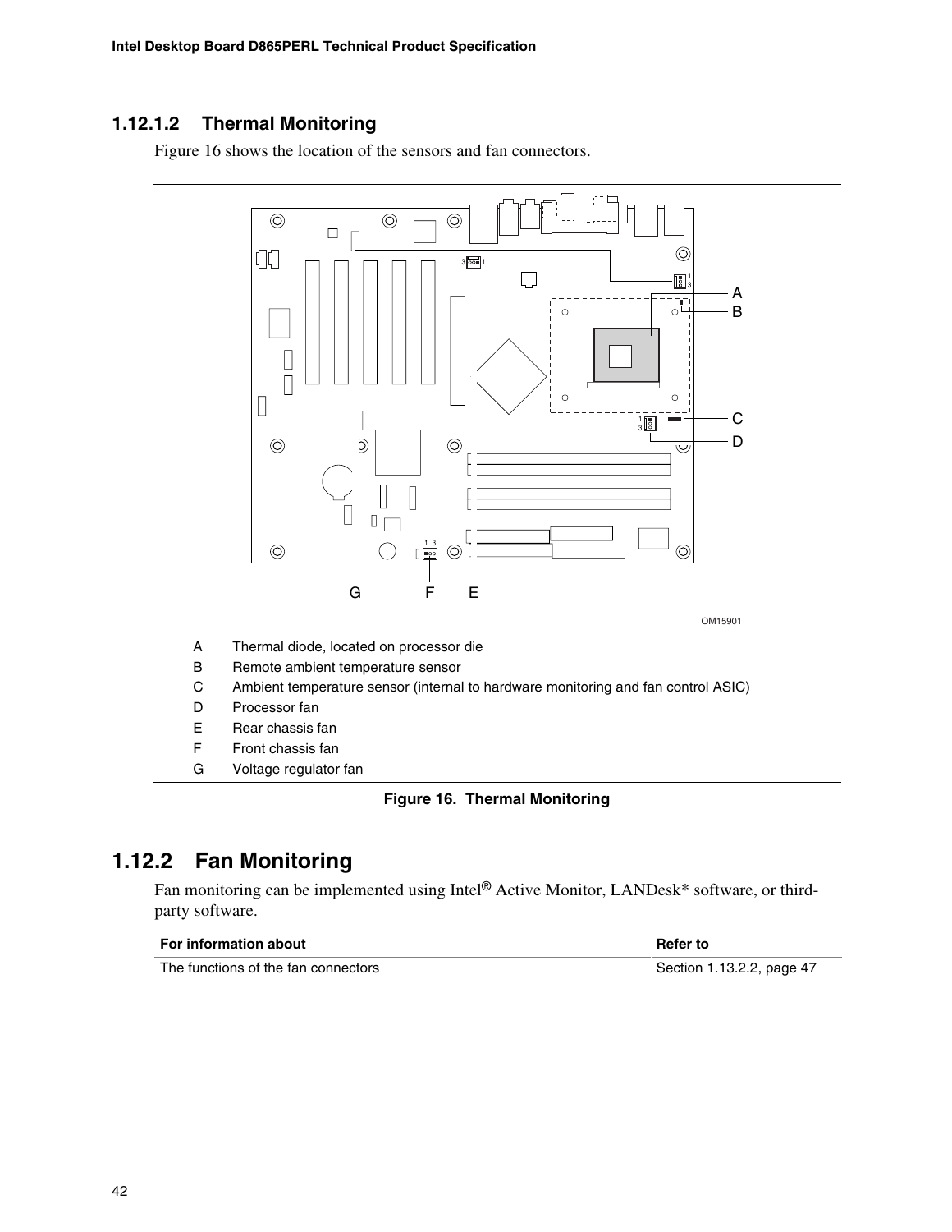### 1.12.1.2 Thermal Monitoring

Figure 16 shows the location of the sensors and fan connectors.

A Thermal diode, located on processor die
B Remote ambient temperature sensor
C Ambient temperature sensor (internal to hardware monitoring and fan control ASIC)
D Processor fan
E Rear chassis fan
F Front chassis fan
G Voltage regulator fan

**Figure 16. Thermal Monitoring**

## 1.12.2 Fan Monitoring

Fan monitoring can be implemented using Intel® Active Monitor, LANDesk* software, or third-party software.

| For information about | Refer to |
|---|---|
| The functions of the fan connectors | Section 1.13.2.2, page 47 |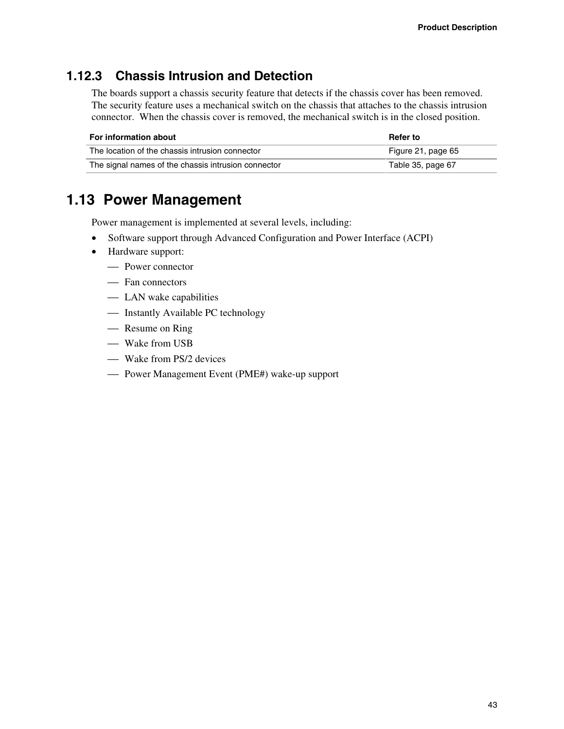### 1.12.3 Chassis Intrusion and Detection

The boards support a chassis security feature that detects if the chassis cover has been removed. The security feature uses a mechanical switch on the chassis that attaches to the chassis intrusion connector. When the chassis cover is removed, the mechanical switch is in the closed position.

| For information about | Refer to |
|---|---|
| The location of the chassis intrusion connector | Figure 21, page 65 |
| The signal names of the chassis intrusion connector | Table 35, page 67 |

## 1.13 Power Management

Power management is implemented at several levels, including:

- Software support through Advanced Configuration and Power Interface (ACPI)
- Hardware support:
  - Power connector
  - Fan connectors
  - LAN wake capabilities
  - Instantly Available PC technology
  - Resume on Ring
  - Wake from USB
  - Wake from PS/2 devices
  - Power Management Event (PME#) wake-up support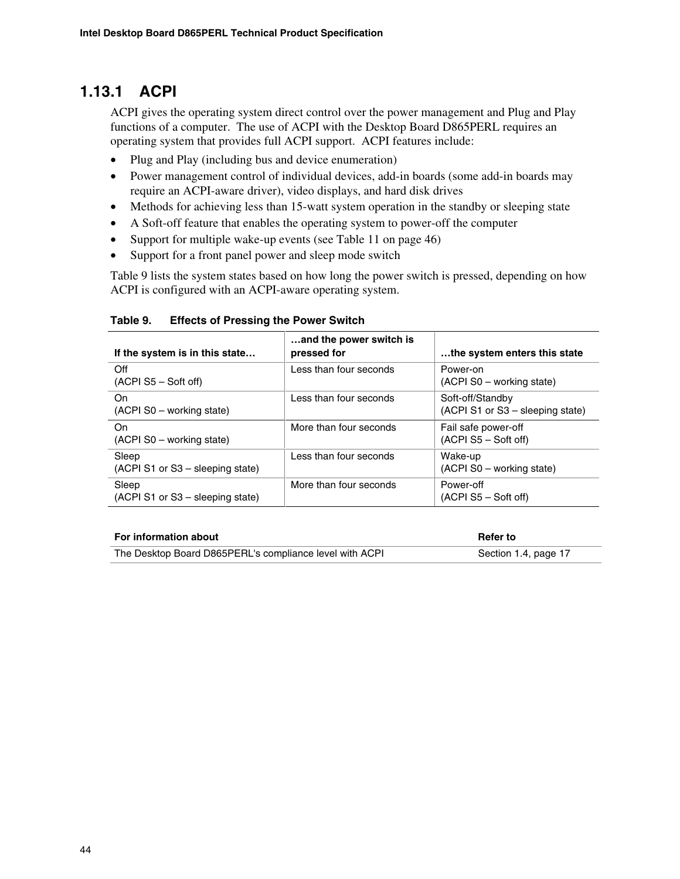### 1.13.1 ACPI

ACPI gives the operating system direct control over the power management and Plug and Play functions of a computer. The use of ACPI with the Desktop Board D865PERL requires an operating system that provides full ACPI support. ACPI features include:

- Plug and Play (including bus and device enumeration)
- Power management control of individual devices, add-in boards (some add-in boards may require an ACPI-aware driver), video displays, and hard disk drives
- Methods for achieving less than 15-watt system operation in the standby or sleeping state
- A Soft-off feature that enables the operating system to power-off the computer
- Support for multiple wake-up events (see Table 11 on page 46)
- Support for a front panel power and sleep mode switch

Table 9 lists the system states based on how long the power switch is pressed, depending on how ACPI is configured with an ACPI-aware operating system.

**Table 9. Effects of Pressing the Power Switch**

| If the system is in this state… | …and the power switch is pressed for | …the system enters this state |
|---|---|---|
| Off<br>(ACPI S5 – Soft off) | Less than four seconds | Power-on<br>(ACPI S0 – working state) |
| On<br>(ACPI S0 – working state) | Less than four seconds | Soft-off/Standby<br>(ACPI S1 or S3 – sleeping state) |
| On<br>(ACPI S0 – working state) | More than four seconds | Fail safe power-off<br>(ACPI S5 – Soft off) |
| Sleep<br>(ACPI S1 or S3 – sleeping state) | Less than four seconds | Wake-up<br>(ACPI S0 – working state) |
| Sleep<br>(ACPI S1 or S3 – sleeping state) | More than four seconds | Power-off<br>(ACPI S5 – Soft off) |

| For information about | Refer to |
|---|---|
| The Desktop Board D865PERL's compliance level with ACPI | Section 1.4, page 17 |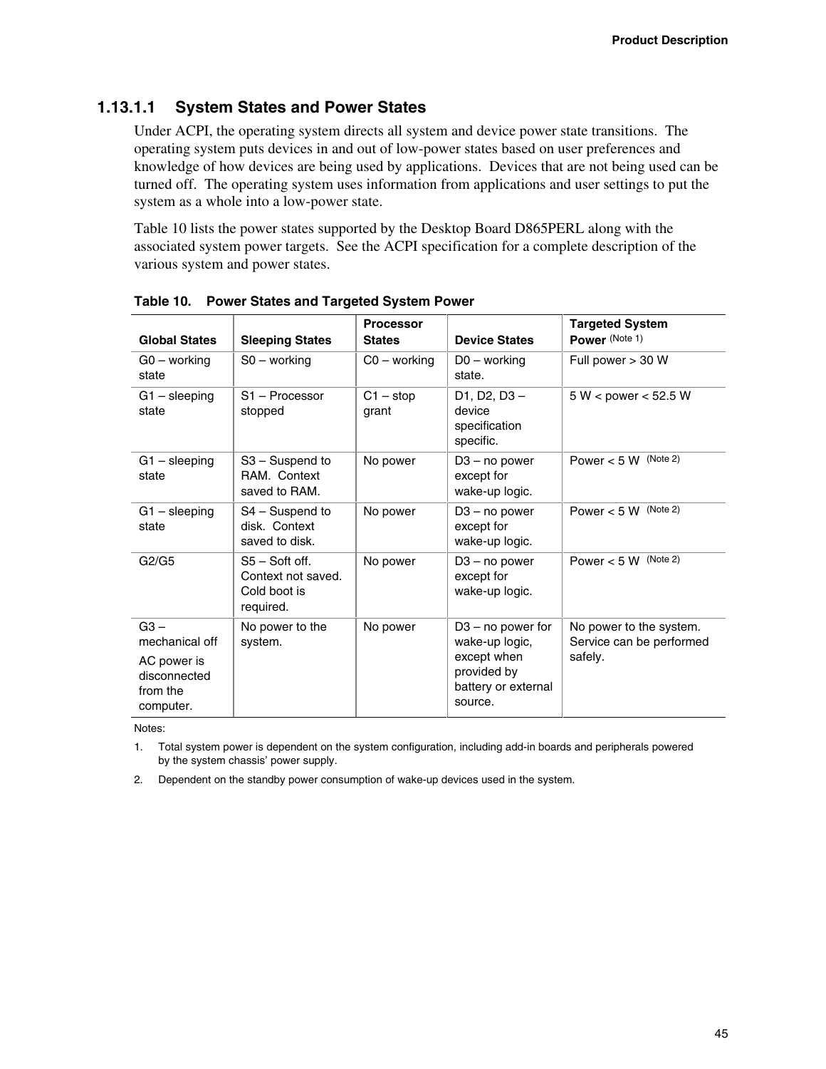### 1.13.1.1 System States and Power States

Under ACPI, the operating system directs all system and device power state transitions. The operating system puts devices in and out of low-power states based on user preferences and knowledge of how devices are being used by applications. Devices that are not being used can be turned off. The operating system uses information from applications and user settings to put the system as a whole into a low-power state.

Table 10 lists the power states supported by the Desktop Board D865PERL along with the associated system power targets. See the ACPI specification for a complete description of the various system and power states.

**Table 10. Power States and Targeted System Power**

| Global States | Sleeping States | Processor States | Device States | Targeted System Power (Note 1) |
|---|---|---|---|---|
| G0 – working state | S0 – working | C0 – working | D0 – working state. | Full power > 30 W |
| G1 – sleeping state | S1 – Processor stopped | C1 – stop grant | D1, D2, D3 – device specification specific. | 5 W < power < 52.5 W |
| G1 – sleeping state | S3 – Suspend to RAM. Context saved to RAM. | No power | D3 – no power except for wake-up logic. | Power < 5 W (Note 2) |
| G1 – sleeping state | S4 – Suspend to disk. Context saved to disk. | No power | D3 – no power except for wake-up logic. | Power < 5 W (Note 2) |
| G2/G5 | S5 – Soft off. Context not saved. Cold boot is required. | No power | D3 – no power except for wake-up logic. | Power < 5 W (Note 2) |
| G3 – mechanical off<br>AC power is disconnected from the computer. | No power to the system. | No power | D3 – no power for wake-up logic, except when provided by battery or external source. | No power to the system. Service can be performed safely. |

Notes:

1. Total system power is dependent on the system configuration, including add-in boards and peripherals powered by the system chassis' power supply.
2. Dependent on the standby power consumption of wake-up devices used in the system.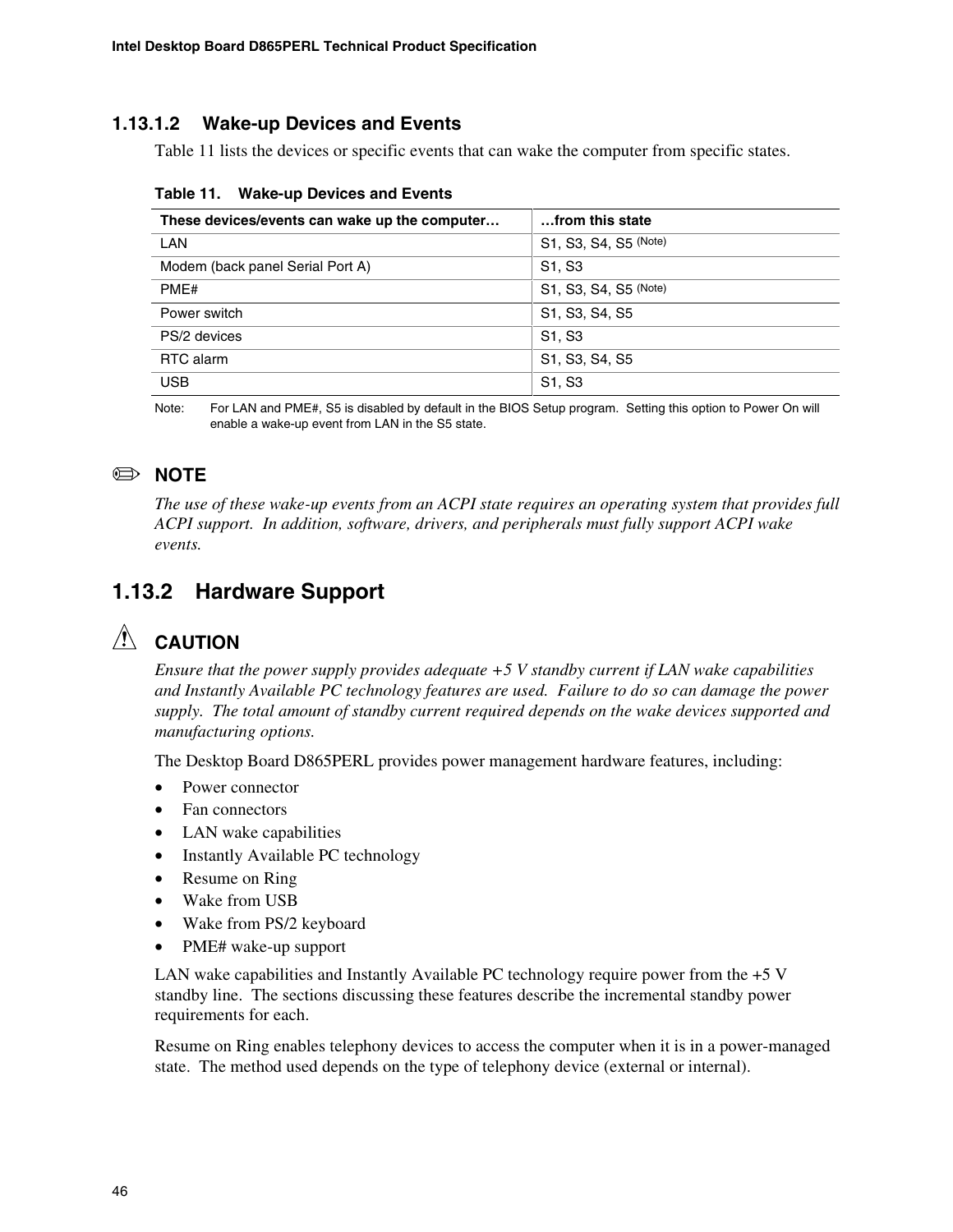### 1.13.1.2 Wake-up Devices and Events

Table 11 lists the devices or specific events that can wake the computer from specific states.

**Table 11. Wake-up Devices and Events**

| These devices/events can wake up the computer… | …from this state |
|---|---|
| LAN | S1, S3, S4, S5 (Note) |
| Modem (back panel Serial Port A) | S1, S3 |
| PME# | S1, S3, S4, S5 (Note) |
| Power switch | S1, S3, S4, S5 |
| PS/2 devices | S1, S3 |
| RTC alarm | S1, S3, S4, S5 |
| USB | S1, S3 |

Note: For LAN and PME#, S5 is disabled by default in the BIOS Setup program. Setting this option to Power On will enable a wake-up event from LAN in the S5 state.

✏ **NOTE**

*The use of these wake-up events from an ACPI state requires an operating system that provides full ACPI support. In addition, software, drivers, and peripherals must fully support ACPI wake events.*

## 1.13.2 Hardware Support

⚠ **CAUTION**

*Ensure that the power supply provides adequate +5 V standby current if LAN wake capabilities and Instantly Available PC technology features are used. Failure to do so can damage the power supply. The total amount of standby current required depends on the wake devices supported and manufacturing options.*

The Desktop Board D865PERL provides power management hardware features, including:

- Power connector
- Fan connectors
- LAN wake capabilities
- Instantly Available PC technology
- Resume on Ring
- Wake from USB
- Wake from PS/2 keyboard
- PME# wake-up support

LAN wake capabilities and Instantly Available PC technology require power from the +5 V standby line. The sections discussing these features describe the incremental standby power requirements for each.

Resume on Ring enables telephony devices to access the computer when it is in a power-managed state. The method used depends on the type of telephony device (external or internal).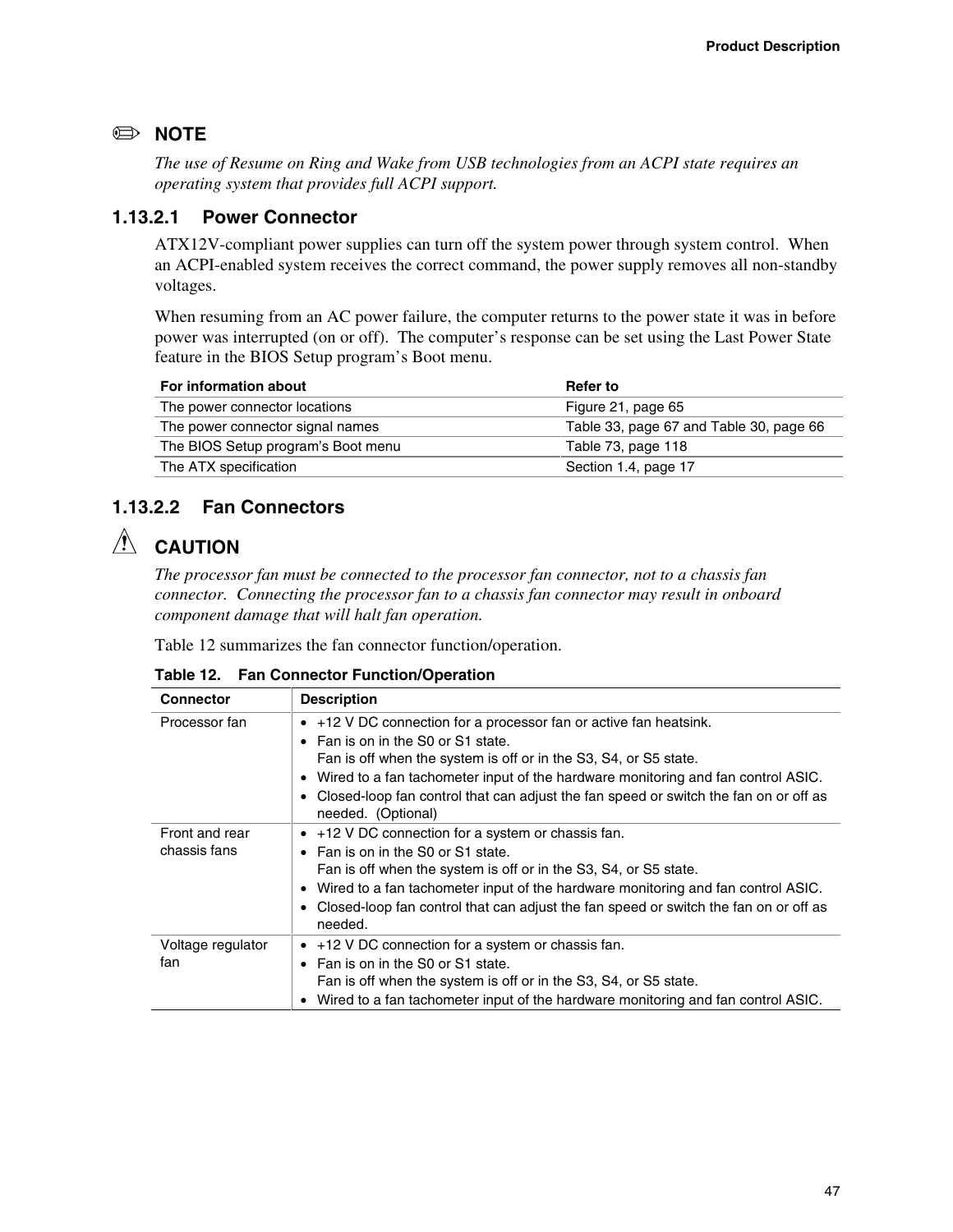**NOTE**

*The use of Resume on Ring and Wake from USB technologies from an ACPI state requires an operating system that provides full ACPI support.*

### 1.13.2.1 Power Connector

ATX12V-compliant power supplies can turn off the system power through system control. When an ACPI-enabled system receives the correct command, the power supply removes all non-standby voltages.

When resuming from an AC power failure, the computer returns to the power state it was in before power was interrupted (on or off). The computer's response can be set using the Last Power State feature in the BIOS Setup program's Boot menu.

| For information about | Refer to |
|---|---|
| The power connector locations | Figure 21, page 65 |
| The power connector signal names | Table 33, page 67 and Table 30, page 66 |
| The BIOS Setup program's Boot menu | Table 73, page 118 |
| The ATX specification | Section 1.4, page 17 |

### 1.13.2.2 Fan Connectors

**CAUTION**

*The processor fan must be connected to the processor fan connector, not to a chassis fan connector. Connecting the processor fan to a chassis fan connector may result in onboard component damage that will halt fan operation.*

Table 12 summarizes the fan connector function/operation.

**Table 12. Fan Connector Function/Operation**

| Connector | Description |
|---|---|
| Processor fan | • +12 V DC connection for a processor fan or active fan heatsink.<br>• Fan is on in the S0 or S1 state.<br>Fan is off when the system is off or in the S3, S4, or S5 state.<br>• Wired to a fan tachometer input of the hardware monitoring and fan control ASIC.<br>• Closed-loop fan control that can adjust the fan speed or switch the fan on or off as needed. (Optional) |
| Front and rear chassis fans | • +12 V DC connection for a system or chassis fan.<br>• Fan is on in the S0 or S1 state.<br>Fan is off when the system is off or in the S3, S4, or S5 state.<br>• Wired to a fan tachometer input of the hardware monitoring and fan control ASIC.<br>• Closed-loop fan control that can adjust the fan speed or switch the fan on or off as needed. |
| Voltage regulator fan | • +12 V DC connection for a system or chassis fan.<br>• Fan is on in the S0 or S1 state.<br>Fan is off when the system is off or in the S3, S4, or S5 state.<br>• Wired to a fan tachometer input of the hardware monitoring and fan control ASIC. |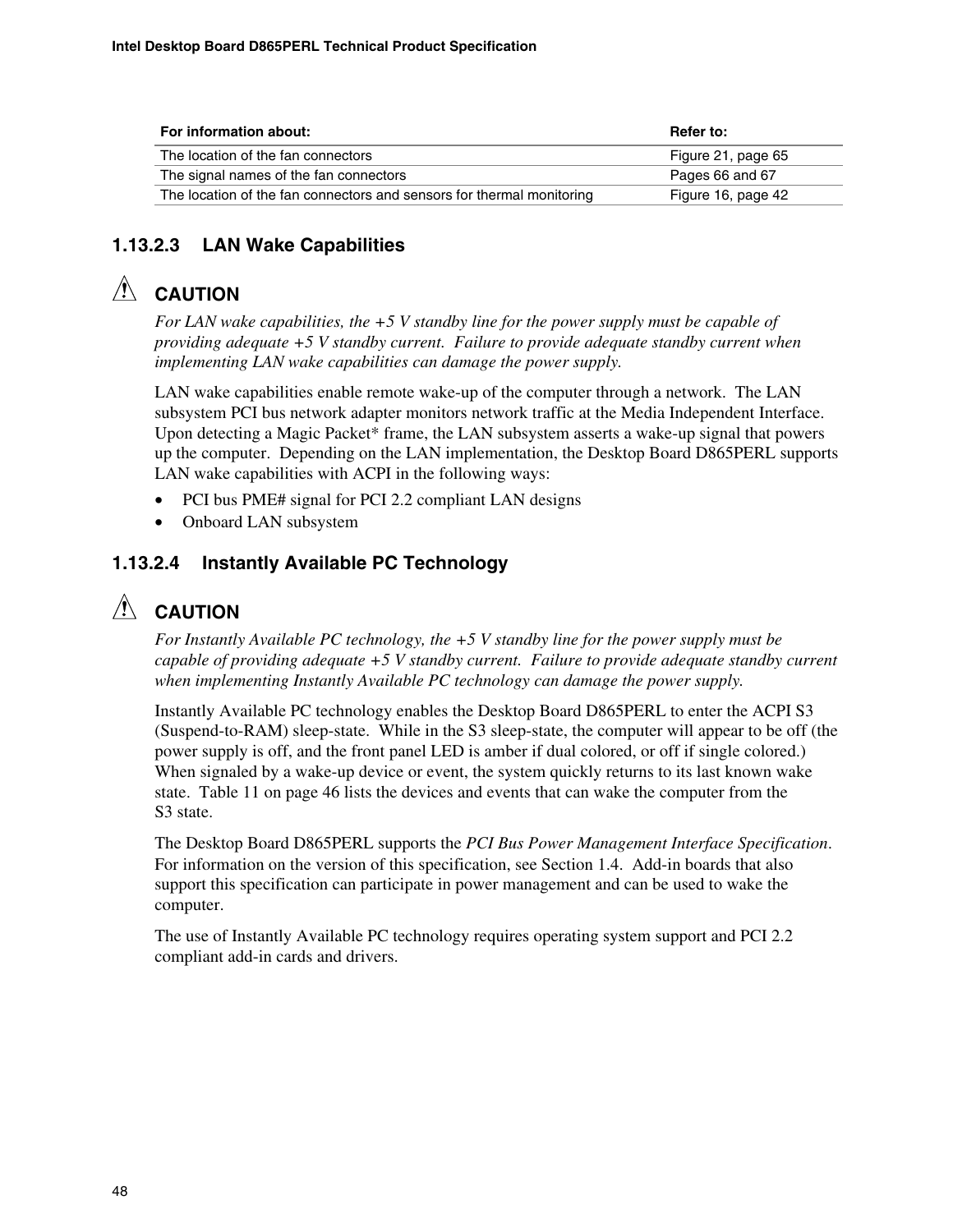| For information about: | Refer to: |
|---|---|
| The location of the fan connectors | Figure 21, page 65 |
| The signal names of the fan connectors | Pages 66 and 67 |
| The location of the fan connectors and sensors for thermal monitoring | Figure 16, page 42 |

#### 1.13.2.3 LAN Wake Capabilities

**CAUTION**

*For LAN wake capabilities, the +5 V standby line for the power supply must be capable of providing adequate +5 V standby current. Failure to provide adequate standby current when implementing LAN wake capabilities can damage the power supply.*

LAN wake capabilities enable remote wake-up of the computer through a network. The LAN subsystem PCI bus network adapter monitors network traffic at the Media Independent Interface. Upon detecting a Magic Packet* frame, the LAN subsystem asserts a wake-up signal that powers up the computer. Depending on the LAN implementation, the Desktop Board D865PERL supports LAN wake capabilities with ACPI in the following ways:

- PCI bus PME# signal for PCI 2.2 compliant LAN designs
- Onboard LAN subsystem

#### 1.13.2.4 Instantly Available PC Technology

**CAUTION**

*For Instantly Available PC technology, the +5 V standby line for the power supply must be capable of providing adequate +5 V standby current. Failure to provide adequate standby current when implementing Instantly Available PC technology can damage the power supply.*

Instantly Available PC technology enables the Desktop Board D865PERL to enter the ACPI S3 (Suspend-to-RAM) sleep-state. While in the S3 sleep-state, the computer will appear to be off (the power supply is off, and the front panel LED is amber if dual colored, or off if single colored.) When signaled by a wake-up device or event, the system quickly returns to its last known wake state. Table 11 on page 46 lists the devices and events that can wake the computer from the S3 state.

The Desktop Board D865PERL supports the *PCI Bus Power Management Interface Specification*. For information on the version of this specification, see Section 1.4. Add-in boards that also support this specification can participate in power management and can be used to wake the computer.

The use of Instantly Available PC technology requires operating system support and PCI 2.2 compliant add-in cards and drivers.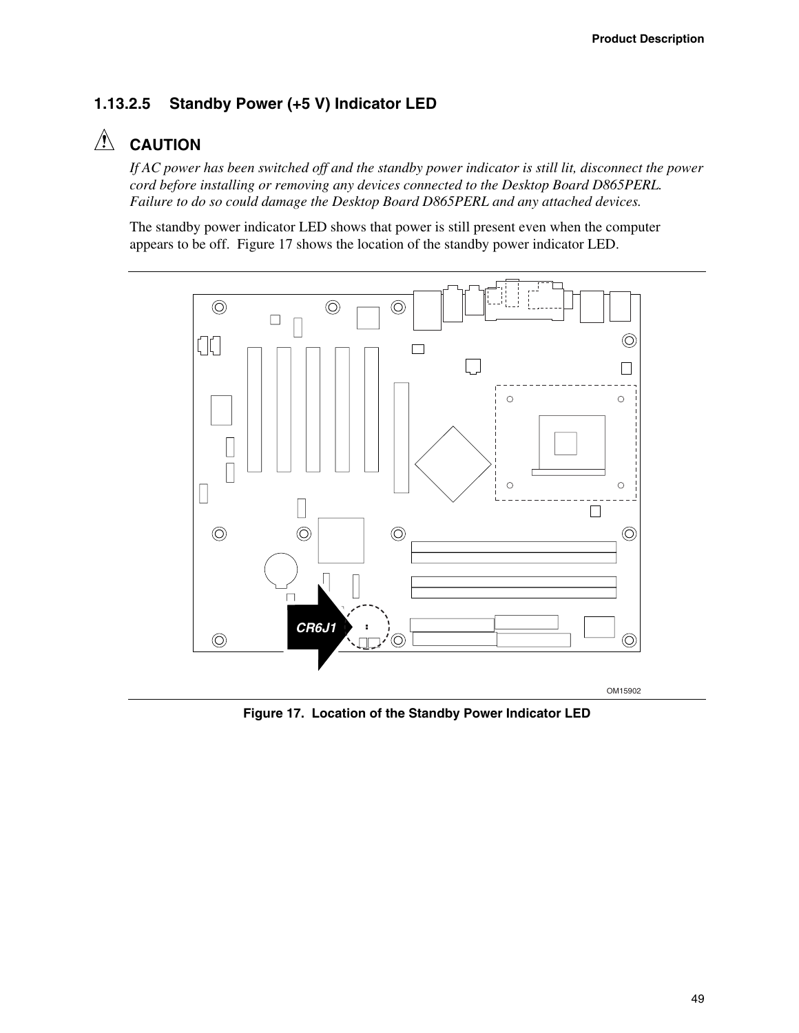### 1.13.2.5 Standby Power (+5 V) Indicator LED

**CAUTION**

*If AC power has been switched off and the standby power indicator is still lit, disconnect the power cord before installing or removing any devices connected to the Desktop Board D865PERL. Failure to do so could damage the Desktop Board D865PERL and any attached devices.*

The standby power indicator LED shows that power is still present even when the computer appears to be off. Figure 17 shows the location of the standby power indicator LED.

CR6J1

OM15902

**Figure 17. Location of the Standby Power Indicator LED**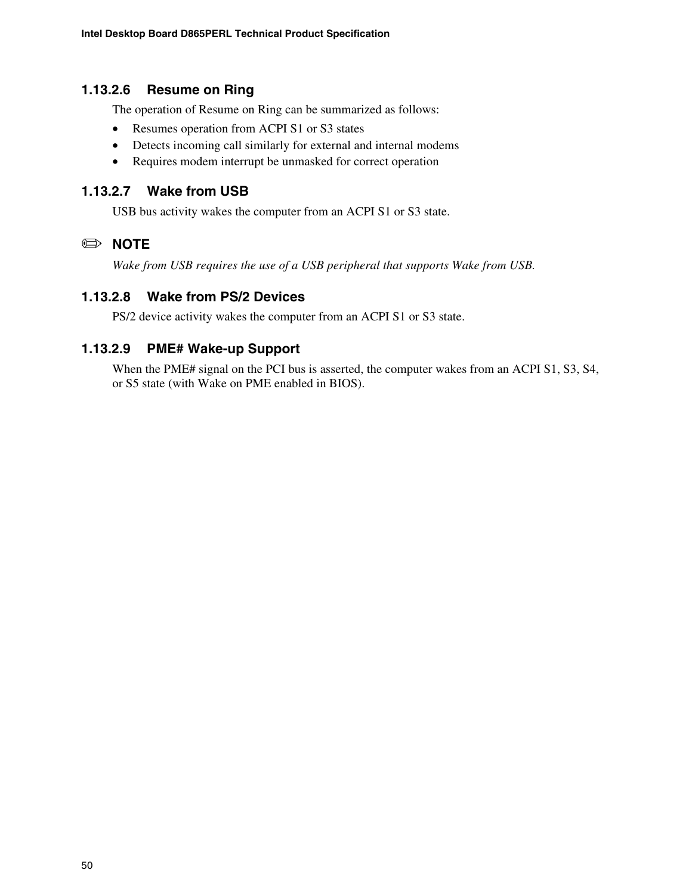#### 1.13.2.6 Resume on Ring

The operation of Resume on Ring can be summarized as follows:

- Resumes operation from ACPI S1 or S3 states
- Detects incoming call similarly for external and internal modems
- Requires modem interrupt be unmasked for correct operation

#### 1.13.2.7 Wake from USB

USB bus activity wakes the computer from an ACPI S1 or S3 state.

✏ **NOTE**

*Wake from USB requires the use of a USB peripheral that supports Wake from USB.*

#### 1.13.2.8 Wake from PS/2 Devices

PS/2 device activity wakes the computer from an ACPI S1 or S3 state.

#### 1.13.2.9 PME# Wake-up Support

When the PME# signal on the PCI bus is asserted, the computer wakes from an ACPI S1, S3, S4, or S5 state (with Wake on PME enabled in BIOS).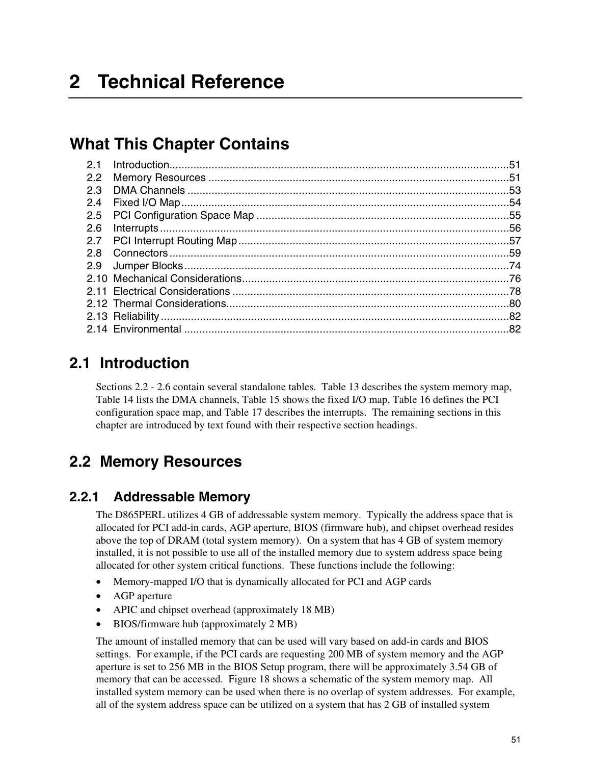# 2 Technical Reference

## What This Chapter Contains

| | | |
|---|---|---|
| 2.1 | Introduction | 51 |
| 2.2 | Memory Resources | 51 |
| 2.3 | DMA Channels | 53 |
| 2.4 | Fixed I/O Map | 54 |
| 2.5 | PCI Configuration Space Map | 55 |
| 2.6 | Interrupts | 56 |
| 2.7 | PCI Interrupt Routing Map | 57 |
| 2.8 | Connectors | 59 |
| 2.9 | Jumper Blocks | 74 |
| 2.10 | Mechanical Considerations | 76 |
| 2.11 | Electrical Considerations | 78 |
| 2.12 | Thermal Considerations | 80 |
| 2.13 | Reliability | 82 |
| 2.14 | Environmental | 82 |

## 2.1 Introduction

Sections 2.2 - 2.6 contain several standalone tables. Table 13 describes the system memory map, Table 14 lists the DMA channels, Table 15 shows the fixed I/O map, Table 16 defines the PCI configuration space map, and Table 17 describes the interrupts. The remaining sections in this chapter are introduced by text found with their respective section headings.

## 2.2 Memory Resources

### 2.2.1 Addressable Memory

The D865PERL utilizes 4 GB of addressable system memory. Typically the address space that is allocated for PCI add-in cards, AGP aperture, BIOS (firmware hub), and chipset overhead resides above the top of DRAM (total system memory). On a system that has 4 GB of system memory installed, it is not possible to use all of the installed memory due to system address space being allocated for other system critical functions. These functions include the following:

- Memory-mapped I/O that is dynamically allocated for PCI and AGP cards
- AGP aperture
- APIC and chipset overhead (approximately 18 MB)
- BIOS/firmware hub (approximately 2 MB)

The amount of installed memory that can be used will vary based on add-in cards and BIOS settings. For example, if the PCI cards are requesting 200 MB of system memory and the AGP aperture is set to 256 MB in the BIOS Setup program, there will be approximately 3.54 GB of memory that can be accessed. Figure 18 shows a schematic of the system memory map. All installed system memory can be used when there is no overlap of system addresses. For example, all of the system address space can be utilized on a system that has 2 GB of installed system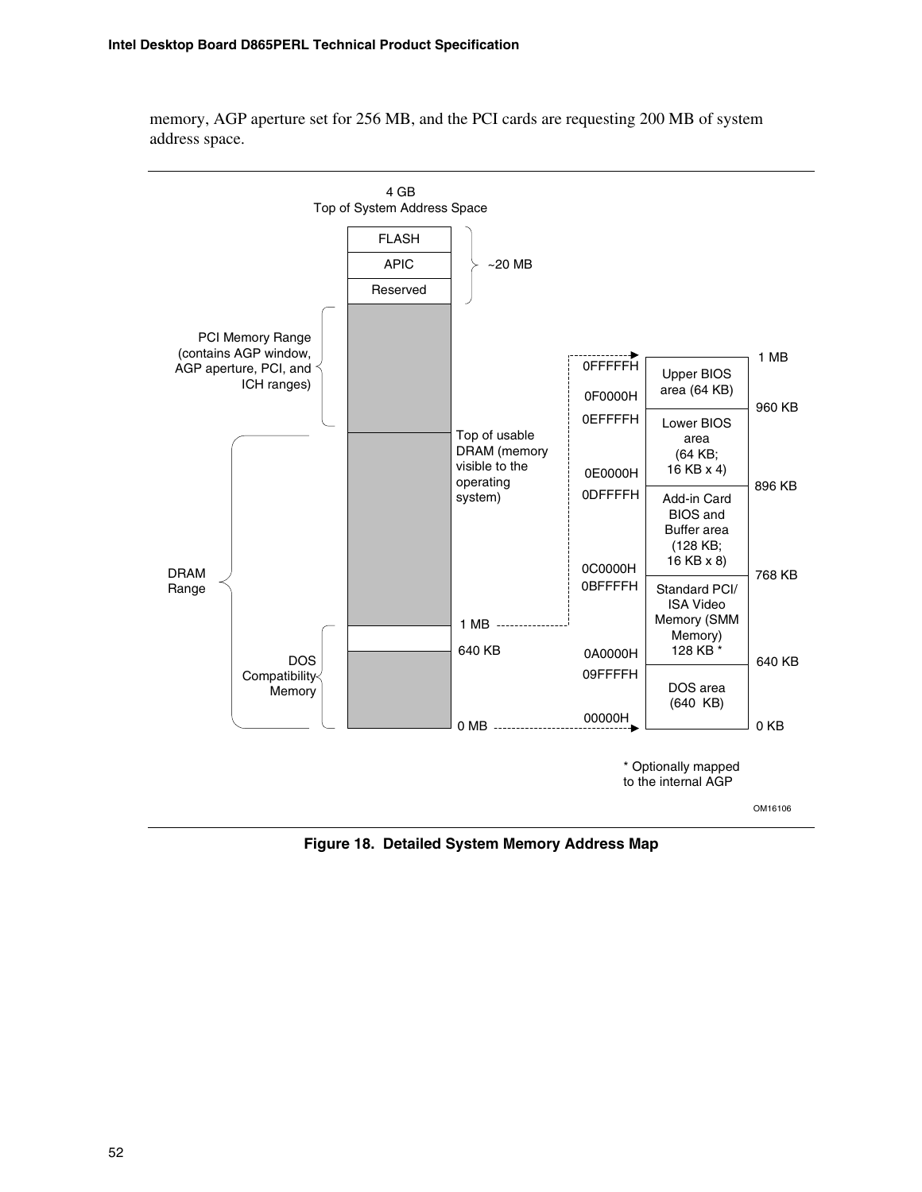memory, AGP aperture set for 256 MB, and the PCI cards are requesting 200 MB of system address space.

4 GB
Top of System Address Space

| Address range | Region |
|---|---|
| FLASH | ~20 MB |
| APIC | |
| Reserved | |

PCI Memory Range (contains AGP window, AGP aperture, PCI, and ICH ranges)

Top of usable DRAM (memory visible to the operating system)

DRAM Range

DOS Compatibility Memory

1 MB

640 KB

0 MB

| Address | Area | Size boundary |
|---|---|---|
| 0FFFFFH – 0F0000H | Upper BIOS area (64 KB) | 960 KB – 1 MB |
| 0EFFFFH – 0E0000H | Lower BIOS area (64 KB; 16 KB x 4) | 896 KB – 960 KB |
| 0DFFFFH – 0C0000H | Add-in Card BIOS and Buffer area (128 KB; 16 KB x 8) | 768 KB – 896 KB |
| 0BFFFFH – 0A0000H | Standard PCI/ ISA Video Memory (SMM Memory) 128 KB * | 640 KB – 768 KB |
| 09FFFFH – 00000H | DOS area (640 KB) | 0 KB – 640 KB |

* Optionally mapped to the internal AGP

OM16106

**Figure 18. Detailed System Memory Address Map**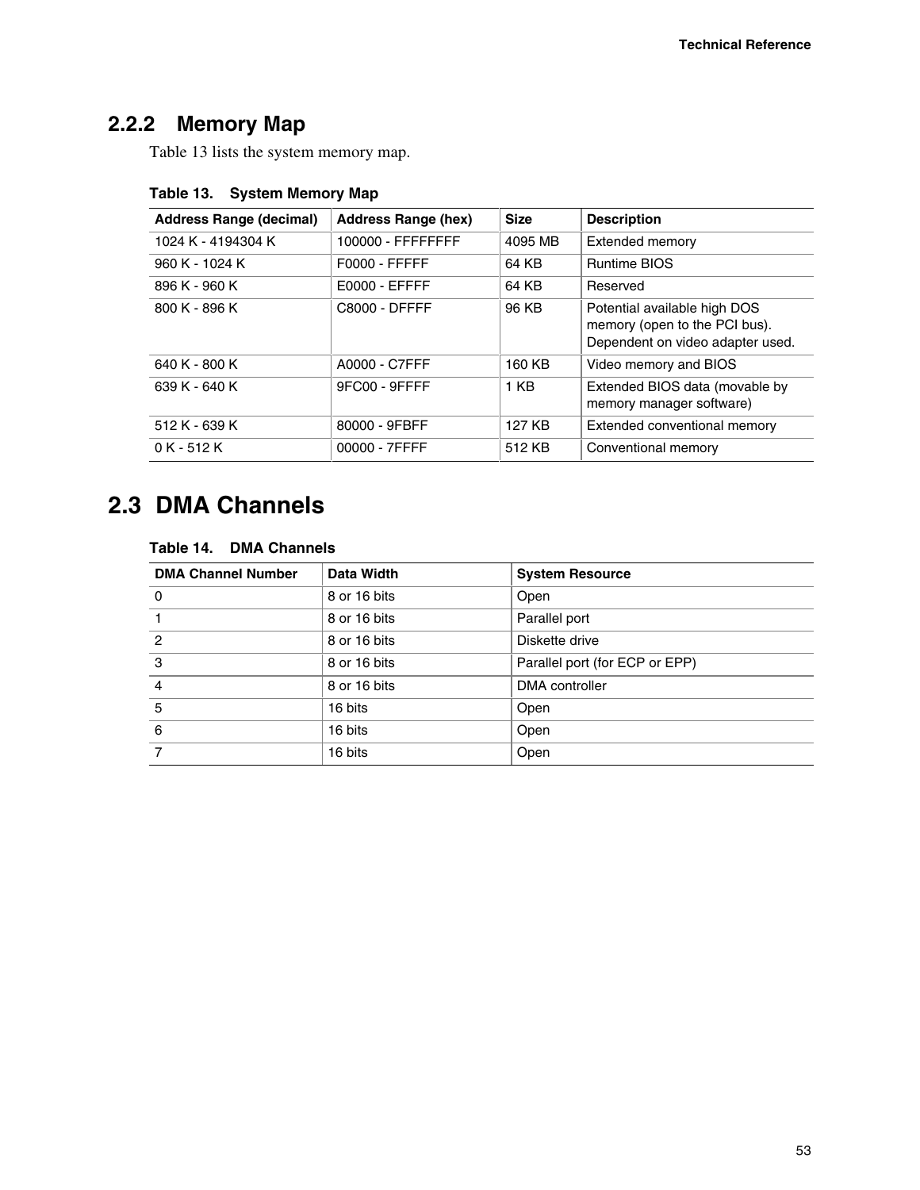### 2.2.2 Memory Map

Table 13 lists the system memory map.

**Table 13. System Memory Map**

| Address Range (decimal) | Address Range (hex) | Size | Description |
|---|---|---|---|
| 1024 K - 4194304 K | 100000 - FFFFFFFF | 4095 MB | Extended memory |
| 960 K - 1024 K | F0000 - FFFFF | 64 KB | Runtime BIOS |
| 896 K - 960 K | E0000 - EFFFF | 64 KB | Reserved |
| 800 K - 896 K | C8000 - DFFFF | 96 KB | Potential available high DOS memory (open to the PCI bus). Dependent on video adapter used. |
| 640 K - 800 K | A0000 - C7FFF | 160 KB | Video memory and BIOS |
| 639 K - 640 K | 9FC00 - 9FFFF | 1 KB | Extended BIOS data (movable by memory manager software) |
| 512 K - 639 K | 80000 - 9FBFF | 127 KB | Extended conventional memory |
| 0 K - 512 K | 00000 - 7FFFF | 512 KB | Conventional memory |

## 2.3 DMA Channels

**Table 14. DMA Channels**

| DMA Channel Number | Data Width | System Resource |
|---|---|---|
| 0 | 8 or 16 bits | Open |
| 1 | 8 or 16 bits | Parallel port |
| 2 | 8 or 16 bits | Diskette drive |
| 3 | 8 or 16 bits | Parallel port (for ECP or EPP) |
| 4 | 8 or 16 bits | DMA controller |
| 5 | 16 bits | Open |
| 6 | 16 bits | Open |
| 7 | 16 bits | Open |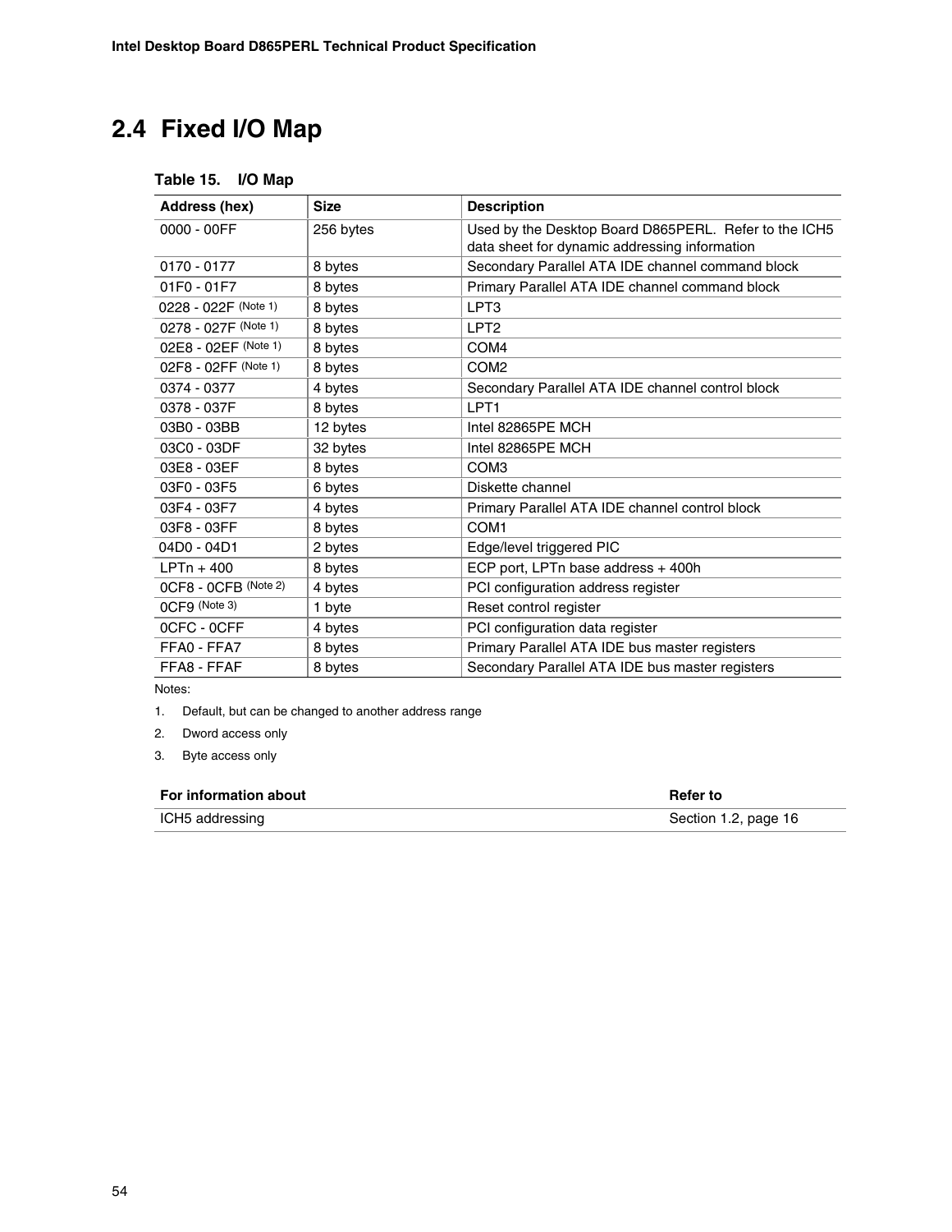## 2.4 Fixed I/O Map

**Table 15. I/O Map**

| Address (hex) | Size | Description |
|---|---|---|
| 0000 - 00FF | 256 bytes | Used by the Desktop Board D865PERL. Refer to the ICH5 data sheet for dynamic addressing information |
| 0170 - 0177 | 8 bytes | Secondary Parallel ATA IDE channel command block |
| 01F0 - 01F7 | 8 bytes | Primary Parallel ATA IDE channel command block |
| 0228 - 022F (Note 1) | 8 bytes | LPT3 |
| 0278 - 027F (Note 1) | 8 bytes | LPT2 |
| 02E8 - 02EF (Note 1) | 8 bytes | COM4 |
| 02F8 - 02FF (Note 1) | 8 bytes | COM2 |
| 0374 - 0377 | 4 bytes | Secondary Parallel ATA IDE channel control block |
| 0378 - 037F | 8 bytes | LPT1 |
| 03B0 - 03BB | 12 bytes | Intel 82865PE MCH |
| 03C0 - 03DF | 32 bytes | Intel 82865PE MCH |
| 03E8 - 03EF | 8 bytes | COM3 |
| 03F0 - 03F5 | 6 bytes | Diskette channel |
| 03F4 - 03F7 | 4 bytes | Primary Parallel ATA IDE channel control block |
| 03F8 - 03FF | 8 bytes | COM1 |
| 04D0 - 04D1 | 2 bytes | Edge/level triggered PIC |
| LPTn + 400 | 8 bytes | ECP port, LPTn base address + 400h |
| 0CF8 - 0CFB (Note 2) | 4 bytes | PCI configuration address register |
| 0CF9 (Note 3) | 1 byte | Reset control register |
| 0CFC - 0CFF | 4 bytes | PCI configuration data register |
| FFA0 - FFA7 | 8 bytes | Primary Parallel ATA IDE bus master registers |
| FFA8 - FFAF | 8 bytes | Secondary Parallel ATA IDE bus master registers |

Notes:

1. Default, but can be changed to another address range
2. Dword access only
3. Byte access only

| For information about | Refer to |
|---|---|
| ICH5 addressing | Section 1.2, page 16 |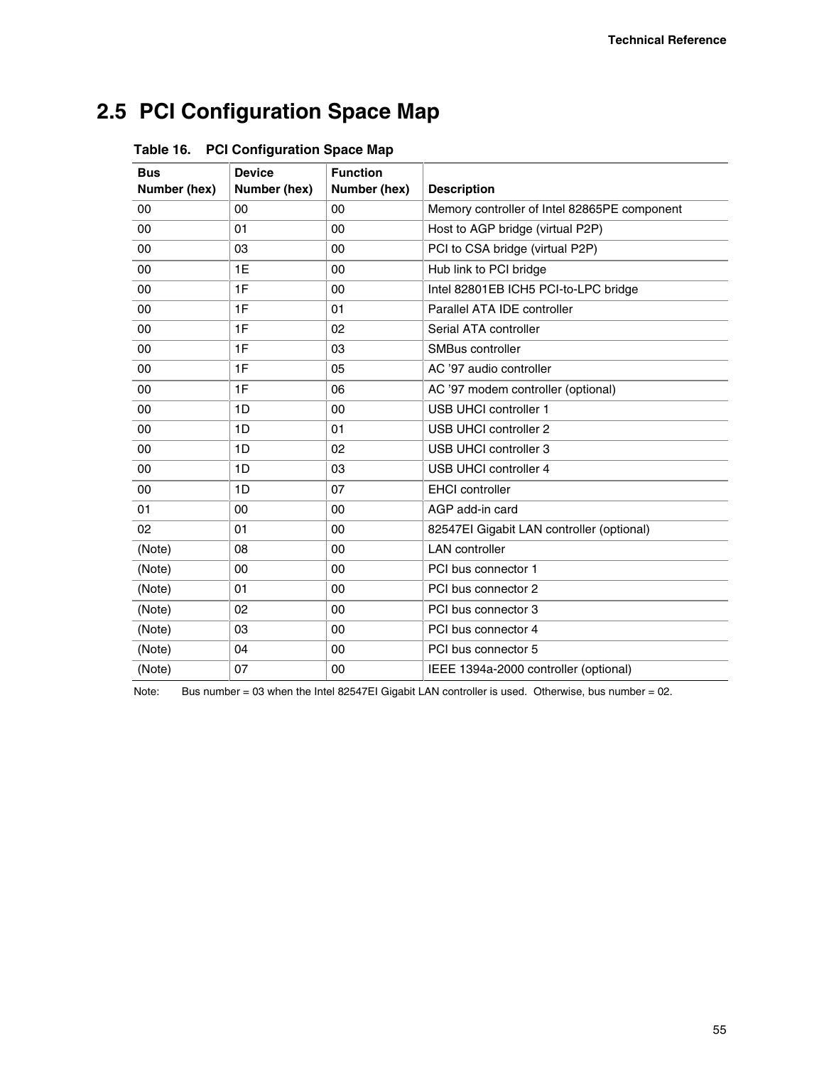## 2.5 PCI Configuration Space Map

**Table 16. PCI Configuration Space Map**

| Bus Number (hex) | Device Number (hex) | Function Number (hex) | Description |
|---|---|---|---|
| 00 | 00 | 00 | Memory controller of Intel 82865PE component |
| 00 | 01 | 00 | Host to AGP bridge (virtual P2P) |
| 00 | 03 | 00 | PCI to CSA bridge (virtual P2P) |
| 00 | 1E | 00 | Hub link to PCI bridge |
| 00 | 1F | 00 | Intel 82801EB ICH5 PCI-to-LPC bridge |
| 00 | 1F | 01 | Parallel ATA IDE controller |
| 00 | 1F | 02 | Serial ATA controller |
| 00 | 1F | 03 | SMBus controller |
| 00 | 1F | 05 | AC ’97 audio controller |
| 00 | 1F | 06 | AC ’97 modem controller (optional) |
| 00 | 1D | 00 | USB UHCI controller 1 |
| 00 | 1D | 01 | USB UHCI controller 2 |
| 00 | 1D | 02 | USB UHCI controller 3 |
| 00 | 1D | 03 | USB UHCI controller 4 |
| 00 | 1D | 07 | EHCI controller |
| 01 | 00 | 00 | AGP add-in card |
| 02 | 01 | 00 | 82547EI Gigabit LAN controller (optional) |
| (Note) | 08 | 00 | LAN controller |
| (Note) | 00 | 00 | PCI bus connector 1 |
| (Note) | 01 | 00 | PCI bus connector 2 |
| (Note) | 02 | 00 | PCI bus connector 3 |
| (Note) | 03 | 00 | PCI bus connector 4 |
| (Note) | 04 | 00 | PCI bus connector 5 |
| (Note) | 07 | 00 | IEEE 1394a-2000 controller (optional) |

Note: Bus number = 03 when the Intel 82547EI Gigabit LAN controller is used. Otherwise, bus number = 02.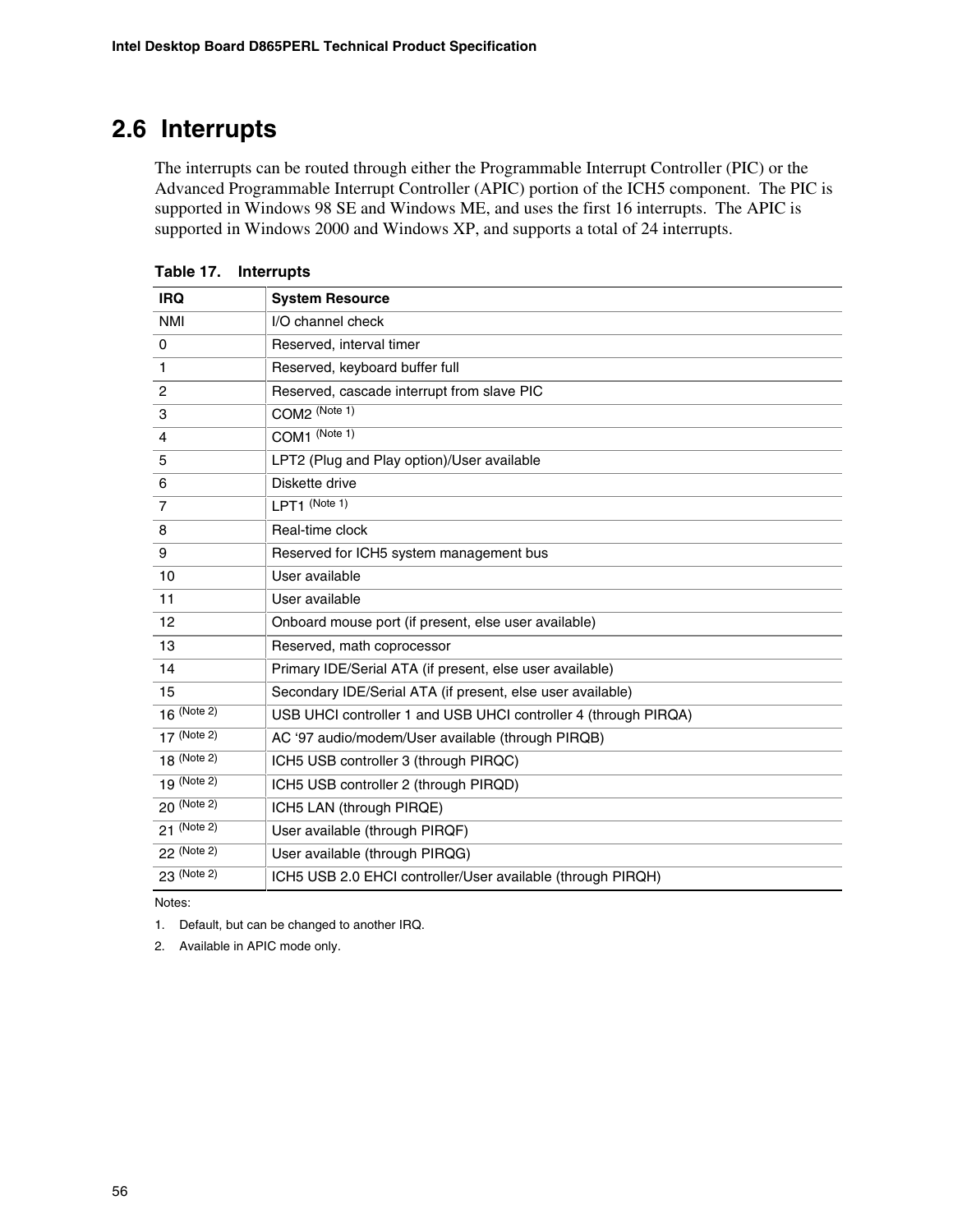## 2.6 Interrupts

The interrupts can be routed through either the Programmable Interrupt Controller (PIC) or the Advanced Programmable Interrupt Controller (APIC) portion of the ICH5 component. The PIC is supported in Windows 98 SE and Windows ME, and uses the first 16 interrupts. The APIC is supported in Windows 2000 and Windows XP, and supports a total of 24 interrupts.

**Table 17. Interrupts**

| IRQ | System Resource |
|---|---|
| NMI | I/O channel check |
| 0 | Reserved, interval timer |
| 1 | Reserved, keyboard buffer full |
| 2 | Reserved, cascade interrupt from slave PIC |
| 3 | COM2 (Note 1) |
| 4 | COM1 (Note 1) |
| 5 | LPT2 (Plug and Play option)/User available |
| 6 | Diskette drive |
| 7 | LPT1 (Note 1) |
| 8 | Real-time clock |
| 9 | Reserved for ICH5 system management bus |
| 10 | User available |
| 11 | User available |
| 12 | Onboard mouse port (if present, else user available) |
| 13 | Reserved, math coprocessor |
| 14 | Primary IDE/Serial ATA (if present, else user available) |
| 15 | Secondary IDE/Serial ATA (if present, else user available) |
| 16 (Note 2) | USB UHCI controller 1 and USB UHCI controller 4 (through PIRQA) |
| 17 (Note 2) | AC '97 audio/modem/User available (through PIRQB) |
| 18 (Note 2) | ICH5 USB controller 3 (through PIRQC) |
| 19 (Note 2) | ICH5 USB controller 2 (through PIRQD) |
| 20 (Note 2) | ICH5 LAN (through PIRQE) |
| 21 (Note 2) | User available (through PIRQF) |
| 22 (Note 2) | User available (through PIRQG) |
| 23 (Note 2) | ICH5 USB 2.0 EHCI controller/User available (through PIRQH) |

Notes:

1. Default, but can be changed to another IRQ.
2. Available in APIC mode only.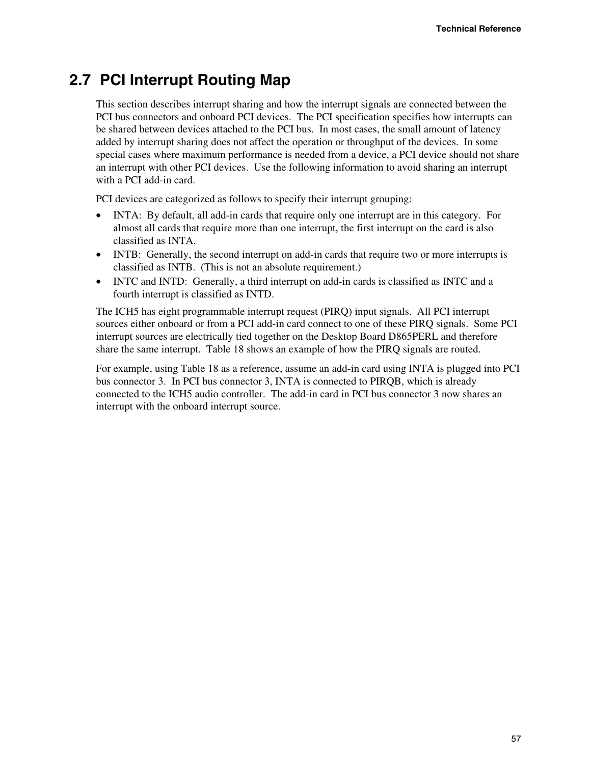## 2.7 PCI Interrupt Routing Map

This section describes interrupt sharing and how the interrupt signals are connected between the PCI bus connectors and onboard PCI devices. The PCI specification specifies how interrupts can be shared between devices attached to the PCI bus. In most cases, the small amount of latency added by interrupt sharing does not affect the operation or throughput of the devices. In some special cases where maximum performance is needed from a device, a PCI device should not share an interrupt with other PCI devices. Use the following information to avoid sharing an interrupt with a PCI add-in card.

PCI devices are categorized as follows to specify their interrupt grouping:

- INTA: By default, all add-in cards that require only one interrupt are in this category. For almost all cards that require more than one interrupt, the first interrupt on the card is also classified as INTA.
- INTB: Generally, the second interrupt on add-in cards that require two or more interrupts is classified as INTB. (This is not an absolute requirement.)
- INTC and INTD: Generally, a third interrupt on add-in cards is classified as INTC and a fourth interrupt is classified as INTD.

The ICH5 has eight programmable interrupt request (PIRQ) input signals. All PCI interrupt sources either onboard or from a PCI add-in card connect to one of these PIRQ signals. Some PCI interrupt sources are electrically tied together on the Desktop Board D865PERL and therefore share the same interrupt. Table 18 shows an example of how the PIRQ signals are routed.

For example, using Table 18 as a reference, assume an add-in card using INTA is plugged into PCI bus connector 3. In PCI bus connector 3, INTA is connected to PIRQB, which is already connected to the ICH5 audio controller. The add-in card in PCI bus connector 3 now shares an interrupt with the onboard interrupt source.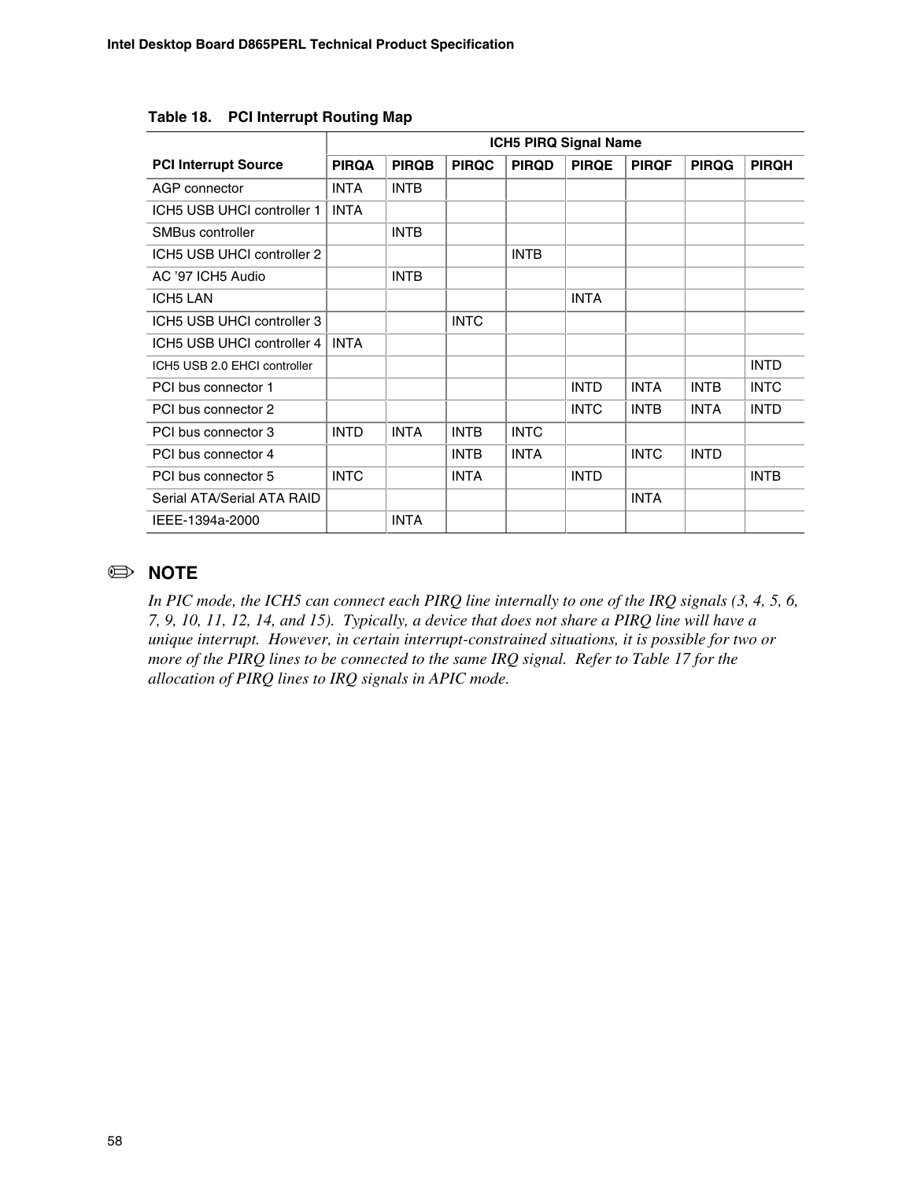**Table 18. PCI Interrupt Routing Map**

| PCI Interrupt Source | ICH5 PIRQ Signal Name | | | | | | | |
|---|---|---|---|---|---|---|---|---|
| | PIRQA | PIRQB | PIRQC | PIRQD | PIRQE | PIRQF | PIRQG | PIRQH |
| AGP connector | INTA | INTB | | | | | | |
| ICH5 USB UHCI controller 1 | INTA | | | | | | | |
| SMBus controller | | INTB | | | | | | |
| ICH5 USB UHCI controller 2 | | | | INTB | | | | |
| AC '97 ICH5 Audio | | INTB | | | | | | |
| ICH5 LAN | | | | | INTA | | | |
| ICH5 USB UHCI controller 3 | | | INTC | | | | | |
| ICH5 USB UHCI controller 4 | INTA | | | | | | | |
| ICH5 USB 2.0 EHCI controller | | | | | | | | INTD |
| PCI bus connector 1 | | | | | INTD | INTA | INTB | INTC |
| PCI bus connector 2 | | | | | INTC | INTB | INTA | INTD |
| PCI bus connector 3 | INTD | INTA | INTB | INTC | | | | |
| PCI bus connector 4 | | | INTB | INTA | | INTC | INTD | |
| PCI bus connector 5 | INTC | | INTA | | INTD | | | INTB |
| Serial ATA/Serial ATA RAID | | | | | | INTA | | |
| IEEE-1394a-2000 | | INTA | | | | | | |

✏ **NOTE**

*In PIC mode, the ICH5 can connect each PIRQ line internally to one of the IRQ signals (3, 4, 5, 6, 7, 9, 10, 11, 12, 14, and 15). Typically, a device that does not share a PIRQ line will have a unique interrupt. However, in certain interrupt-constrained situations, it is possible for two or more of the PIRQ lines to be connected to the same IRQ signal. Refer to Table 17 for the allocation of PIRQ lines to IRQ signals in APIC mode.*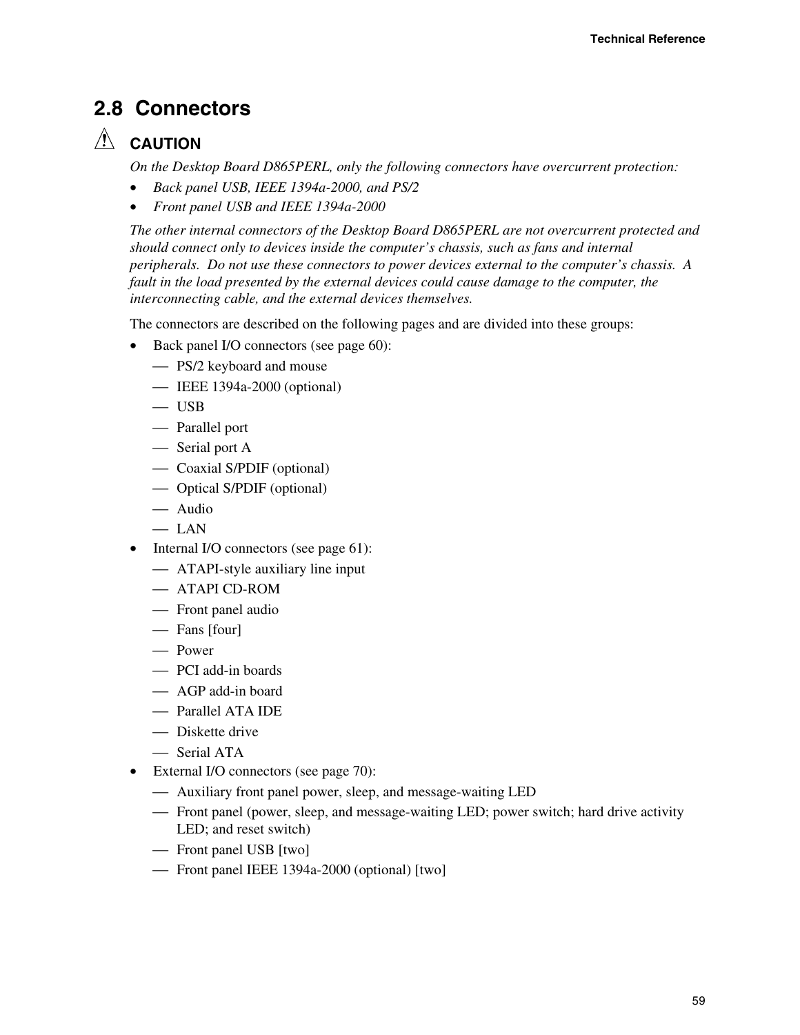## 2.8 Connectors

⚠ **CAUTION**

*On the Desktop Board D865PERL, only the following connectors have overcurrent protection:*

- *Back panel USB, IEEE 1394a-2000, and PS/2*
- *Front panel USB and IEEE 1394a-2000*

*The other internal connectors of the Desktop Board D865PERL are not overcurrent protected and should connect only to devices inside the computer's chassis, such as fans and internal peripherals. Do not use these connectors to power devices external to the computer's chassis. A fault in the load presented by the external devices could cause damage to the computer, the interconnecting cable, and the external devices themselves.*

The connectors are described on the following pages and are divided into these groups:

- Back panel I/O connectors (see page 60):
  - PS/2 keyboard and mouse
  - IEEE 1394a-2000 (optional)
  - USB
  - Parallel port
  - Serial port A
  - Coaxial S/PDIF (optional)
  - Optical S/PDIF (optional)
  - Audio
  - LAN
- Internal I/O connectors (see page 61):
  - ATAPI-style auxiliary line input
  - ATAPI CD-ROM
  - Front panel audio
  - Fans [four]
  - Power
  - PCI add-in boards
  - AGP add-in board
  - Parallel ATA IDE
  - Diskette drive
  - Serial ATA
- External I/O connectors (see page 70):
  - Auxiliary front panel power, sleep, and message-waiting LED
  - Front panel (power, sleep, and message-waiting LED; power switch; hard drive activity LED; and reset switch)
  - Front panel USB [two]
  - Front panel IEEE 1394a-2000 (optional) [two]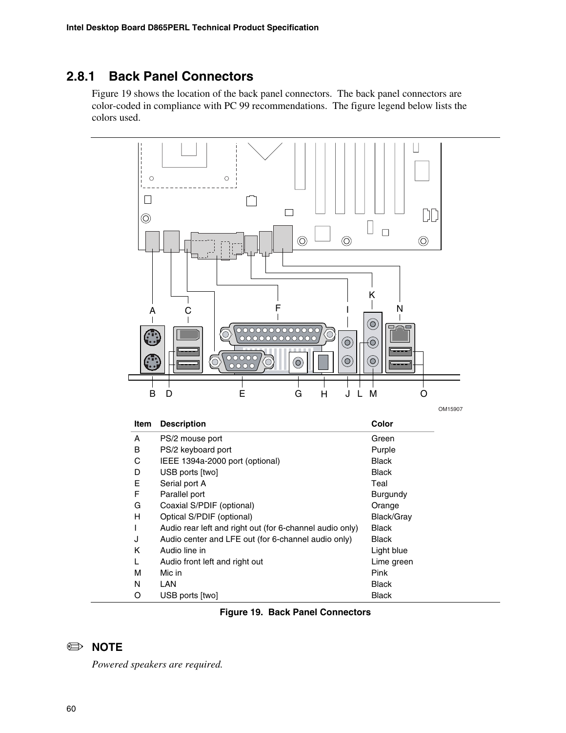### 2.8.1 Back Panel Connectors

Figure 19 shows the location of the back panel connectors. The back panel connectors are color-coded in compliance with PC 99 recommendations. The figure legend below lists the colors used.

| Item | Description | Color |
|---|---|---|
| A | PS/2 mouse port | Green |
| B | PS/2 keyboard port | Purple |
| C | IEEE 1394a-2000 port (optional) | Black |
| D | USB ports [two] | Black |
| E | Serial port A | Teal |
| F | Parallel port | Burgundy |
| G | Coaxial S/PDIF (optional) | Orange |
| H | Optical S/PDIF (optional) | Black/Gray |
| I | Audio rear left and right out (for 6-channel audio only) | Black |
| J | Audio center and LFE out (for 6-channel audio only) | Black |
| K | Audio line in | Light blue |
| L | Audio front left and right out | Lime green |
| M | Mic in | Pink |
| N | LAN | Black |
| O | USB ports [two] | Black |

**Figure 19. Back Panel Connectors**

✏ **NOTE**

*Powered speakers are required.*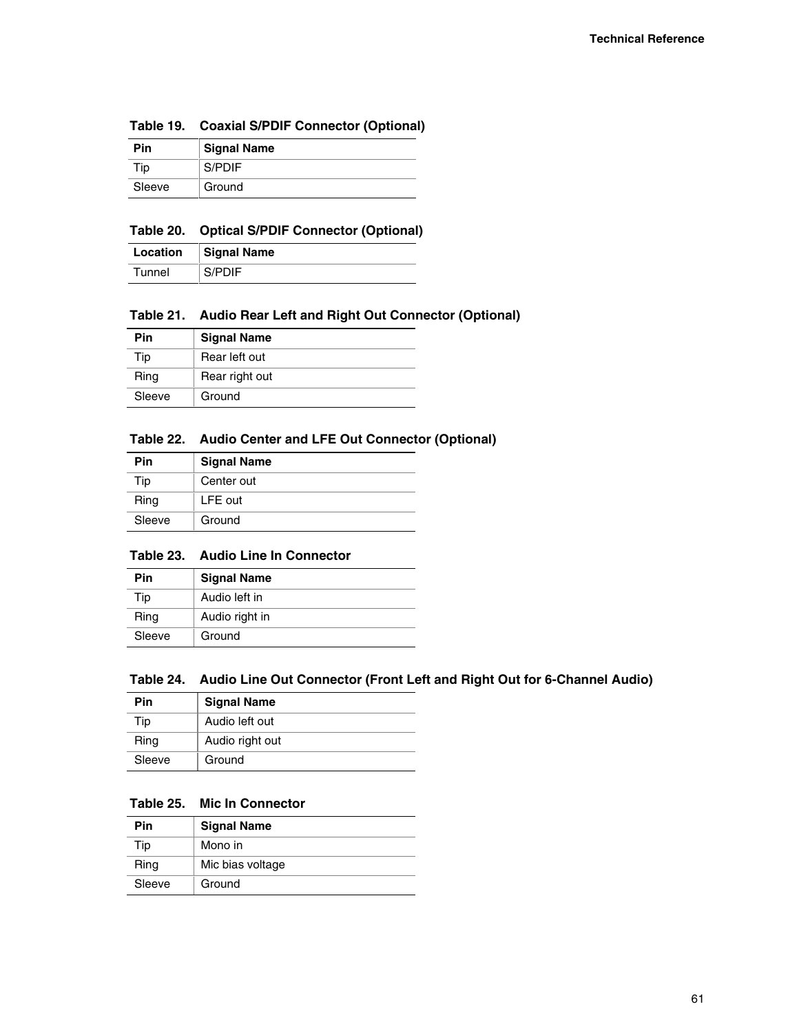**Table 19. Coaxial S/PDIF Connector (Optional)**

| Pin | Signal Name |
|---|---|
| Tip | S/PDIF |
| Sleeve | Ground |

**Table 20. Optical S/PDIF Connector (Optional)**

| Location | Signal Name |
|---|---|
| Tunnel | S/PDIF |

**Table 21. Audio Rear Left and Right Out Connector (Optional)**

| Pin | Signal Name |
|---|---|
| Tip | Rear left out |
| Ring | Rear right out |
| Sleeve | Ground |

**Table 22. Audio Center and LFE Out Connector (Optional)**

| Pin | Signal Name |
|---|---|
| Tip | Center out |
| Ring | LFE out |
| Sleeve | Ground |

**Table 23. Audio Line In Connector**

| Pin | Signal Name |
|---|---|
| Tip | Audio left in |
| Ring | Audio right in |
| Sleeve | Ground |

**Table 24. Audio Line Out Connector (Front Left and Right Out for 6-Channel Audio)**

| Pin | Signal Name |
|---|---|
| Tip | Audio left out |
| Ring | Audio right out |
| Sleeve | Ground |

**Table 25. Mic In Connector**

| Pin | Signal Name |
|---|---|
| Tip | Mono in |
| Ring | Mic bias voltage |
| Sleeve | Ground |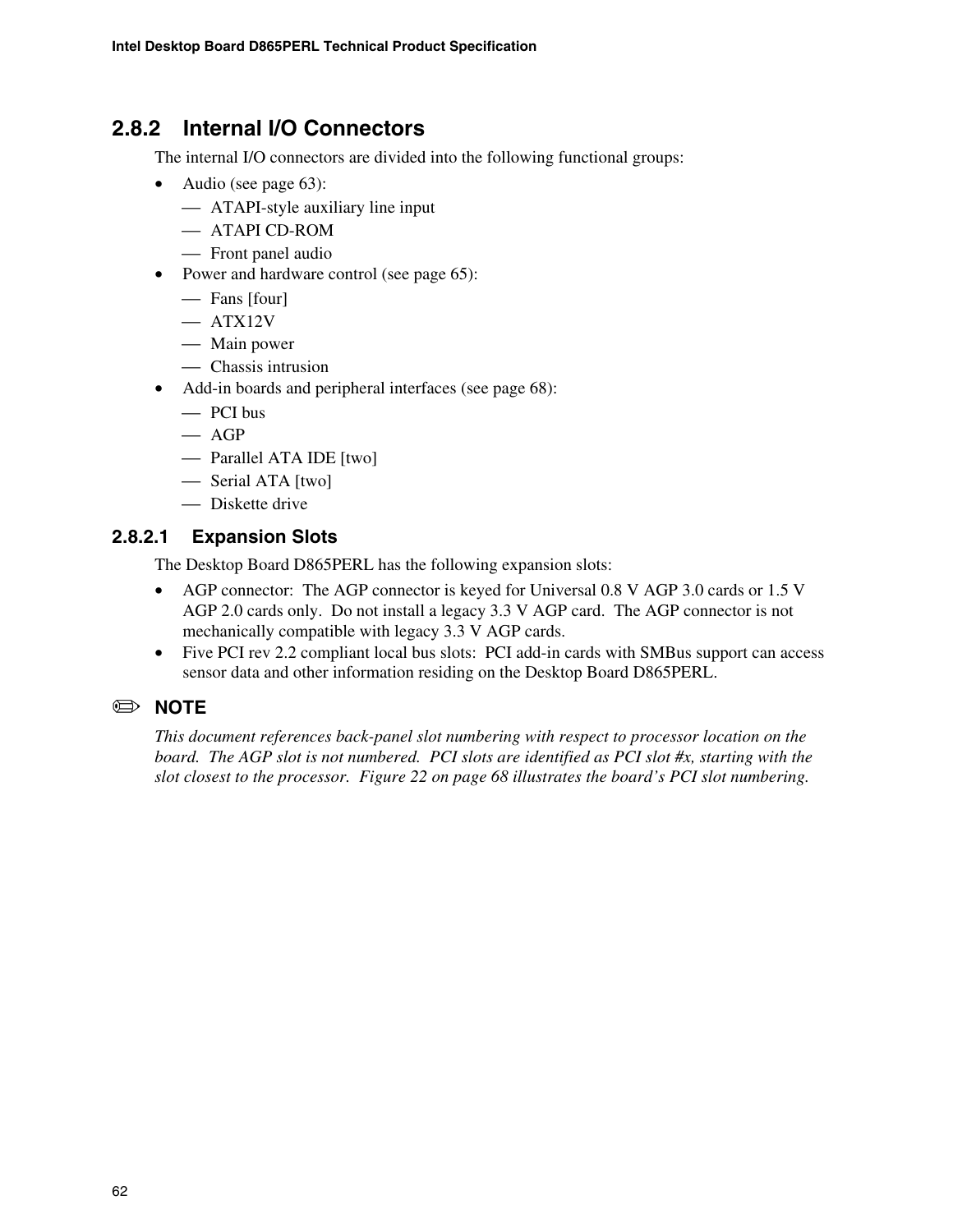### 2.8.2 Internal I/O Connectors

The internal I/O connectors are divided into the following functional groups:

- Audio (see page 63):
  - ATAPI-style auxiliary line input
  - ATAPI CD-ROM
  - Front panel audio
- Power and hardware control (see page 65):
  - Fans [four]
  - ATX12V
  - Main power
  - Chassis intrusion
- Add-in boards and peripheral interfaces (see page 68):
  - PCI bus
  - AGP
  - Parallel ATA IDE [two]
  - Serial ATA [two]
  - Diskette drive

#### 2.8.2.1 Expansion Slots

The Desktop Board D865PERL has the following expansion slots:

- AGP connector: The AGP connector is keyed for Universal 0.8 V AGP 3.0 cards or 1.5 V AGP 2.0 cards only. Do not install a legacy 3.3 V AGP card. The AGP connector is not mechanically compatible with legacy 3.3 V AGP cards.
- Five PCI rev 2.2 compliant local bus slots: PCI add-in cards with SMBus support can access sensor data and other information residing on the Desktop Board D865PERL.

✏ **NOTE**

*This document references back-panel slot numbering with respect to processor location on the board. The AGP slot is not numbered. PCI slots are identified as PCI slot #x, starting with the slot closest to the processor. Figure 22 on page 68 illustrates the board's PCI slot numbering.*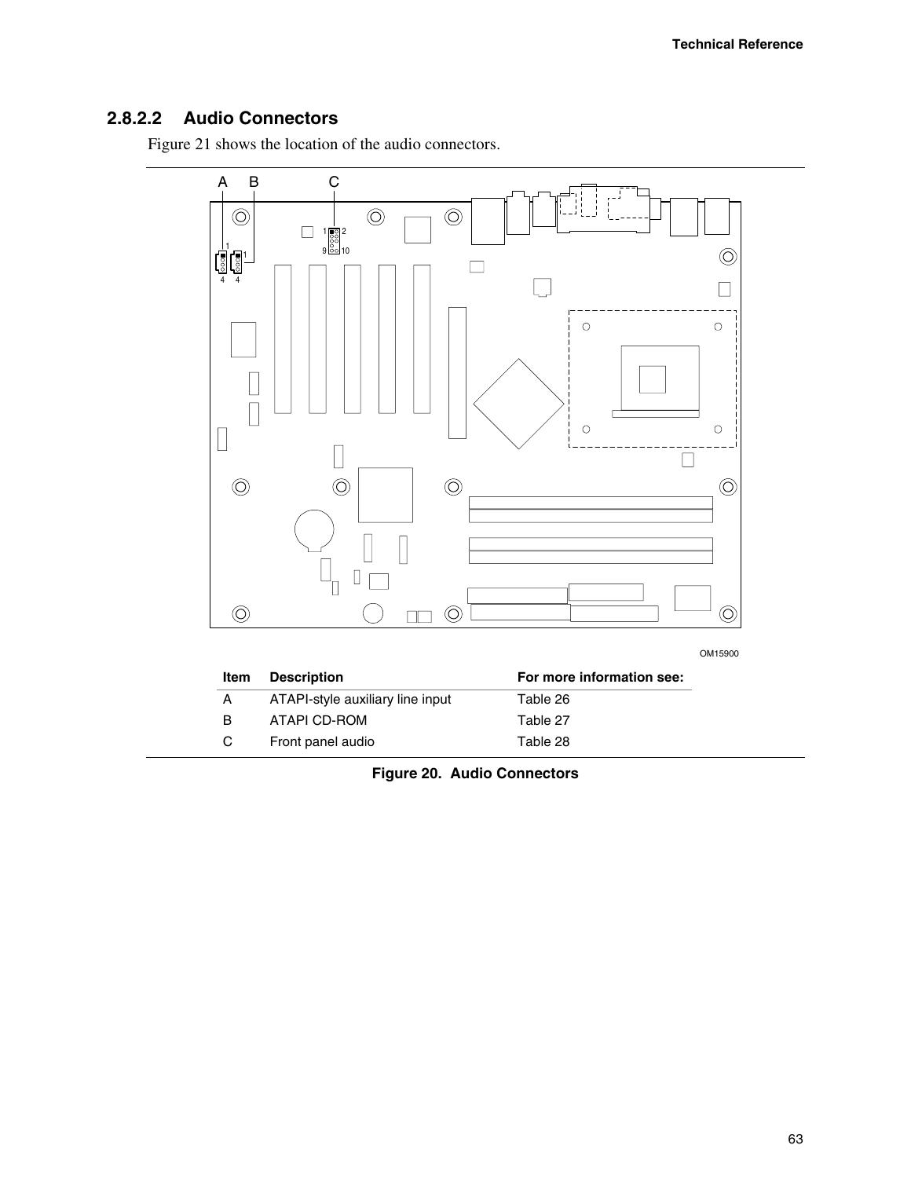### 2.8.2.2 Audio Connectors

Figure 21 shows the location of the audio connectors.

| Item | Description | For more information see: |
| --- | --- | --- |
| A | ATAPI-style auxiliary line input | Table 26 |
| B | ATAPI CD-ROM | Table 27 |
| C | Front panel audio | Table 28 |

**Figure 20. Audio Connectors**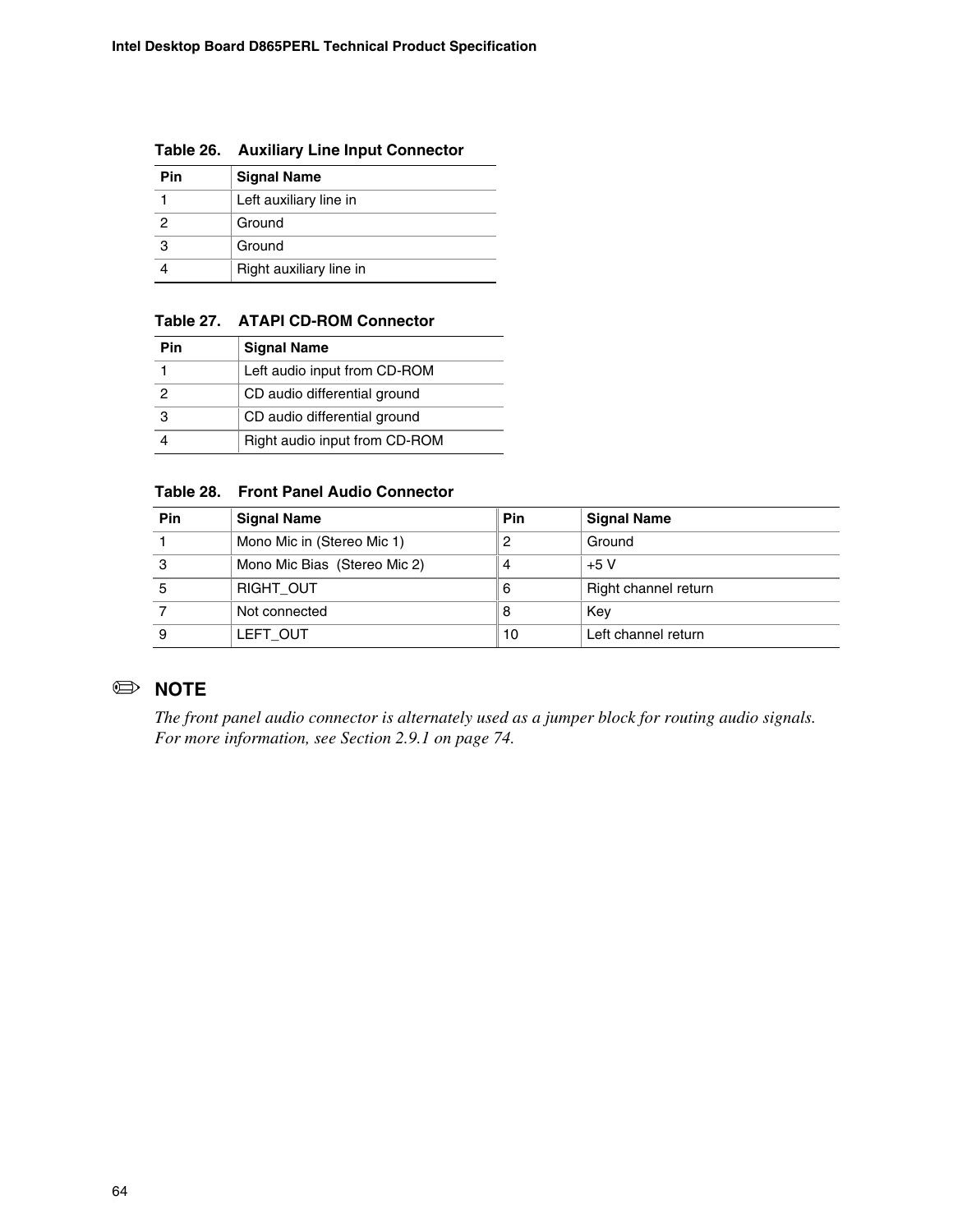**Table 26. Auxiliary Line Input Connector**

| Pin | Signal Name |
|---|---|
| 1 | Left auxiliary line in |
| 2 | Ground |
| 3 | Ground |
| 4 | Right auxiliary line in |

**Table 27. ATAPI CD-ROM Connector**

| Pin | Signal Name |
|---|---|
| 1 | Left audio input from CD-ROM |
| 2 | CD audio differential ground |
| 3 | CD audio differential ground |
| 4 | Right audio input from CD-ROM |

**Table 28. Front Panel Audio Connector**

| Pin | Signal Name | Pin | Signal Name |
|---|---|---|---|
| 1 | Mono Mic in (Stereo Mic 1) | 2 | Ground |
| 3 | Mono Mic Bias (Stereo Mic 2) | 4 | +5 V |
| 5 | RIGHT_OUT | 6 | Right channel return |
| 7 | Not connected | 8 | Key |
| 9 | LEFT_OUT | 10 | Left channel return |

✏ **NOTE**

*The front panel audio connector is alternately used as a jumper block for routing audio signals. For more information, see Section 2.9.1 on page 74.*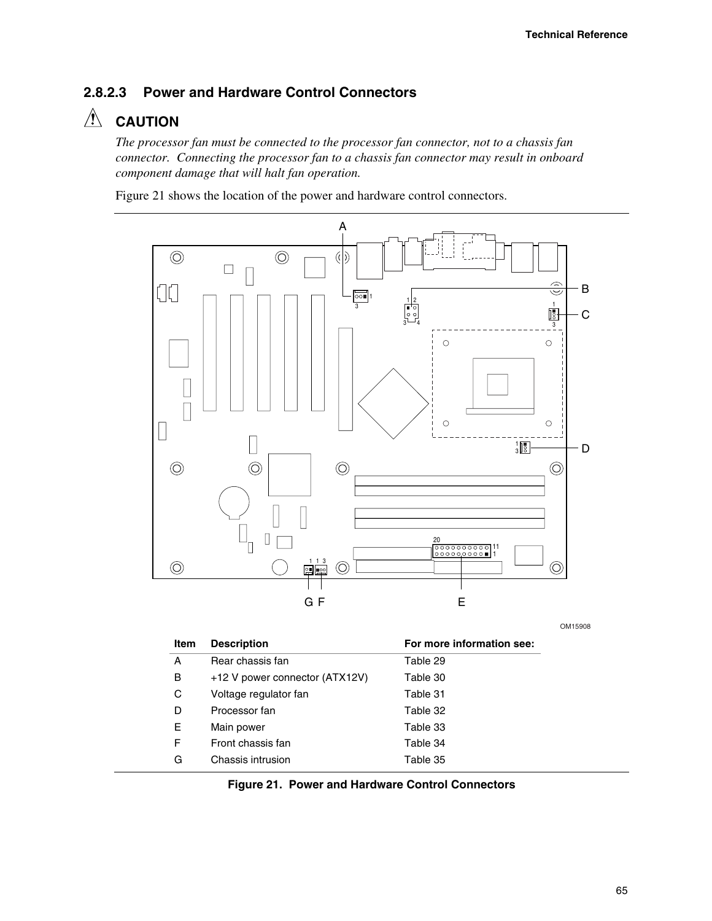### 2.8.2.3 Power and Hardware Control Connectors

## ⚠ CAUTION

*The processor fan must be connected to the processor fan connector, not to a chassis fan connector. Connecting the processor fan to a chassis fan connector may result in onboard component damage that will halt fan operation.*

Figure 21 shows the location of the power and hardware control connectors.

| Item | Description | For more information see: |
|---|---|---|
| A | Rear chassis fan | Table 29 |
| B | +12 V power connector (ATX12V) | Table 30 |
| C | Voltage regulator fan | Table 31 |
| D | Processor fan | Table 32 |
| E | Main power | Table 33 |
| F | Front chassis fan | Table 34 |
| G | Chassis intrusion | Table 35 |

**Figure 21. Power and Hardware Control Connectors**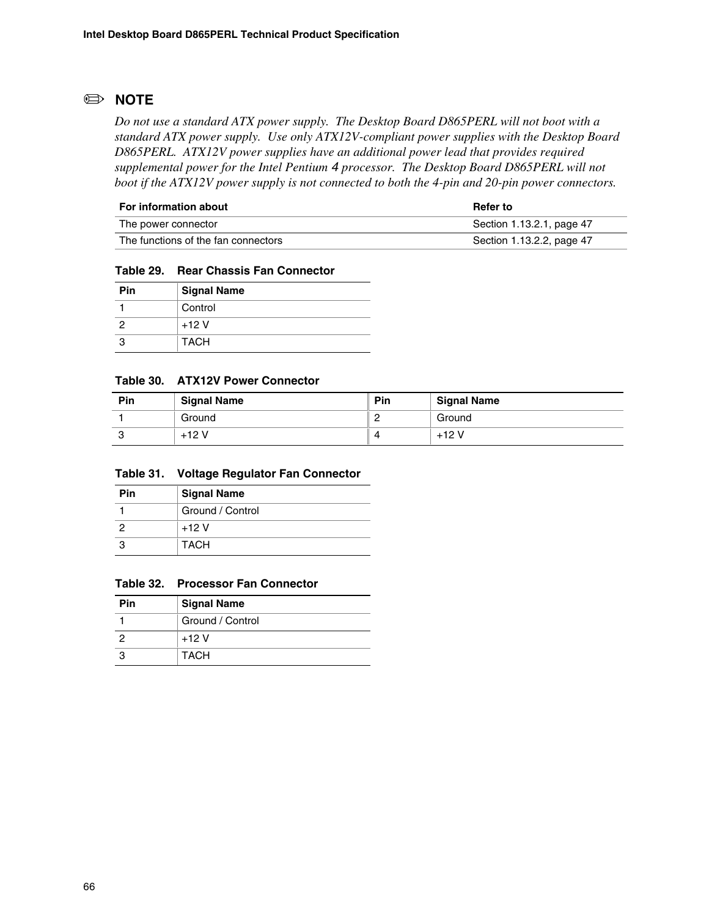✏ **NOTE**

*Do not use a standard ATX power supply. The Desktop Board D865PERL will not boot with a standard ATX power supply. Use only ATX12V-compliant power supplies with the Desktop Board D865PERL. ATX12V power supplies have an additional power lead that provides required supplemental power for the Intel Pentium 4 processor. The Desktop Board D865PERL will not boot if the ATX12V power supply is not connected to both the 4-pin and 20-pin power connectors.*

| For information about | Refer to |
|---|---|
| The power connector | Section 1.13.2.1, page 47 |
| The functions of the fan connectors | Section 1.13.2.2, page 47 |

**Table 29. Rear Chassis Fan Connector**

| Pin | Signal Name |
|---|---|
| 1 | Control |
| 2 | +12 V |
| 3 | TACH |

**Table 30. ATX12V Power Connector**

| Pin | Signal Name | Pin | Signal Name |
|---|---|---|---|
| 1 | Ground | 2 | Ground |
| 3 | +12 V | 4 | +12 V |

**Table 31. Voltage Regulator Fan Connector**

| Pin | Signal Name |
|---|---|
| 1 | Ground / Control |
| 2 | +12 V |
| 3 | TACH |

**Table 32. Processor Fan Connector**

| Pin | Signal Name |
|---|---|
| 1 | Ground / Control |
| 2 | +12 V |
| 3 | TACH |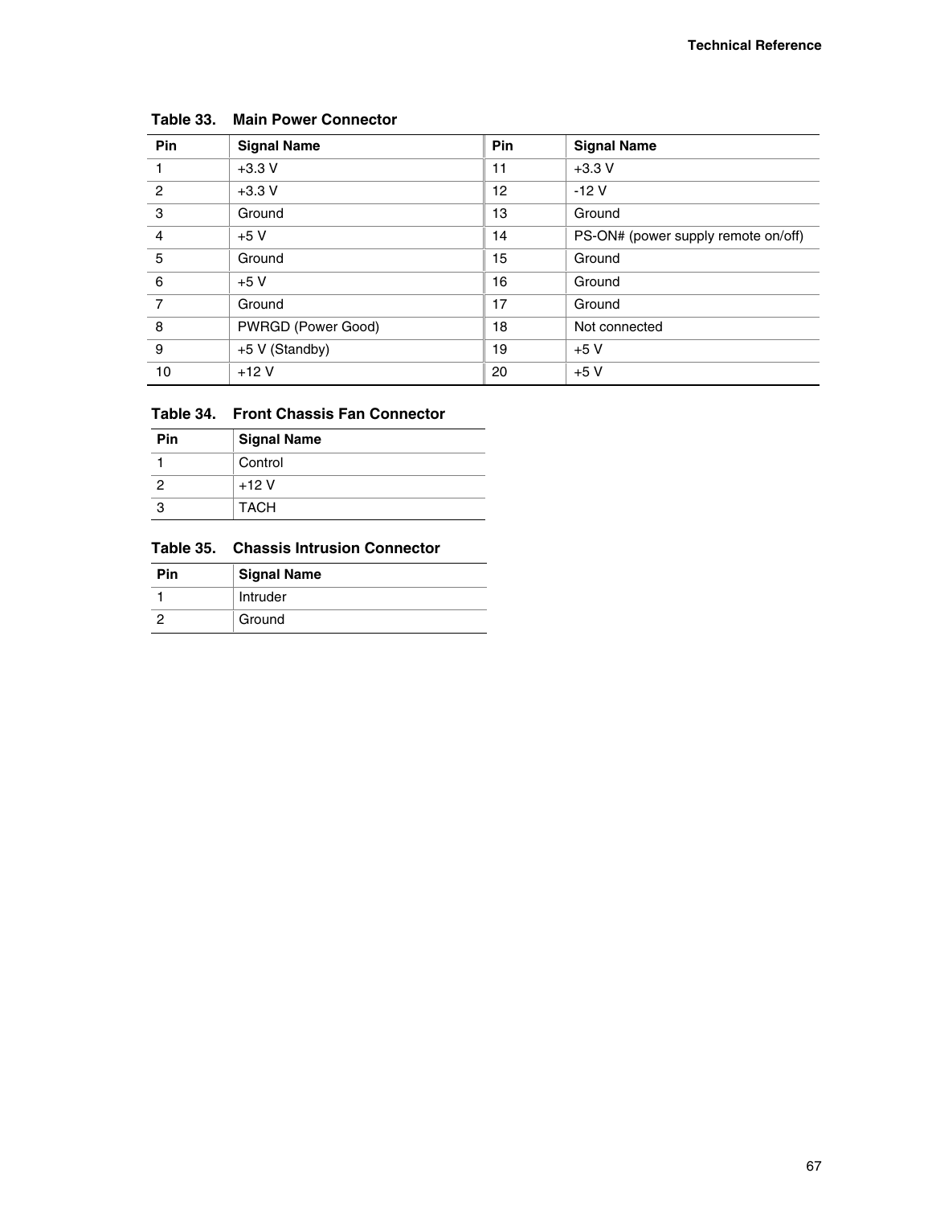**Table 33. Main Power Connector**

| Pin | Signal Name | Pin | Signal Name |
|---|---|---|---|
| 1 | +3.3 V | 11 | +3.3 V |
| 2 | +3.3 V | 12 | -12 V |
| 3 | Ground | 13 | Ground |
| 4 | +5 V | 14 | PS-ON# (power supply remote on/off) |
| 5 | Ground | 15 | Ground |
| 6 | +5 V | 16 | Ground |
| 7 | Ground | 17 | Ground |
| 8 | PWRGD (Power Good) | 18 | Not connected |
| 9 | +5 V (Standby) | 19 | +5 V |
| 10 | +12 V | 20 | +5 V |

**Table 34. Front Chassis Fan Connector**

| Pin | Signal Name |
|---|---|
| 1 | Control |
| 2 | +12 V |
| 3 | TACH |

**Table 35. Chassis Intrusion Connector**

| Pin | Signal Name |
|---|---|
| 1 | Intruder |
| 2 | Ground |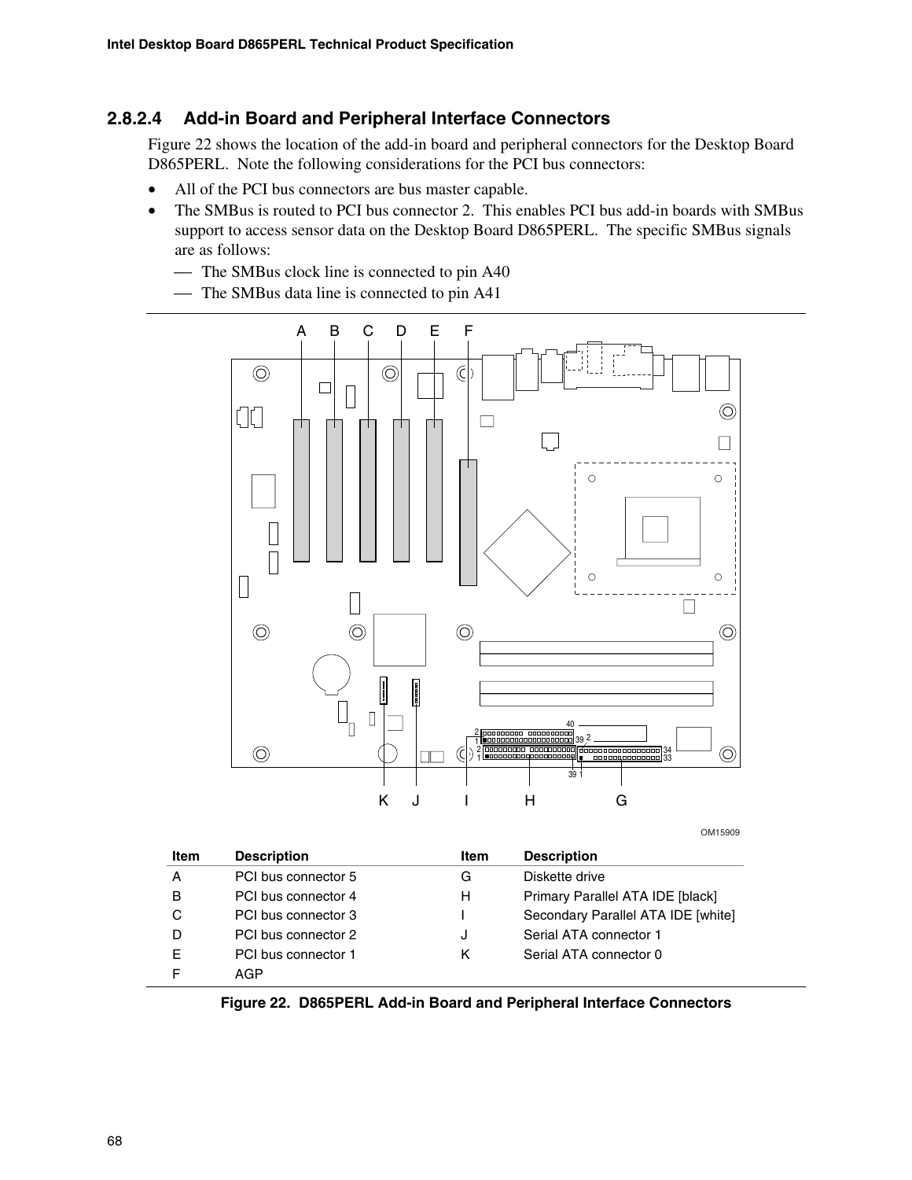### 2.8.2.4 Add-in Board and Peripheral Interface Connectors

Figure 22 shows the location of the add-in board and peripheral connectors for the Desktop Board D865PERL. Note the following considerations for the PCI bus connectors:

- All of the PCI bus connectors are bus master capable.
- The SMBus is routed to PCI bus connector 2. This enables PCI bus add-in boards with SMBus support to access sensor data on the Desktop Board D865PERL. The specific SMBus signals are as follows:
  - The SMBus clock line is connected to pin A40
  - The SMBus data line is connected to pin A41

| Item | Description | Item | Description |
|---|---|---|---|
| A | PCI bus connector 5 | G | Diskette drive |
| B | PCI bus connector 4 | H | Primary Parallel ATA IDE [black] |
| C | PCI bus connector 3 | I | Secondary Parallel ATA IDE [white] |
| D | PCI bus connector 2 | J | Serial ATA connector 1 |
| E | PCI bus connector 1 | K | Serial ATA connector 0 |
| F | AGP | | |

**Figure 22. D865PERL Add-in Board and Peripheral Interface Connectors**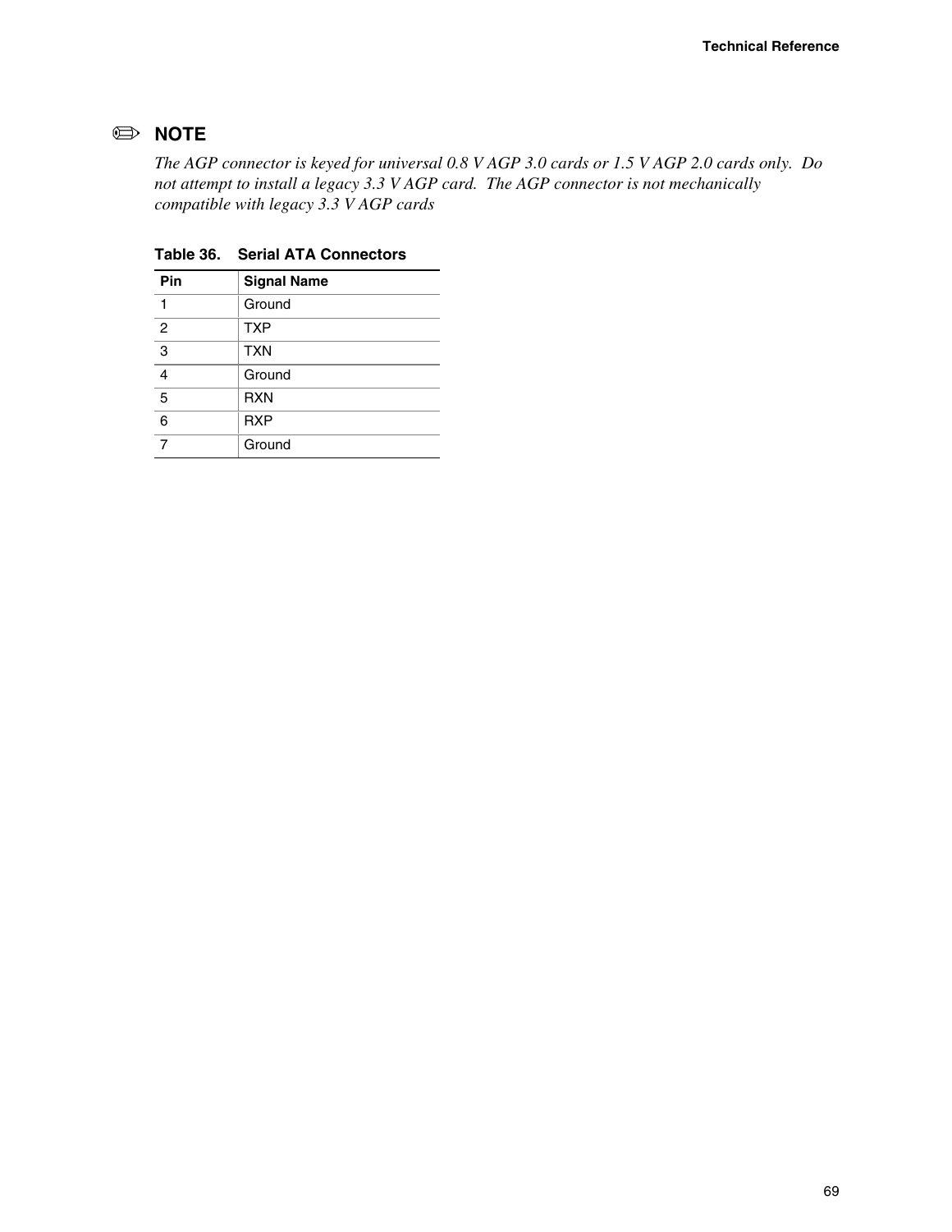✏ **NOTE**

*The AGP connector is keyed for universal 0.8 V AGP 3.0 cards or 1.5 V AGP 2.0 cards only. Do not attempt to install a legacy 3.3 V AGP card. The AGP connector is not mechanically compatible with legacy 3.3 V AGP cards*

**Table 36. Serial ATA Connectors**

| Pin | Signal Name |
|---|---|
| 1 | Ground |
| 2 | TXP |
| 3 | TXN |
| 4 | Ground |
| 5 | RXN |
| 6 | RXP |
| 7 | Ground |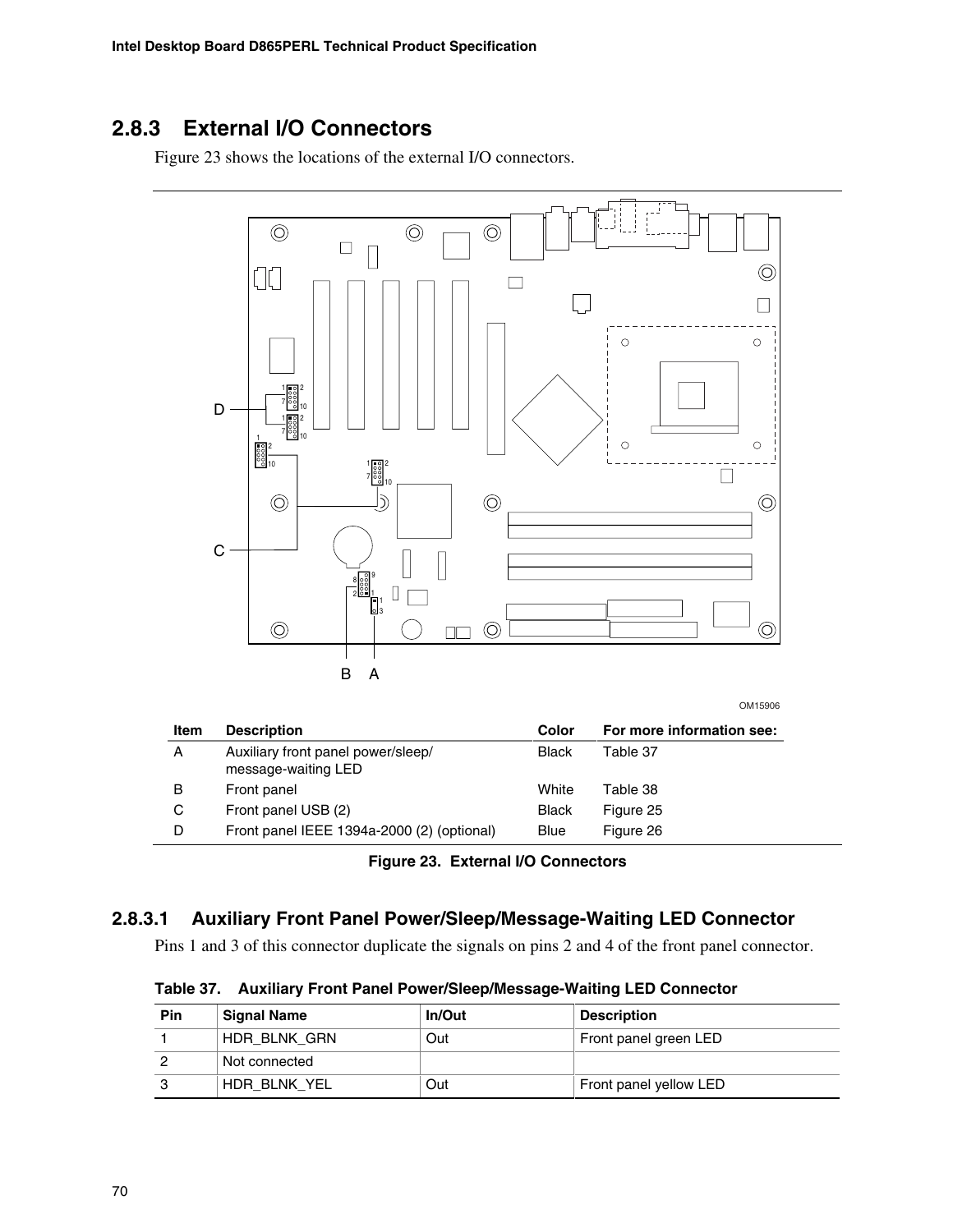## 2.8.3 External I/O Connectors

Figure 23 shows the locations of the external I/O connectors.

| Item | Description | Color | For more information see: |
|---|---|---|---|
| A | Auxiliary front panel power/sleep/ message-waiting LED | Black | Table 37 |
| B | Front panel | White | Table 38 |
| C | Front panel USB (2) | Black | Figure 25 |
| D | Front panel IEEE 1394a-2000 (2) (optional) | Blue | Figure 26 |

**Figure 23. External I/O Connectors**

### 2.8.3.1 Auxiliary Front Panel Power/Sleep/Message-Waiting LED Connector

Pins 1 and 3 of this connector duplicate the signals on pins 2 and 4 of the front panel connector.

**Table 37. Auxiliary Front Panel Power/Sleep/Message-Waiting LED Connector**

| Pin | Signal Name | In/Out | Description |
|---|---|---|---|
| 1 | HDR_BLNK_GRN | Out | Front panel green LED |
| 2 | Not connected | | |
| 3 | HDR_BLNK_YEL | Out | Front panel yellow LED |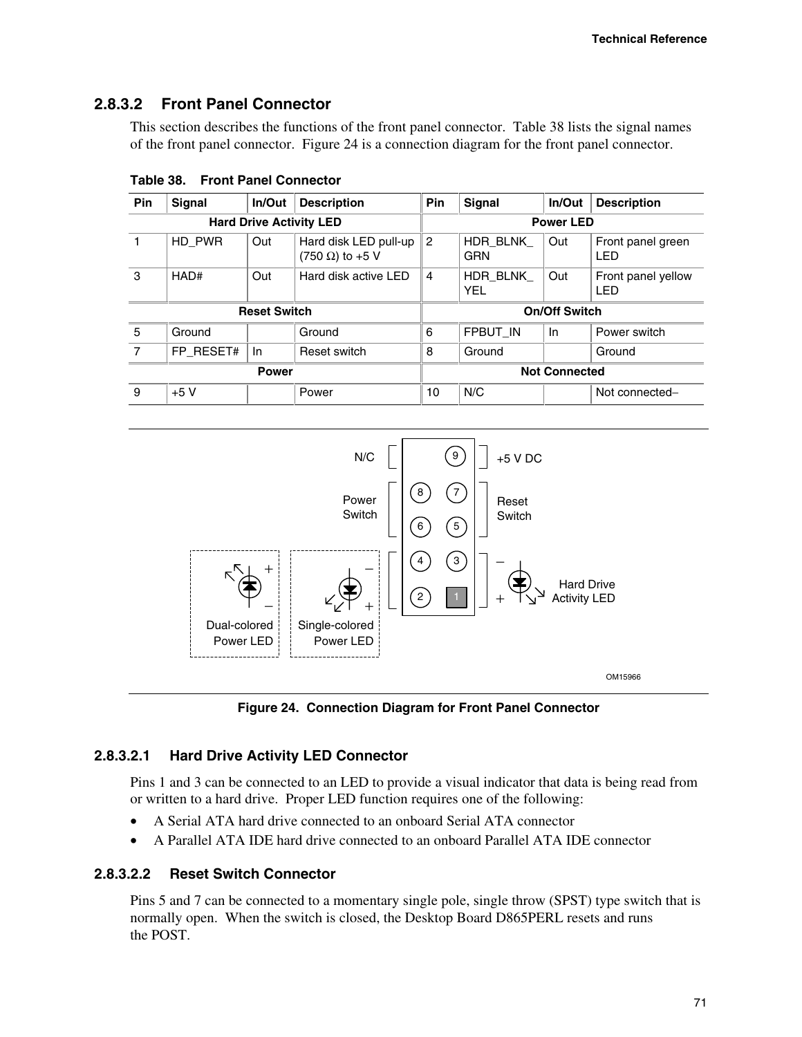### 2.8.3.2 Front Panel Connector

This section describes the functions of the front panel connector. Table 38 lists the signal names of the front panel connector. Figure 24 is a connection diagram for the front panel connector.

**Table 38. Front Panel Connector**

| Pin | Signal | In/Out | Description | Pin | Signal | In/Out | Description |
|---|---|---|---|---|---|---|---|
| **Hard Drive Activity LED** | | | | **Power LED** | | | |
| 1 | HD_PWR | Out | Hard disk LED pull-up (750 Ω) to +5 V | 2 | HDR_BLNK_GRN | Out | Front panel green LED |
| 3 | HAD# | Out | Hard disk active LED | 4 | HDR_BLNK_YEL | Out | Front panel yellow LED |
| **Reset Switch** | | | | **On/Off Switch** | | | |
| 5 | Ground | | Ground | 6 | FPBUT_IN | In | Power switch |
| 7 | FP_RESET# | In | Reset switch | 8 | Ground | | Ground |
| **Power** | | | | **Not Connected** | | | |
| 9 | +5 V | | Power | 10 | N/C | | Not connected– |

**Figure 24. Connection Diagram for Front Panel Connector**

#### 2.8.3.2.1 Hard Drive Activity LED Connector

Pins 1 and 3 can be connected to an LED to provide a visual indicator that data is being read from or written to a hard drive. Proper LED function requires one of the following:

- A Serial ATA hard drive connected to an onboard Serial ATA connector
- A Parallel ATA IDE hard drive connected to an onboard Parallel ATA IDE connector

#### 2.8.3.2.2 Reset Switch Connector

Pins 5 and 7 can be connected to a momentary single pole, single throw (SPST) type switch that is normally open. When the switch is closed, the Desktop Board D865PERL resets and runs the POST.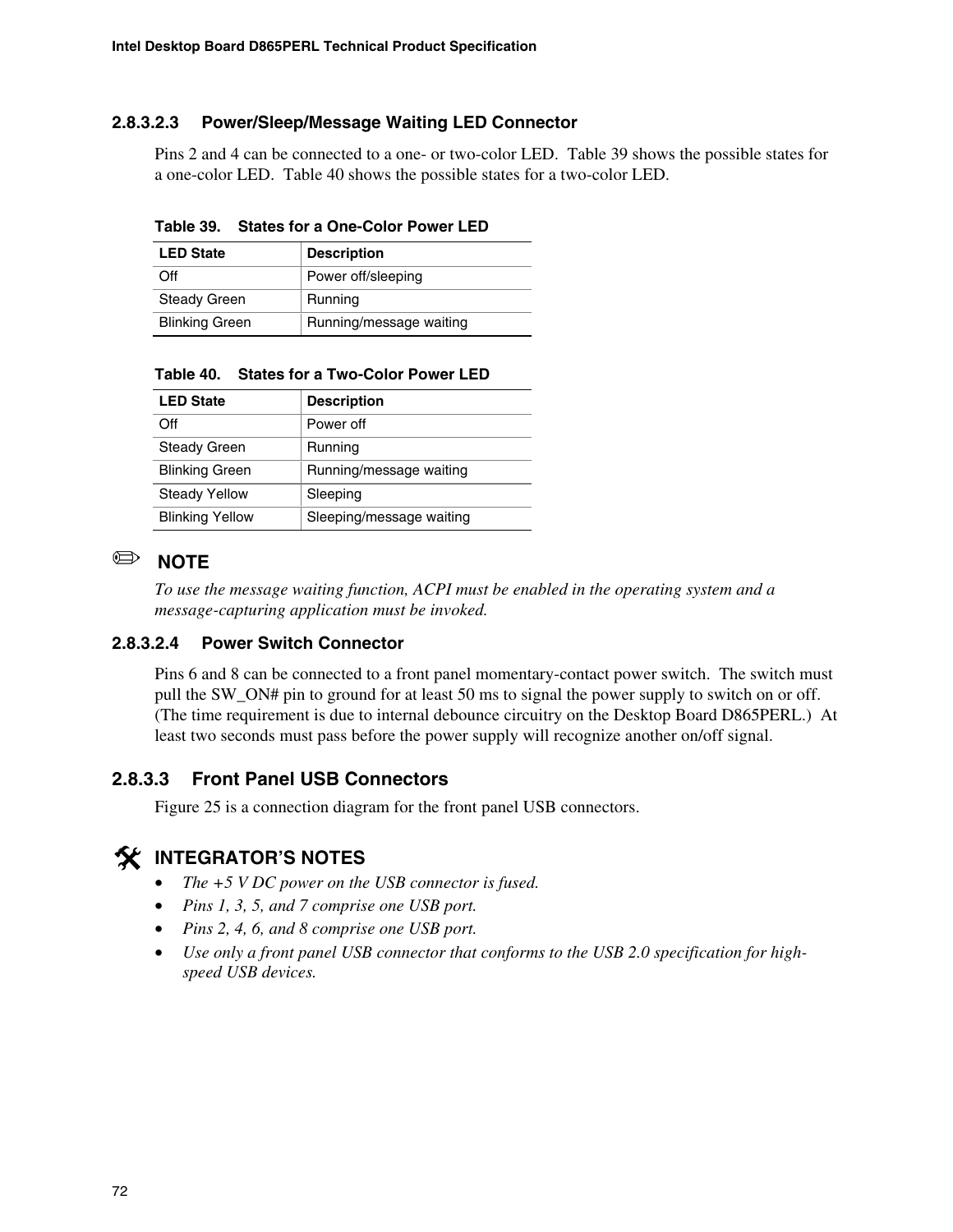#### 2.8.3.2.3 Power/Sleep/Message Waiting LED Connector

Pins 2 and 4 can be connected to a one- or two-color LED. Table 39 shows the possible states for a one-color LED. Table 40 shows the possible states for a two-color LED.

**Table 39. States for a One-Color Power LED**

| LED State | Description |
|---|---|
| Off | Power off/sleeping |
| Steady Green | Running |
| Blinking Green | Running/message waiting |

**Table 40. States for a Two-Color Power LED**

| LED State | Description |
|---|---|
| Off | Power off |
| Steady Green | Running |
| Blinking Green | Running/message waiting |
| Steady Yellow | Sleeping |
| Blinking Yellow | Sleeping/message waiting |

✏ **NOTE**

*To use the message waiting function, ACPI must be enabled in the operating system and a message-capturing application must be invoked.*

#### 2.8.3.2.4 Power Switch Connector

Pins 6 and 8 can be connected to a front panel momentary-contact power switch. The switch must pull the SW_ON# pin to ground for at least 50 ms to signal the power supply to switch on or off. (The time requirement is due to internal debounce circuitry on the Desktop Board D865PERL.) At least two seconds must pass before the power supply will recognize another on/off signal.

### 2.8.3.3 Front Panel USB Connectors

Figure 25 is a connection diagram for the front panel USB connectors.

**INTEGRATOR'S NOTES**

- *The +5 V DC power on the USB connector is fused.*
- *Pins 1, 3, 5, and 7 comprise one USB port.*
- *Pins 2, 4, 6, and 8 comprise one USB port.*
- *Use only a front panel USB connector that conforms to the USB 2.0 specification for high-speed USB devices.*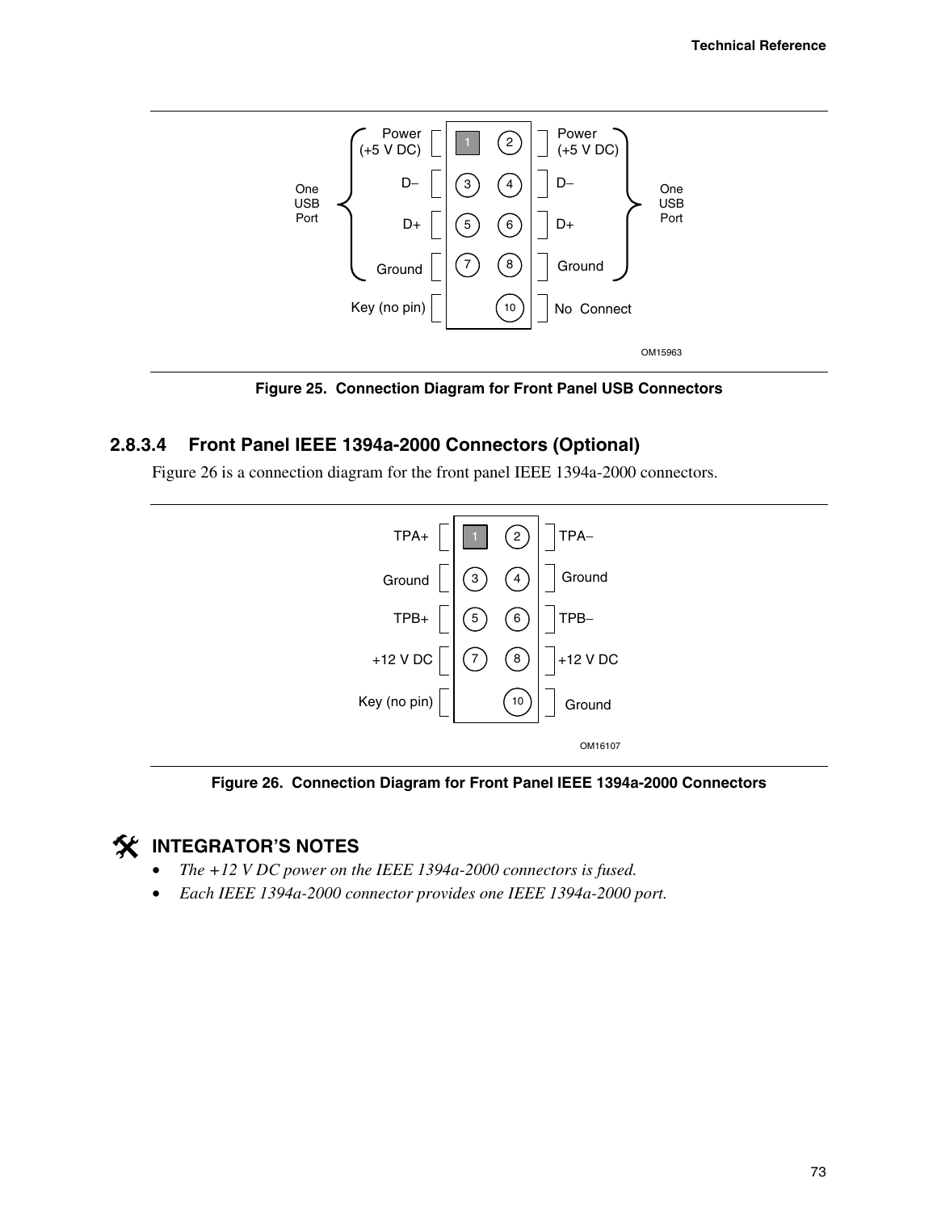| Signal | Pin | Pin | Signal |
| --- | --- | --- | --- |
| Power (+5 V DC) | 1 | 2 | Power (+5 V DC) |
| D– | 3 | 4 | D– |
| D+ | 5 | 6 | D+ |
| Ground | 7 | 8 | Ground |
| Key (no pin) | | 10 | No Connect |

Pins 1, 3, 5, 7: One USB Port. Pins 2, 4, 6, 8: One USB Port.

OM15963

**Figure 25. Connection Diagram for Front Panel USB Connectors**

### 2.8.3.4 Front Panel IEEE 1394a-2000 Connectors (Optional)

Figure 26 is a connection diagram for the front panel IEEE 1394a-2000 connectors.

| Signal | Pin | Pin | Signal |
| --- | --- | --- | --- |
| TPA+ | 1 | 2 | TPA– |
| Ground | 3 | 4 | Ground |
| TPB+ | 5 | 6 | TPB– |
| +12 V DC | 7 | 8 | +12 V DC |
| Key (no pin) | | 10 | Ground |

OM16107

**Figure 26. Connection Diagram for Front Panel IEEE 1394a-2000 Connectors**

## INTEGRATOR'S NOTES

- *The +12 V DC power on the IEEE 1394a-2000 connectors is fused.*
- *Each IEEE 1394a-2000 connector provides one IEEE 1394a-2000 port.*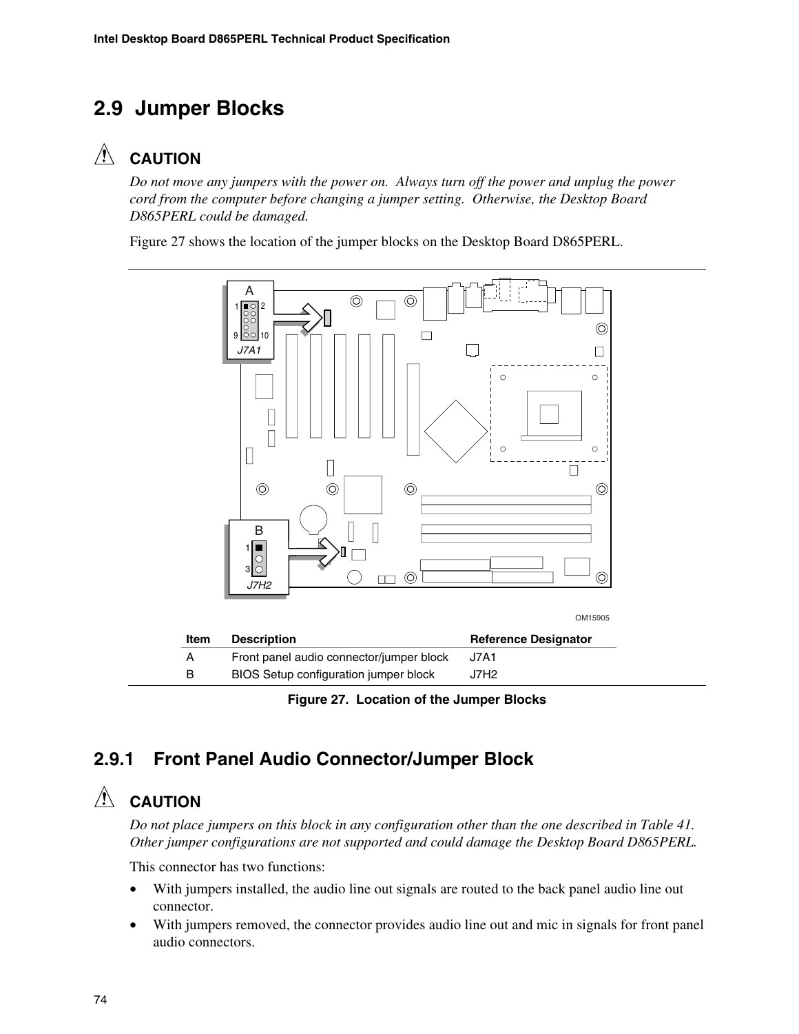## 2.9 Jumper Blocks

**CAUTION**

*Do not move any jumpers with the power on. Always turn off the power and unplug the power cord from the computer before changing a jumper setting. Otherwise, the Desktop Board D865PERL could be damaged.*

Figure 27 shows the location of the jumper blocks on the Desktop Board D865PERL.

| Item | Description | Reference Designator |
|---|---|---|
| A | Front panel audio connector/jumper block | J7A1 |
| B | BIOS Setup configuration jumper block | J7H2 |

**Figure 27. Location of the Jumper Blocks**

### 2.9.1 Front Panel Audio Connector/Jumper Block

**CAUTION**

*Do not place jumpers on this block in any configuration other than the one described in Table 41. Other jumper configurations are not supported and could damage the Desktop Board D865PERL.*

This connector has two functions:

- With jumpers installed, the audio line out signals are routed to the back panel audio line out connector.
- With jumpers removed, the connector provides audio line out and mic in signals for front panel audio connectors.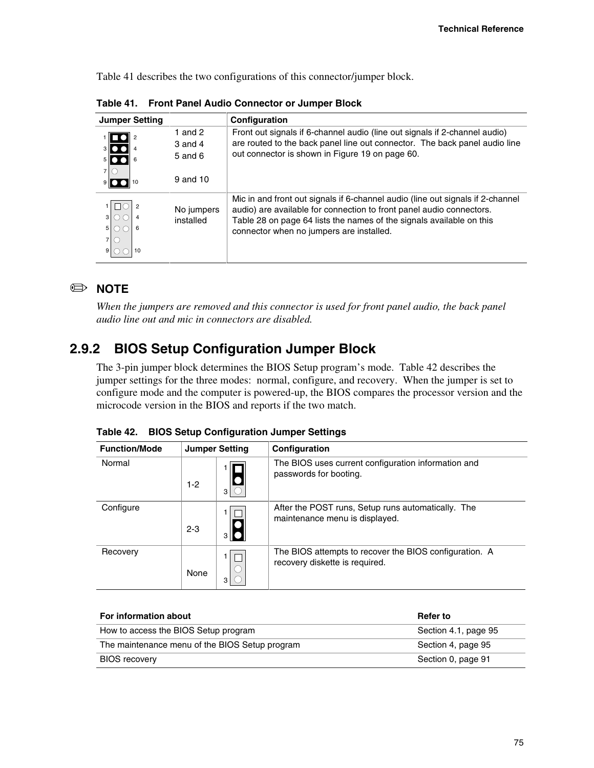Table 41 describes the two configurations of this connector/jumper block.

**Table 41. Front Panel Audio Connector or Jumper Block**

| Jumper Setting | | Configuration |
|---|---|---|
| | 1 and 2<br>3 and 4<br>5 and 6<br><br>9 and 10 | Front out signals if 6-channel audio (line out signals if 2-channel audio) are routed to the back panel line out connector. The back panel audio line out connector is shown in Figure 19 on page 60. |
| | No jumpers installed | Mic in and front out signals if 6-channel audio (line out signals if 2-channel audio) are available for connection to front panel audio connectors. Table 28 on page 64 lists the names of the signals available on this connector when no jumpers are installed. |

✏ **NOTE**

*When the jumpers are removed and this connector is used for front panel audio, the back panel audio line out and mic in connectors are disabled.*

## 2.9.2 BIOS Setup Configuration Jumper Block

The 3-pin jumper block determines the BIOS Setup program's mode. Table 42 describes the jumper settings for the three modes: normal, configure, and recovery. When the jumper is set to configure mode and the computer is powered-up, the BIOS compares the processor version and the microcode version in the BIOS and reports if the two match.

**Table 42. BIOS Setup Configuration Jumper Settings**

| Function/Mode | Jumper Setting | Configuration |
|---|---|---|
| Normal | 1-2 | The BIOS uses current configuration information and passwords for booting. |
| Configure | 2-3 | After the POST runs, Setup runs automatically. The maintenance menu is displayed. |
| Recovery | None | The BIOS attempts to recover the BIOS configuration. A recovery diskette is required. |

| For information about | Refer to |
|---|---|
| How to access the BIOS Setup program | Section 4.1, page 95 |
| The maintenance menu of the BIOS Setup program | Section 4, page 95 |
| BIOS recovery | Section 0, page 91 |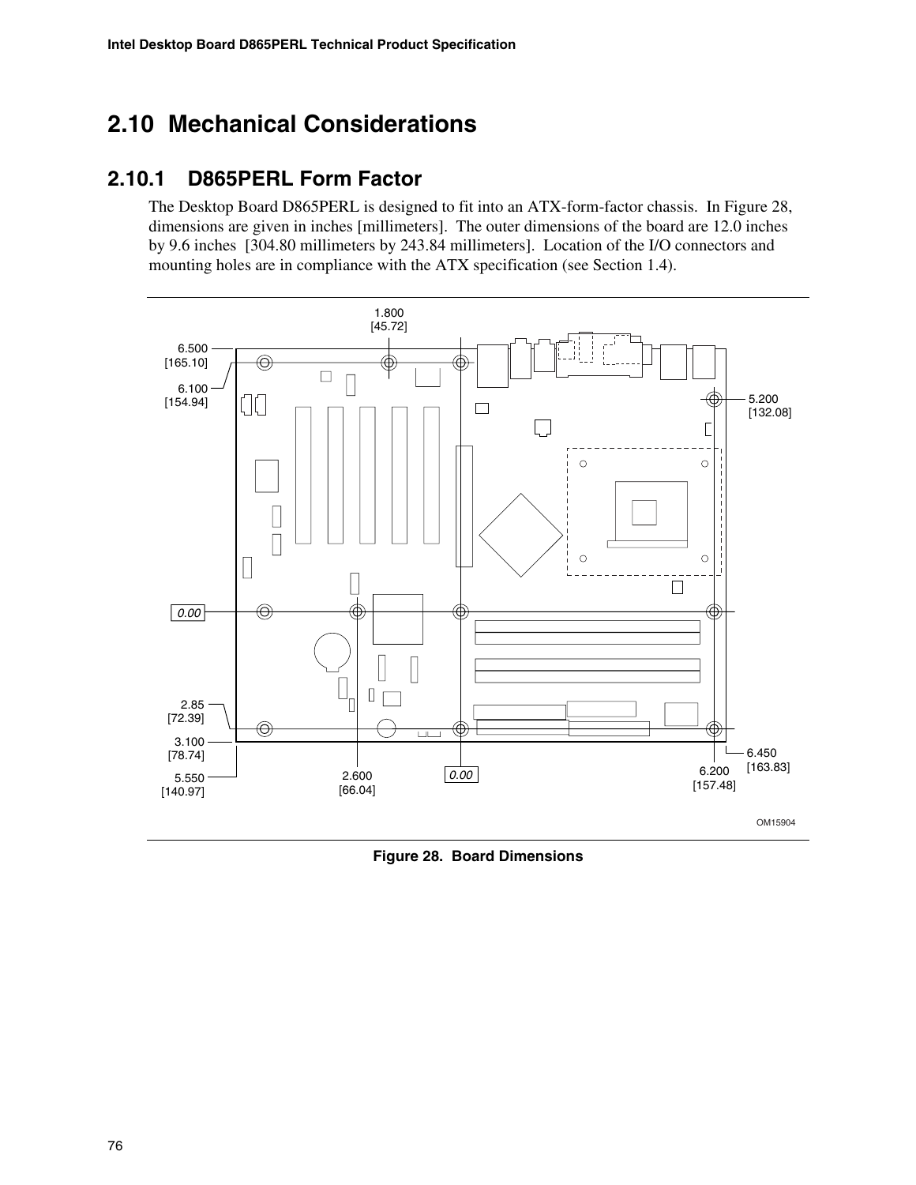## 2.10 Mechanical Considerations

### 2.10.1 D865PERL Form Factor

The Desktop Board D865PERL is designed to fit into an ATX-form-factor chassis. In Figure 28, dimensions are given in inches [millimeters]. The outer dimensions of the board are 12.0 inches by 9.6 inches [304.80 millimeters by 243.84 millimeters]. Location of the I/O connectors and mounting holes are in compliance with the ATX specification (see Section 1.4).

Figure 28. Board Dimensions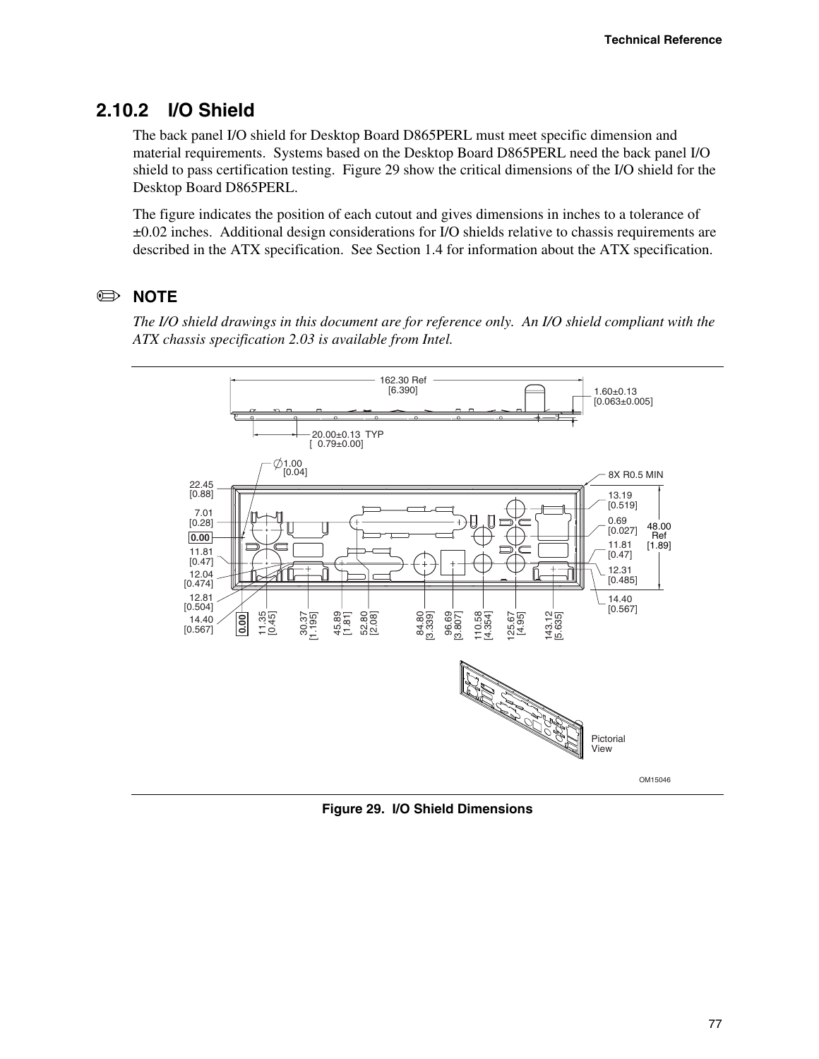## 2.10.2 I/O Shield

The back panel I/O shield for Desktop Board D865PERL must meet specific dimension and material requirements. Systems based on the Desktop Board D865PERL need the back panel I/O shield to pass certification testing. Figure 29 show the critical dimensions of the I/O shield for the Desktop Board D865PERL.

The figure indicates the position of each cutout and gives dimensions in inches to a tolerance of ±0.02 inches. Additional design considerations for I/O shields relative to chassis requirements are described in the ATX specification. See Section 1.4 for information about the ATX specification.

### ✏ NOTE

*The I/O shield drawings in this document are for reference only. An I/O shield compliant with the ATX chassis specification 2.03 is available from Intel.*

**Figure 29. I/O Shield Dimensions**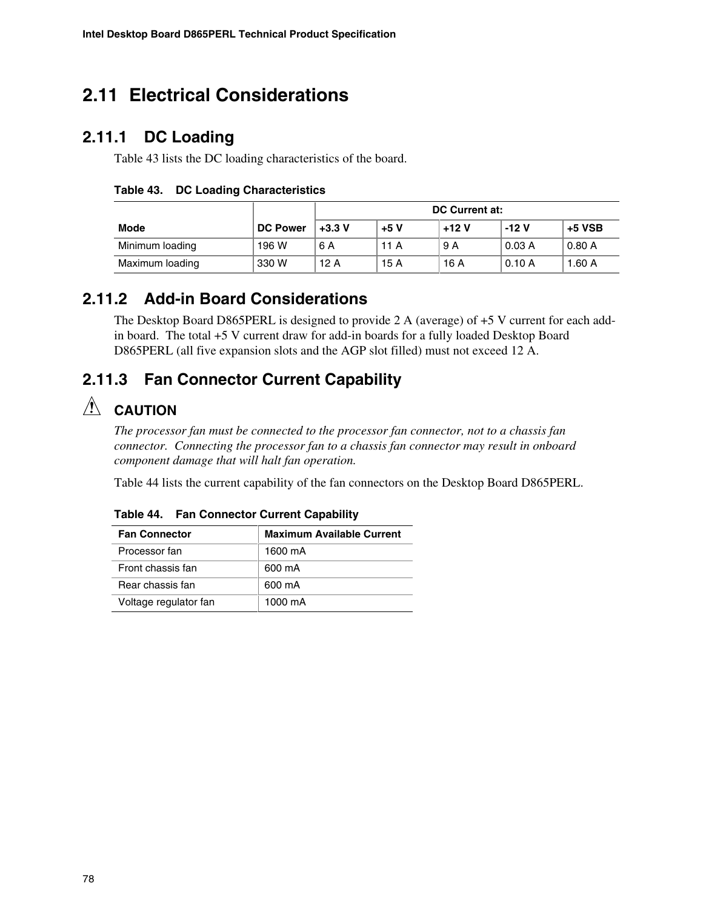## 2.11 Electrical Considerations

### 2.11.1 DC Loading

Table 43 lists the DC loading characteristics of the board.

**Table 43. DC Loading Characteristics**

| | | DC Current at: | | | | |
|---|---|---|---|---|---|---|
| **Mode** | **DC Power** | **+3.3 V** | **+5 V** | **+12 V** | **-12 V** | **+5 VSB** |
| Minimum loading | 196 W | 6 A | 11 A | 9 A | 0.03 A | 0.80 A |
| Maximum loading | 330 W | 12 A | 15 A | 16 A | 0.10 A | 1.60 A |

### 2.11.2 Add-in Board Considerations

The Desktop Board D865PERL is designed to provide 2 A (average) of +5 V current for each add-in board. The total +5 V current draw for add-in boards for a fully loaded Desktop Board D865PERL (all five expansion slots and the AGP slot filled) must not exceed 12 A.

### 2.11.3 Fan Connector Current Capability

**CAUTION**

*The processor fan must be connected to the processor fan connector, not to a chassis fan connector. Connecting the processor fan to a chassis fan connector may result in onboard component damage that will halt fan operation.*

Table 44 lists the current capability of the fan connectors on the Desktop Board D865PERL.

**Table 44. Fan Connector Current Capability**

| Fan Connector | Maximum Available Current |
|---|---|
| Processor fan | 1600 mA |
| Front chassis fan | 600 mA |
| Rear chassis fan | 600 mA |
| Voltage regulator fan | 1000 mA |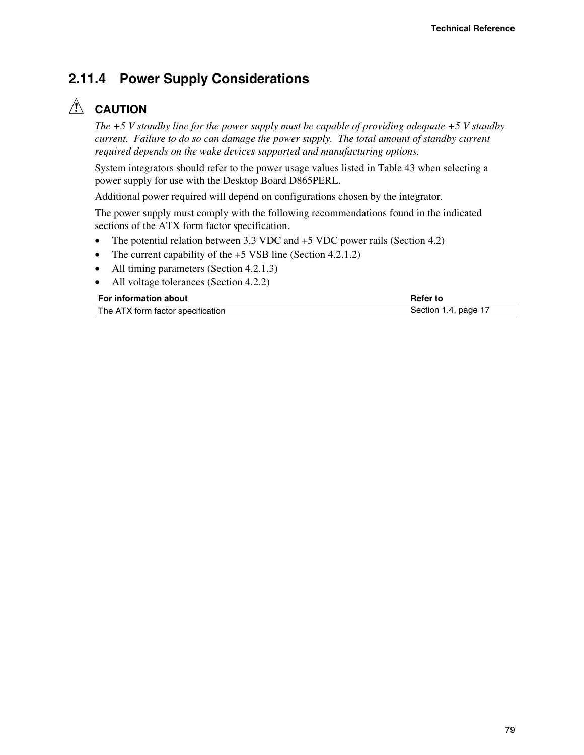### 2.11.4 Power Supply Considerations

**CAUTION**

*The +5 V standby line for the power supply must be capable of providing adequate +5 V standby current. Failure to do so can damage the power supply. The total amount of standby current required depends on the wake devices supported and manufacturing options.*

System integrators should refer to the power usage values listed in Table 43 when selecting a power supply for use with the Desktop Board D865PERL.

Additional power required will depend on configurations chosen by the integrator.

The power supply must comply with the following recommendations found in the indicated sections of the ATX form factor specification.

- The potential relation between 3.3 VDC and +5 VDC power rails (Section 4.2)
- The current capability of the +5 VSB line (Section 4.2.1.2)
- All timing parameters (Section 4.2.1.3)
- All voltage tolerances (Section 4.2.2)

| For information about | Refer to |
|---|---|
| The ATX form factor specification | Section 1.4, page 17 |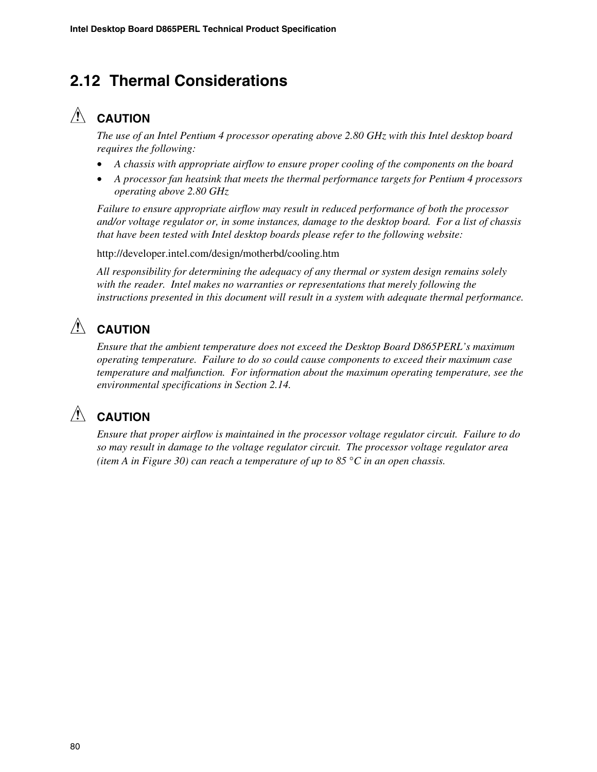## 2.12 Thermal Considerations

**CAUTION**

*The use of an Intel Pentium 4 processor operating above 2.80 GHz with this Intel desktop board requires the following:*

- *A chassis with appropriate airflow to ensure proper cooling of the components on the board*
- *A processor fan heatsink that meets the thermal performance targets for Pentium 4 processors operating above 2.80 GHz*

*Failure to ensure appropriate airflow may result in reduced performance of both the processor and/or voltage regulator or, in some instances, damage to the desktop board. For a list of chassis that have been tested with Intel desktop boards please refer to the following website:*

http://developer.intel.com/design/motherbd/cooling.htm

*All responsibility for determining the adequacy of any thermal or system design remains solely with the reader. Intel makes no warranties or representations that merely following the instructions presented in this document will result in a system with adequate thermal performance.*

**CAUTION**

*Ensure that the ambient temperature does not exceed the Desktop Board D865PERL's maximum operating temperature. Failure to do so could cause components to exceed their maximum case temperature and malfunction. For information about the maximum operating temperature, see the environmental specifications in Section 2.14.*

**CAUTION**

*Ensure that proper airflow is maintained in the processor voltage regulator circuit. Failure to do so may result in damage to the voltage regulator circuit. The processor voltage regulator area (item A in Figure 30) can reach a temperature of up to 85 °C in an open chassis.*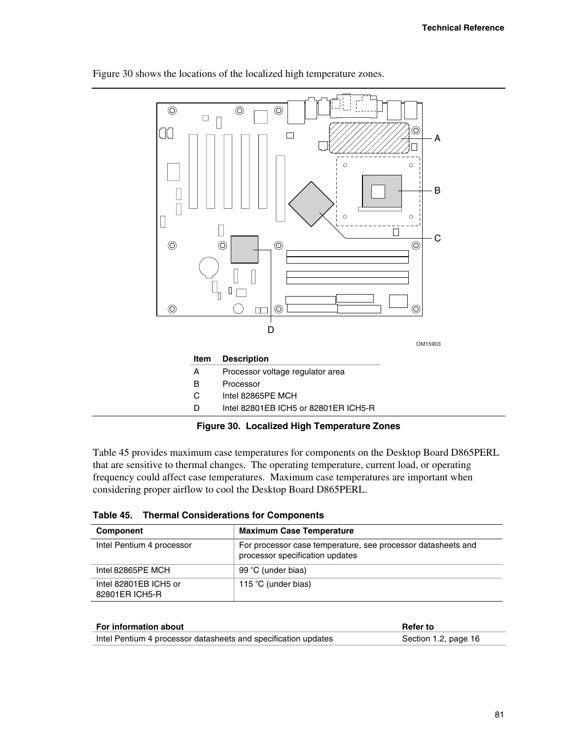Figure 30 shows the locations of the localized high temperature zones.

OM15903

| Item | Description |
|---|---|
| A | Processor voltage regulator area |
| B | Processor |
| C | Intel 82865PE MCH |
| D | Intel 82801EB ICH5 or 82801ER ICH5-R |

**Figure 30. Localized High Temperature Zones**

Table 45 provides maximum case temperatures for components on the Desktop Board D865PERL that are sensitive to thermal changes. The operating temperature, current load, or operating frequency could affect case temperatures. Maximum case temperatures are important when considering proper airflow to cool the Desktop Board D865PERL.

**Table 45. Thermal Considerations for Components**

| Component | Maximum Case Temperature |
|---|---|
| Intel Pentium 4 processor | For processor case temperature, see processor datasheets and processor specification updates |
| Intel 82865PE MCH | 99 °C (under bias) |
| Intel 82801EB ICH5 or 82801ER ICH5-R | 115 °C (under bias) |

| For information about | Refer to |
|---|---|
| Intel Pentium 4 processor datasheets and specification updates | Section 1.2, page 16 |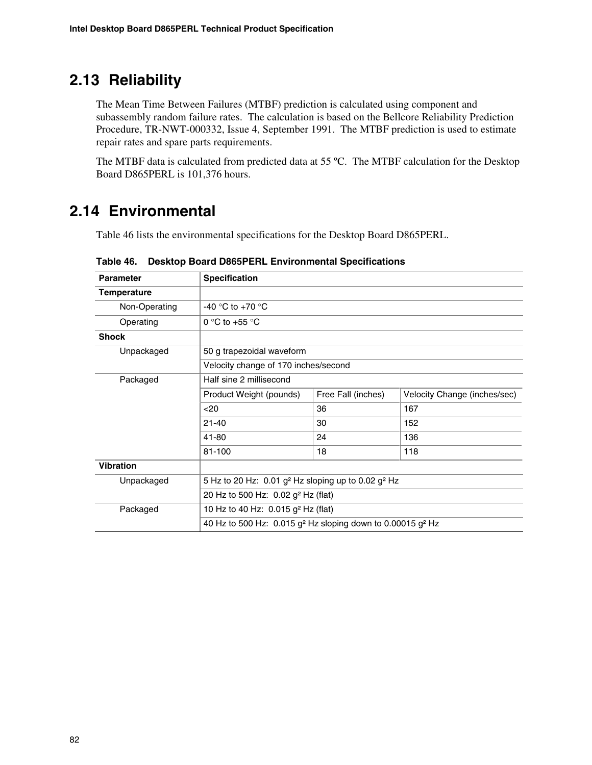## 2.13 Reliability

The Mean Time Between Failures (MTBF) prediction is calculated using component and subassembly random failure rates. The calculation is based on the Bellcore Reliability Prediction Procedure, TR-NWT-000332, Issue 4, September 1991. The MTBF prediction is used to estimate repair rates and spare parts requirements.

The MTBF data is calculated from predicted data at 55 ºC. The MTBF calculation for the Desktop Board D865PERL is 101,376 hours.

## 2.14 Environmental

Table 46 lists the environmental specifications for the Desktop Board D865PERL.

**Table 46. Desktop Board D865PERL Environmental Specifications**

| Parameter | Specification | | |
|---|---|---|---|
| **Temperature** | | | |
| Non-Operating | -40 °C to +70 °C | | |
| Operating | 0 °C to +55 °C | | |
| **Shock** | | | |
| Unpackaged | 50 g trapezoidal waveform | | |
| | Velocity change of 170 inches/second | | |
| Packaged | Half sine 2 millisecond | | |
| | Product Weight (pounds) | Free Fall (inches) | Velocity Change (inches/sec) |
| | <20 | 36 | 167 |
| | 21-40 | 30 | 152 |
| | 41-80 | 24 | 136 |
| | 81-100 | 18 | 118 |
| **Vibration** | | | |
| Unpackaged | 5 Hz to 20 Hz: 0.01 g² Hz sloping up to 0.02 g² Hz | | |
| | 20 Hz to 500 Hz: 0.02 g² Hz (flat) | | |
| Packaged | 10 Hz to 40 Hz: 0.015 g² Hz (flat) | | |
| | 40 Hz to 500 Hz: 0.015 g² Hz sloping down to 0.00015 g² Hz | | |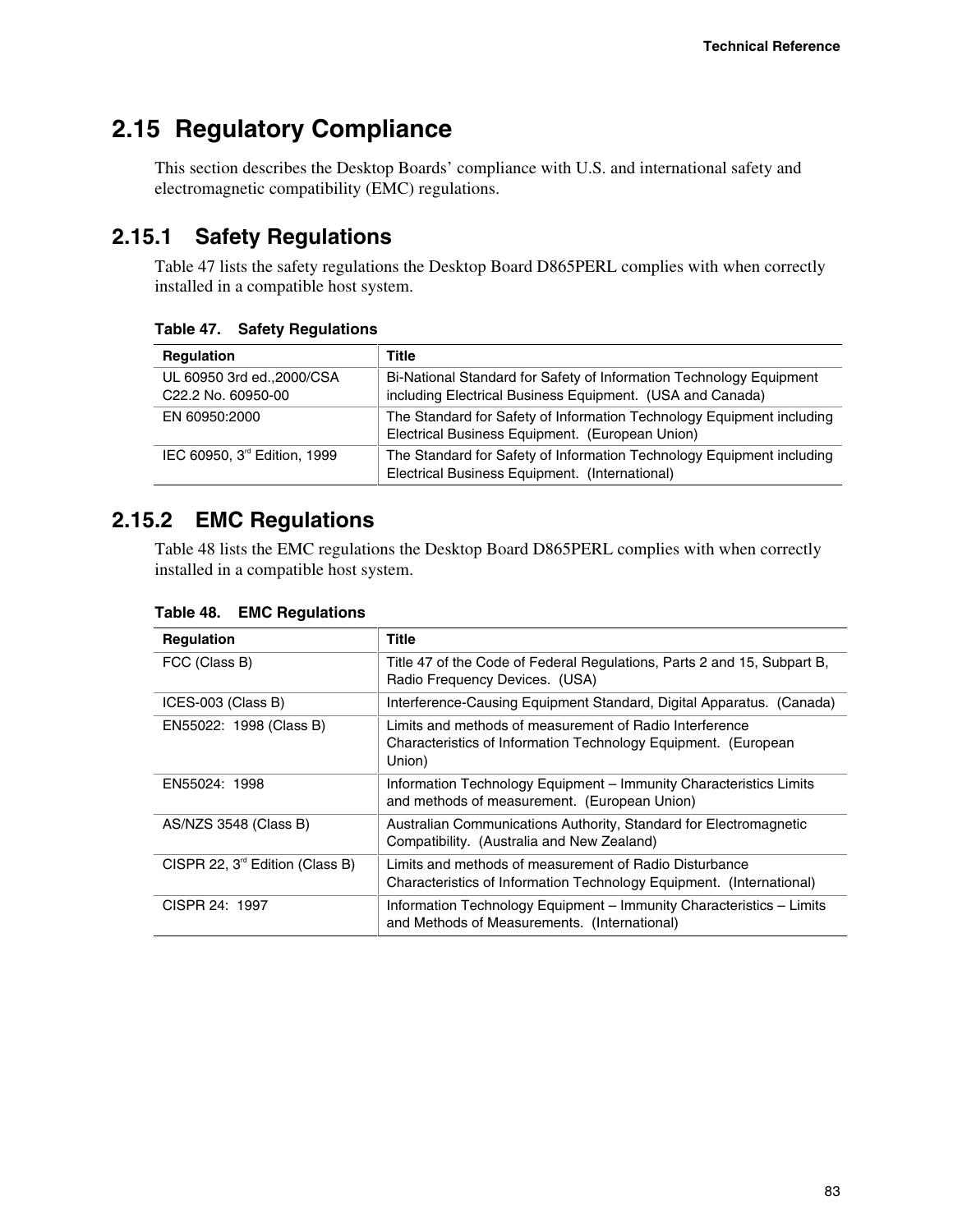## 2.15 Regulatory Compliance

This section describes the Desktop Boards' compliance with U.S. and international safety and electromagnetic compatibility (EMC) regulations.

### 2.15.1 Safety Regulations

Table 47 lists the safety regulations the Desktop Board D865PERL complies with when correctly installed in a compatible host system.

**Table 47. Safety Regulations**

| Regulation | Title |
|---|---|
| UL 60950 3rd ed.,2000/CSA C22.2 No. 60950-00 | Bi-National Standard for Safety of Information Technology Equipment including Electrical Business Equipment. (USA and Canada) |
| EN 60950:2000 | The Standard for Safety of Information Technology Equipment including Electrical Business Equipment. (European Union) |
| IEC 60950, 3rd Edition, 1999 | The Standard for Safety of Information Technology Equipment including Electrical Business Equipment. (International) |

### 2.15.2 EMC Regulations

Table 48 lists the EMC regulations the Desktop Board D865PERL complies with when correctly installed in a compatible host system.

**Table 48. EMC Regulations**

| Regulation | Title |
|---|---|
| FCC (Class B) | Title 47 of the Code of Federal Regulations, Parts 2 and 15, Subpart B, Radio Frequency Devices. (USA) |
| ICES-003 (Class B) | Interference-Causing Equipment Standard, Digital Apparatus. (Canada) |
| EN55022: 1998 (Class B) | Limits and methods of measurement of Radio Interference Characteristics of Information Technology Equipment. (European Union) |
| EN55024: 1998 | Information Technology Equipment – Immunity Characteristics Limits and methods of measurement. (European Union) |
| AS/NZS 3548 (Class B) | Australian Communications Authority, Standard for Electromagnetic Compatibility. (Australia and New Zealand) |
| CISPR 22, 3rd Edition (Class B) | Limits and methods of measurement of Radio Disturbance Characteristics of Information Technology Equipment. (International) |
| CISPR 24: 1997 | Information Technology Equipment – Immunity Characteristics – Limits and Methods of Measurements. (International) |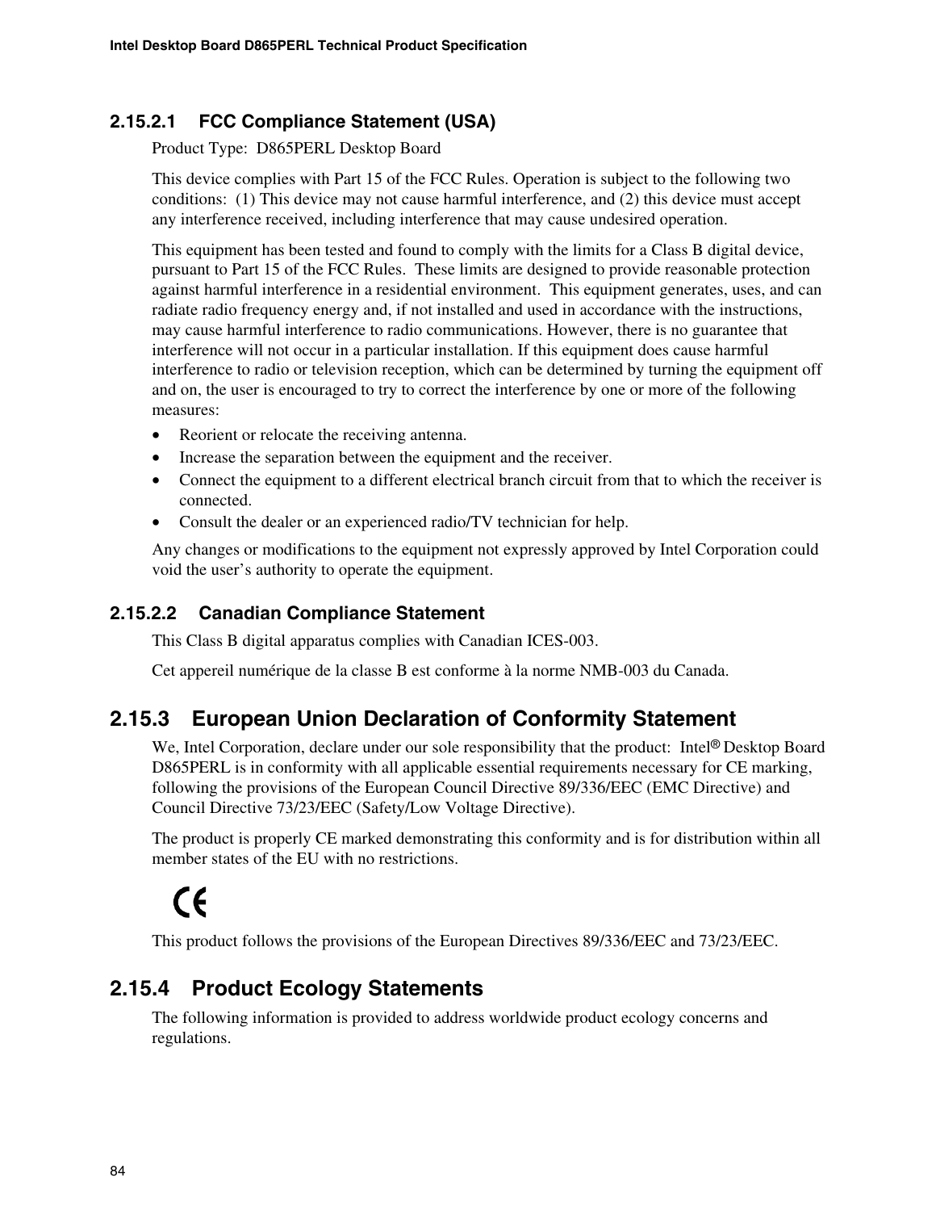#### 2.15.2.1 FCC Compliance Statement (USA)

Product Type: D865PERL Desktop Board

This device complies with Part 15 of the FCC Rules. Operation is subject to the following two conditions: (1) This device may not cause harmful interference, and (2) this device must accept any interference received, including interference that may cause undesired operation.

This equipment has been tested and found to comply with the limits for a Class B digital device, pursuant to Part 15 of the FCC Rules. These limits are designed to provide reasonable protection against harmful interference in a residential environment. This equipment generates, uses, and can radiate radio frequency energy and, if not installed and used in accordance with the instructions, may cause harmful interference to radio communications. However, there is no guarantee that interference will not occur in a particular installation. If this equipment does cause harmful interference to radio or television reception, which can be determined by turning the equipment off and on, the user is encouraged to try to correct the interference by one or more of the following measures:

- Reorient or relocate the receiving antenna.
- Increase the separation between the equipment and the receiver.
- Connect the equipment to a different electrical branch circuit from that to which the receiver is connected.
- Consult the dealer or an experienced radio/TV technician for help.

Any changes or modifications to the equipment not expressly approved by Intel Corporation could void the user's authority to operate the equipment.

#### 2.15.2.2 Canadian Compliance Statement

This Class B digital apparatus complies with Canadian ICES-003.

Cet appereil numérique de la classe B est conforme à la norme NMB-003 du Canada.

### 2.15.3 European Union Declaration of Conformity Statement

We, Intel Corporation, declare under our sole responsibility that the product: Intel® Desktop Board D865PERL is in conformity with all applicable essential requirements necessary for CE marking, following the provisions of the European Council Directive 89/336/EEC (EMC Directive) and Council Directive 73/23/EEC (Safety/Low Voltage Directive).

The product is properly CE marked demonstrating this conformity and is for distribution within all member states of the EU with no restrictions.

CE

This product follows the provisions of the European Directives 89/336/EEC and 73/23/EEC.

### 2.15.4 Product Ecology Statements

The following information is provided to address worldwide product ecology concerns and regulations.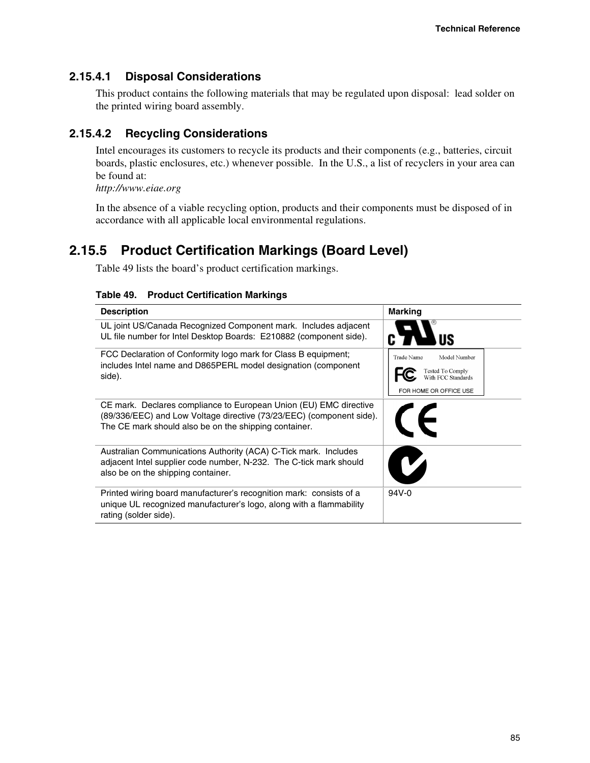#### 2.15.4.1 Disposal Considerations

This product contains the following materials that may be regulated upon disposal: lead solder on the printed wiring board assembly.

#### 2.15.4.2 Recycling Considerations

Intel encourages its customers to recycle its products and their components (e.g., batteries, circuit boards, plastic enclosures, etc.) whenever possible. In the U.S., a list of recyclers in your area can be found at:
*http://www.eiae.org*

In the absence of a viable recycling option, products and their components must be disposed of in accordance with all applicable local environmental regulations.

### 2.15.5 Product Certification Markings (Board Level)

Table 49 lists the board's product certification markings.

**Table 49. Product Certification Markings**

| Description | Marking |
|---|---|
| UL joint US/Canada Recognized Component mark. Includes adjacent UL file number for Intel Desktop Boards: E210882 (component side). | C UL US |
| FCC Declaration of Conformity logo mark for Class B equipment; includes Intel name and D865PERL model designation (component side). | Trade Name Model Number FC Tested To Comply With FCC Standards FOR HOME OR OFFICE USE |
| CE mark. Declares compliance to European Union (EU) EMC directive (89/336/EEC) and Low Voltage directive (73/23/EEC) (component side). The CE mark should also be on the shipping container. | CE |
| Australian Communications Authority (ACA) C-Tick mark. Includes adjacent Intel supplier code number, N-232. The C-tick mark should also be on the shipping container. | C-Tick |
| Printed wiring board manufacturer's recognition mark: consists of a unique UL recognized manufacturer's logo, along with a flammability rating (solder side). | 94V-0 |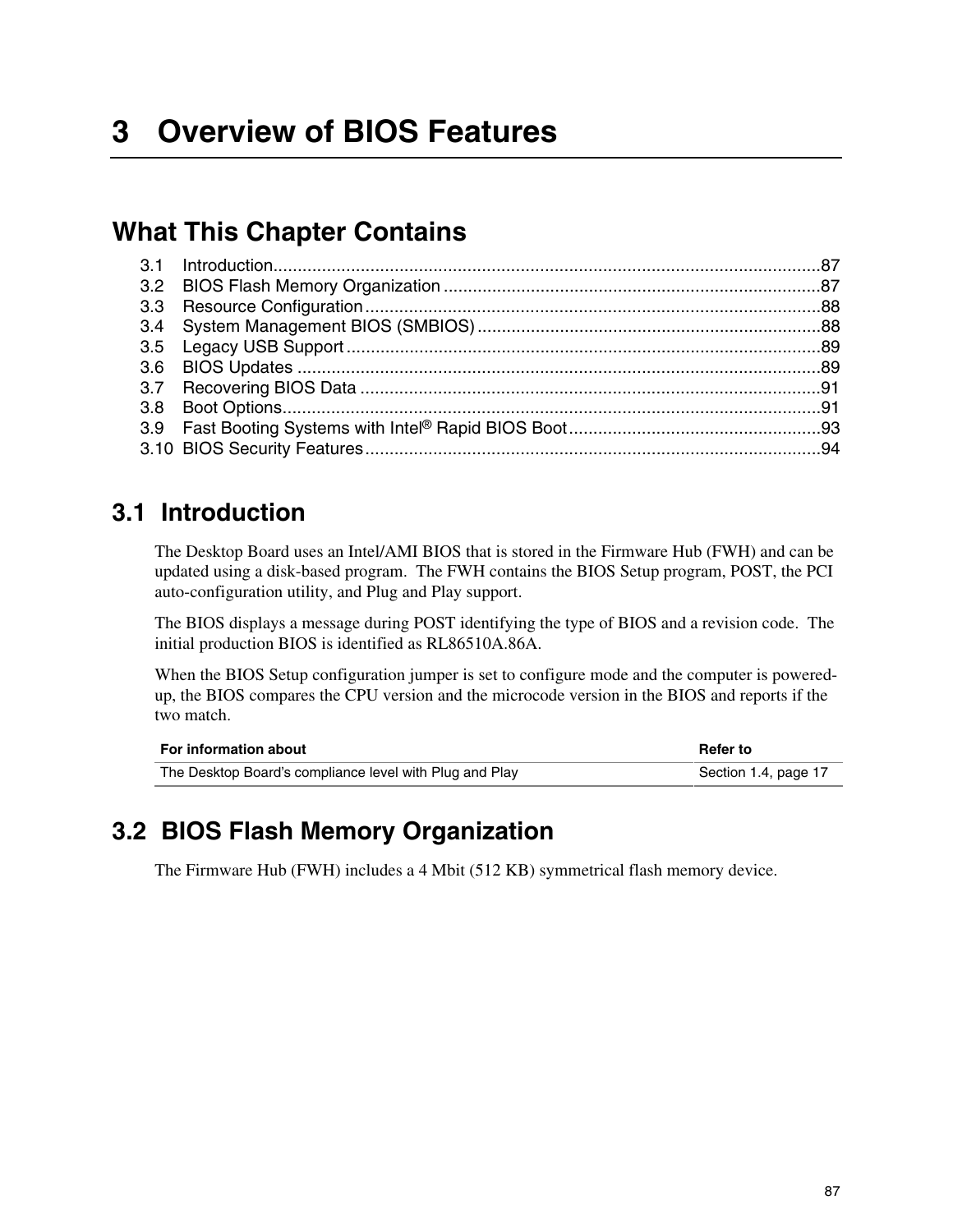# 3 Overview of BIOS Features

## What This Chapter Contains

3.1 Introduction................................................................................................................87
3.2 BIOS Flash Memory Organization .............................................................................87
3.3 Resource Configuration.............................................................................................88
3.4 System Management BIOS (SMBIOS) ......................................................................88
3.5 Legacy USB Support .................................................................................................89
3.6 BIOS Updates ...........................................................................................................89
3.7 Recovering BIOS Data ..............................................................................................91
3.8 Boot Options..............................................................................................................91
3.9 Fast Booting Systems with Intel® Rapid BIOS Boot....................................................93
3.10 BIOS Security Features.............................................................................................94

## 3.1 Introduction

The Desktop Board uses an Intel/AMI BIOS that is stored in the Firmware Hub (FWH) and can be updated using a disk-based program. The FWH contains the BIOS Setup program, POST, the PCI auto-configuration utility, and Plug and Play support.

The BIOS displays a message during POST identifying the type of BIOS and a revision code. The initial production BIOS is identified as RL86510A.86A.

When the BIOS Setup configuration jumper is set to configure mode and the computer is powered-up, the BIOS compares the CPU version and the microcode version in the BIOS and reports if the two match.

| For information about | Refer to |
|---|---|
| The Desktop Board's compliance level with Plug and Play | Section 1.4, page 17 |

## 3.2 BIOS Flash Memory Organization

The Firmware Hub (FWH) includes a 4 Mbit (512 KB) symmetrical flash memory device.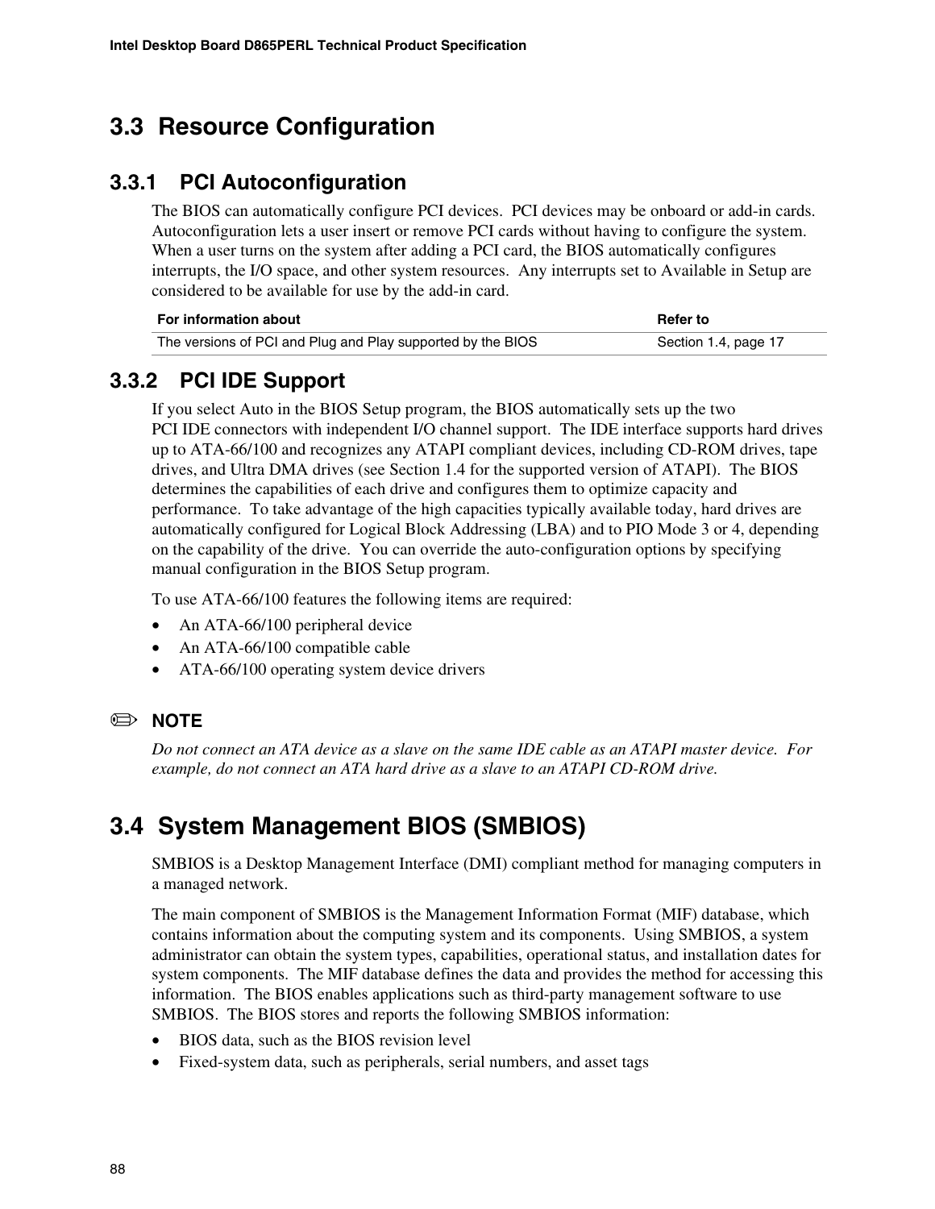## 3.3 Resource Configuration

### 3.3.1 PCI Autoconfiguration

The BIOS can automatically configure PCI devices. PCI devices may be onboard or add-in cards. Autoconfiguration lets a user insert or remove PCI cards without having to configure the system. When a user turns on the system after adding a PCI card, the BIOS automatically configures interrupts, the I/O space, and other system resources. Any interrupts set to Available in Setup are considered to be available for use by the add-in card.

| For information about | Refer to |
| --- | --- |
| The versions of PCI and Plug and Play supported by the BIOS | Section 1.4, page 17 |

### 3.3.2 PCI IDE Support

If you select Auto in the BIOS Setup program, the BIOS automatically sets up the two PCI IDE connectors with independent I/O channel support. The IDE interface supports hard drives up to ATA-66/100 and recognizes any ATAPI compliant devices, including CD-ROM drives, tape drives, and Ultra DMA drives (see Section 1.4 for the supported version of ATAPI). The BIOS determines the capabilities of each drive and configures them to optimize capacity and performance. To take advantage of the high capacities typically available today, hard drives are automatically configured for Logical Block Addressing (LBA) and to PIO Mode 3 or 4, depending on the capability of the drive. You can override the auto-configuration options by specifying manual configuration in the BIOS Setup program.

To use ATA-66/100 features the following items are required:

- An ATA-66/100 peripheral device
- An ATA-66/100 compatible cable
- ATA-66/100 operating system device drivers

✏ **NOTE**

*Do not connect an ATA device as a slave on the same IDE cable as an ATAPI master device. For example, do not connect an ATA hard drive as a slave to an ATAPI CD-ROM drive.*

## 3.4 System Management BIOS (SMBIOS)

SMBIOS is a Desktop Management Interface (DMI) compliant method for managing computers in a managed network.

The main component of SMBIOS is the Management Information Format (MIF) database, which contains information about the computing system and its components. Using SMBIOS, a system administrator can obtain the system types, capabilities, operational status, and installation dates for system components. The MIF database defines the data and provides the method for accessing this information. The BIOS enables applications such as third-party management software to use SMBIOS. The BIOS stores and reports the following SMBIOS information:

- BIOS data, such as the BIOS revision level
- Fixed-system data, such as peripherals, serial numbers, and asset tags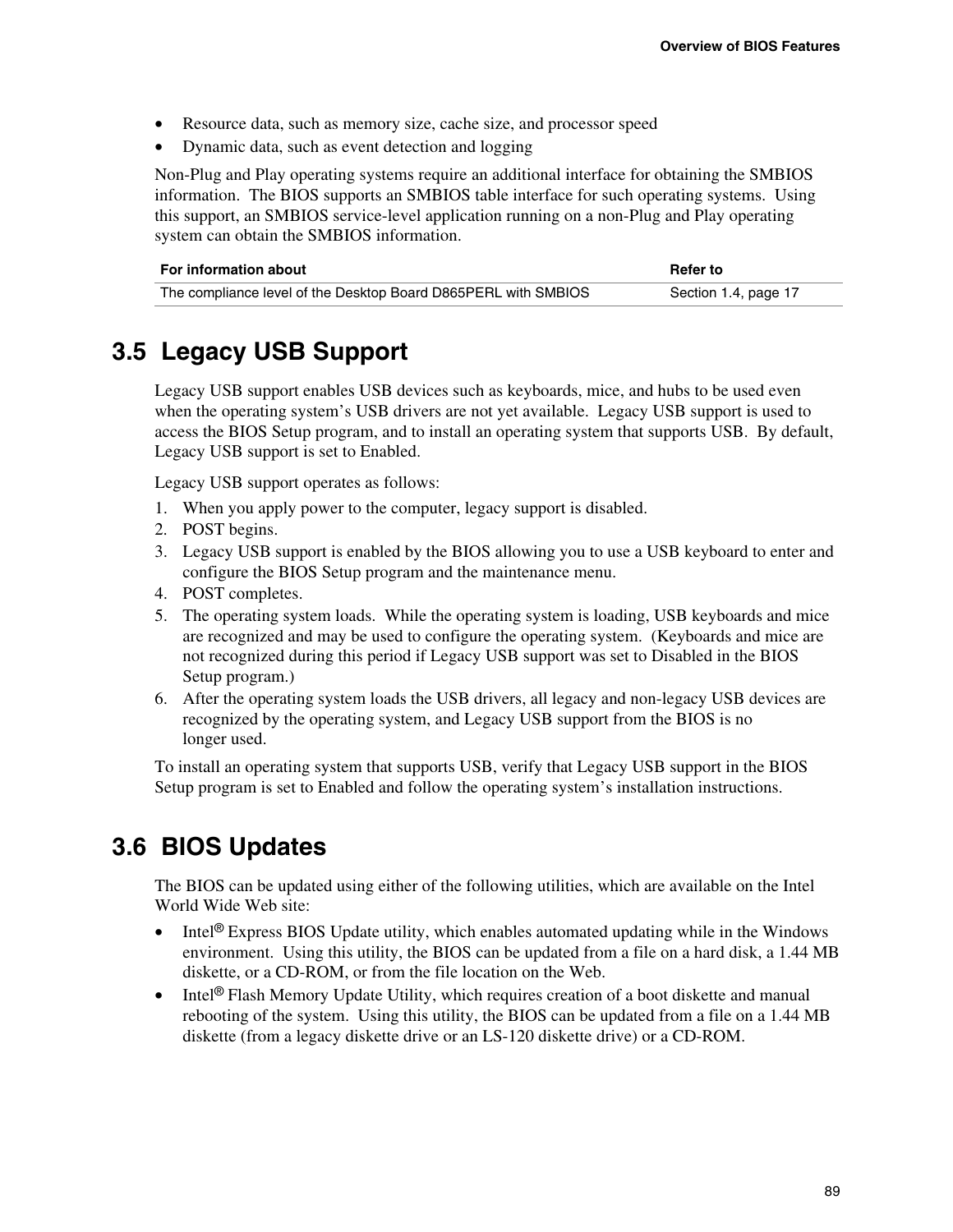- Resource data, such as memory size, cache size, and processor speed
- Dynamic data, such as event detection and logging

Non-Plug and Play operating systems require an additional interface for obtaining the SMBIOS information. The BIOS supports an SMBIOS table interface for such operating systems. Using this support, an SMBIOS service-level application running on a non-Plug and Play operating system can obtain the SMBIOS information.

| For information about | Refer to |
|---|---|
| The compliance level of the Desktop Board D865PERL with SMBIOS | Section 1.4, page 17 |

## 3.5 Legacy USB Support

Legacy USB support enables USB devices such as keyboards, mice, and hubs to be used even when the operating system's USB drivers are not yet available. Legacy USB support is used to access the BIOS Setup program, and to install an operating system that supports USB. By default, Legacy USB support is set to Enabled.

Legacy USB support operates as follows:

1. When you apply power to the computer, legacy support is disabled.
2. POST begins.
3. Legacy USB support is enabled by the BIOS allowing you to use a USB keyboard to enter and configure the BIOS Setup program and the maintenance menu.
4. POST completes.
5. The operating system loads. While the operating system is loading, USB keyboards and mice are recognized and may be used to configure the operating system. (Keyboards and mice are not recognized during this period if Legacy USB support was set to Disabled in the BIOS Setup program.)
6. After the operating system loads the USB drivers, all legacy and non-legacy USB devices are recognized by the operating system, and Legacy USB support from the BIOS is no longer used.

To install an operating system that supports USB, verify that Legacy USB support in the BIOS Setup program is set to Enabled and follow the operating system's installation instructions.

## 3.6 BIOS Updates

The BIOS can be updated using either of the following utilities, which are available on the Intel World Wide Web site:

- Intel® Express BIOS Update utility, which enables automated updating while in the Windows environment. Using this utility, the BIOS can be updated from a file on a hard disk, a 1.44 MB diskette, or a CD-ROM, or from the file location on the Web.
- Intel® Flash Memory Update Utility, which requires creation of a boot diskette and manual rebooting of the system. Using this utility, the BIOS can be updated from a file on a 1.44 MB diskette (from a legacy diskette drive or an LS-120 diskette drive) or a CD-ROM.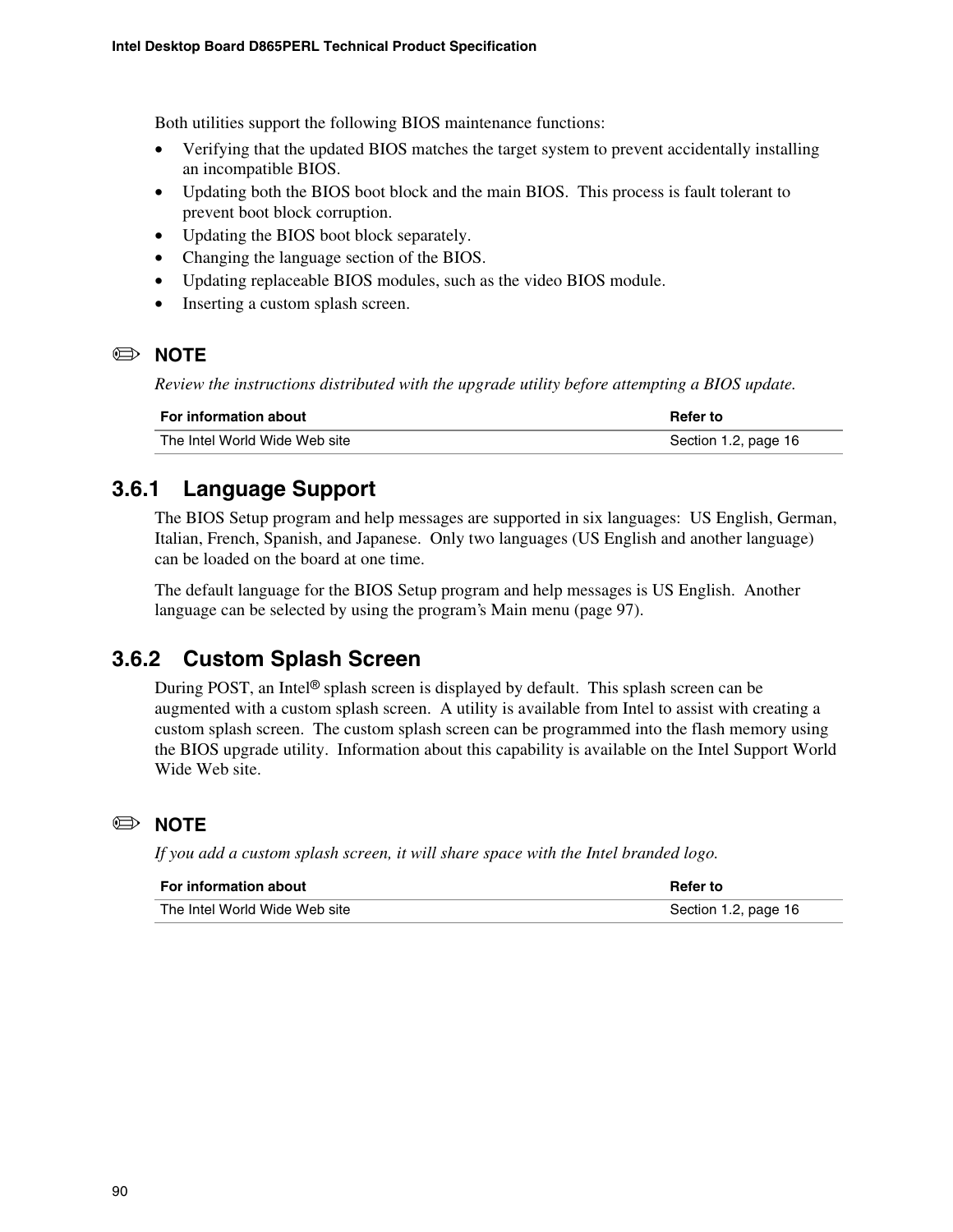Both utilities support the following BIOS maintenance functions:

- Verifying that the updated BIOS matches the target system to prevent accidentally installing an incompatible BIOS.
- Updating both the BIOS boot block and the main BIOS. This process is fault tolerant to prevent boot block corruption.
- Updating the BIOS boot block separately.
- Changing the language section of the BIOS.
- Updating replaceable BIOS modules, such as the video BIOS module.
- Inserting a custom splash screen.

✏ **NOTE**

*Review the instructions distributed with the upgrade utility before attempting a BIOS update.*

| For information about | Refer to |
|---|---|
| The Intel World Wide Web site | Section 1.2, page 16 |

## 3.6.1 Language Support

The BIOS Setup program and help messages are supported in six languages: US English, German, Italian, French, Spanish, and Japanese. Only two languages (US English and another language) can be loaded on the board at one time.

The default language for the BIOS Setup program and help messages is US English. Another language can be selected by using the program's Main menu (page 97).

## 3.6.2 Custom Splash Screen

During POST, an Intel® splash screen is displayed by default. This splash screen can be augmented with a custom splash screen. A utility is available from Intel to assist with creating a custom splash screen. The custom splash screen can be programmed into the flash memory using the BIOS upgrade utility. Information about this capability is available on the Intel Support World Wide Web site.

✏ **NOTE**

*If you add a custom splash screen, it will share space with the Intel branded logo.*

| For information about | Refer to |
|---|---|
| The Intel World Wide Web site | Section 1.2, page 16 |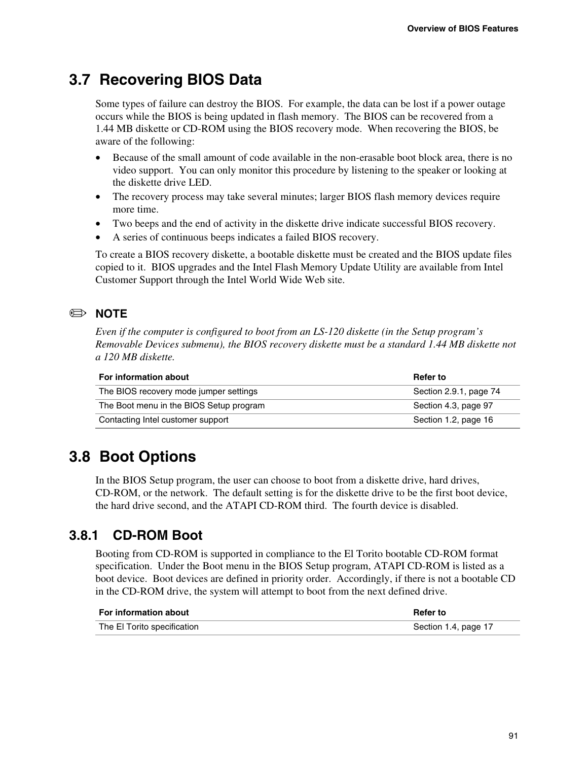## 3.7 Recovering BIOS Data

Some types of failure can destroy the BIOS. For example, the data can be lost if a power outage occurs while the BIOS is being updated in flash memory. The BIOS can be recovered from a 1.44 MB diskette or CD-ROM using the BIOS recovery mode. When recovering the BIOS, be aware of the following:

- Because of the small amount of code available in the non-erasable boot block area, there is no video support. You can only monitor this procedure by listening to the speaker or looking at the diskette drive LED.
- The recovery process may take several minutes; larger BIOS flash memory devices require more time.
- Two beeps and the end of activity in the diskette drive indicate successful BIOS recovery.
- A series of continuous beeps indicates a failed BIOS recovery.

To create a BIOS recovery diskette, a bootable diskette must be created and the BIOS update files copied to it. BIOS upgrades and the Intel Flash Memory Update Utility are available from Intel Customer Support through the Intel World Wide Web site.

✏ **NOTE**

*Even if the computer is configured to boot from an LS-120 diskette (in the Setup program's Removable Devices submenu), the BIOS recovery diskette must be a standard 1.44 MB diskette not a 120 MB diskette.*

| For information about | Refer to |
| --- | --- |
| The BIOS recovery mode jumper settings | Section 2.9.1, page 74 |
| The Boot menu in the BIOS Setup program | Section 4.3, page 97 |
| Contacting Intel customer support | Section 1.2, page 16 |

## 3.8 Boot Options

In the BIOS Setup program, the user can choose to boot from a diskette drive, hard drives, CD-ROM, or the network. The default setting is for the diskette drive to be the first boot device, the hard drive second, and the ATAPI CD-ROM third. The fourth device is disabled.

### 3.8.1 CD-ROM Boot

Booting from CD-ROM is supported in compliance to the El Torito bootable CD-ROM format specification. Under the Boot menu in the BIOS Setup program, ATAPI CD-ROM is listed as a boot device. Boot devices are defined in priority order. Accordingly, if there is not a bootable CD in the CD-ROM drive, the system will attempt to boot from the next defined drive.

| For information about | Refer to |
| --- | --- |
| The El Torito specification | Section 1.4, page 17 |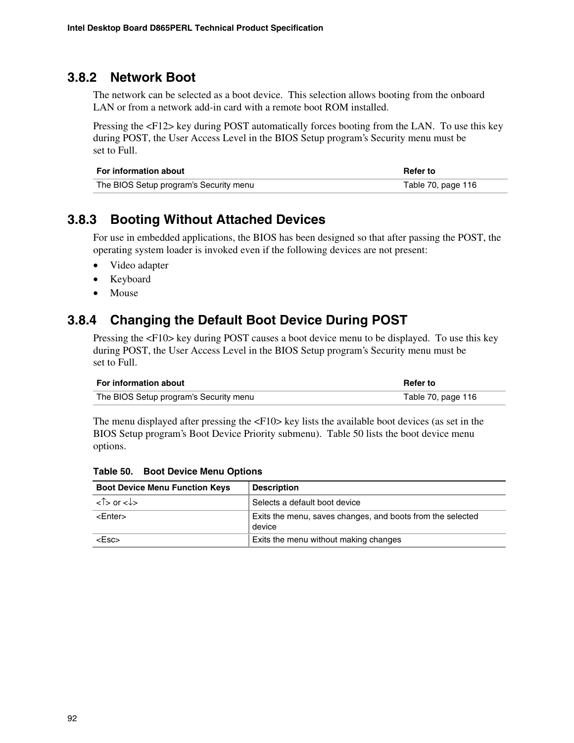### 3.8.2 Network Boot

The network can be selected as a boot device. This selection allows booting from the onboard LAN or from a network add-in card with a remote boot ROM installed.

Pressing the <F12> key during POST automatically forces booting from the LAN. To use this key during POST, the User Access Level in the BIOS Setup program's Security menu must be set to Full.

| For information about | Refer to |
|---|---|
| The BIOS Setup program's Security menu | Table 70, page 116 |

### 3.8.3 Booting Without Attached Devices

For use in embedded applications, the BIOS has been designed so that after passing the POST, the operating system loader is invoked even if the following devices are not present:

- Video adapter
- Keyboard
- Mouse

### 3.8.4 Changing the Default Boot Device During POST

Pressing the <F10> key during POST causes a boot device menu to be displayed. To use this key during POST, the User Access Level in the BIOS Setup program's Security menu must be set to Full.

| For information about | Refer to |
|---|---|
| The BIOS Setup program's Security menu | Table 70, page 116 |

The menu displayed after pressing the <F10> key lists the available boot devices (as set in the BIOS Setup program's Boot Device Priority submenu). Table 50 lists the boot device menu options.

**Table 50. Boot Device Menu Options**

| Boot Device Menu Function Keys | Description |
|---|---|
| <↑> or <↓> | Selects a default boot device |
| <Enter> | Exits the menu, saves changes, and boots from the selected device |
| <Esc> | Exits the menu without making changes |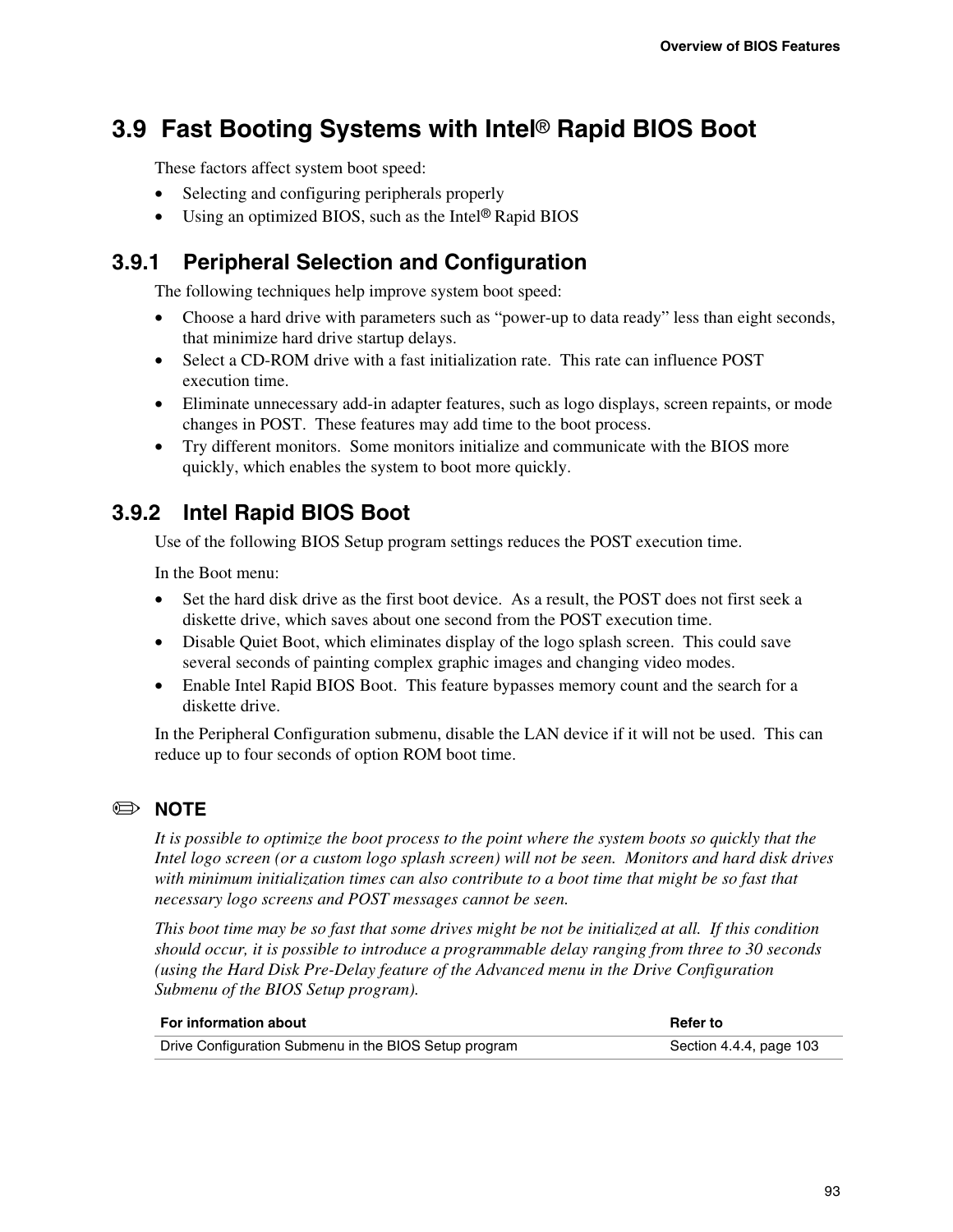## 3.9 Fast Booting Systems with Intel® Rapid BIOS Boot

These factors affect system boot speed:

- Selecting and configuring peripherals properly
- Using an optimized BIOS, such as the Intel® Rapid BIOS

### 3.9.1 Peripheral Selection and Configuration

The following techniques help improve system boot speed:

- Choose a hard drive with parameters such as "power-up to data ready" less than eight seconds, that minimize hard drive startup delays.
- Select a CD-ROM drive with a fast initialization rate. This rate can influence POST execution time.
- Eliminate unnecessary add-in adapter features, such as logo displays, screen repaints, or mode changes in POST. These features may add time to the boot process.
- Try different monitors. Some monitors initialize and communicate with the BIOS more quickly, which enables the system to boot more quickly.

### 3.9.2 Intel Rapid BIOS Boot

Use of the following BIOS Setup program settings reduces the POST execution time.

In the Boot menu:

- Set the hard disk drive as the first boot device. As a result, the POST does not first seek a diskette drive, which saves about one second from the POST execution time.
- Disable Quiet Boot, which eliminates display of the logo splash screen. This could save several seconds of painting complex graphic images and changing video modes.
- Enable Intel Rapid BIOS Boot. This feature bypasses memory count and the search for a diskette drive.

In the Peripheral Configuration submenu, disable the LAN device if it will not be used. This can reduce up to four seconds of option ROM boot time.

✏ **NOTE**

*It is possible to optimize the boot process to the point where the system boots so quickly that the Intel logo screen (or a custom logo splash screen) will not be seen. Monitors and hard disk drives with minimum initialization times can also contribute to a boot time that might be so fast that necessary logo screens and POST messages cannot be seen.*

*This boot time may be so fast that some drives might be not be initialized at all. If this condition should occur, it is possible to introduce a programmable delay ranging from three to 30 seconds (using the Hard Disk Pre-Delay feature of the Advanced menu in the Drive Configuration Submenu of the BIOS Setup program).*

| For information about | Refer to |
|---|---|
| Drive Configuration Submenu in the BIOS Setup program | Section 4.4.4, page 103 |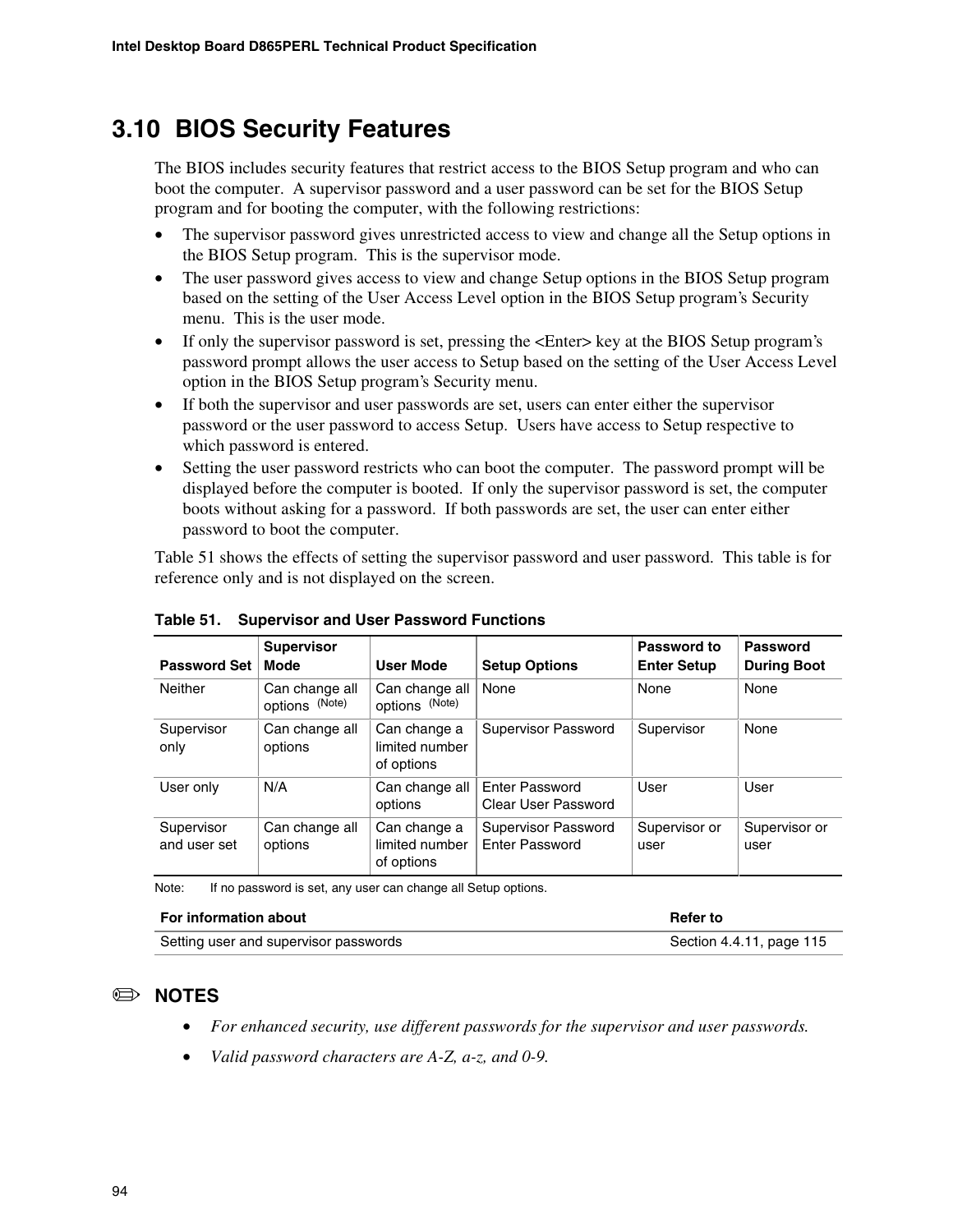## 3.10 BIOS Security Features

The BIOS includes security features that restrict access to the BIOS Setup program and who can boot the computer. A supervisor password and a user password can be set for the BIOS Setup program and for booting the computer, with the following restrictions:

- The supervisor password gives unrestricted access to view and change all the Setup options in the BIOS Setup program. This is the supervisor mode.
- The user password gives access to view and change Setup options in the BIOS Setup program based on the setting of the User Access Level option in the BIOS Setup program's Security menu. This is the user mode.
- If only the supervisor password is set, pressing the <Enter> key at the BIOS Setup program's password prompt allows the user access to Setup based on the setting of the User Access Level option in the BIOS Setup program's Security menu.
- If both the supervisor and user passwords are set, users can enter either the supervisor password or the user password to access Setup. Users have access to Setup respective to which password is entered.
- Setting the user password restricts who can boot the computer. The password prompt will be displayed before the computer is booted. If only the supervisor password is set, the computer boots without asking for a password. If both passwords are set, the user can enter either password to boot the computer.

Table 51 shows the effects of setting the supervisor password and user password. This table is for reference only and is not displayed on the screen.

**Table 51. Supervisor and User Password Functions**

| Password Set | Supervisor Mode | User Mode | Setup Options | Password to Enter Setup | Password During Boot |
|---|---|---|---|---|---|
| Neither | Can change all options (Note) | Can change all options (Note) | None | None | None |
| Supervisor only | Can change all options | Can change a limited number of options | Supervisor Password | Supervisor | None |
| User only | N/A | Can change all options | Enter Password<br>Clear User Password | User | User |
| Supervisor and user set | Can change all options | Can change a limited number of options | Supervisor Password<br>Enter Password | Supervisor or user | Supervisor or user |

Note: If no password is set, any user can change all Setup options.

| For information about | Refer to |
|---|---|
| Setting user and supervisor passwords | Section 4.4.11, page 115 |

✏ **NOTES**

- *For enhanced security, use different passwords for the supervisor and user passwords.*
- *Valid password characters are A-Z, a-z, and 0-9.*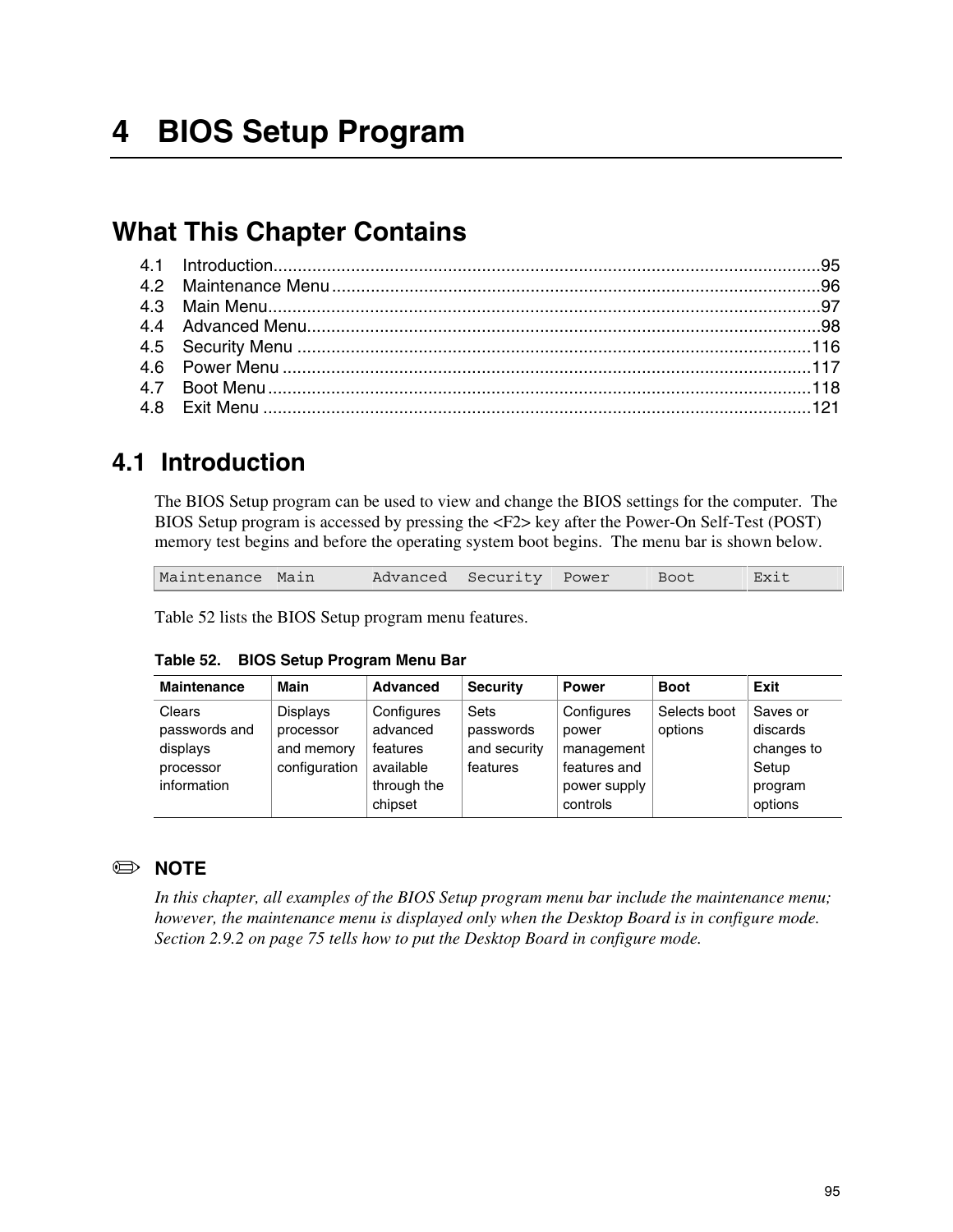# 4 BIOS Setup Program

## What This Chapter Contains

4.1 Introduction...............................................................................................................95
4.2 Maintenance Menu...................................................................................................96
4.3 Main Menu................................................................................................................97
4.4 Advanced Menu........................................................................................................98
4.5 Security Menu .........................................................................................................116
4.6 Power Menu ............................................................................................................117
4.7 Boot Menu...............................................................................................................118
4.8 Exit Menu ................................................................................................................121

## 4.1 Introduction

The BIOS Setup program can be used to view and change the BIOS settings for the computer. The BIOS Setup program is accessed by pressing the <F2> key after the Power-On Self-Test (POST) memory test begins and before the operating system boot begins. The menu bar is shown below.

| Maintenance | Main | Advanced | Security | Power | Boot | Exit |
|---|---|---|---|---|---|---|

Table 52 lists the BIOS Setup program menu features.

**Table 52. BIOS Setup Program Menu Bar**

| Maintenance | Main | Advanced | Security | Power | Boot | Exit |
|---|---|---|---|---|---|---|
| Clears passwords and displays processor information | Displays processor and memory configuration | Configures advanced features available through the chipset | Sets passwords and security features | Configures power management features and power supply controls | Selects boot options | Saves or discards changes to Setup program options |

✏ **NOTE**

*In this chapter, all examples of the BIOS Setup program menu bar include the maintenance menu; however, the maintenance menu is displayed only when the Desktop Board is in configure mode. Section 2.9.2 on page 75 tells how to put the Desktop Board in configure mode.*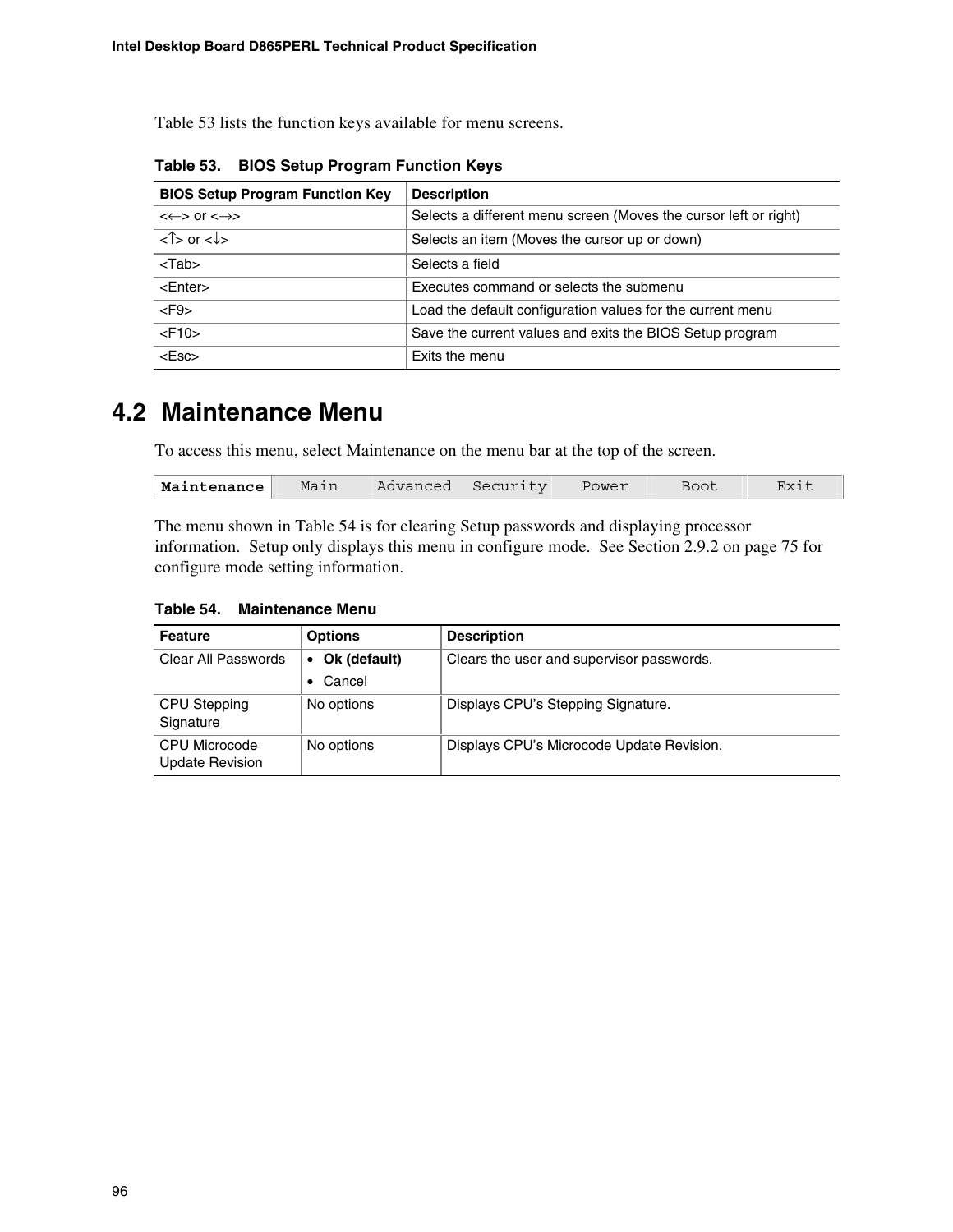Table 53 lists the function keys available for menu screens.

**Table 53. BIOS Setup Program Function Keys**

| BIOS Setup Program Function Key | Description |
| --- | --- |
| <←> or <→> | Selects a different menu screen (Moves the cursor left or right) |
| <↑> or <↓> | Selects an item (Moves the cursor up or down) |
| <Tab> | Selects a field |
| <Enter> | Executes command or selects the submenu |
| <F9> | Load the default configuration values for the current menu |
| <F10> | Save the current values and exits the BIOS Setup program |
| <Esc> | Exits the menu |

## 4.2 Maintenance Menu

To access this menu, select Maintenance on the menu bar at the top of the screen.

| **Maintenance** | Main | Advanced | Security | Power | Boot | Exit |
| --- | --- | --- | --- | --- | --- | --- |

The menu shown in Table 54 is for clearing Setup passwords and displaying processor information. Setup only displays this menu in configure mode. See Section 2.9.2 on page 75 for configure mode setting information.

**Table 54. Maintenance Menu**

| Feature | Options | Description |
| --- | --- | --- |
| Clear All Passwords | • **Ok (default)**<br>• Cancel | Clears the user and supervisor passwords. |
| CPU Stepping Signature | No options | Displays CPU's Stepping Signature. |
| CPU Microcode Update Revision | No options | Displays CPU's Microcode Update Revision. |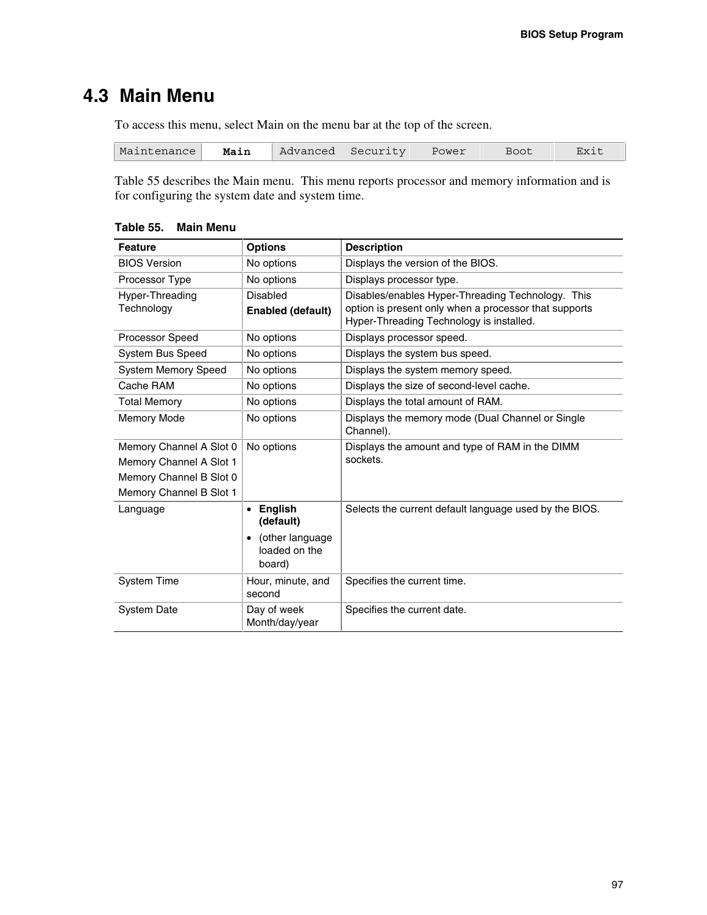## 4.3 Main Menu

To access this menu, select Main on the menu bar at the top of the screen.

| Maintenance | **Main** | Advanced | Security | Power | Boot | Exit |
|---|---|---|---|---|---|---|

Table 55 describes the Main menu. This menu reports processor and memory information and is for configuring the system date and system time.

**Table 55. Main Menu**

| Feature | Options | Description |
|---|---|---|
| BIOS Version | No options | Displays the version of the BIOS. |
| Processor Type | No options | Displays processor type. |
| Hyper-Threading Technology | Disabled<br>**Enabled (default)** | Disables/enables Hyper-Threading Technology. This option is present only when a processor that supports Hyper-Threading Technology is installed. |
| Processor Speed | No options | Displays processor speed. |
| System Bus Speed | No options | Displays the system bus speed. |
| System Memory Speed | No options | Displays the system memory speed. |
| Cache RAM | No options | Displays the size of second-level cache. |
| Total Memory | No options | Displays the total amount of RAM. |
| Memory Mode | No options | Displays the memory mode (Dual Channel or Single Channel). |
| Memory Channel A Slot 0<br>Memory Channel A Slot 1<br>Memory Channel B Slot 0<br>Memory Channel B Slot 1 | No options | Displays the amount and type of RAM in the DIMM sockets. |
| Language | • **English (default)**<br>• (other language loaded on the board) | Selects the current default language used by the BIOS. |
| System Time | Hour, minute, and second | Specifies the current time. |
| System Date | Day of week<br>Month/day/year | Specifies the current date. |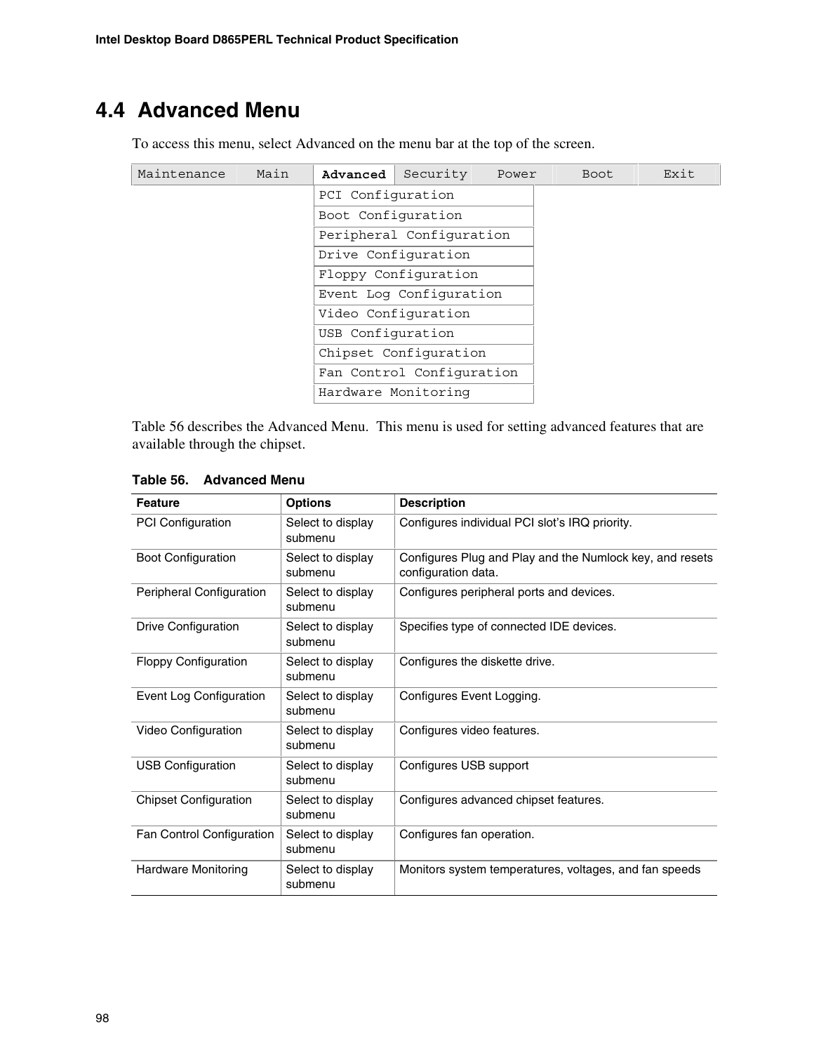## 4.4 Advanced Menu

To access this menu, select Advanced on the menu bar at the top of the screen.

```
Maintenance   Main   Advanced   Security   Power   Boot   Exit
                     PCI Configuration
                     Boot Configuration
                     Peripheral Configuration
                     Drive Configuration
                     Floppy Configuration
                     Event Log Configuration
                     Video Configuration
                     USB Configuration
                     Chipset Configuration
                     Fan Control Configuration
                     Hardware Monitoring
```

Table 56 describes the Advanced Menu. This menu is used for setting advanced features that are available through the chipset.

**Table 56. Advanced Menu**

| Feature | Options | Description |
|---|---|---|
| PCI Configuration | Select to display submenu | Configures individual PCI slot's IRQ priority. |
| Boot Configuration | Select to display submenu | Configures Plug and Play and the Numlock key, and resets configuration data. |
| Peripheral Configuration | Select to display submenu | Configures peripheral ports and devices. |
| Drive Configuration | Select to display submenu | Specifies type of connected IDE devices. |
| Floppy Configuration | Select to display submenu | Configures the diskette drive. |
| Event Log Configuration | Select to display submenu | Configures Event Logging. |
| Video Configuration | Select to display submenu | Configures video features. |
| USB Configuration | Select to display submenu | Configures USB support |
| Chipset Configuration | Select to display submenu | Configures advanced chipset features. |
| Fan Control Configuration | Select to display submenu | Configures fan operation. |
| Hardware Monitoring | Select to display submenu | Monitors system temperatures, voltages, and fan speeds |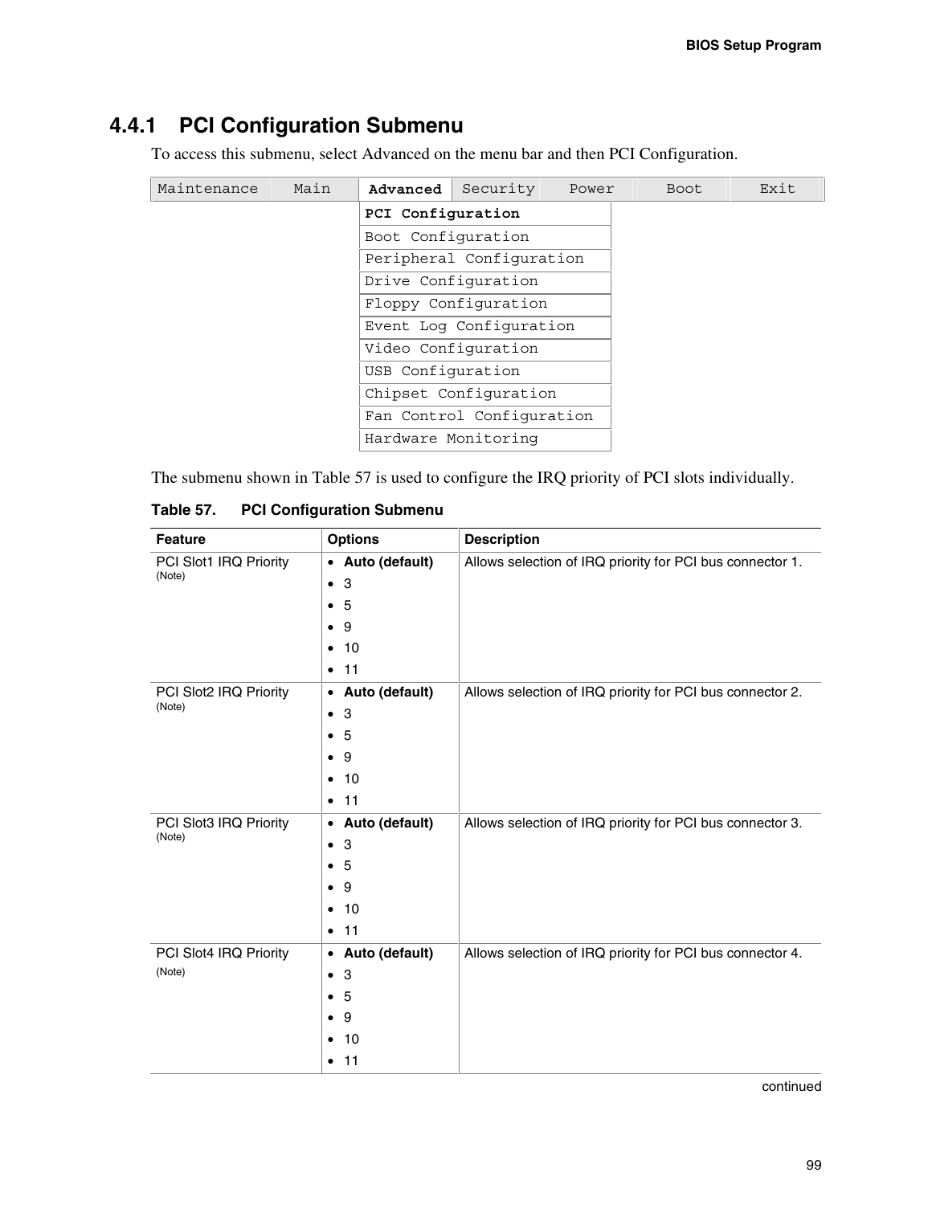## 4.4.1 PCI Configuration Submenu

To access this submenu, select Advanced on the menu bar and then PCI Configuration.

```
Maintenance | Main | Advanced | Security | Power | Boot | Exit
                     PCI Configuration
                     Boot Configuration
                     Peripheral Configuration
                     Drive Configuration
                     Floppy Configuration
                     Event Log Configuration
                     Video Configuration
                     USB Configuration
                     Chipset Configuration
                     Fan Control Configuration
                     Hardware Monitoring
```

The submenu shown in Table 57 is used to configure the IRQ priority of PCI slots individually.

**Table 57. PCI Configuration Submenu**

| Feature | Options | Description |
|---|---|---|
| PCI Slot1 IRQ Priority (Note) | • **Auto (default)**<br>• 3<br>• 5<br>• 9<br>• 10<br>• 11 | Allows selection of IRQ priority for PCI bus connector 1. |
| PCI Slot2 IRQ Priority (Note) | • **Auto (default)**<br>• 3<br>• 5<br>• 9<br>• 10<br>• 11 | Allows selection of IRQ priority for PCI bus connector 2. |
| PCI Slot3 IRQ Priority (Note) | • **Auto (default)**<br>• 3<br>• 5<br>• 9<br>• 10<br>• 11 | Allows selection of IRQ priority for PCI bus connector 3. |
| PCI Slot4 IRQ Priority (Note) | • **Auto (default)**<br>• 3<br>• 5<br>• 9<br>• 10<br>• 11 | Allows selection of IRQ priority for PCI bus connector 4. |

continued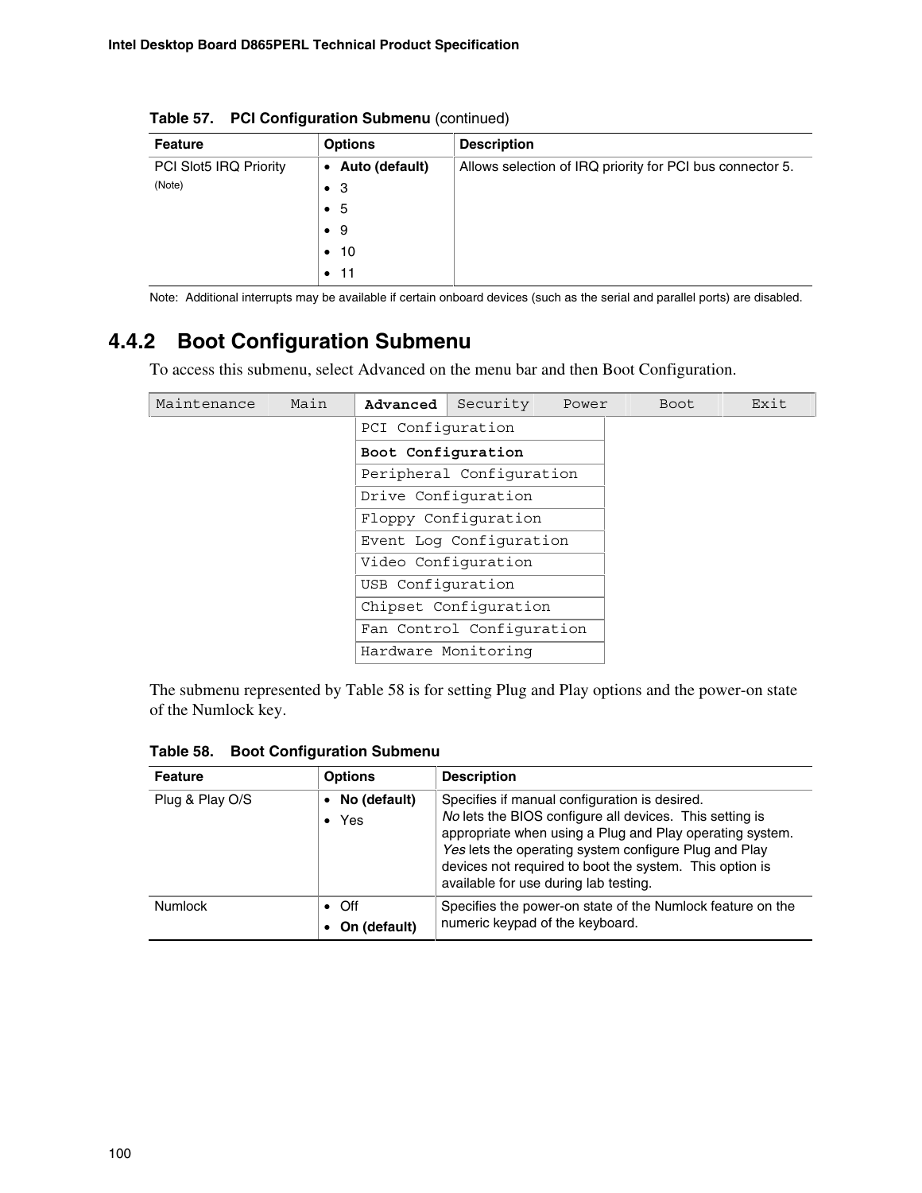**Table 57. PCI Configuration Submenu** (continued)

| Feature | Options | Description |
|---|---|---|
| PCI Slot5 IRQ Priority (Note) | • **Auto (default)**<br>• 3<br>• 5<br>• 9<br>• 10<br>• 11 | Allows selection of IRQ priority for PCI bus connector 5. |

Note: Additional interrupts may be available if certain onboard devices (such as the serial and parallel ports) are disabled.

## 4.4.2 Boot Configuration Submenu

To access this submenu, select Advanced on the menu bar and then Boot Configuration.

```
Maintenance   Main   Advanced   Security   Power   Boot   Exit
                     PCI Configuration
                     Boot Configuration
                     Peripheral Configuration
                     Drive Configuration
                     Floppy Configuration
                     Event Log Configuration
                     Video Configuration
                     USB Configuration
                     Chipset Configuration
                     Fan Control Configuration
                     Hardware Monitoring
```

The submenu represented by Table 58 is for setting Plug and Play options and the power-on state of the Numlock key.

**Table 58. Boot Configuration Submenu**

| Feature | Options | Description |
|---|---|---|
| Plug & Play O/S | • **No (default)**<br>• Yes | Specifies if manual configuration is desired.<br>*No* lets the BIOS configure all devices. This setting is appropriate when using a Plug and Play operating system.<br>*Yes* lets the operating system configure Plug and Play devices not required to boot the system. This option is available for use during lab testing. |
| Numlock | • Off<br>• **On (default)** | Specifies the power-on state of the Numlock feature on the numeric keypad of the keyboard. |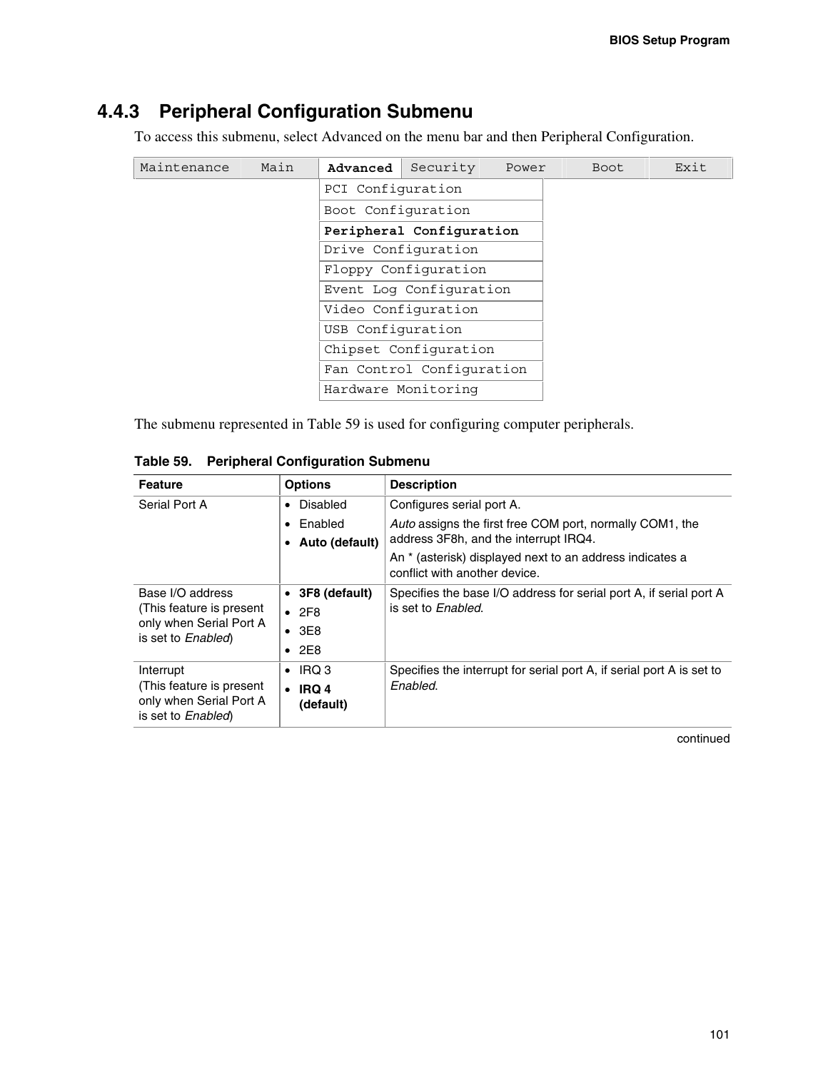### 4.4.3 Peripheral Configuration Submenu

To access this submenu, select Advanced on the menu bar and then Peripheral Configuration.

```
Maintenance   Main   Advanced   Security   Power   Boot   Exit
                     PCI Configuration
                     Boot Configuration
                     Peripheral Configuration
                     Drive Configuration
                     Floppy Configuration
                     Event Log Configuration
                     Video Configuration
                     USB Configuration
                     Chipset Configuration
                     Fan Control Configuration
                     Hardware Monitoring
```

The submenu represented in Table 59 is used for configuring computer peripherals.

**Table 59. Peripheral Configuration Submenu**

| Feature | Options | Description |
|---|---|---|
| Serial Port A | • Disabled<br>• Enabled<br>• **Auto (default)** | Configures serial port A.<br>*Auto* assigns the first free COM port, normally COM1, the address 3F8h, and the interrupt IRQ4.<br>An * (asterisk) displayed next to an address indicates a conflict with another device. |
| Base I/O address<br>(This feature is present only when Serial Port A is set to *Enabled*) | • **3F8 (default)**<br>• 2F8<br>• 3E8<br>• 2E8 | Specifies the base I/O address for serial port A, if serial port A is set to *Enabled*. |
| Interrupt<br>(This feature is present only when Serial Port A is set to *Enabled*) | • IRQ 3<br>• **IRQ 4 (default)** | Specifies the interrupt for serial port A, if serial port A is set to *Enabled*. |

continued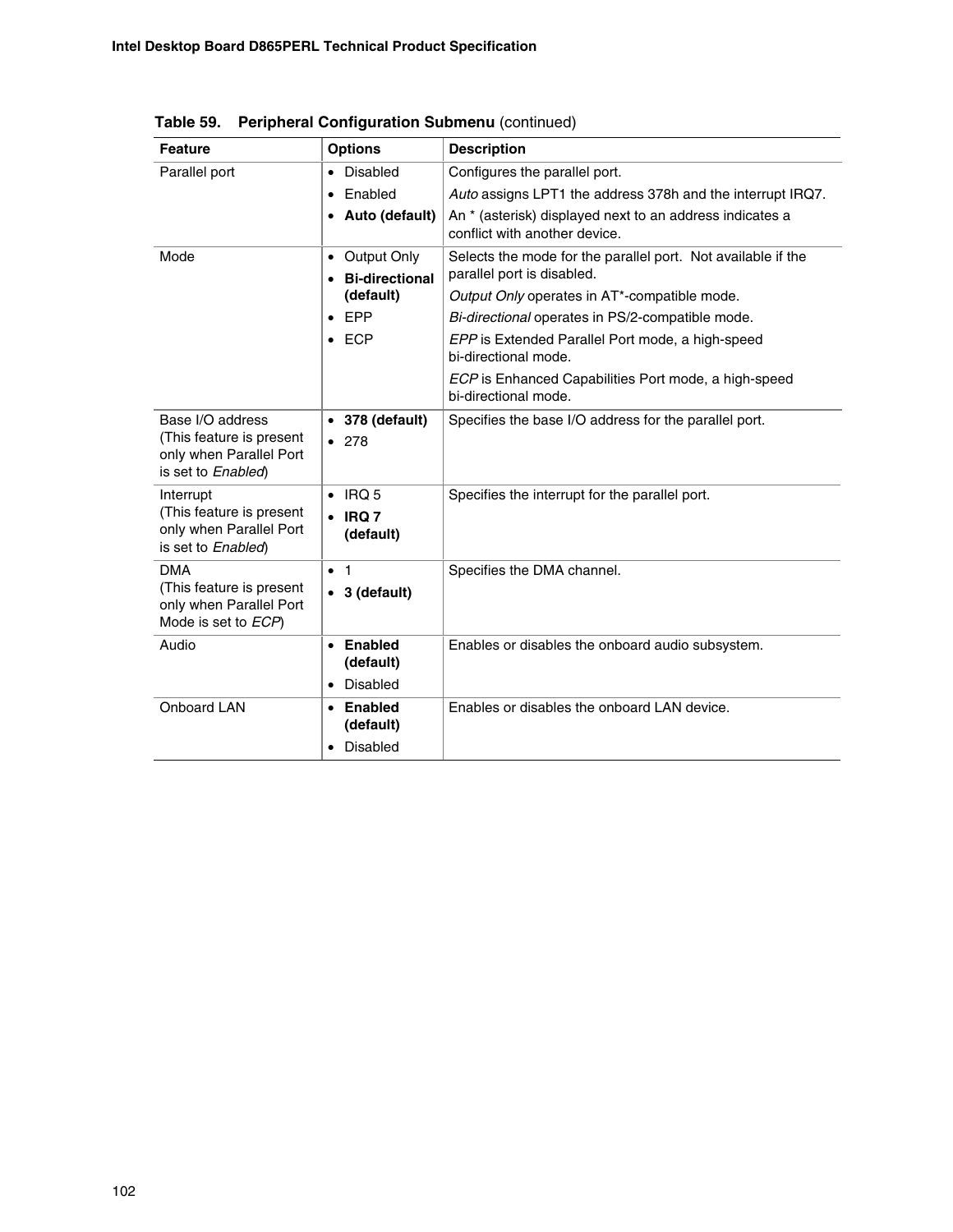**Table 59. Peripheral Configuration Submenu** (continued)

| Feature | Options | Description |
| --- | --- | --- |
| Parallel port | • Disabled<br>• Enabled<br>• **Auto (default)** | Configures the parallel port.<br>*Auto* assigns LPT1 the address 378h and the interrupt IRQ7.<br>An * (asterisk) displayed next to an address indicates a conflict with another device. |
| Mode | • Output Only<br>• **Bi-directional (default)**<br>• EPP<br>• ECP | Selects the mode for the parallel port. Not available if the parallel port is disabled.<br>*Output Only* operates in AT*-compatible mode.<br>*Bi-directional* operates in PS/2-compatible mode.<br>*EPP* is Extended Parallel Port mode, a high-speed bi-directional mode.<br>*ECP* is Enhanced Capabilities Port mode, a high-speed bi-directional mode. |
| Base I/O address<br>(This feature is present only when Parallel Port is set to *Enabled*) | • **378 (default)**<br>• 278 | Specifies the base I/O address for the parallel port. |
| Interrupt<br>(This feature is present only when Parallel Port is set to *Enabled*) | • IRQ 5<br>• **IRQ 7 (default)** | Specifies the interrupt for the parallel port. |
| DMA<br>(This feature is present only when Parallel Port Mode is set to *ECP*) | • 1<br>• **3 (default)** | Specifies the DMA channel. |
| Audio | • **Enabled (default)**<br>• Disabled | Enables or disables the onboard audio subsystem. |
| Onboard LAN | • **Enabled (default)**<br>• Disabled | Enables or disables the onboard LAN device. |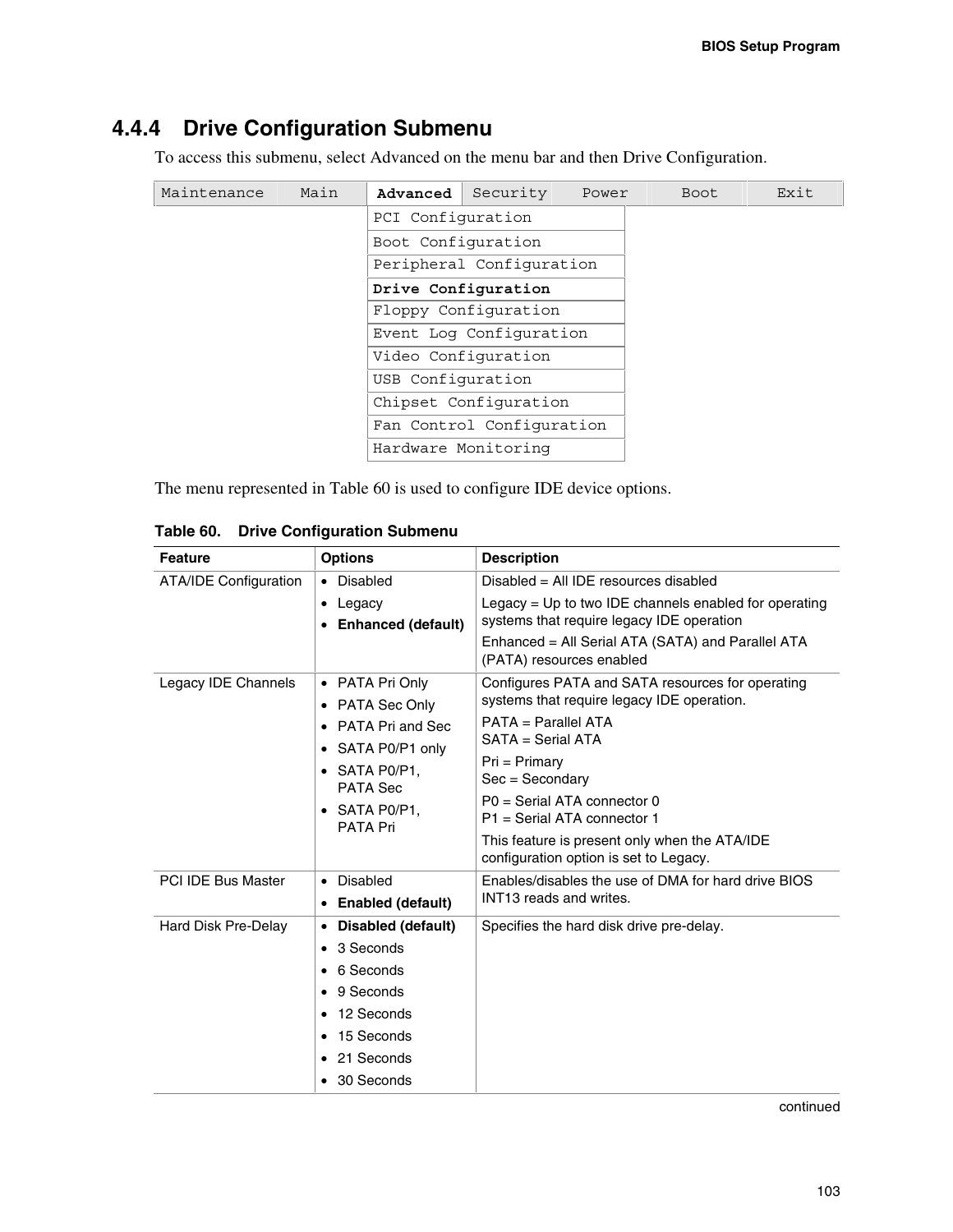### 4.4.4 Drive Configuration Submenu

To access this submenu, select Advanced on the menu bar and then Drive Configuration.

```
Maintenance   Main   Advanced   Security   Power   Boot   Exit
                     PCI Configuration
                     Boot Configuration
                     Peripheral Configuration
                     Drive Configuration
                     Floppy Configuration
                     Event Log Configuration
                     Video Configuration
                     USB Configuration
                     Chipset Configuration
                     Fan Control Configuration
                     Hardware Monitoring
```

The menu represented in Table 60 is used to configure IDE device options.

**Table 60. Drive Configuration Submenu**

| Feature | Options | Description |
|---|---|---|
| ATA/IDE Configuration | • Disabled<br>• Legacy<br>• **Enhanced (default)** | Disabled = All IDE resources disabled<br>Legacy = Up to two IDE channels enabled for operating systems that require legacy IDE operation<br>Enhanced = All Serial ATA (SATA) and Parallel ATA (PATA) resources enabled |
| Legacy IDE Channels | • PATA Pri Only<br>• PATA Sec Only<br>• PATA Pri and Sec<br>• SATA P0/P1 only<br>• SATA P0/P1, PATA Sec<br>• SATA P0/P1, PATA Pri | Configures PATA and SATA resources for operating systems that require legacy IDE operation.<br>PATA = Parallel ATA<br>SATA = Serial ATA<br>Pri = Primary<br>Sec = Secondary<br>P0 = Serial ATA connector 0<br>P1 = Serial ATA connector 1<br>This feature is present only when the ATA/IDE configuration option is set to Legacy. |
| PCI IDE Bus Master | • Disabled<br>• **Enabled (default)** | Enables/disables the use of DMA for hard drive BIOS INT13 reads and writes. |
| Hard Disk Pre-Delay | • **Disabled (default)**<br>• 3 Seconds<br>• 6 Seconds<br>• 9 Seconds<br>• 12 Seconds<br>• 15 Seconds<br>• 21 Seconds<br>• 30 Seconds | Specifies the hard disk drive pre-delay. |

continued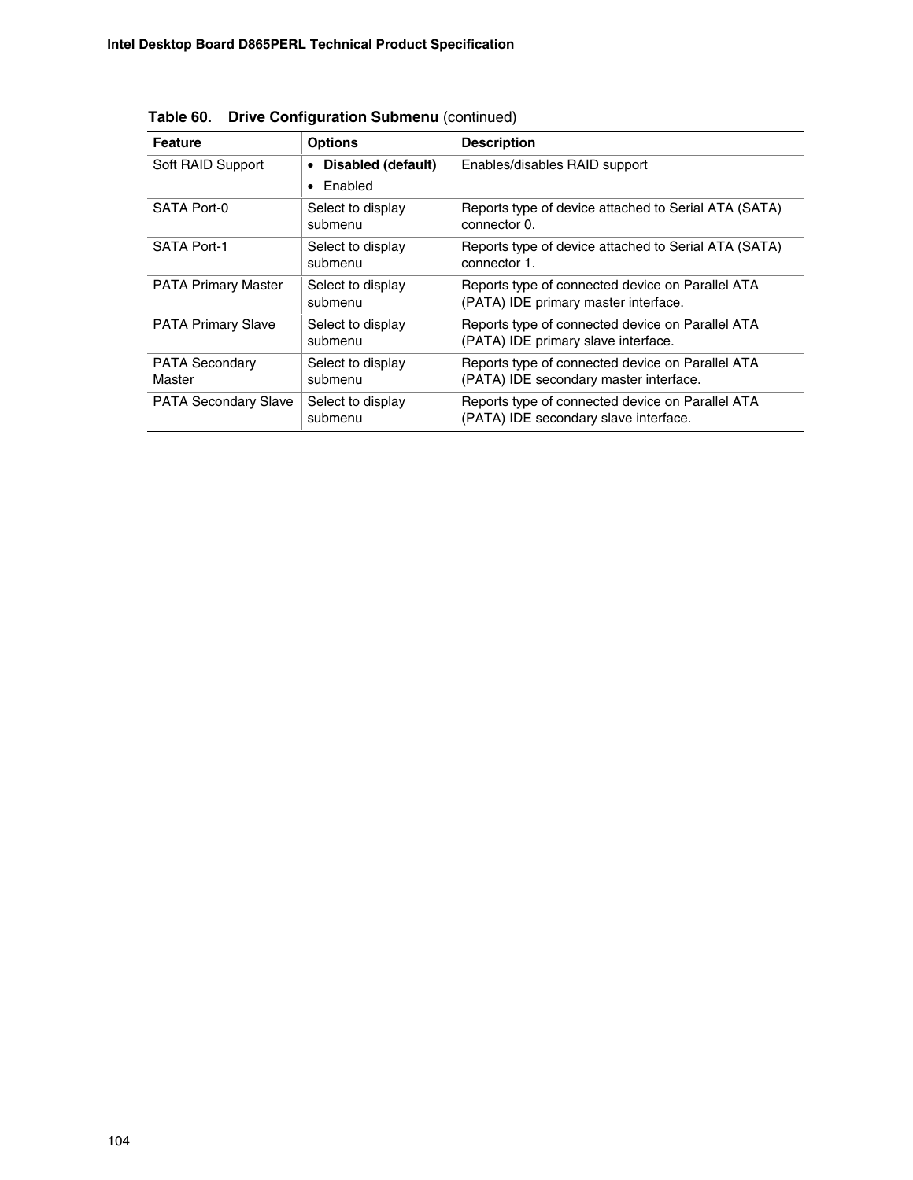**Table 60. Drive Configuration Submenu** (continued)

| Feature | Options | Description |
|---|---|---|
| Soft RAID Support | • **Disabled (default)**<br>• Enabled | Enables/disables RAID support |
| SATA Port-0 | Select to display submenu | Reports type of device attached to Serial ATA (SATA) connector 0. |
| SATA Port-1 | Select to display submenu | Reports type of device attached to Serial ATA (SATA) connector 1. |
| PATA Primary Master | Select to display submenu | Reports type of connected device on Parallel ATA (PATA) IDE primary master interface. |
| PATA Primary Slave | Select to display submenu | Reports type of connected device on Parallel ATA (PATA) IDE primary slave interface. |
| PATA Secondary Master | Select to display submenu | Reports type of connected device on Parallel ATA (PATA) IDE secondary master interface. |
| PATA Secondary Slave | Select to display submenu | Reports type of connected device on Parallel ATA (PATA) IDE secondary slave interface. |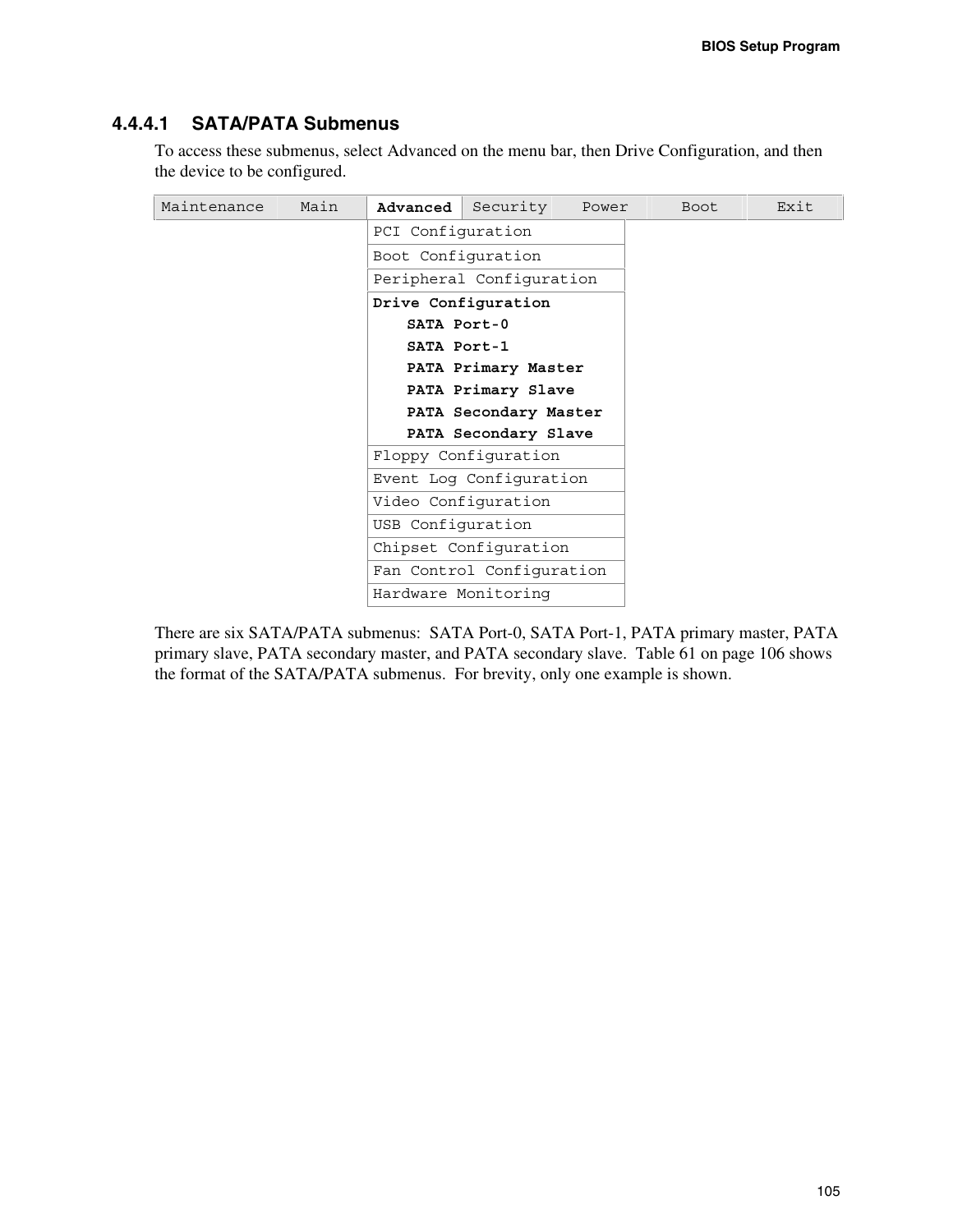#### 4.4.4.1 SATA/PATA Submenus

To access these submenus, select Advanced on the menu bar, then Drive Configuration, and then the device to be configured.

| Maintenance | Main | **Advanced** | Security | Power | Boot | Exit |
|---|---|---|---|---|---|---|
| | | PCI Configuration | | | | |
| | | Boot Configuration | | | | |
| | | Peripheral Configuration | | | | |
| | | **Drive Configuration**<br>**SATA Port-0**<br>**SATA Port-1**<br>**PATA Primary Master**<br>**PATA Primary Slave**<br>**PATA Secondary Master**<br>**PATA Secondary Slave** | | | | |
| | | Floppy Configuration | | | | |
| | | Event Log Configuration | | | | |
| | | Video Configuration | | | | |
| | | USB Configuration | | | | |
| | | Chipset Configuration | | | | |
| | | Fan Control Configuration | | | | |
| | | Hardware Monitoring | | | | |

There are six SATA/PATA submenus: SATA Port-0, SATA Port-1, PATA primary master, PATA primary slave, PATA secondary master, and PATA secondary slave. Table 61 on page 106 shows the format of the SATA/PATA submenus. For brevity, only one example is shown.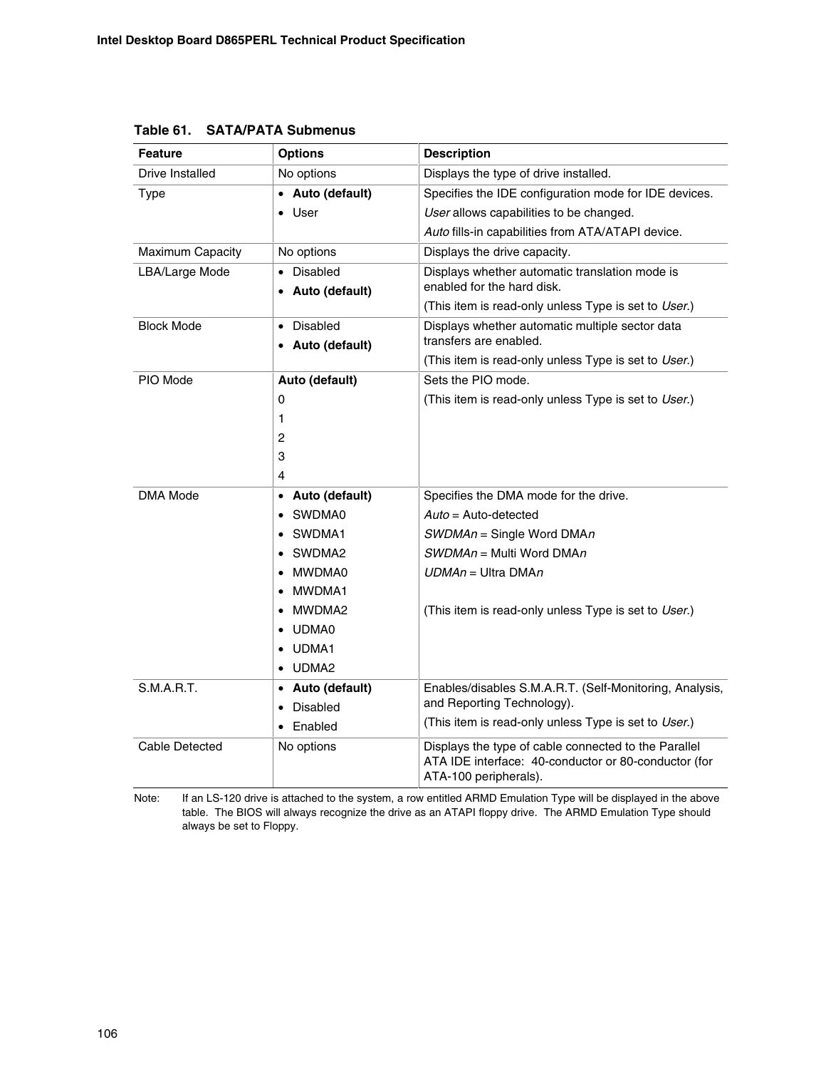**Table 61. SATA/PATA Submenus**

| Feature | Options | Description |
|---|---|---|
| Drive Installed | No options | Displays the type of drive installed. |
| Type | • **Auto (default)**<br>• User | Specifies the IDE configuration mode for IDE devices.<br>*User* allows capabilities to be changed.<br>*Auto* fills-in capabilities from ATA/ATAPI device. |
| Maximum Capacity | No options | Displays the drive capacity. |
| LBA/Large Mode | • Disabled<br>• **Auto (default)** | Displays whether automatic translation mode is enabled for the hard disk.<br>(This item is read-only unless Type is set to *User*.) |
| Block Mode | • Disabled<br>• **Auto (default)** | Displays whether automatic multiple sector data transfers are enabled.<br>(This item is read-only unless Type is set to *User*.) |
| PIO Mode | **Auto (default)**<br>0<br>1<br>2<br>3<br>4 | Sets the PIO mode.<br>(This item is read-only unless Type is set to *User*.) |
| DMA Mode | • **Auto (default)**<br>• SWDMA0<br>• SWDMA1<br>• SWDMA2<br>• MWDMA0<br>• MWDMA1<br>• MWDMA2<br>• UDMA0<br>• UDMA1<br>• UDMA2 | Specifies the DMA mode for the drive.<br>*Auto* = Auto-detected<br>*SWDMAn* = Single Word DMA*n*<br>*SWDMAn* = Multi Word DMA*n*<br>*UDMAn* = Ultra DMA*n*<br><br>(This item is read-only unless Type is set to *User*.) |
| S.M.A.R.T. | • **Auto (default)**<br>• Disabled<br>• Enabled | Enables/disables S.M.A.R.T. (Self-Monitoring, Analysis, and Reporting Technology).<br>(This item is read-only unless Type is set to *User*.) |
| Cable Detected | No options | Displays the type of cable connected to the Parallel ATA IDE interface: 40-conductor or 80-conductor (for ATA-100 peripherals). |

Note: If an LS-120 drive is attached to the system, a row entitled ARMD Emulation Type will be displayed in the above table. The BIOS will always recognize the drive as an ATAPI floppy drive. The ARMD Emulation Type should always be set to Floppy.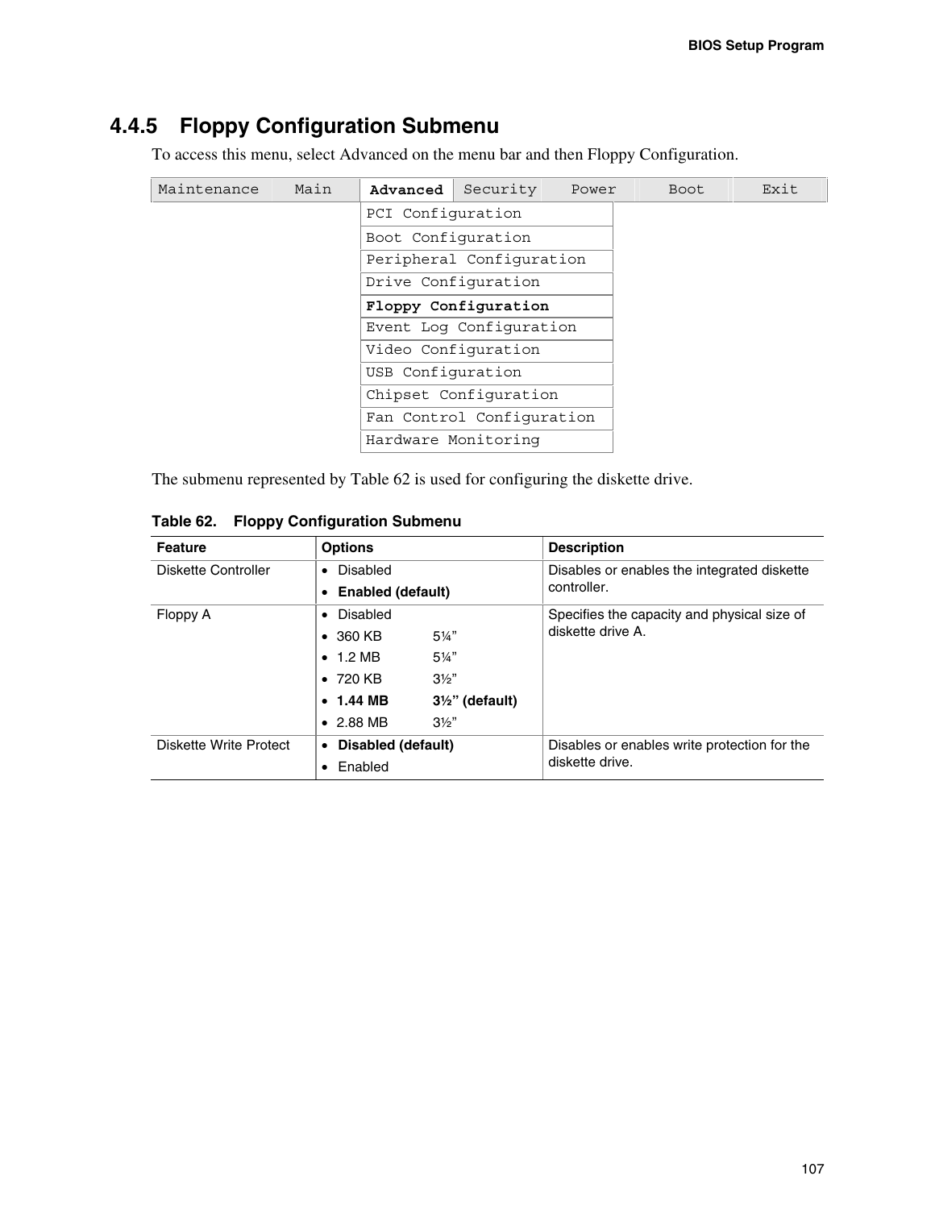## 4.4.5 Floppy Configuration Submenu

To access this menu, select Advanced on the menu bar and then Floppy Configuration.

| Maintenance | Main | **Advanced** | Security | Power | Boot | Exit |
|---|---|---|---|---|---|---|
| | | PCI Configuration | | | | |
| | | Boot Configuration | | | | |
| | | Peripheral Configuration | | | | |
| | | Drive Configuration | | | | |
| | | **Floppy Configuration** | | | | |
| | | Event Log Configuration | | | | |
| | | Video Configuration | | | | |
| | | USB Configuration | | | | |
| | | Chipset Configuration | | | | |
| | | Fan Control Configuration | | | | |
| | | Hardware Monitoring | | | | |

The submenu represented by Table 62 is used for configuring the diskette drive.

**Table 62. Floppy Configuration Submenu**

| Feature | Options | Description |
|---|---|---|
| Diskette Controller | • Disabled<br>• **Enabled (default)** | Disables or enables the integrated diskette controller. |
| Floppy A | • Disabled<br>• 360 KB 5¼”<br>• 1.2 MB 5¼”<br>• 720 KB 3½”<br>• **1.44 MB 3½” (default)**<br>• 2.88 MB 3½” | Specifies the capacity and physical size of diskette drive A. |
| Diskette Write Protect | • **Disabled (default)**<br>• Enabled | Disables or enables write protection for the diskette drive. |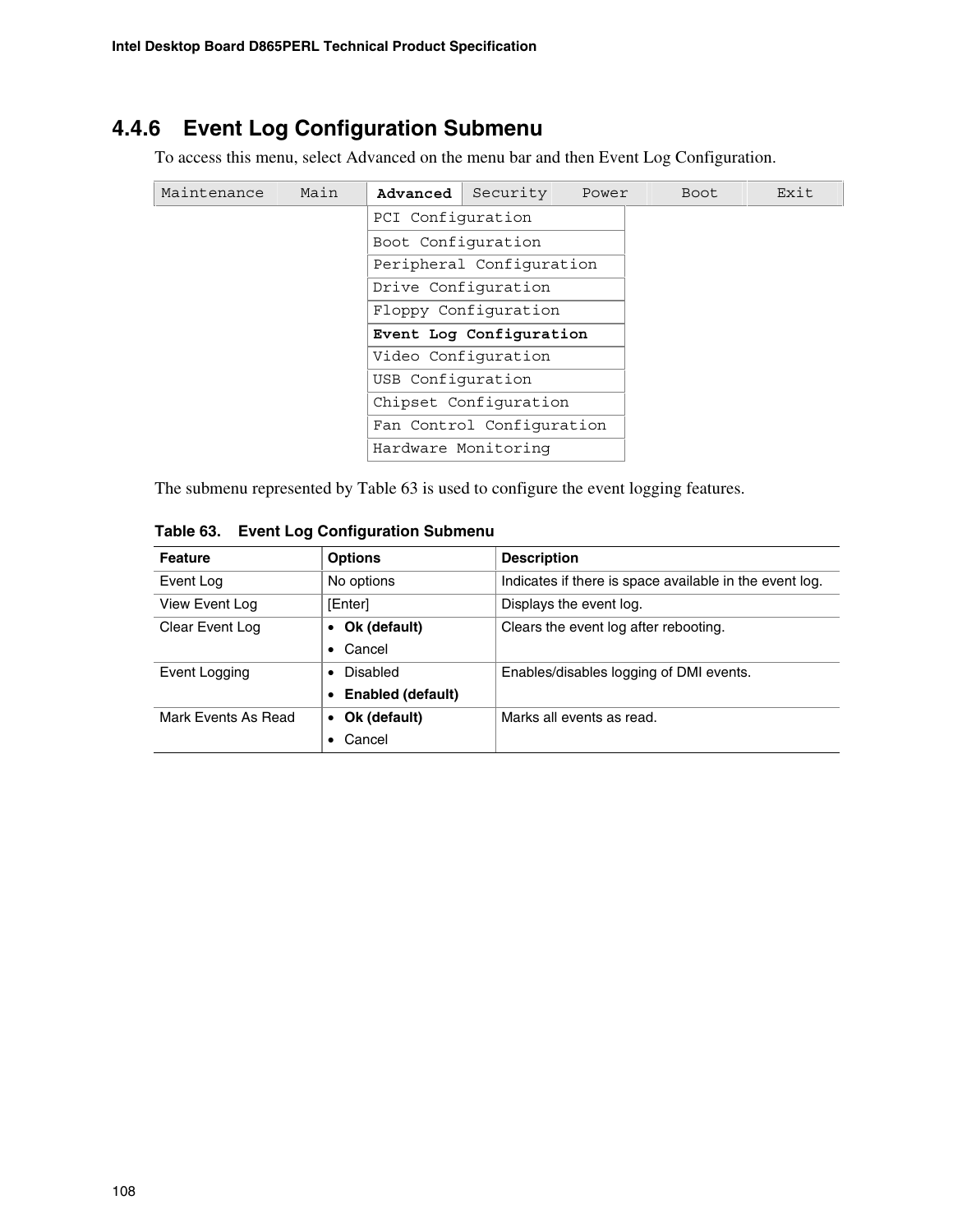### 4.4.6 Event Log Configuration Submenu

To access this menu, select Advanced on the menu bar and then Event Log Configuration.

| Maintenance | Main | **Advanced** | Security | Power | Boot | Exit |
|---|---|---|---|---|---|---|
| | | PCI Configuration | | | | |
| | | Boot Configuration | | | | |
| | | Peripheral Configuration | | | | |
| | | Drive Configuration | | | | |
| | | Floppy Configuration | | | | |
| | | **Event Log Configuration** | | | | |
| | | Video Configuration | | | | |
| | | USB Configuration | | | | |
| | | Chipset Configuration | | | | |
| | | Fan Control Configuration | | | | |
| | | Hardware Monitoring | | | | |

The submenu represented by Table 63 is used to configure the event logging features.

**Table 63. Event Log Configuration Submenu**

| Feature | Options | Description |
|---|---|---|
| Event Log | No options | Indicates if there is space available in the event log. |
| View Event Log | [Enter] | Displays the event log. |
| Clear Event Log | • **Ok (default)**<br>• Cancel | Clears the event log after rebooting. |
| Event Logging | • Disabled<br>• **Enabled (default)** | Enables/disables logging of DMI events. |
| Mark Events As Read | • **Ok (default)**<br>• Cancel | Marks all events as read. |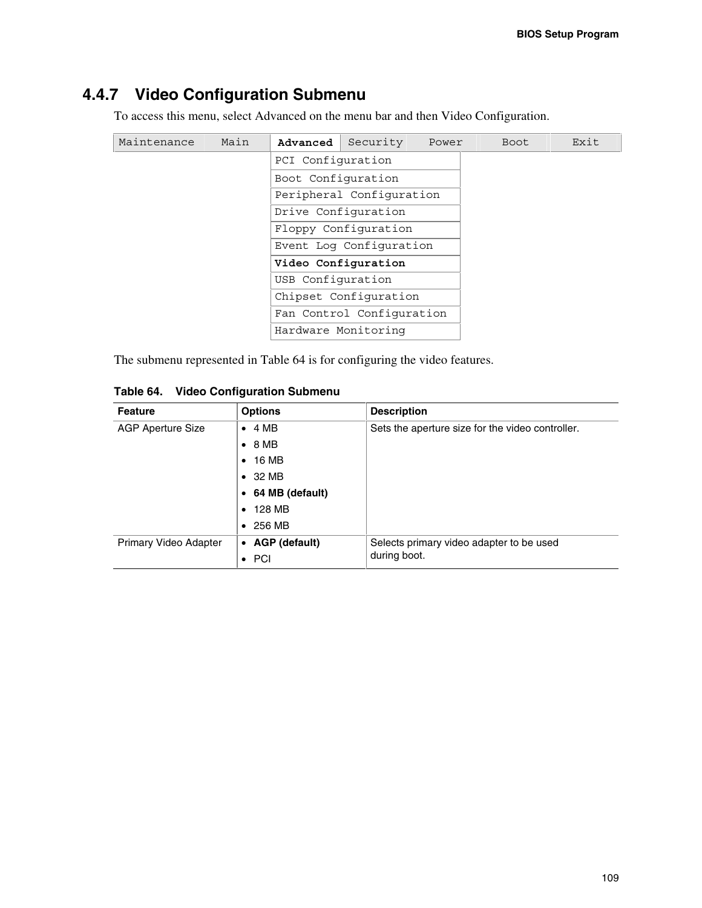## 4.4.7 Video Configuration Submenu

To access this menu, select Advanced on the menu bar and then Video Configuration.

```
Maintenance   Main   Advanced   Security   Power   Boot   Exit
                     PCI Configuration
                     Boot Configuration
                     Peripheral Configuration
                     Drive Configuration
                     Floppy Configuration
                     Event Log Configuration
                     Video Configuration
                     USB Configuration
                     Chipset Configuration
                     Fan Control Configuration
                     Hardware Monitoring
```

The submenu represented in Table 64 is for configuring the video features.

**Table 64. Video Configuration Submenu**

| Feature | Options | Description |
|---|---|---|
| AGP Aperture Size | • 4 MB<br>• 8 MB<br>• 16 MB<br>• 32 MB<br>• **64 MB (default)**<br>• 128 MB<br>• 256 MB | Sets the aperture size for the video controller. |
| Primary Video Adapter | • **AGP (default)**<br>• PCI | Selects primary video adapter to be used during boot. |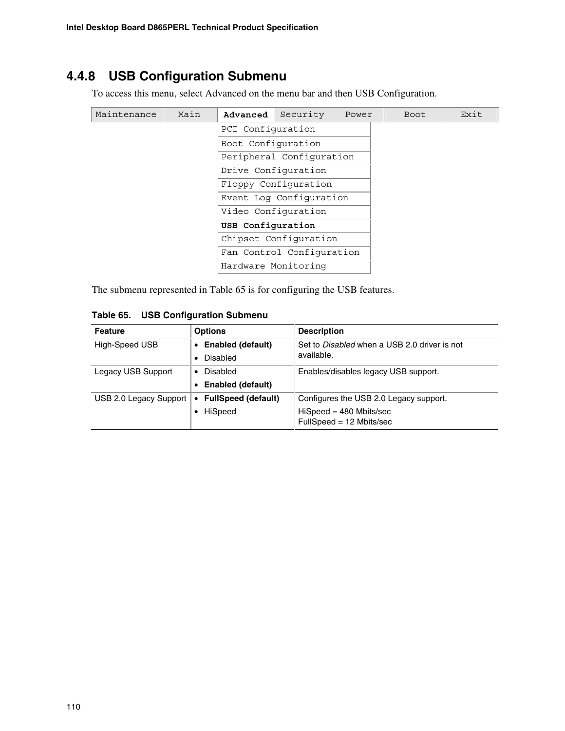### 4.4.8 USB Configuration Submenu

To access this menu, select Advanced on the menu bar and then USB Configuration.

```
Maintenance   Main   Advanced   Security   Power   Boot   Exit
                     PCI Configuration
                     Boot Configuration
                     Peripheral Configuration
                     Drive Configuration
                     Floppy Configuration
                     Event Log Configuration
                     Video Configuration
                     USB Configuration
                     Chipset Configuration
                     Fan Control Configuration
                     Hardware Monitoring
```

The submenu represented in Table 65 is for configuring the USB features.

**Table 65. USB Configuration Submenu**

| Feature | Options | Description |
|---|---|---|
| High-Speed USB | • **Enabled (default)**<br>• Disabled | Set to *Disabled* when a USB 2.0 driver is not available. |
| Legacy USB Support | • Disabled<br>• **Enabled (default)** | Enables/disables legacy USB support. |
| USB 2.0 Legacy Support | • **FullSpeed (default)**<br>• HiSpeed | Configures the USB 2.0 Legacy support.<br>HiSpeed = 480 Mbits/sec<br>FullSpeed = 12 Mbits/sec |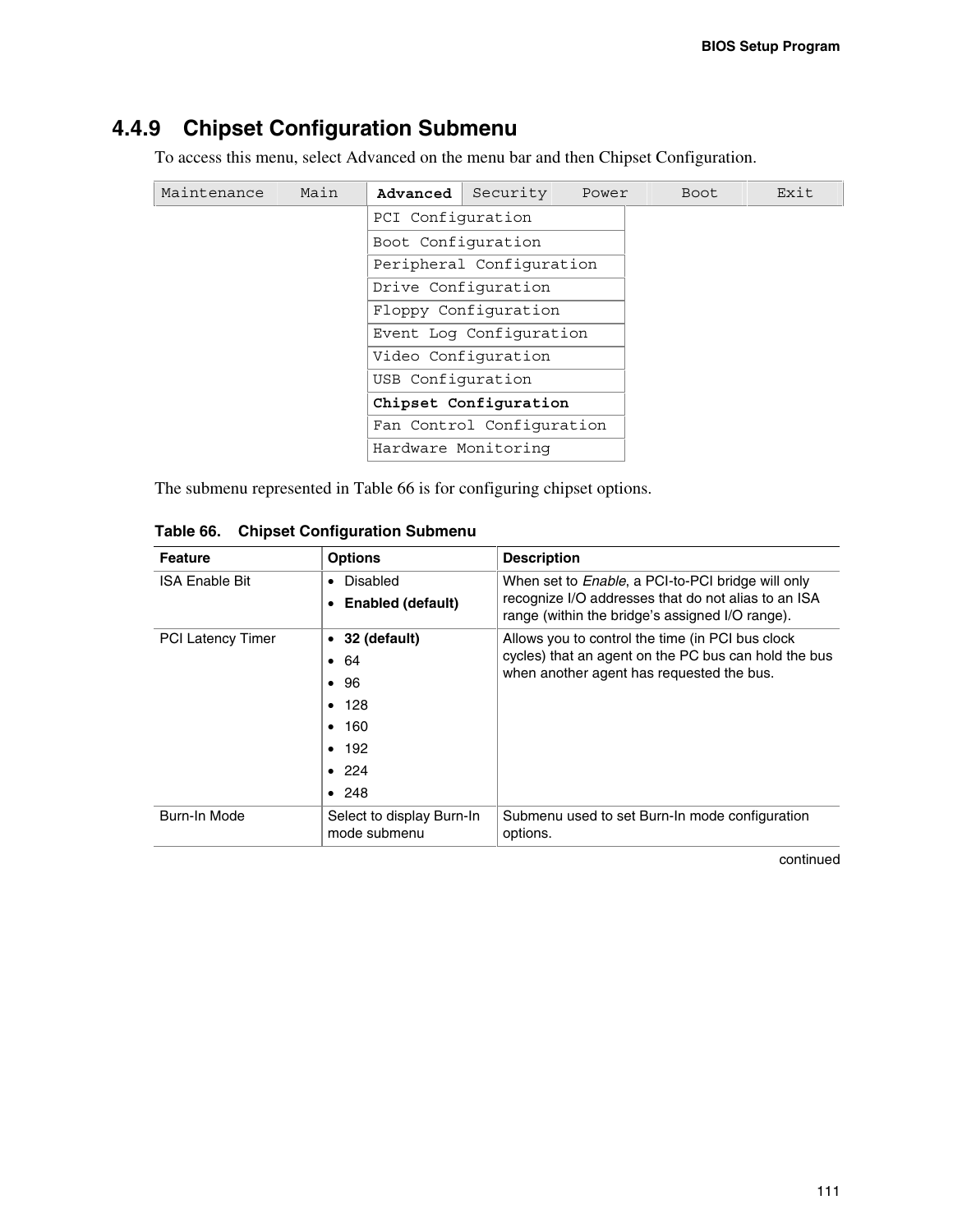## 4.4.9 Chipset Configuration Submenu

To access this menu, select Advanced on the menu bar and then Chipset Configuration.

| Maintenance | Main | **Advanced** | Security | Power | Boot | Exit |
|---|---|---|---|---|---|---|
| | | PCI Configuration | | | | |
| | | Boot Configuration | | | | |
| | | Peripheral Configuration | | | | |
| | | Drive Configuration | | | | |
| | | Floppy Configuration | | | | |
| | | Event Log Configuration | | | | |
| | | Video Configuration | | | | |
| | | USB Configuration | | | | |
| | | **Chipset Configuration** | | | | |
| | | Fan Control Configuration | | | | |
| | | Hardware Monitoring | | | | |

The submenu represented in Table 66 is for configuring chipset options.

**Table 66. Chipset Configuration Submenu**

| Feature | Options | Description |
|---|---|---|
| ISA Enable Bit | • Disabled<br>• **Enabled (default)** | When set to *Enable*, a PCI-to-PCI bridge will only recognize I/O addresses that do not alias to an ISA range (within the bridge's assigned I/O range). |
| PCI Latency Timer | • **32 (default)**<br>• 64<br>• 96<br>• 128<br>• 160<br>• 192<br>• 224<br>• 248 | Allows you to control the time (in PCI bus clock cycles) that an agent on the PC bus can hold the bus when another agent has requested the bus. |
| Burn-In Mode | Select to display Burn-In mode submenu | Submenu used to set Burn-In mode configuration options. |

continued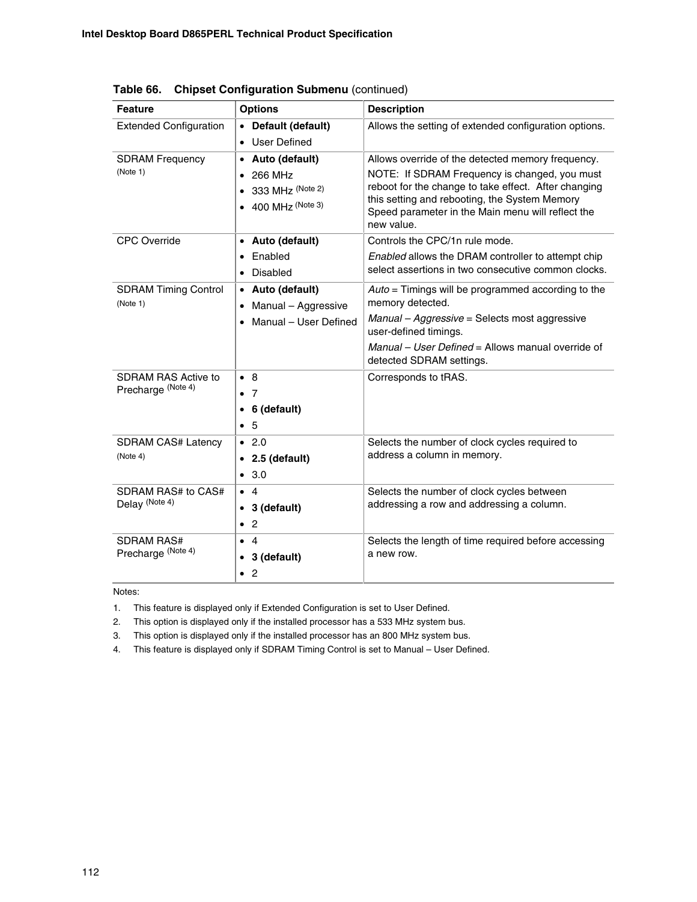**Table 66. Chipset Configuration Submenu** (continued)

| Feature | Options | Description |
|---|---|---|
| Extended Configuration | • **Default (default)**<br>• User Defined | Allows the setting of extended configuration options. |
| SDRAM Frequency (Note 1) | • **Auto (default)**<br>• 266 MHz<br>• 333 MHz (Note 2)<br>• 400 MHz (Note 3) | Allows override of the detected memory frequency.<br>NOTE: If SDRAM Frequency is changed, you must reboot for the change to take effect. After changing this setting and rebooting, the System Memory Speed parameter in the Main menu will reflect the new value. |
| CPC Override | • **Auto (default)**<br>• Enabled<br>• Disabled | Controls the CPC/1n rule mode.<br>*Enabled* allows the DRAM controller to attempt chip select assertions in two consecutive common clocks. |
| SDRAM Timing Control (Note 1) | • **Auto (default)**<br>• Manual – Aggressive<br>• Manual – User Defined | *Auto* = Timings will be programmed according to the memory detected.<br>*Manual – Aggressive* = Selects most aggressive user-defined timings.<br>*Manual – User Defined* = Allows manual override of detected SDRAM settings. |
| SDRAM RAS Active to Precharge (Note 4) | • 8<br>• 7<br>• **6 (default)**<br>• 5 | Corresponds to tRAS. |
| SDRAM CAS# Latency (Note 4) | • 2.0<br>• **2.5 (default)**<br>• 3.0 | Selects the number of clock cycles required to address a column in memory. |
| SDRAM RAS# to CAS# Delay (Note 4) | • 4<br>• **3 (default)**<br>• 2 | Selects the number of clock cycles between addressing a row and addressing a column. |
| SDRAM RAS# Precharge (Note 4) | • 4<br>• **3 (default)**<br>• 2 | Selects the length of time required before accessing a new row. |

Notes:

1. This feature is displayed only if Extended Configuration is set to User Defined.
2. This option is displayed only if the installed processor has a 533 MHz system bus.
3. This option is displayed only if the installed processor has an 800 MHz system bus.
4. This feature is displayed only if SDRAM Timing Control is set to Manual – User Defined.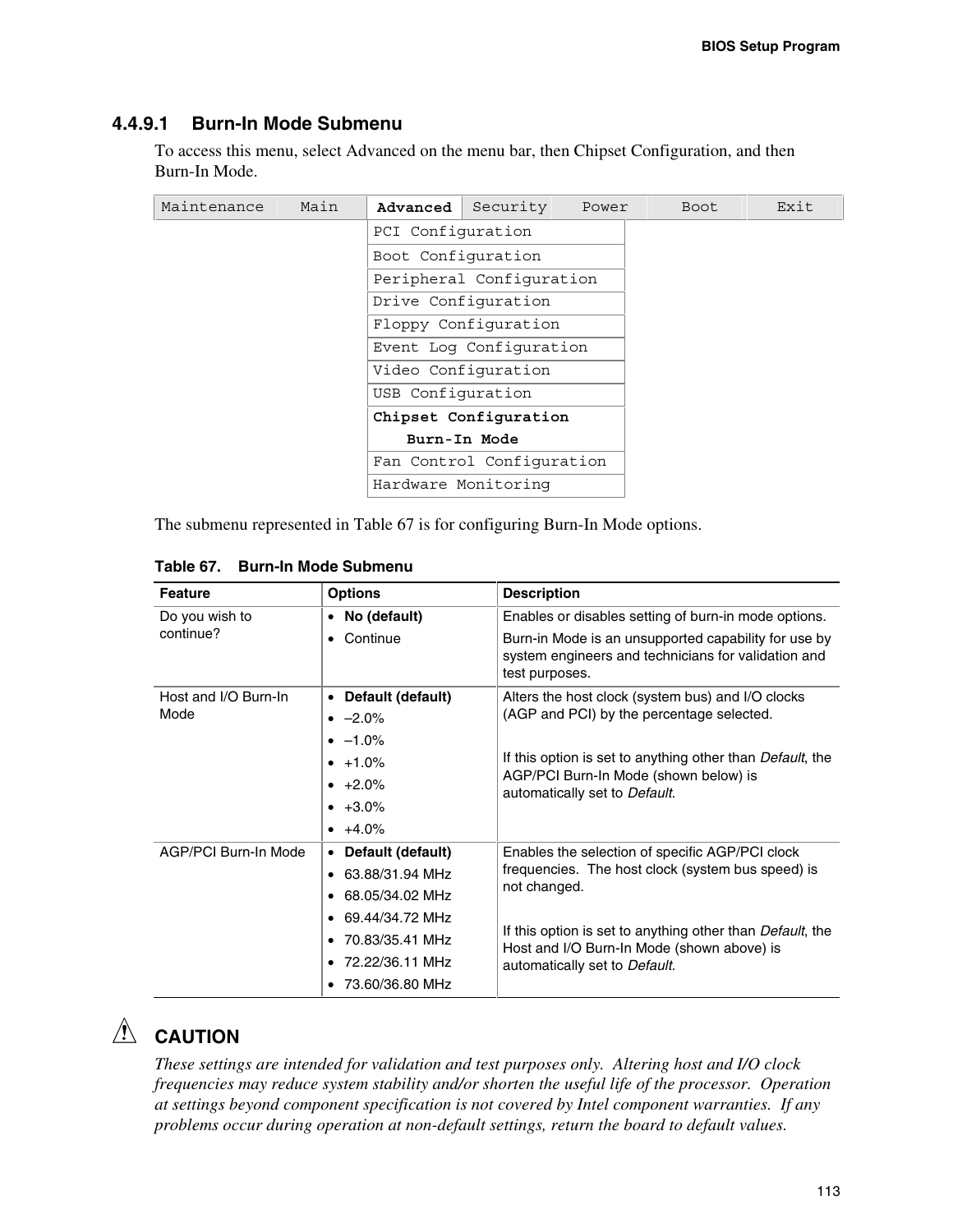### 4.4.9.1 Burn-In Mode Submenu

To access this menu, select Advanced on the menu bar, then Chipset Configuration, and then Burn-In Mode.

```
Maintenance   Main   Advanced   Security   Power   Boot   Exit
                     PCI Configuration
                     Boot Configuration
                     Peripheral Configuration
                     Drive Configuration
                     Floppy Configuration
                     Event Log Configuration
                     Video Configuration
                     USB Configuration
                     Chipset Configuration
                        Burn-In Mode
                     Fan Control Configuration
                     Hardware Monitoring
```

The submenu represented in Table 67 is for configuring Burn-In Mode options.

**Table 67. Burn-In Mode Submenu**

| Feature | Options | Description |
|---|---|---|
| Do you wish to continue? | • **No (default)**<br>• Continue | Enables or disables setting of burn-in mode options.<br>Burn-in Mode is an unsupported capability for use by system engineers and technicians for validation and test purposes. |
| Host and I/O Burn-In Mode | • **Default (default)**<br>• –2.0%<br>• –1.0%<br>• +1.0%<br>• +2.0%<br>• +3.0%<br>• +4.0% | Alters the host clock (system bus) and I/O clocks (AGP and PCI) by the percentage selected.<br><br>If this option is set to anything other than *Default*, the AGP/PCI Burn-In Mode (shown below) is automatically set to *Default*. |
| AGP/PCI Burn-In Mode | • **Default (default)**<br>• 63.88/31.94 MHz<br>• 68.05/34.02 MHz<br>• 69.44/34.72 MHz<br>• 70.83/35.41 MHz<br>• 72.22/36.11 MHz<br>• 73.60/36.80 MHz | Enables the selection of specific AGP/PCI clock frequencies. The host clock (system bus speed) is not changed.<br><br>If this option is set to anything other than *Default*, the Host and I/O Burn-In Mode (shown above) is automatically set to *Default*. |

⚠ **CAUTION**

*These settings are intended for validation and test purposes only. Altering host and I/O clock frequencies may reduce system stability and/or shorten the useful life of the processor. Operation at settings beyond component specification is not covered by Intel component warranties. If any problems occur during operation at non-default settings, return the board to default values.*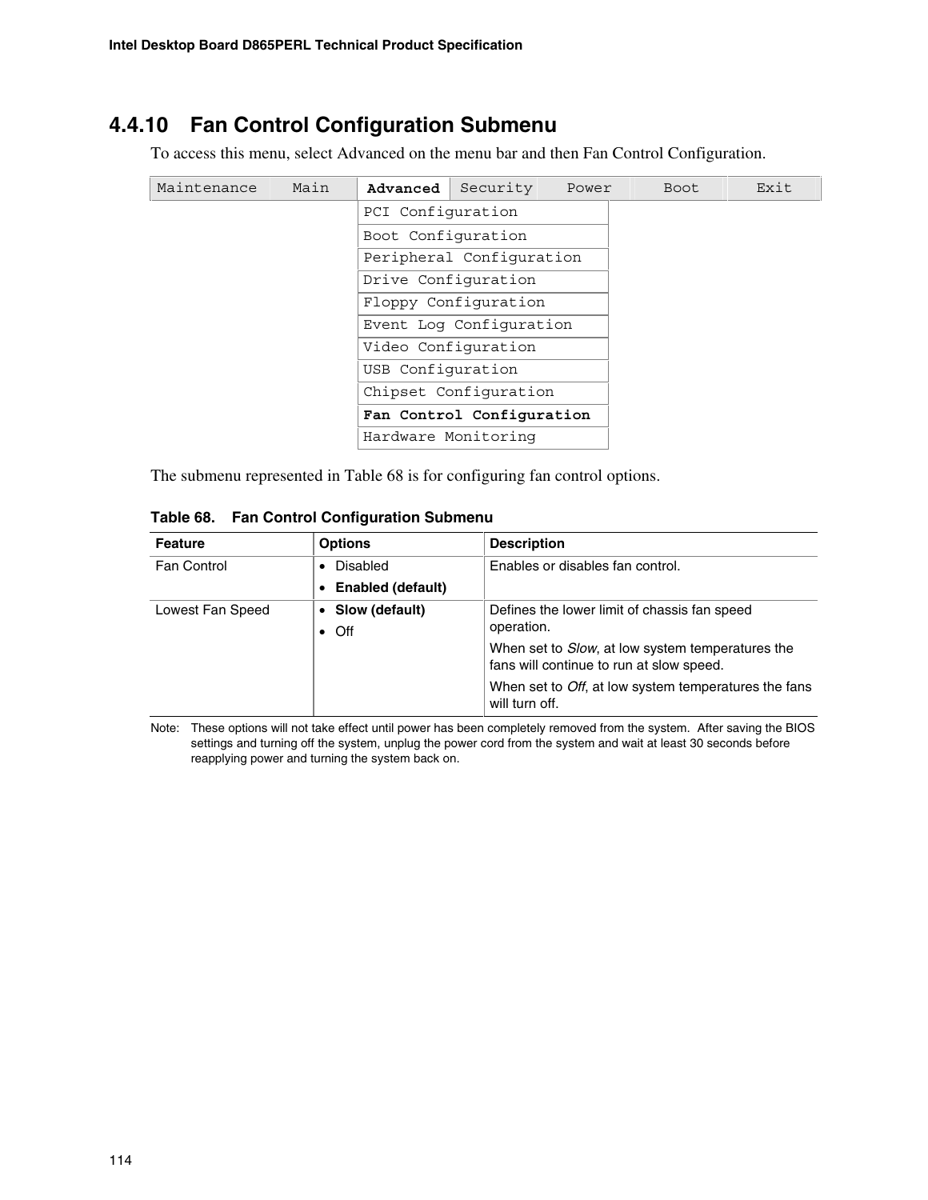## 4.4.10 Fan Control Configuration Submenu

To access this menu, select Advanced on the menu bar and then Fan Control Configuration.

| Maintenance | Main | **Advanced** | Security | Power | Boot | Exit |
|---|---|---|---|---|---|---|
| | | PCI Configuration | | | | |
| | | Boot Configuration | | | | |
| | | Peripheral Configuration | | | | |
| | | Drive Configuration | | | | |
| | | Floppy Configuration | | | | |
| | | Event Log Configuration | | | | |
| | | Video Configuration | | | | |
| | | USB Configuration | | | | |
| | | Chipset Configuration | | | | |
| | | **Fan Control Configuration** | | | | |
| | | Hardware Monitoring | | | | |

The submenu represented in Table 68 is for configuring fan control options.

**Table 68. Fan Control Configuration Submenu**

| Feature | Options | Description |
|---|---|---|
| Fan Control | • Disabled<br>• **Enabled (default)** | Enables or disables fan control. |
| Lowest Fan Speed | • **Slow (default)**<br>• Off | Defines the lower limit of chassis fan speed operation.<br>When set to *Slow*, at low system temperatures the fans will continue to run at slow speed.<br>When set to *Off*, at low system temperatures the fans will turn off. |

Note: These options will not take effect until power has been completely removed from the system. After saving the BIOS settings and turning off the system, unplug the power cord from the system and wait at least 30 seconds before reapplying power and turning the system back on.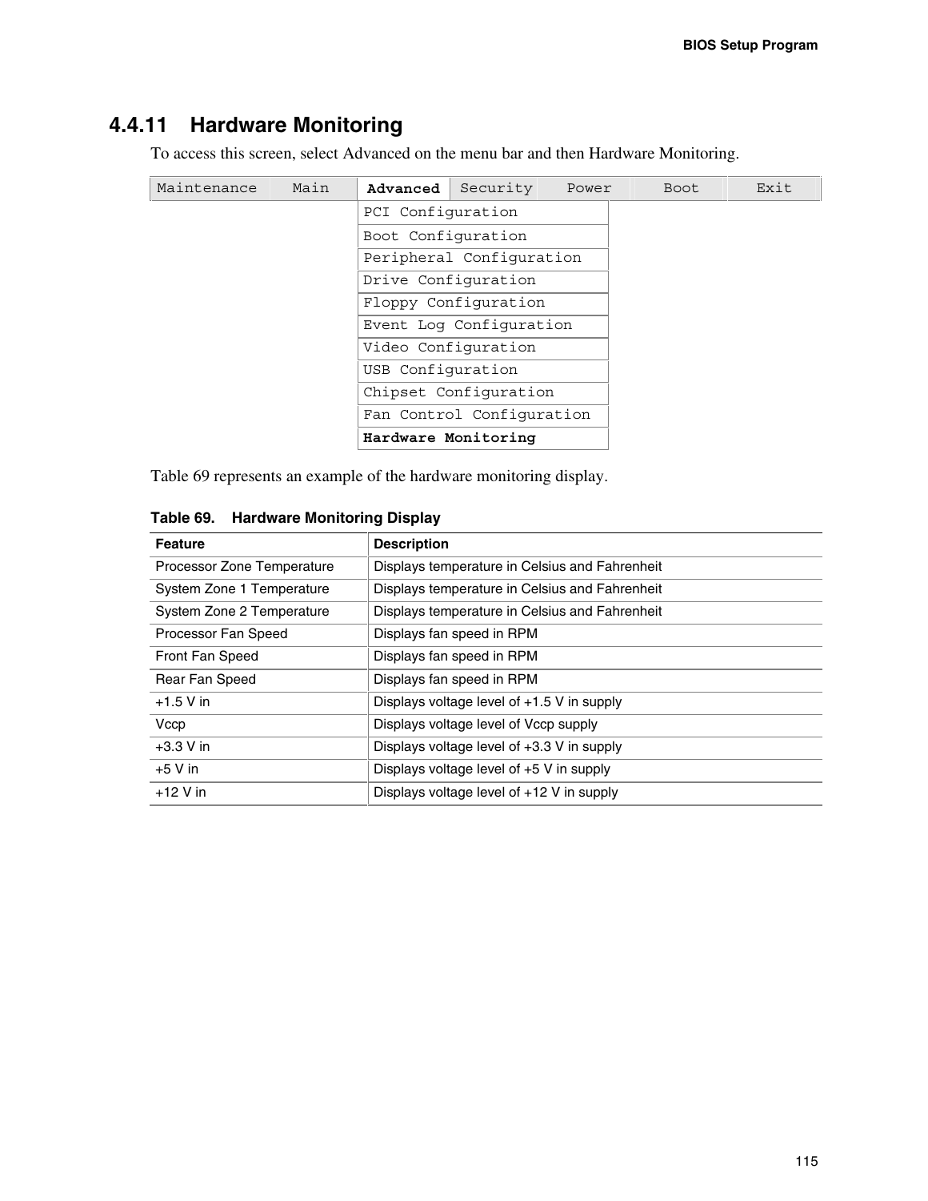### 4.4.11 Hardware Monitoring

To access this screen, select Advanced on the menu bar and then Hardware Monitoring.

| Maintenance | Main | **Advanced** | Security | Power | Boot | Exit |
|---|---|---|---|---|---|---|
| | | PCI Configuration | | | | |
| | | Boot Configuration | | | | |
| | | Peripheral Configuration | | | | |
| | | Drive Configuration | | | | |
| | | Floppy Configuration | | | | |
| | | Event Log Configuration | | | | |
| | | Video Configuration | | | | |
| | | USB Configuration | | | | |
| | | Chipset Configuration | | | | |
| | | Fan Control Configuration | | | | |
| | | **Hardware Monitoring** | | | | |

Table 69 represents an example of the hardware monitoring display.

**Table 69. Hardware Monitoring Display**

| Feature | Description |
|---|---|
| Processor Zone Temperature | Displays temperature in Celsius and Fahrenheit |
| System Zone 1 Temperature | Displays temperature in Celsius and Fahrenheit |
| System Zone 2 Temperature | Displays temperature in Celsius and Fahrenheit |
| Processor Fan Speed | Displays fan speed in RPM |
| Front Fan Speed | Displays fan speed in RPM |
| Rear Fan Speed | Displays fan speed in RPM |
| +1.5 V in | Displays voltage level of +1.5 V in supply |
| Vccp | Displays voltage level of Vccp supply |
| +3.3 V in | Displays voltage level of +3.3 V in supply |
| +5 V in | Displays voltage level of +5 V in supply |
| +12 V in | Displays voltage level of +12 V in supply |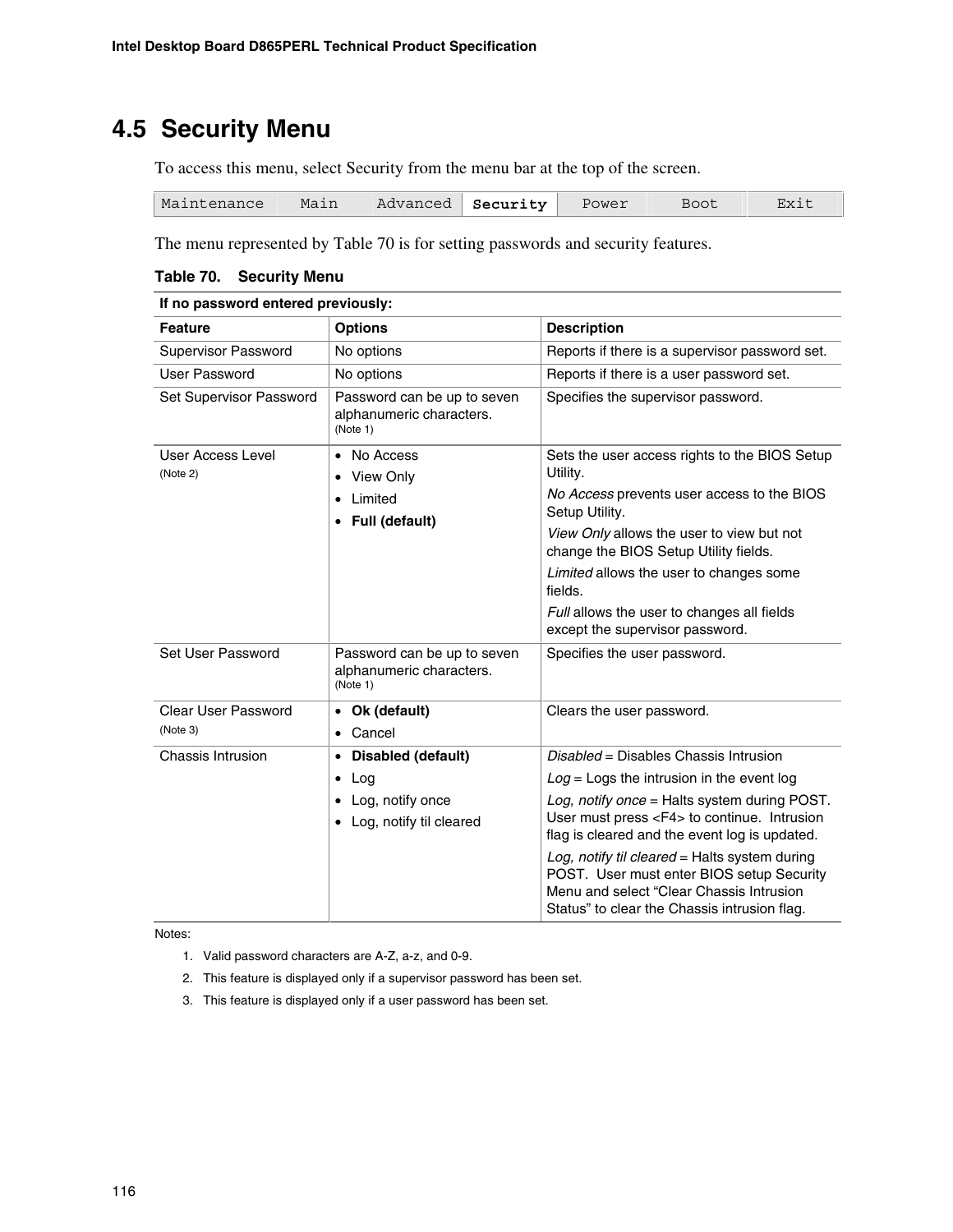## 4.5 Security Menu

To access this menu, select Security from the menu bar at the top of the screen.

| Maintenance | Main | Advanced | **Security** | Power | Boot | Exit |
|---|---|---|---|---|---|---|

The menu represented by Table 70 is for setting passwords and security features.

**Table 70. Security Menu**

| **If no password entered previously:** | | |
|---|---|---|
| **Feature** | **Options** | **Description** |
| Supervisor Password | No options | Reports if there is a supervisor password set. |
| User Password | No options | Reports if there is a user password set. |
| Set Supervisor Password | Password can be up to seven alphanumeric characters. (Note 1) | Specifies the supervisor password. |
| User Access Level (Note 2) | • No Access<br>• View Only<br>• Limited<br>• **Full (default)** | Sets the user access rights to the BIOS Setup Utility.<br>*No Access* prevents user access to the BIOS Setup Utility.<br>*View Only* allows the user to view but not change the BIOS Setup Utility fields.<br>*Limited* allows the user to changes some fields.<br>*Full* allows the user to changes all fields except the supervisor password. |
| Set User Password | Password can be up to seven alphanumeric characters. (Note 1) | Specifies the user password. |
| Clear User Password (Note 3) | • **Ok (default)**<br>• Cancel | Clears the user password. |
| Chassis Intrusion | • **Disabled (default)**<br>• Log<br>• Log, notify once<br>• Log, notify til cleared | *Disabled* = Disables Chassis Intrusion<br>*Log* = Logs the intrusion in the event log<br>*Log, notify once* = Halts system during POST. User must press <F4> to continue. Intrusion flag is cleared and the event log is updated.<br>*Log, notify til cleared* = Halts system during POST. User must enter BIOS setup Security Menu and select "Clear Chassis Intrusion Status" to clear the Chassis intrusion flag. |

Notes:

1. Valid password characters are A-Z, a-z, and 0-9.
2. This feature is displayed only if a supervisor password has been set.
3. This feature is displayed only if a user password has been set.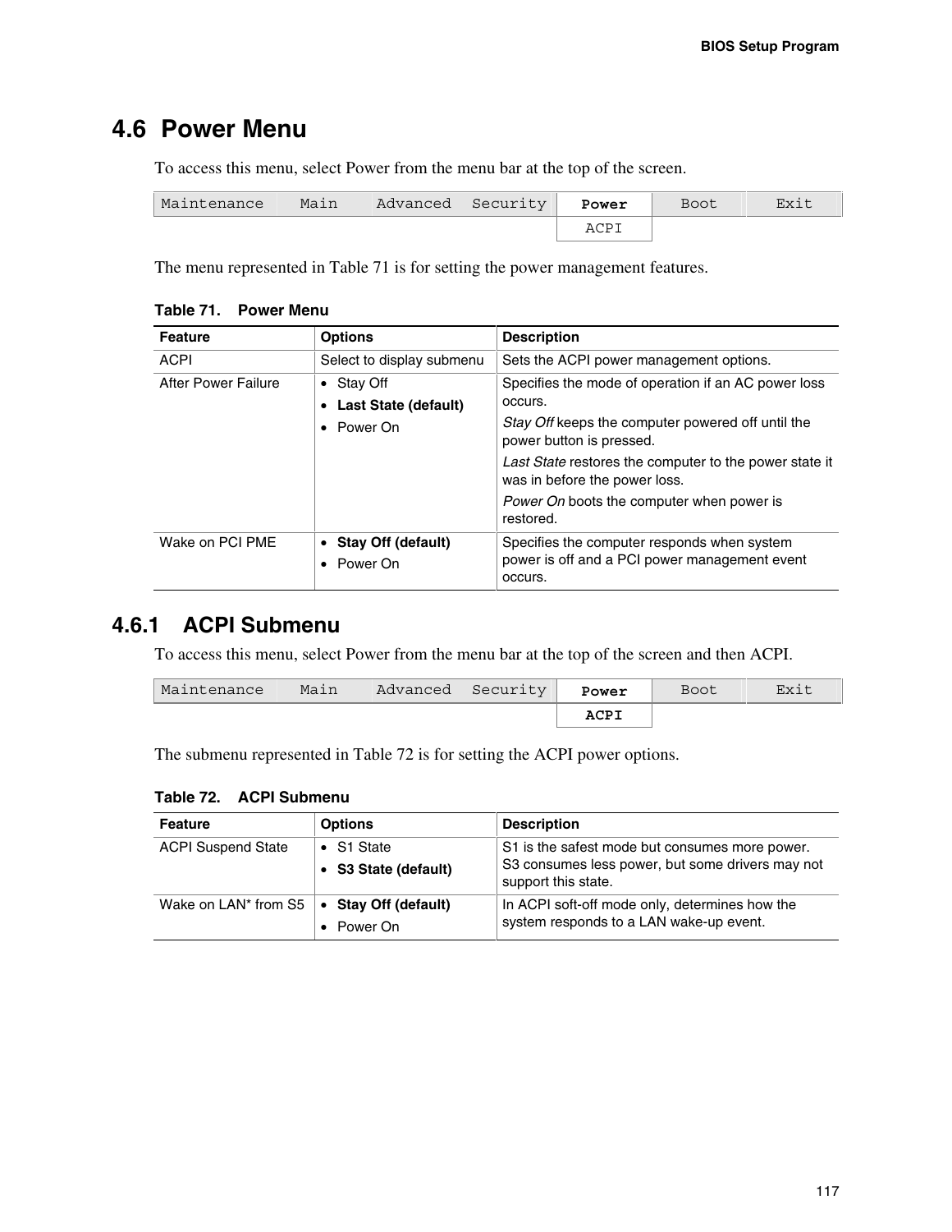## 4.6 Power Menu

To access this menu, select Power from the menu bar at the top of the screen.

| Maintenance | Main | Advanced | Security | **Power** | Boot | Exit |
|---|---|---|---|---|---|---|
| | | | | ACPI | | |

The menu represented in Table 71 is for setting the power management features.

**Table 71. Power Menu**

| Feature | Options | Description |
|---|---|---|
| ACPI | Select to display submenu | Sets the ACPI power management options. |
| After Power Failure | • Stay Off<br>• **Last State (default)**<br>• Power On | Specifies the mode of operation if an AC power loss occurs.<br>*Stay Off* keeps the computer powered off until the power button is pressed.<br>*Last State* restores the computer to the power state it was in before the power loss.<br>*Power On* boots the computer when power is restored. |
| Wake on PCI PME | • **Stay Off (default)**<br>• Power On | Specifies the computer responds when system power is off and a PCI power management event occurs. |

### 4.6.1 ACPI Submenu

To access this menu, select Power from the menu bar at the top of the screen and then ACPI.

| Maintenance | Main | Advanced | Security | **Power** | Boot | Exit |
|---|---|---|---|---|---|---|
| | | | | **ACPI** | | |

The submenu represented in Table 72 is for setting the ACPI power options.

**Table 72. ACPI Submenu**

| Feature | Options | Description |
|---|---|---|
| ACPI Suspend State | • S1 State<br>• **S3 State (default)** | S1 is the safest mode but consumes more power. S3 consumes less power, but some drivers may not support this state. |
| Wake on LAN* from S5 | • **Stay Off (default)**<br>• Power On | In ACPI soft-off mode only, determines how the system responds to a LAN wake-up event. |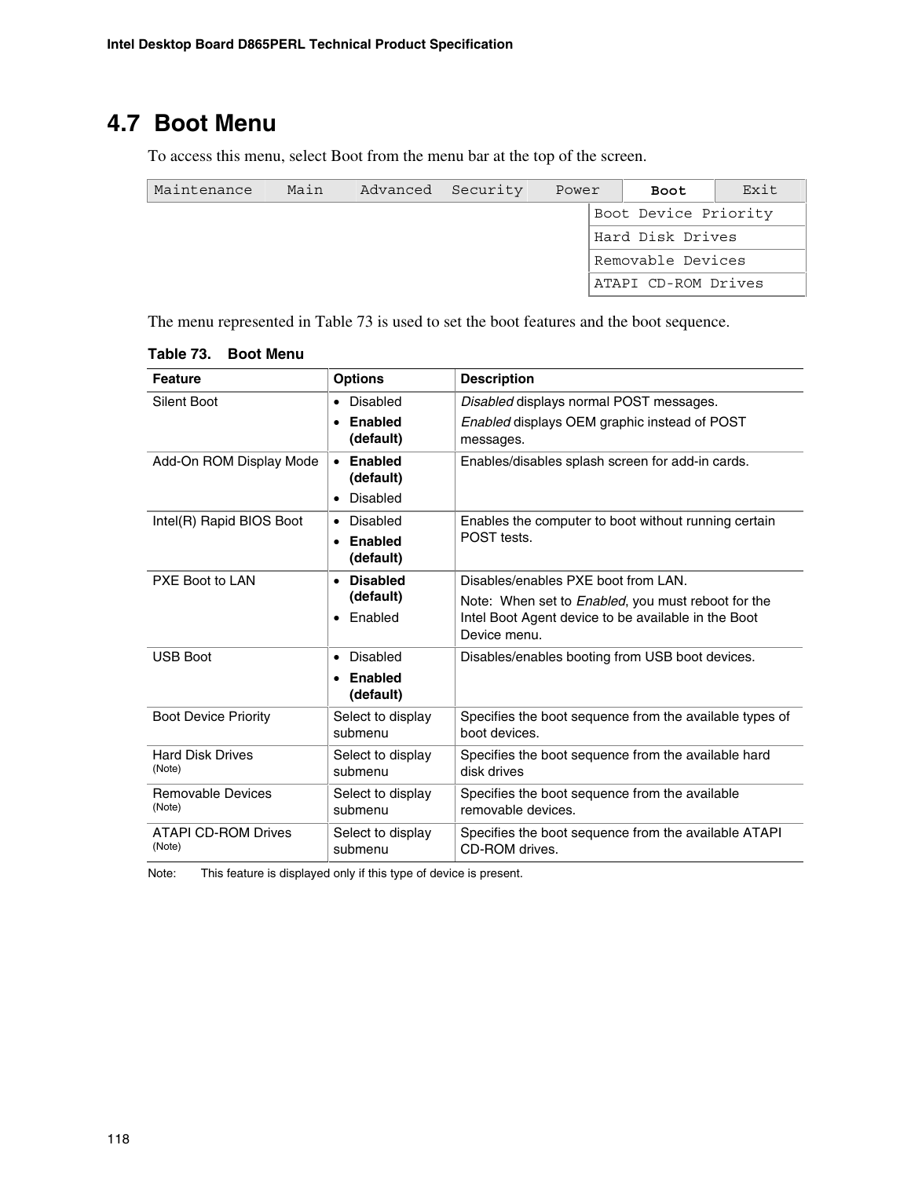## 4.7 Boot Menu

To access this menu, select Boot from the menu bar at the top of the screen.

| Maintenance | Main | Advanced | Security | Power | **Boot** | Exit |
|---|---|---|---|---|---|---|
| | | | | | Boot Device Priority | |
| | | | | | Hard Disk Drives | |
| | | | | | Removable Devices | |
| | | | | | ATAPI CD-ROM Drives | |

The menu represented in Table 73 is used to set the boot features and the boot sequence.

**Table 73. Boot Menu**

| Feature | Options | Description |
|---|---|---|
| Silent Boot | • Disabled<br>• **Enabled (default)** | *Disabled* displays normal POST messages.<br>*Enabled* displays OEM graphic instead of POST messages. |
| Add-On ROM Display Mode | • **Enabled (default)**<br>• Disabled | Enables/disables splash screen for add-in cards. |
| Intel(R) Rapid BIOS Boot | • Disabled<br>• **Enabled (default)** | Enables the computer to boot without running certain POST tests. |
| PXE Boot to LAN | • **Disabled (default)**<br>• Enabled | Disables/enables PXE boot from LAN.<br>Note: When set to *Enabled*, you must reboot for the Intel Boot Agent device to be available in the Boot Device menu. |
| USB Boot | • Disabled<br>• **Enabled (default)** | Disables/enables booting from USB boot devices. |
| Boot Device Priority | Select to display submenu | Specifies the boot sequence from the available types of boot devices. |
| Hard Disk Drives (Note) | Select to display submenu | Specifies the boot sequence from the available hard disk drives |
| Removable Devices (Note) | Select to display submenu | Specifies the boot sequence from the available removable devices. |
| ATAPI CD-ROM Drives (Note) | Select to display submenu | Specifies the boot sequence from the available ATAPI CD-ROM drives. |

Note: This feature is displayed only if this type of device is present.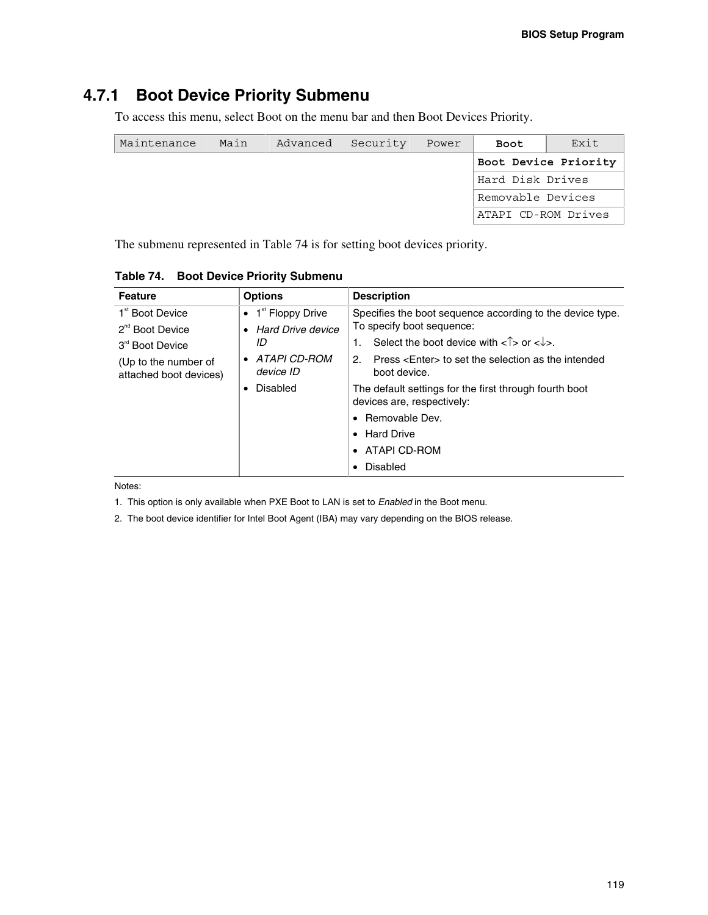## 4.7.1 Boot Device Priority Submenu

To access this menu, select Boot on the menu bar and then Boot Devices Priority.

| Maintenance | Main | Advanced | Security | Power | **Boot** | Exit |
|---|---|---|---|---|---|---|
| | | | | | **Boot Device Priority** | |
| | | | | | Hard Disk Drives | |
| | | | | | Removable Devices | |
| | | | | | ATAPI CD-ROM Drives | |

The submenu represented in Table 74 is for setting boot devices priority.

**Table 74. Boot Device Priority Submenu**

| Feature | Options | Description |
|---|---|---|
| 1st Boot Device<br>2nd Boot Device<br>3rd Boot Device<br>(Up to the number of attached boot devices) | • 1st Floppy Drive<br>• *Hard Drive device ID*<br>• *ATAPI CD-ROM device ID*<br>• Disabled | Specifies the boot sequence according to the device type. To specify boot sequence:<br>1. Select the boot device with <↑> or <↓>.<br>2. Press <Enter> to set the selection as the intended boot device.<br>The default settings for the first through fourth boot devices are, respectively:<br>• Removable Dev.<br>• Hard Drive<br>• ATAPI CD-ROM<br>• Disabled |

Notes:

1. This option is only available when PXE Boot to LAN is set to *Enabled* in the Boot menu.
2. The boot device identifier for Intel Boot Agent (IBA) may vary depending on the BIOS release.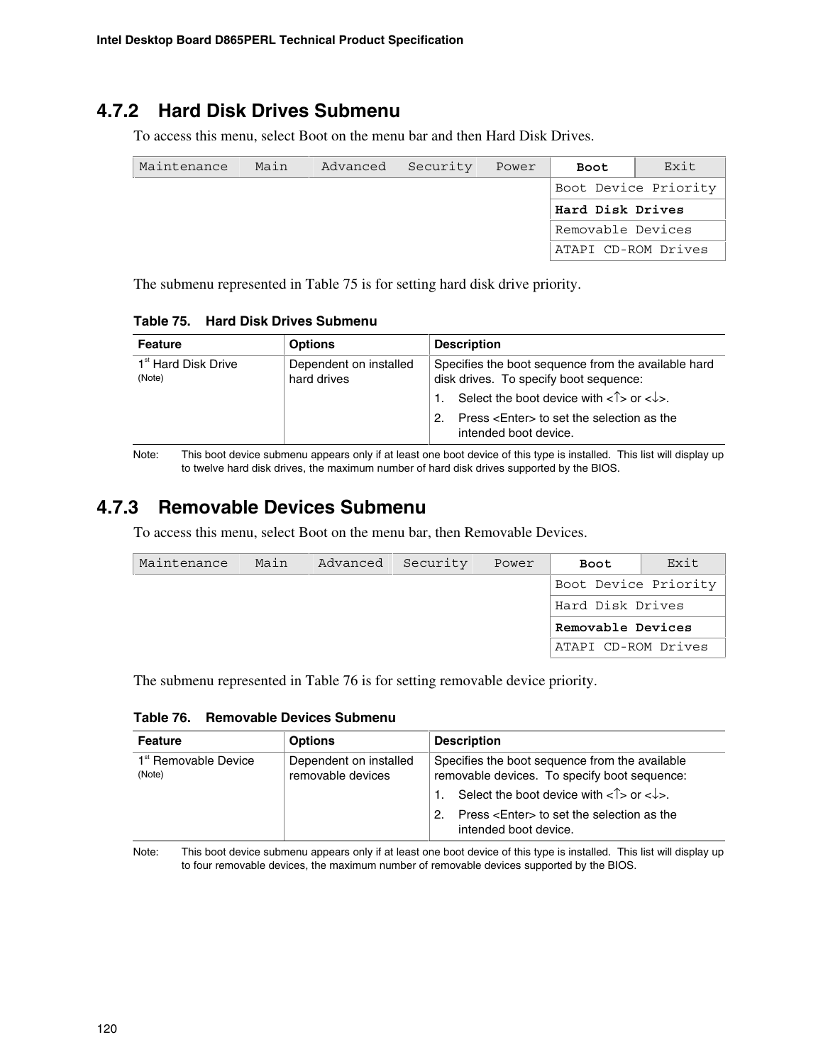## 4.7.2 Hard Disk Drives Submenu

To access this menu, select Boot on the menu bar and then Hard Disk Drives.

| Maintenance | Main | Advanced | Security | Power | **Boot** | Exit |
|---|---|---|---|---|---|---|
| | | | | | Boot Device Priority | |
| | | | | | **Hard Disk Drives** | |
| | | | | | Removable Devices | |
| | | | | | ATAPI CD-ROM Drives | |

The submenu represented in Table 75 is for setting hard disk drive priority.

**Table 75. Hard Disk Drives Submenu**

| Feature | Options | Description |
|---|---|---|
| 1st Hard Disk Drive (Note) | Dependent on installed hard drives | Specifies the boot sequence from the available hard disk drives. To specify boot sequence:<br>1. Select the boot device with <↑> or <↓>.<br>2. Press <Enter> to set the selection as the intended boot device. |

Note: This boot device submenu appears only if at least one boot device of this type is installed. This list will display up to twelve hard disk drives, the maximum number of hard disk drives supported by the BIOS.

## 4.7.3 Removable Devices Submenu

To access this menu, select Boot on the menu bar, then Removable Devices.

| Maintenance | Main | Advanced | Security | Power | **Boot** | Exit |
|---|---|---|---|---|---|---|
| | | | | | Boot Device Priority | |
| | | | | | Hard Disk Drives | |
| | | | | | **Removable Devices** | |
| | | | | | ATAPI CD-ROM Drives | |

The submenu represented in Table 76 is for setting removable device priority.

**Table 76. Removable Devices Submenu**

| Feature | Options | Description |
|---|---|---|
| 1st Removable Device (Note) | Dependent on installed removable devices | Specifies the boot sequence from the available removable devices. To specify boot sequence:<br>1. Select the boot device with <↑> or <↓>.<br>2. Press <Enter> to set the selection as the intended boot device. |

Note: This boot device submenu appears only if at least one boot device of this type is installed. This list will display up to four removable devices, the maximum number of removable devices supported by the BIOS.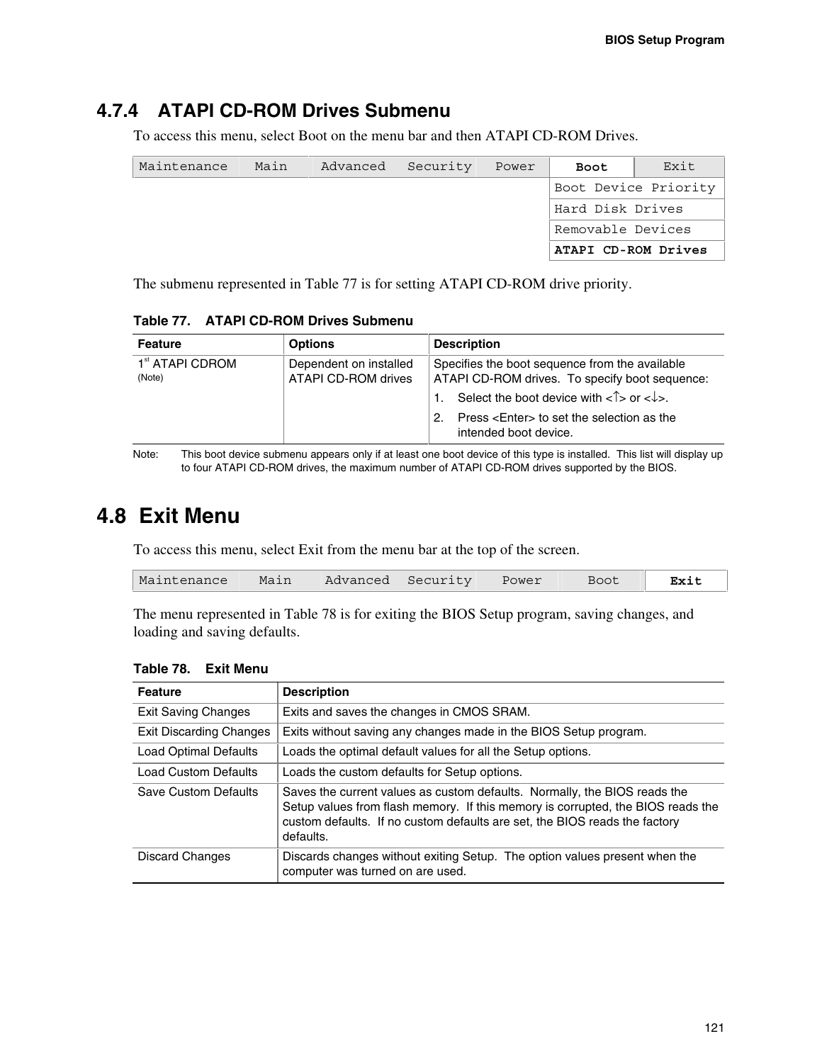## 4.7.4 ATAPI CD-ROM Drives Submenu

To access this menu, select Boot on the menu bar and then ATAPI CD-ROM Drives.

| Maintenance | Main | Advanced | Security | Power | **Boot** | Exit |
|---|---|---|---|---|---|---|
| | | | | | Boot Device Priority | |
| | | | | | Hard Disk Drives | |
| | | | | | Removable Devices | |
| | | | | | **ATAPI CD-ROM Drives** | |

The submenu represented in Table 77 is for setting ATAPI CD-ROM drive priority.

**Table 77. ATAPI CD-ROM Drives Submenu**

| Feature | Options | Description |
|---|---|---|
| 1st ATAPI CDROM (Note) | Dependent on installed ATAPI CD-ROM drives | Specifies the boot sequence from the available ATAPI CD-ROM drives. To specify boot sequence: 1. Select the boot device with <↑> or <↓>. 2. Press <Enter> to set the selection as the intended boot device. |

Note: This boot device submenu appears only if at least one boot device of this type is installed. This list will display up to four ATAPI CD-ROM drives, the maximum number of ATAPI CD-ROM drives supported by the BIOS.

# 4.8 Exit Menu

To access this menu, select Exit from the menu bar at the top of the screen.

| Maintenance | Main | Advanced | Security | Power | Boot | **Exit** |
|---|---|---|---|---|---|---|

The menu represented in Table 78 is for exiting the BIOS Setup program, saving changes, and loading and saving defaults.

**Table 78. Exit Menu**

| Feature | Description |
|---|---|
| Exit Saving Changes | Exits and saves the changes in CMOS SRAM. |
| Exit Discarding Changes | Exits without saving any changes made in the BIOS Setup program. |
| Load Optimal Defaults | Loads the optimal default values for all the Setup options. |
| Load Custom Defaults | Loads the custom defaults for Setup options. |
| Save Custom Defaults | Saves the current values as custom defaults. Normally, the BIOS reads the Setup values from flash memory. If this memory is corrupted, the BIOS reads the custom defaults. If no custom defaults are set, the BIOS reads the factory defaults. |
| Discard Changes | Discards changes without exiting Setup. The option values present when the computer was turned on are used. |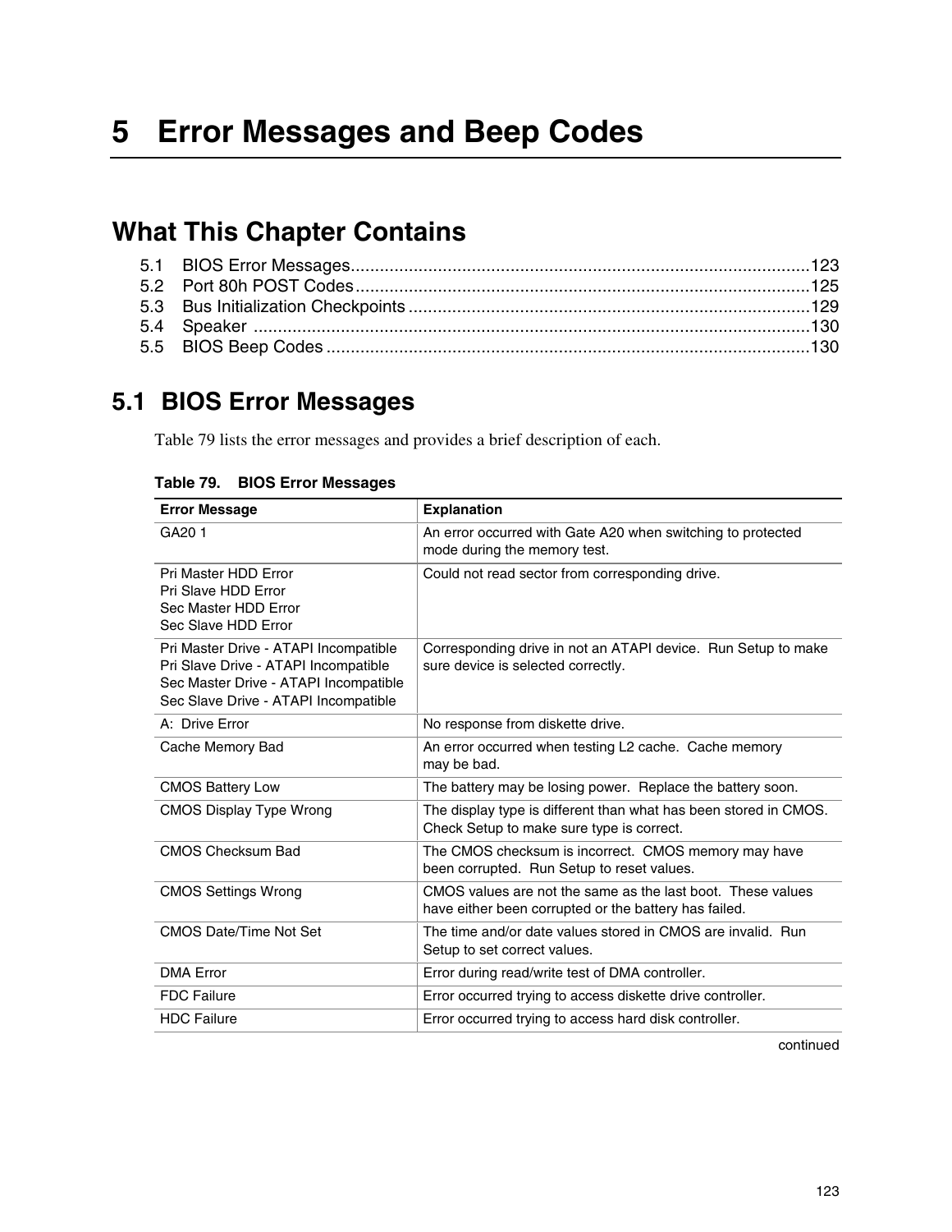# 5 Error Messages and Beep Codes

## What This Chapter Contains

5.1 BIOS Error Messages.............................................................................................123
5.2 Port 80h POST Codes............................................................................................125
5.3 Bus Initialization Checkpoints .................................................................................129
5.4 Speaker ..................................................................................................................130
5.5 BIOS Beep Codes ..................................................................................................130

## 5.1 BIOS Error Messages

Table 79 lists the error messages and provides a brief description of each.

**Table 79. BIOS Error Messages**

| Error Message | Explanation |
|---|---|
| GA20 1 | An error occurred with Gate A20 when switching to protected mode during the memory test. |
| Pri Master HDD Error<br>Pri Slave HDD Error<br>Sec Master HDD Error<br>Sec Slave HDD Error | Could not read sector from corresponding drive. |
| Pri Master Drive - ATAPI Incompatible<br>Pri Slave Drive - ATAPI Incompatible<br>Sec Master Drive - ATAPI Incompatible<br>Sec Slave Drive - ATAPI Incompatible | Corresponding drive in not an ATAPI device. Run Setup to make sure device is selected correctly. |
| A: Drive Error | No response from diskette drive. |
| Cache Memory Bad | An error occurred when testing L2 cache. Cache memory may be bad. |
| CMOS Battery Low | The battery may be losing power. Replace the battery soon. |
| CMOS Display Type Wrong | The display type is different than what has been stored in CMOS. Check Setup to make sure type is correct. |
| CMOS Checksum Bad | The CMOS checksum is incorrect. CMOS memory may have been corrupted. Run Setup to reset values. |
| CMOS Settings Wrong | CMOS values are not the same as the last boot. These values have either been corrupted or the battery has failed. |
| CMOS Date/Time Not Set | The time and/or date values stored in CMOS are invalid. Run Setup to set correct values. |
| DMA Error | Error during read/write test of DMA controller. |
| FDC Failure | Error occurred trying to access diskette drive controller. |
| HDC Failure | Error occurred trying to access hard disk controller. |

continued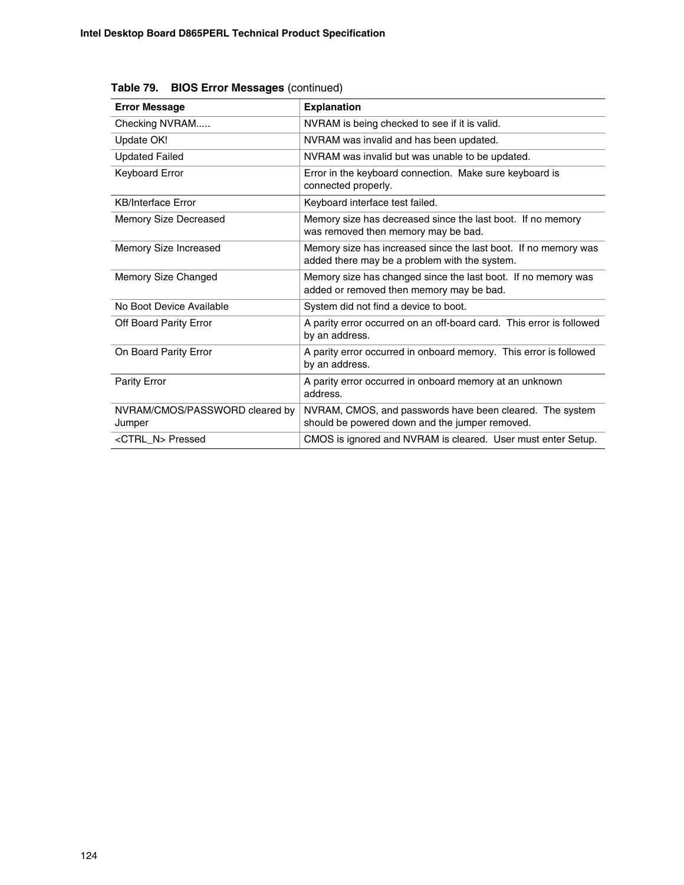**Table 79. BIOS Error Messages** (continued)

| Error Message | Explanation |
|---|---|
| Checking NVRAM..... | NVRAM is being checked to see if it is valid. |
| Update OK! | NVRAM was invalid and has been updated. |
| Updated Failed | NVRAM was invalid but was unable to be updated. |
| Keyboard Error | Error in the keyboard connection. Make sure keyboard is connected properly. |
| KB/Interface Error | Keyboard interface test failed. |
| Memory Size Decreased | Memory size has decreased since the last boot. If no memory was removed then memory may be bad. |
| Memory Size Increased | Memory size has increased since the last boot. If no memory was added there may be a problem with the system. |
| Memory Size Changed | Memory size has changed since the last boot. If no memory was added or removed then memory may be bad. |
| No Boot Device Available | System did not find a device to boot. |
| Off Board Parity Error | A parity error occurred on an off-board card. This error is followed by an address. |
| On Board Parity Error | A parity error occurred in onboard memory. This error is followed by an address. |
| Parity Error | A parity error occurred in onboard memory at an unknown address. |
| NVRAM/CMOS/PASSWORD cleared by Jumper | NVRAM, CMOS, and passwords have been cleared. The system should be powered down and the jumper removed. |
| <CTRL_N> Pressed | CMOS is ignored and NVRAM is cleared. User must enter Setup. |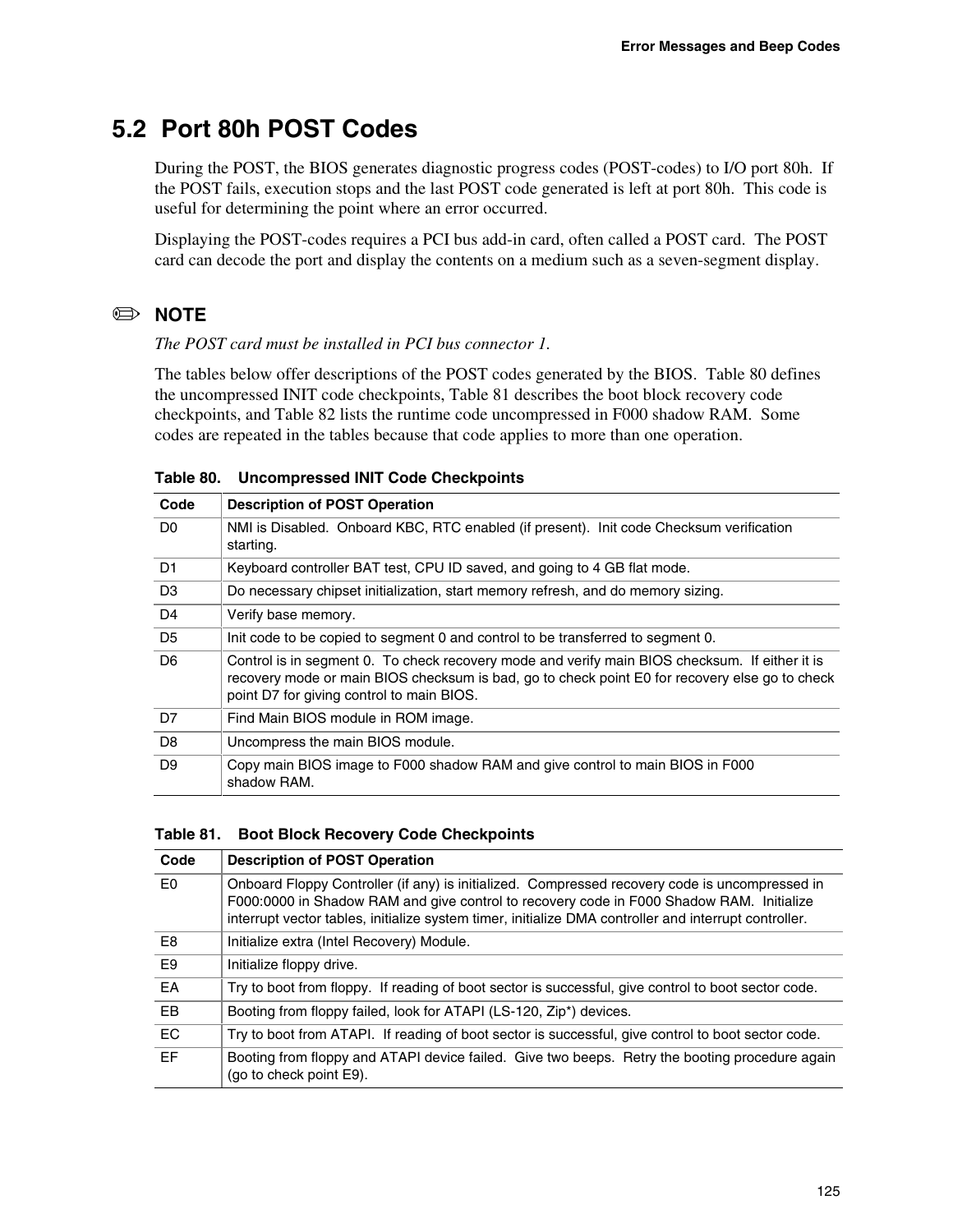## 5.2 Port 80h POST Codes

During the POST, the BIOS generates diagnostic progress codes (POST-codes) to I/O port 80h. If the POST fails, execution stops and the last POST code generated is left at port 80h. This code is useful for determining the point where an error occurred.

Displaying the POST-codes requires a PCI bus add-in card, often called a POST card. The POST card can decode the port and display the contents on a medium such as a seven-segment display.

✏ **NOTE**

*The POST card must be installed in PCI bus connector 1.*

The tables below offer descriptions of the POST codes generated by the BIOS. Table 80 defines the uncompressed INIT code checkpoints, Table 81 describes the boot block recovery code checkpoints, and Table 82 lists the runtime code uncompressed in F000 shadow RAM. Some codes are repeated in the tables because that code applies to more than one operation.

**Table 80. Uncompressed INIT Code Checkpoints**

| Code | Description of POST Operation |
|---|---|
| D0 | NMI is Disabled. Onboard KBC, RTC enabled (if present). Init code Checksum verification starting. |
| D1 | Keyboard controller BAT test, CPU ID saved, and going to 4 GB flat mode. |
| D3 | Do necessary chipset initialization, start memory refresh, and do memory sizing. |
| D4 | Verify base memory. |
| D5 | Init code to be copied to segment 0 and control to be transferred to segment 0. |
| D6 | Control is in segment 0. To check recovery mode and verify main BIOS checksum. If either it is recovery mode or main BIOS checksum is bad, go to check point E0 for recovery else go to check point D7 for giving control to main BIOS. |
| D7 | Find Main BIOS module in ROM image. |
| D8 | Uncompress the main BIOS module. |
| D9 | Copy main BIOS image to F000 shadow RAM and give control to main BIOS in F000 shadow RAM. |

**Table 81. Boot Block Recovery Code Checkpoints**

| Code | Description of POST Operation |
|---|---|
| E0 | Onboard Floppy Controller (if any) is initialized. Compressed recovery code is uncompressed in F000:0000 in Shadow RAM and give control to recovery code in F000 Shadow RAM. Initialize interrupt vector tables, initialize system timer, initialize DMA controller and interrupt controller. |
| E8 | Initialize extra (Intel Recovery) Module. |
| E9 | Initialize floppy drive. |
| EA | Try to boot from floppy. If reading of boot sector is successful, give control to boot sector code. |
| EB | Booting from floppy failed, look for ATAPI (LS-120, Zip*) devices. |
| EC | Try to boot from ATAPI. If reading of boot sector is successful, give control to boot sector code. |
| EF | Booting from floppy and ATAPI device failed. Give two beeps. Retry the booting procedure again (go to check point E9). |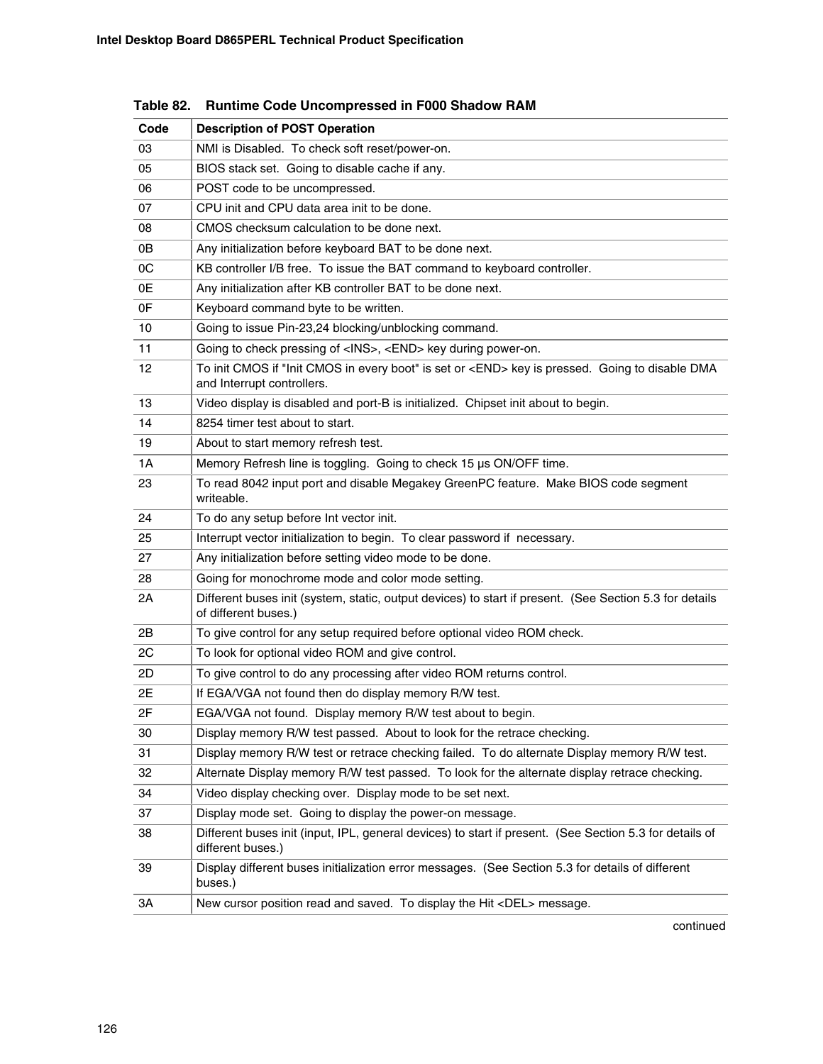**Table 82. Runtime Code Uncompressed in F000 Shadow RAM**

| Code | Description of POST Operation |
|---|---|
| 03 | NMI is Disabled. To check soft reset/power-on. |
| 05 | BIOS stack set. Going to disable cache if any. |
| 06 | POST code to be uncompressed. |
| 07 | CPU init and CPU data area init to be done. |
| 08 | CMOS checksum calculation to be done next. |
| 0B | Any initialization before keyboard BAT to be done next. |
| 0C | KB controller I/B free. To issue the BAT command to keyboard controller. |
| 0E | Any initialization after KB controller BAT to be done next. |
| 0F | Keyboard command byte to be written. |
| 10 | Going to issue Pin-23,24 blocking/unblocking command. |
| 11 | Going to check pressing of <INS>, <END> key during power-on. |
| 12 | To init CMOS if "Init CMOS in every boot" is set or <END> key is pressed. Going to disable DMA and Interrupt controllers. |
| 13 | Video display is disabled and port-B is initialized. Chipset init about to begin. |
| 14 | 8254 timer test about to start. |
| 19 | About to start memory refresh test. |
| 1A | Memory Refresh line is toggling. Going to check 15 µs ON/OFF time. |
| 23 | To read 8042 input port and disable Megakey GreenPC feature. Make BIOS code segment writeable. |
| 24 | To do any setup before Int vector init. |
| 25 | Interrupt vector initialization to begin. To clear password if necessary. |
| 27 | Any initialization before setting video mode to be done. |
| 28 | Going for monochrome mode and color mode setting. |
| 2A | Different buses init (system, static, output devices) to start if present. (See Section 5.3 for details of different buses.) |
| 2B | To give control for any setup required before optional video ROM check. |
| 2C | To look for optional video ROM and give control. |
| 2D | To give control to do any processing after video ROM returns control. |
| 2E | If EGA/VGA not found then do display memory R/W test. |
| 2F | EGA/VGA not found. Display memory R/W test about to begin. |
| 30 | Display memory R/W test passed. About to look for the retrace checking. |
| 31 | Display memory R/W test or retrace checking failed. To do alternate Display memory R/W test. |
| 32 | Alternate Display memory R/W test passed. To look for the alternate display retrace checking. |
| 34 | Video display checking over. Display mode to be set next. |
| 37 | Display mode set. Going to display the power-on message. |
| 38 | Different buses init (input, IPL, general devices) to start if present. (See Section 5.3 for details of different buses.) |
| 39 | Display different buses initialization error messages. (See Section 5.3 for details of different buses.) |
| 3A | New cursor position read and saved. To display the Hit <DEL> message. |

continued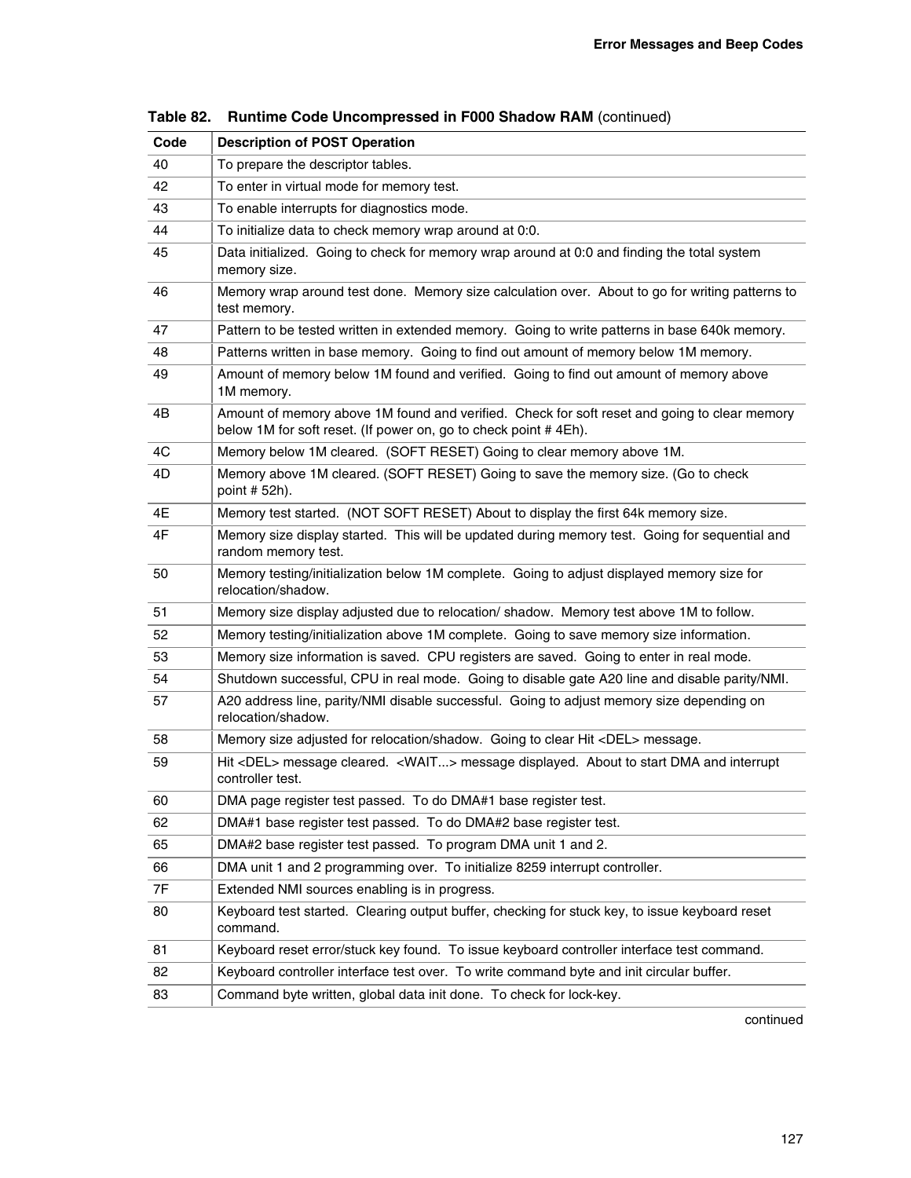**Table 82. Runtime Code Uncompressed in F000 Shadow RAM** (continued)

| Code | Description of POST Operation |
|---|---|
| 40 | To prepare the descriptor tables. |
| 42 | To enter in virtual mode for memory test. |
| 43 | To enable interrupts for diagnostics mode. |
| 44 | To initialize data to check memory wrap around at 0:0. |
| 45 | Data initialized. Going to check for memory wrap around at 0:0 and finding the total system memory size. |
| 46 | Memory wrap around test done. Memory size calculation over. About to go for writing patterns to test memory. |
| 47 | Pattern to be tested written in extended memory. Going to write patterns in base 640k memory. |
| 48 | Patterns written in base memory. Going to find out amount of memory below 1M memory. |
| 49 | Amount of memory below 1M found and verified. Going to find out amount of memory above 1M memory. |
| 4B | Amount of memory above 1M found and verified. Check for soft reset and going to clear memory below 1M for soft reset. (If power on, go to check point # 4Eh). |
| 4C | Memory below 1M cleared. (SOFT RESET) Going to clear memory above 1M. |
| 4D | Memory above 1M cleared. (SOFT RESET) Going to save the memory size. (Go to check point # 52h). |
| 4E | Memory test started. (NOT SOFT RESET) About to display the first 64k memory size. |
| 4F | Memory size display started. This will be updated during memory test. Going for sequential and random memory test. |
| 50 | Memory testing/initialization below 1M complete. Going to adjust displayed memory size for relocation/shadow. |
| 51 | Memory size display adjusted due to relocation/ shadow. Memory test above 1M to follow. |
| 52 | Memory testing/initialization above 1M complete. Going to save memory size information. |
| 53 | Memory size information is saved. CPU registers are saved. Going to enter in real mode. |
| 54 | Shutdown successful, CPU in real mode. Going to disable gate A20 line and disable parity/NMI. |
| 57 | A20 address line, parity/NMI disable successful. Going to adjust memory size depending on relocation/shadow. |
| 58 | Memory size adjusted for relocation/shadow. Going to clear Hit <DEL> message. |
| 59 | Hit <DEL> message cleared. <WAIT...> message displayed. About to start DMA and interrupt controller test. |
| 60 | DMA page register test passed. To do DMA#1 base register test. |
| 62 | DMA#1 base register test passed. To do DMA#2 base register test. |
| 65 | DMA#2 base register test passed. To program DMA unit 1 and 2. |
| 66 | DMA unit 1 and 2 programming over. To initialize 8259 interrupt controller. |
| 7F | Extended NMI sources enabling is in progress. |
| 80 | Keyboard test started. Clearing output buffer, checking for stuck key, to issue keyboard reset command. |
| 81 | Keyboard reset error/stuck key found. To issue keyboard controller interface test command. |
| 82 | Keyboard controller interface test over. To write command byte and init circular buffer. |
| 83 | Command byte written, global data init done. To check for lock-key. |

continued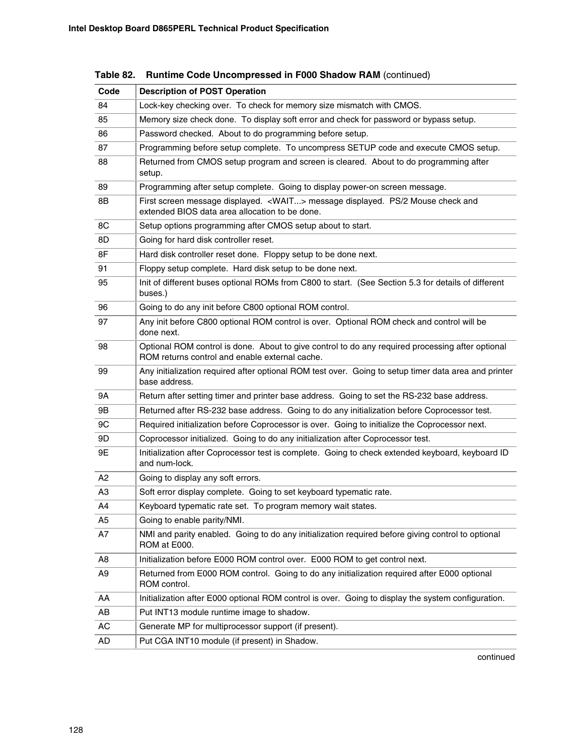**Table 82. Runtime Code Uncompressed in F000 Shadow RAM** (continued)

| Code | Description of POST Operation |
|---|---|
| 84 | Lock-key checking over. To check for memory size mismatch with CMOS. |
| 85 | Memory size check done. To display soft error and check for password or bypass setup. |
| 86 | Password checked. About to do programming before setup. |
| 87 | Programming before setup complete. To uncompress SETUP code and execute CMOS setup. |
| 88 | Returned from CMOS setup program and screen is cleared. About to do programming after setup. |
| 89 | Programming after setup complete. Going to display power-on screen message. |
| 8B | First screen message displayed. <WAIT...> message displayed. PS/2 Mouse check and extended BIOS data area allocation to be done. |
| 8C | Setup options programming after CMOS setup about to start. |
| 8D | Going for hard disk controller reset. |
| 8F | Hard disk controller reset done. Floppy setup to be done next. |
| 91 | Floppy setup complete. Hard disk setup to be done next. |
| 95 | Init of different buses optional ROMs from C800 to start. (See Section 5.3 for details of different buses.) |
| 96 | Going to do any init before C800 optional ROM control. |
| 97 | Any init before C800 optional ROM control is over. Optional ROM check and control will be done next. |
| 98 | Optional ROM control is done. About to give control to do any required processing after optional ROM returns control and enable external cache. |
| 99 | Any initialization required after optional ROM test over. Going to setup timer data area and printer base address. |
| 9A | Return after setting timer and printer base address. Going to set the RS-232 base address. |
| 9B | Returned after RS-232 base address. Going to do any initialization before Coprocessor test. |
| 9C | Required initialization before Coprocessor is over. Going to initialize the Coprocessor next. |
| 9D | Coprocessor initialized. Going to do any initialization after Coprocessor test. |
| 9E | Initialization after Coprocessor test is complete. Going to check extended keyboard, keyboard ID and num-lock. |
| A2 | Going to display any soft errors. |
| A3 | Soft error display complete. Going to set keyboard typematic rate. |
| A4 | Keyboard typematic rate set. To program memory wait states. |
| A5 | Going to enable parity/NMI. |
| A7 | NMI and parity enabled. Going to do any initialization required before giving control to optional ROM at E000. |
| A8 | Initialization before E000 ROM control over. E000 ROM to get control next. |
| A9 | Returned from E000 ROM control. Going to do any initialization required after E000 optional ROM control. |
| AA | Initialization after E000 optional ROM control is over. Going to display the system configuration. |
| AB | Put INT13 module runtime image to shadow. |
| AC | Generate MP for multiprocessor support (if present). |
| AD | Put CGA INT10 module (if present) in Shadow. |

continued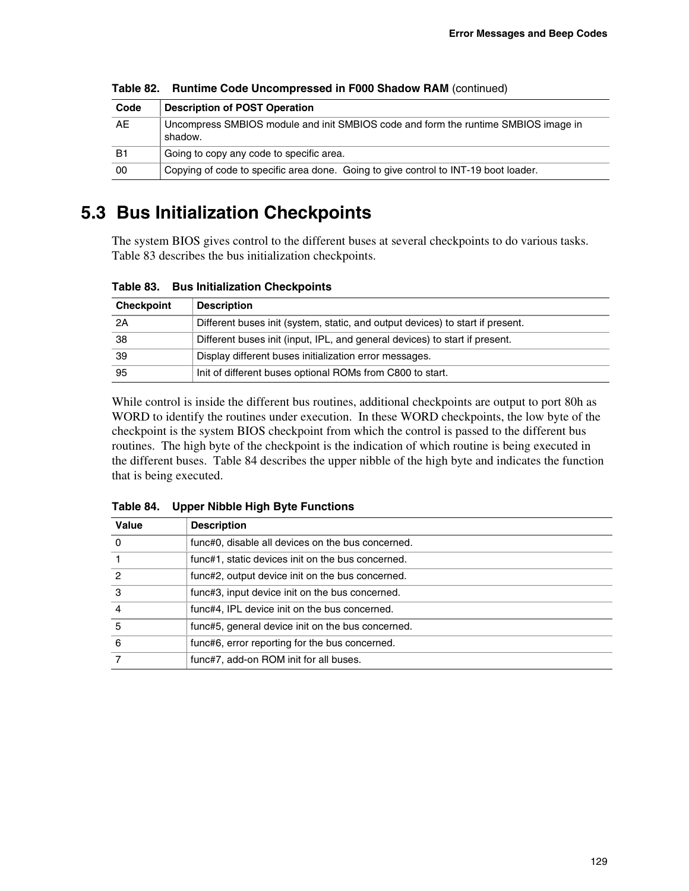**Table 82. Runtime Code Uncompressed in F000 Shadow RAM** (continued)

| Code | Description of POST Operation |
|---|---|
| AE | Uncompress SMBIOS module and init SMBIOS code and form the runtime SMBIOS image in shadow. |
| B1 | Going to copy any code to specific area. |
| 00 | Copying of code to specific area done. Going to give control to INT-19 boot loader. |

## 5.3 Bus Initialization Checkpoints

The system BIOS gives control to the different buses at several checkpoints to do various tasks. Table 83 describes the bus initialization checkpoints.

**Table 83. Bus Initialization Checkpoints**

| Checkpoint | Description |
|---|---|
| 2A | Different buses init (system, static, and output devices) to start if present. |
| 38 | Different buses init (input, IPL, and general devices) to start if present. |
| 39 | Display different buses initialization error messages. |
| 95 | Init of different buses optional ROMs from C800 to start. |

While control is inside the different bus routines, additional checkpoints are output to port 80h as WORD to identify the routines under execution. In these WORD checkpoints, the low byte of the checkpoint is the system BIOS checkpoint from which the control is passed to the different bus routines. The high byte of the checkpoint is the indication of which routine is being executed in the different buses. Table 84 describes the upper nibble of the high byte and indicates the function that is being executed.

**Table 84. Upper Nibble High Byte Functions**

| Value | Description |
|---|---|
| 0 | func#0, disable all devices on the bus concerned. |
| 1 | func#1, static devices init on the bus concerned. |
| 2 | func#2, output device init on the bus concerned. |
| 3 | func#3, input device init on the bus concerned. |
| 4 | func#4, IPL device init on the bus concerned. |
| 5 | func#5, general device init on the bus concerned. |
| 6 | func#6, error reporting for the bus concerned. |
| 7 | func#7, add-on ROM init for all buses. |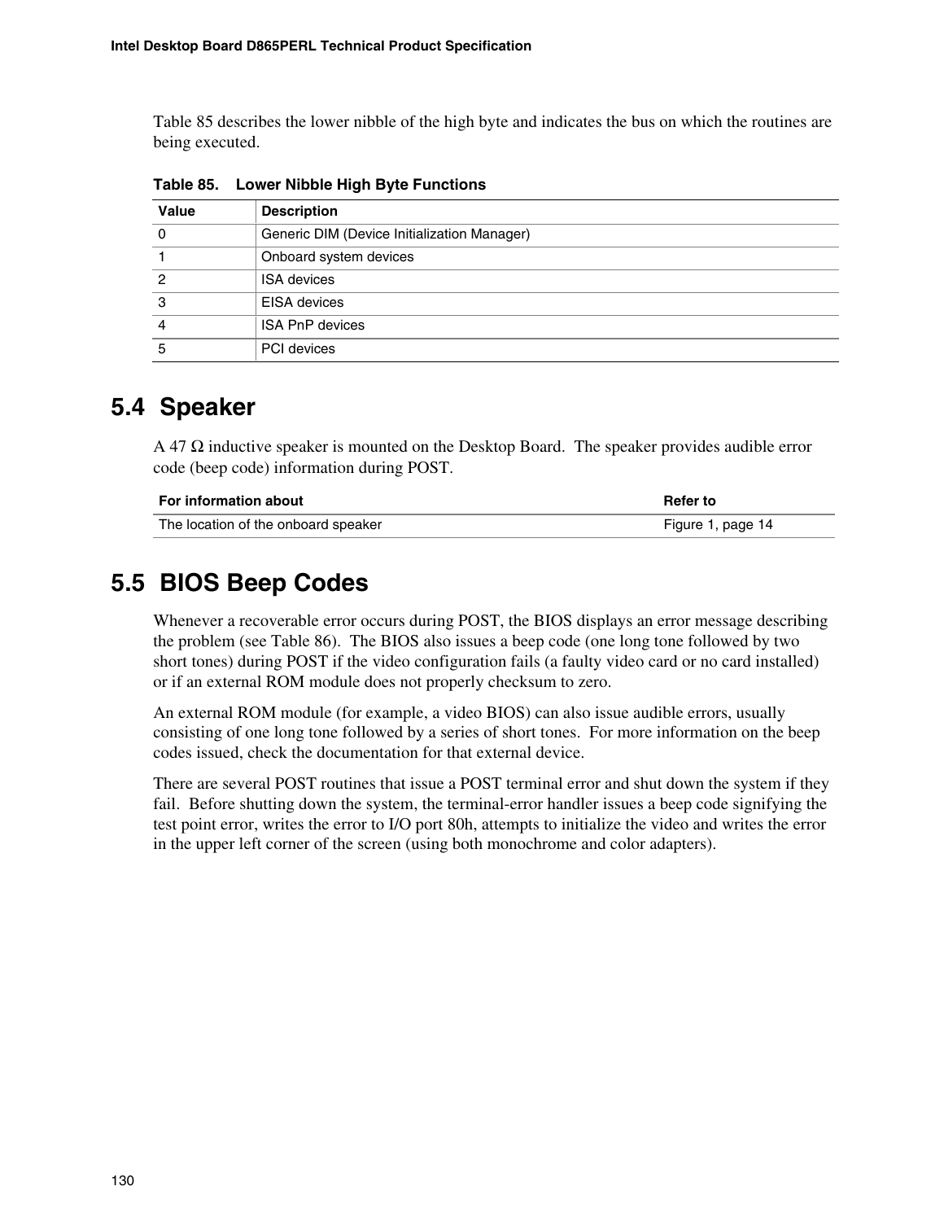Table 85 describes the lower nibble of the high byte and indicates the bus on which the routines are being executed.

**Table 85. Lower Nibble High Byte Functions**

| Value | Description |
|---|---|
| 0 | Generic DIM (Device Initialization Manager) |
| 1 | Onboard system devices |
| 2 | ISA devices |
| 3 | EISA devices |
| 4 | ISA PnP devices |
| 5 | PCI devices |

## 5.4 Speaker

A 47 Ω inductive speaker is mounted on the Desktop Board. The speaker provides audible error code (beep code) information during POST.

| For information about | Refer to |
|---|---|
| The location of the onboard speaker | Figure 1, page 14 |

## 5.5 BIOS Beep Codes

Whenever a recoverable error occurs during POST, the BIOS displays an error message describing the problem (see Table 86). The BIOS also issues a beep code (one long tone followed by two short tones) during POST if the video configuration fails (a faulty video card or no card installed) or if an external ROM module does not properly checksum to zero.

An external ROM module (for example, a video BIOS) can also issue audible errors, usually consisting of one long tone followed by a series of short tones. For more information on the beep codes issued, check the documentation for that external device.

There are several POST routines that issue a POST terminal error and shut down the system if they fail. Before shutting down the system, the terminal-error handler issues a beep code signifying the test point error, writes the error to I/O port 80h, attempts to initialize the video and writes the error in the upper left corner of the screen (using both monochrome and color adapters).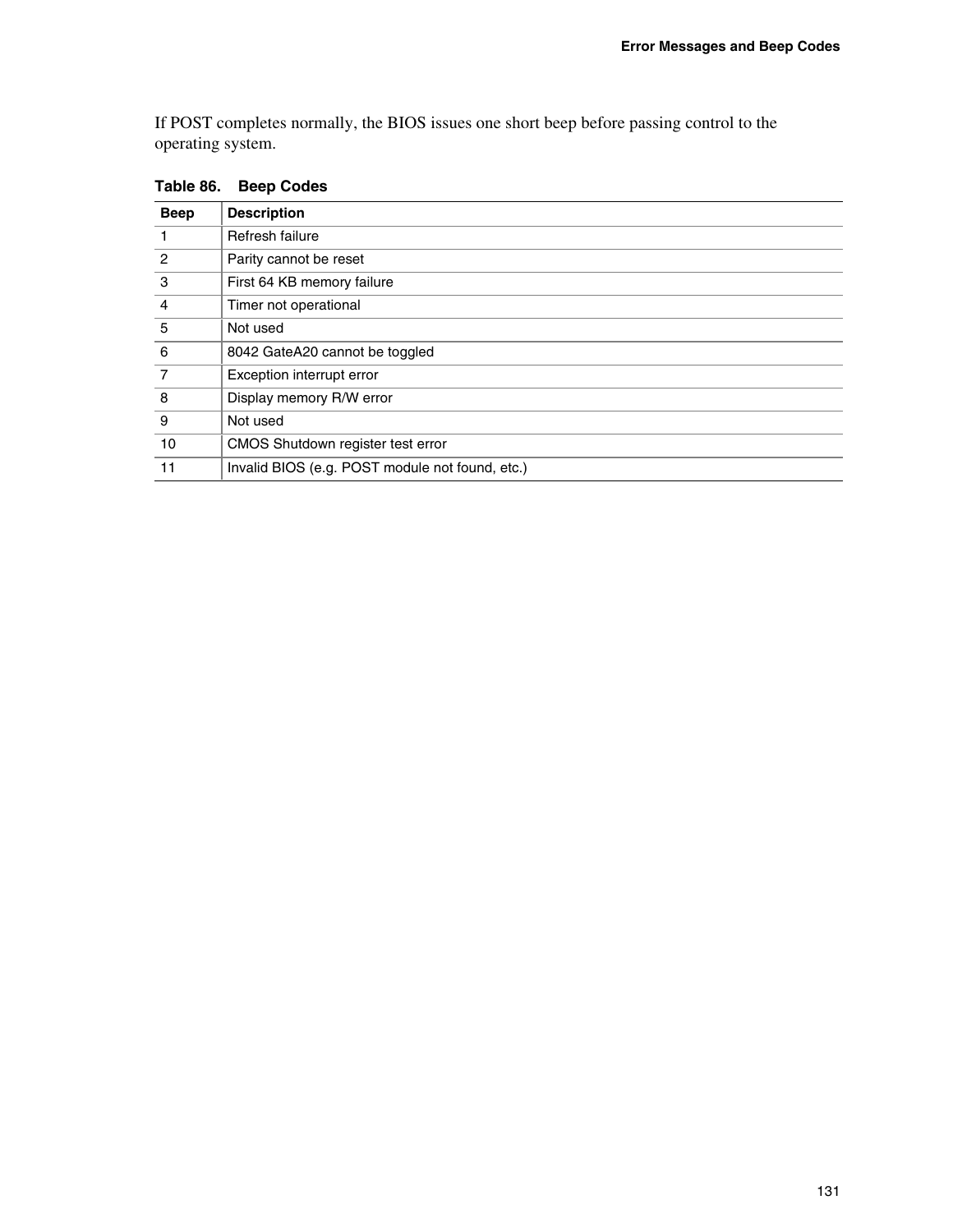If POST completes normally, the BIOS issues one short beep before passing control to the operating system.

**Table 86. Beep Codes**

| Beep | Description |
| --- | --- |
| 1 | Refresh failure |
| 2 | Parity cannot be reset |
| 3 | First 64 KB memory failure |
| 4 | Timer not operational |
| 5 | Not used |
| 6 | 8042 GateA20 cannot be toggled |
| 7 | Exception interrupt error |
| 8 | Display memory R/W error |
| 9 | Not used |
| 10 | CMOS Shutdown register test error |
| 11 | Invalid BIOS (e.g. POST module not found, etc.) |